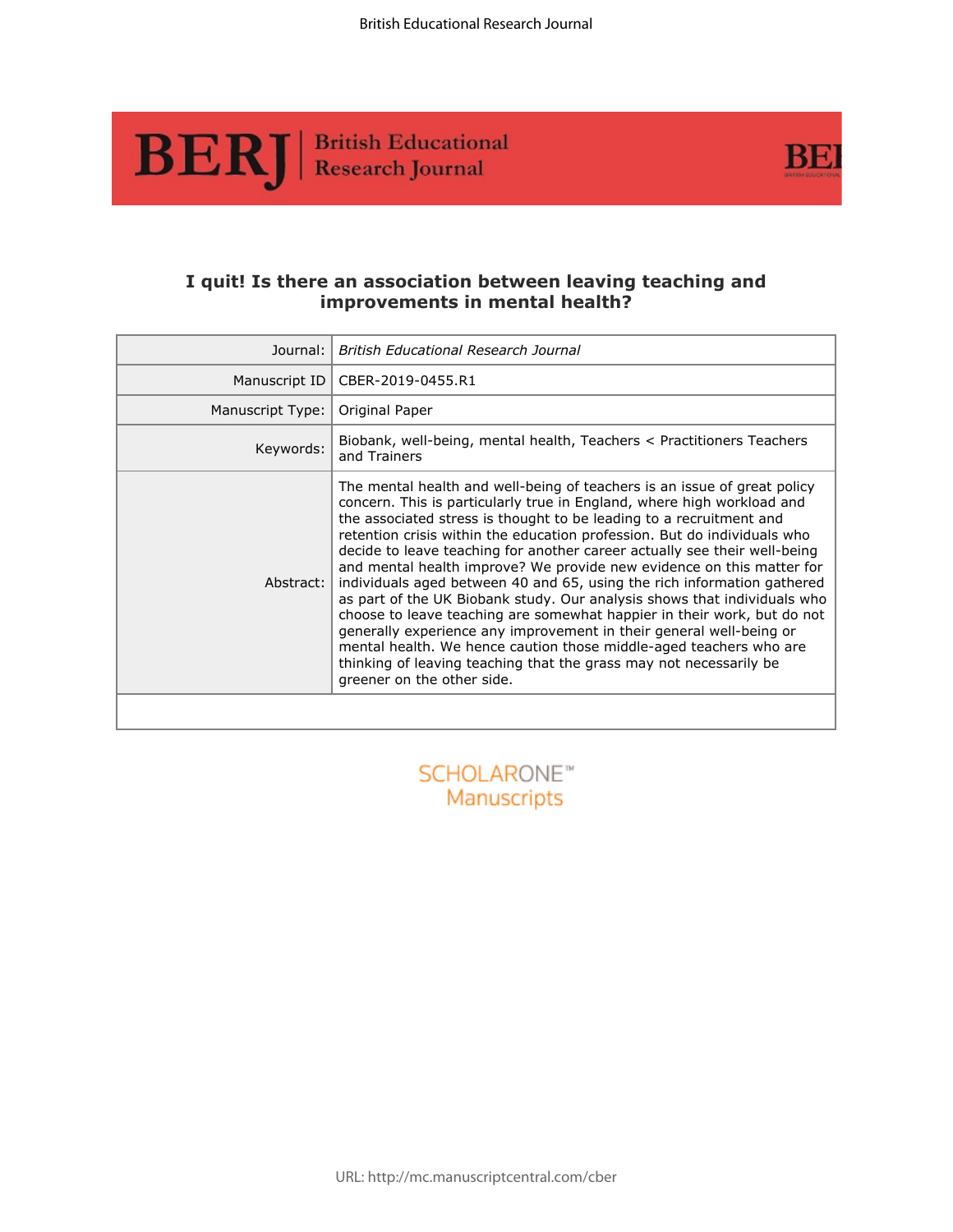# I quit! Is there an association between leaving teaching and improvements in mental health?

| | |
|---|---|
| Journal: | *British Educational Research Journal* |
| Manuscript ID | CBER-2019-0455.R1 |
| Manuscript Type: | Original Paper |
| Keywords: | Biobank, well-being, mental health, Teachers < Practitioners Teachers and Trainers |
| Abstract: | The mental health and well-being of teachers is an issue of great policy concern. This is particularly true in England, where high workload and the associated stress is thought to be leading to a recruitment and retention crisis within the education profession. But do individuals who decide to leave teaching for another career actually see their well-being and mental health improve? We provide new evidence on this matter for individuals aged between 40 and 65, using the rich information gathered as part of the UK Biobank study. Our analysis shows that individuals who choose to leave teaching are somewhat happier in their work, but do not generally experience any improvement in their general well-being or mental health. We hence caution those middle-aged teachers who are thinking of leaving teaching that the grass may not necessarily be greener on the other side. |

SCHOLARONE™ Manuscripts

URL: http://mc.manuscriptcentral.com/cber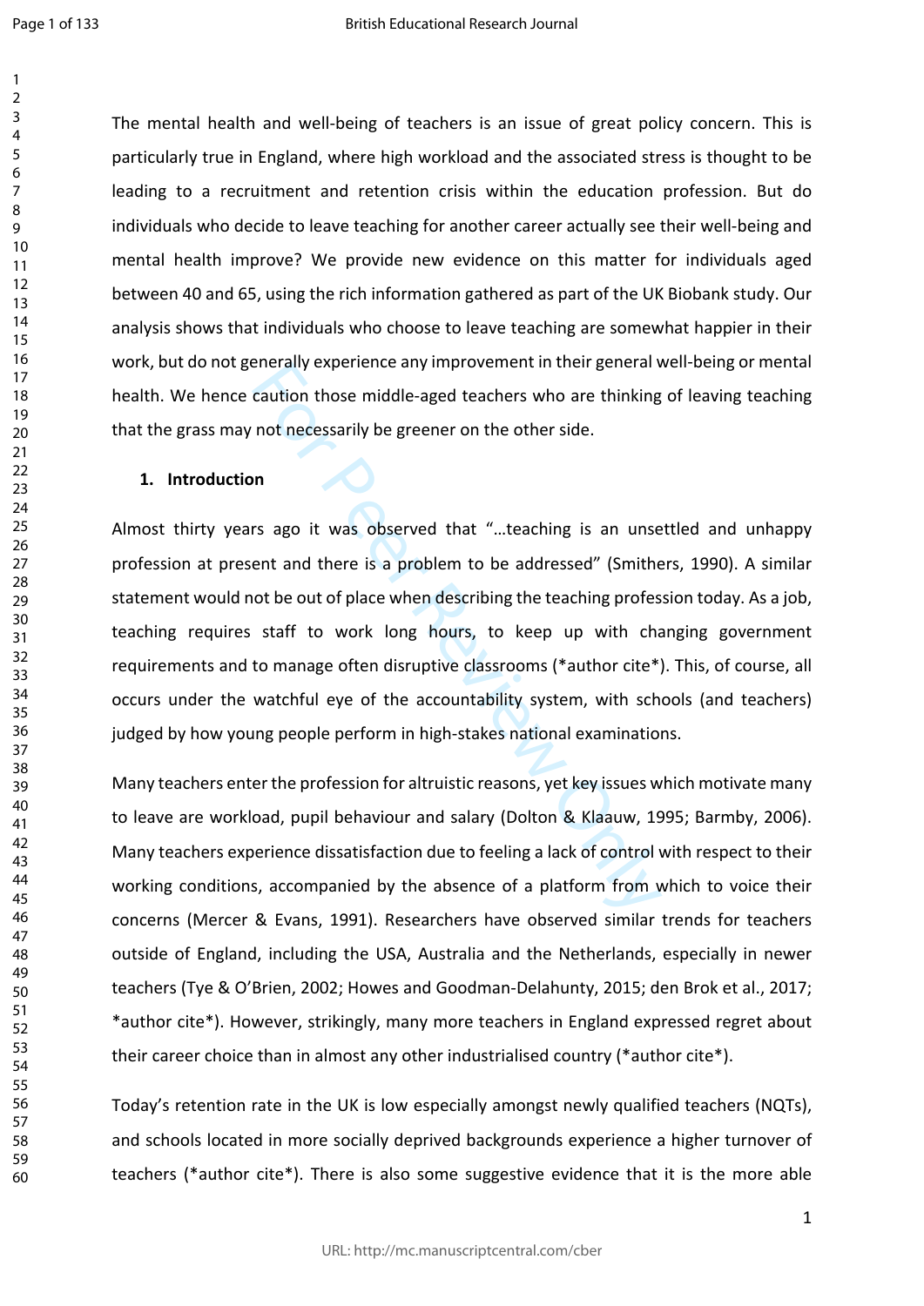The mental health and well-being of teachers is an issue of great policy concern. This is particularly true in England, where high workload and the associated stress is thought to be leading to a recruitment and retention crisis within the education profession. But do individuals who decide to leave teaching for another career actually see their well-being and mental health improve? We provide new evidence on this matter for individuals aged between 40 and 65, using the rich information gathered as part of the UK Biobank study. Our analysis shows that individuals who choose to leave teaching are somewhat happier in their work, but do not generally experience any improvement in their general well-being or mental health. We hence caution those middle-aged teachers who are thinking of leaving teaching that the grass may not necessarily be greener on the other side.

## 1. Introduction

Almost thirty years ago it was observed that "…teaching is an unsettled and unhappy profession at present and there is a problem to be addressed" (Smithers, 1990). A similar statement would not be out of place when describing the teaching profession today. As a job, teaching requires staff to work long hours, to keep up with changing government requirements and to manage often disruptive classrooms (*author cite*). This, of course, all occurs under the watchful eye of the accountability system, with schools (and teachers) judged by how young people perform in high-stakes national examinations.

Many teachers enter the profession for altruistic reasons, yet key issues which motivate many to leave are workload, pupil behaviour and salary (Dolton & Klaauw, 1995; Barmby, 2006). Many teachers experience dissatisfaction due to feeling a lack of control with respect to their working conditions, accompanied by the absence of a platform from which to voice their concerns (Mercer & Evans, 1991). Researchers have observed similar trends for teachers outside of England, including the USA, Australia and the Netherlands, especially in newer teachers (Tye & O'Brien, 2002; Howes and Goodman-Delahunty, 2015; den Brok et al., 2017; *author cite*). However, strikingly, many more teachers in England expressed regret about their career choice than in almost any other industrialised country (*author cite*).

Today's retention rate in the UK is low especially amongst newly qualified teachers (NQTs), and schools located in more socially deprived backgrounds experience a higher turnover of teachers (*author cite*). There is also some suggestive evidence that it is the more able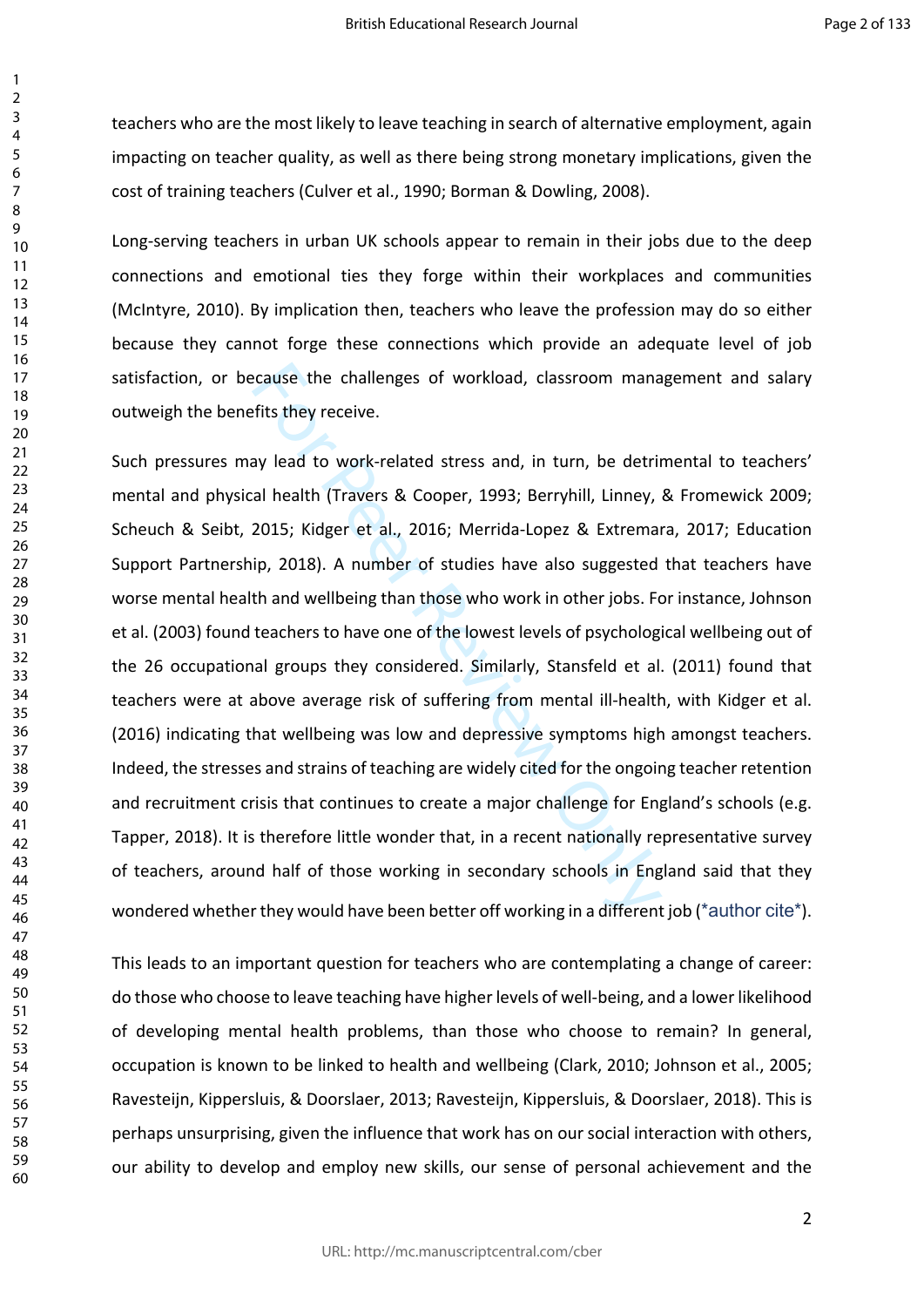teachers who are the most likely to leave teaching in search of alternative employment, again impacting on teacher quality, as well as there being strong monetary implications, given the cost of training teachers (Culver et al., 1990; Borman & Dowling, 2008).

Long-serving teachers in urban UK schools appear to remain in their jobs due to the deep connections and emotional ties they forge within their workplaces and communities (McIntyre, 2010). By implication then, teachers who leave the profession may do so either because they cannot forge these connections which provide an adequate level of job satisfaction, or because the challenges of workload, classroom management and salary outweigh the benefits they receive.

Such pressures may lead to work-related stress and, in turn, be detrimental to teachers' mental and physical health (Travers & Cooper, 1993; Berryhill, Linney, & Fromewick 2009; Scheuch & Seibt, 2015; Kidger et al., 2016; Merrida-Lopez & Extremara, 2017; Education Support Partnership, 2018). A number of studies have also suggested that teachers have worse mental health and wellbeing than those who work in other jobs. For instance, Johnson et al. (2003) found teachers to have one of the lowest levels of psychological wellbeing out of the 26 occupational groups they considered. Similarly, Stansfeld et al. (2011) found that teachers were at above average risk of suffering from mental ill-health, with Kidger et al. (2016) indicating that wellbeing was low and depressive symptoms high amongst teachers. Indeed, the stresses and strains of teaching are widely cited for the ongoing teacher retention and recruitment crisis that continues to create a major challenge for England's schools (e.g. Tapper, 2018). It is therefore little wonder that, in a recent nationally representative survey of teachers, around half of those working in secondary schools in England said that they wondered whether they would have been better off working in a different job (*author cite*).

This leads to an important question for teachers who are contemplating a change of career: do those who choose to leave teaching have higher levels of well-being, and a lower likelihood of developing mental health problems, than those who choose to remain? In general, occupation is known to be linked to health and wellbeing (Clark, 2010; Johnson et al., 2005; Ravesteijn, Kippersluis, & Doorslaer, 2013; Ravesteijn, Kippersluis, & Doorslaer, 2018). This is perhaps unsurprising, given the influence that work has on our social interaction with others, our ability to develop and employ new skills, our sense of personal achievement and the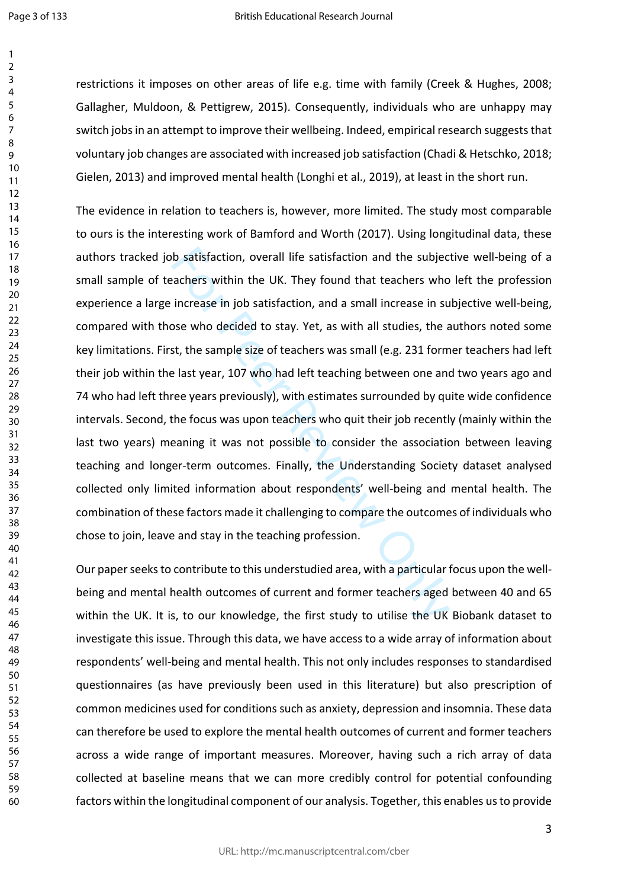restrictions it imposes on other areas of life e.g. time with family (Creek & Hughes, 2008; Gallagher, Muldoon, & Pettigrew, 2015). Consequently, individuals who are unhappy may switch jobs in an attempt to improve their wellbeing. Indeed, empirical research suggests that voluntary job changes are associated with increased job satisfaction (Chadi & Hetschko, 2018; Gielen, 2013) and improved mental health (Longhi et al., 2019), at least in the short run.

The evidence in relation to teachers is, however, more limited. The study most comparable to ours is the interesting work of Bamford and Worth (2017). Using longitudinal data, these authors tracked job satisfaction, overall life satisfaction and the subjective well-being of a small sample of teachers within the UK. They found that teachers who left the profession experience a large increase in job satisfaction, and a small increase in subjective well-being, compared with those who decided to stay. Yet, as with all studies, the authors noted some key limitations. First, the sample size of teachers was small (e.g. 231 former teachers had left their job within the last year, 107 who had left teaching between one and two years ago and 74 who had left three years previously), with estimates surrounded by quite wide confidence intervals. Second, the focus was upon teachers who quit their job recently (mainly within the last two years) meaning it was not possible to consider the association between leaving teaching and longer-term outcomes. Finally, the Understanding Society dataset analysed collected only limited information about respondents' well-being and mental health. The combination of these factors made it challenging to compare the outcomes of individuals who chose to join, leave and stay in the teaching profession.

Our paper seeks to contribute to this understudied area, with a particular focus upon the well-being and mental health outcomes of current and former teachers aged between 40 and 65 within the UK. It is, to our knowledge, the first study to utilise the UK Biobank dataset to investigate this issue. Through this data, we have access to a wide array of information about respondents' well-being and mental health. This not only includes responses to standardised questionnaires (as have previously been used in this literature) but also prescription of common medicines used for conditions such as anxiety, depression and insomnia. These data can therefore be used to explore the mental health outcomes of current and former teachers across a wide range of important measures. Moreover, having such a rich array of data collected at baseline means that we can more credibly control for potential confounding factors within the longitudinal component of our analysis. Together, this enables us to provide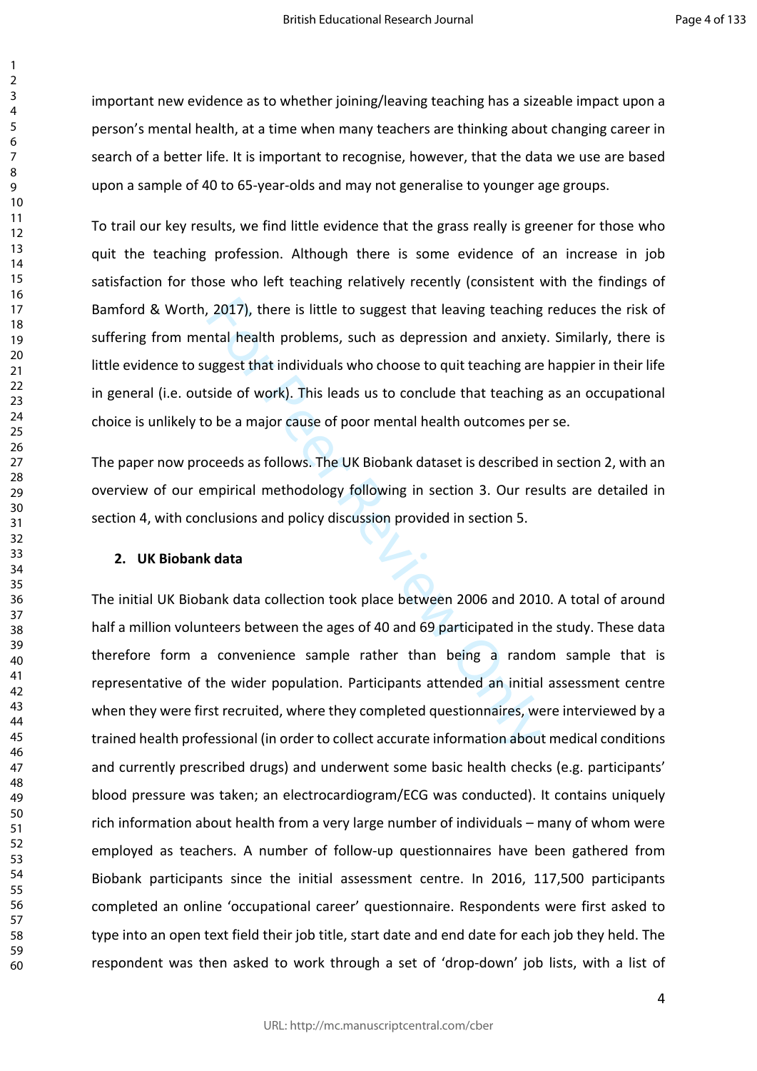important new evidence as to whether joining/leaving teaching has a sizeable impact upon a person's mental health, at a time when many teachers are thinking about changing career in search of a better life. It is important to recognise, however, that the data we use are based upon a sample of 40 to 65-year-olds and may not generalise to younger age groups.

To trail our key results, we find little evidence that the grass really is greener for those who quit the teaching profession. Although there is some evidence of an increase in job satisfaction for those who left teaching relatively recently (consistent with the findings of Bamford & Worth, 2017), there is little to suggest that leaving teaching reduces the risk of suffering from mental health problems, such as depression and anxiety. Similarly, there is little evidence to suggest that individuals who choose to quit teaching are happier in their life in general (i.e. outside of work). This leads us to conclude that teaching as an occupational choice is unlikely to be a major cause of poor mental health outcomes per se.

The paper now proceeds as follows. The UK Biobank dataset is described in section 2, with an overview of our empirical methodology following in section 3. Our results are detailed in section 4, with conclusions and policy discussion provided in section 5.

## 2. UK Biobank data

The initial UK Biobank data collection took place between 2006 and 2010. A total of around half a million volunteers between the ages of 40 and 69 participated in the study. These data therefore form a convenience sample rather than being a random sample that is representative of the wider population. Participants attended an initial assessment centre when they were first recruited, where they completed questionnaires, were interviewed by a trained health professional (in order to collect accurate information about medical conditions and currently prescribed drugs) and underwent some basic health checks (e.g. participants' blood pressure was taken; an electrocardiogram/ECG was conducted). It contains uniquely rich information about health from a very large number of individuals – many of whom were employed as teachers. A number of follow-up questionnaires have been gathered from Biobank participants since the initial assessment centre. In 2016, 117,500 participants completed an online 'occupational career' questionnaire. Respondents were first asked to type into an open text field their job title, start date and end date for each job they held. The respondent was then asked to work through a set of 'drop-down' job lists, with a list of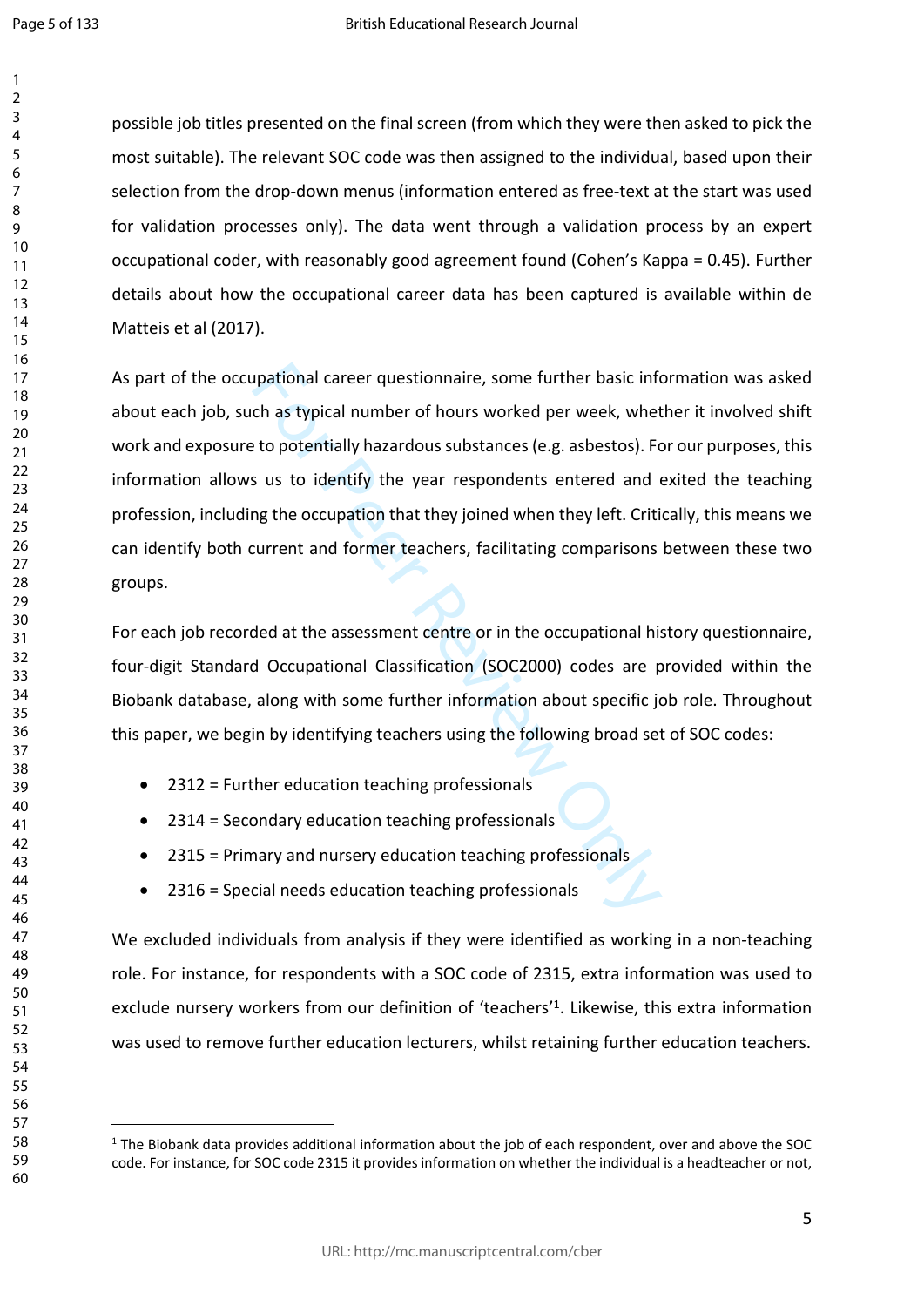possible job titles presented on the final screen (from which they were then asked to pick the most suitable). The relevant SOC code was then assigned to the individual, based upon their selection from the drop-down menus (information entered as free-text at the start was used for validation processes only). The data went through a validation process by an expert occupational coder, with reasonably good agreement found (Cohen's Kappa = 0.45). Further details about how the occupational career data has been captured is available within de Matteis et al (2017).

As part of the occupational career questionnaire, some further basic information was asked about each job, such as typical number of hours worked per week, whether it involved shift work and exposure to potentially hazardous substances (e.g. asbestos). For our purposes, this information allows us to identify the year respondents entered and exited the teaching profession, including the occupation that they joined when they left. Critically, this means we can identify both current and former teachers, facilitating comparisons between these two groups.

For each job recorded at the assessment centre or in the occupational history questionnaire, four-digit Standard Occupational Classification (SOC2000) codes are provided within the Biobank database, along with some further information about specific job role. Throughout this paper, we begin by identifying teachers using the following broad set of SOC codes:

- 2312 = Further education teaching professionals
- 2314 = Secondary education teaching professionals
- 2315 = Primary and nursery education teaching professionals
- 2316 = Special needs education teaching professionals

We excluded individuals from analysis if they were identified as working in a non-teaching role. For instance, for respondents with a SOC code of 2315, extra information was used to exclude nursery workers from our definition of 'teachers'[1]. Likewise, this extra information was used to remove further education lecturers, whilst retaining further education teachers.

[1] The Biobank data provides additional information about the job of each respondent, over and above the SOC code. For instance, for SOC code 2315 it provides information on whether the individual is a headteacher or not,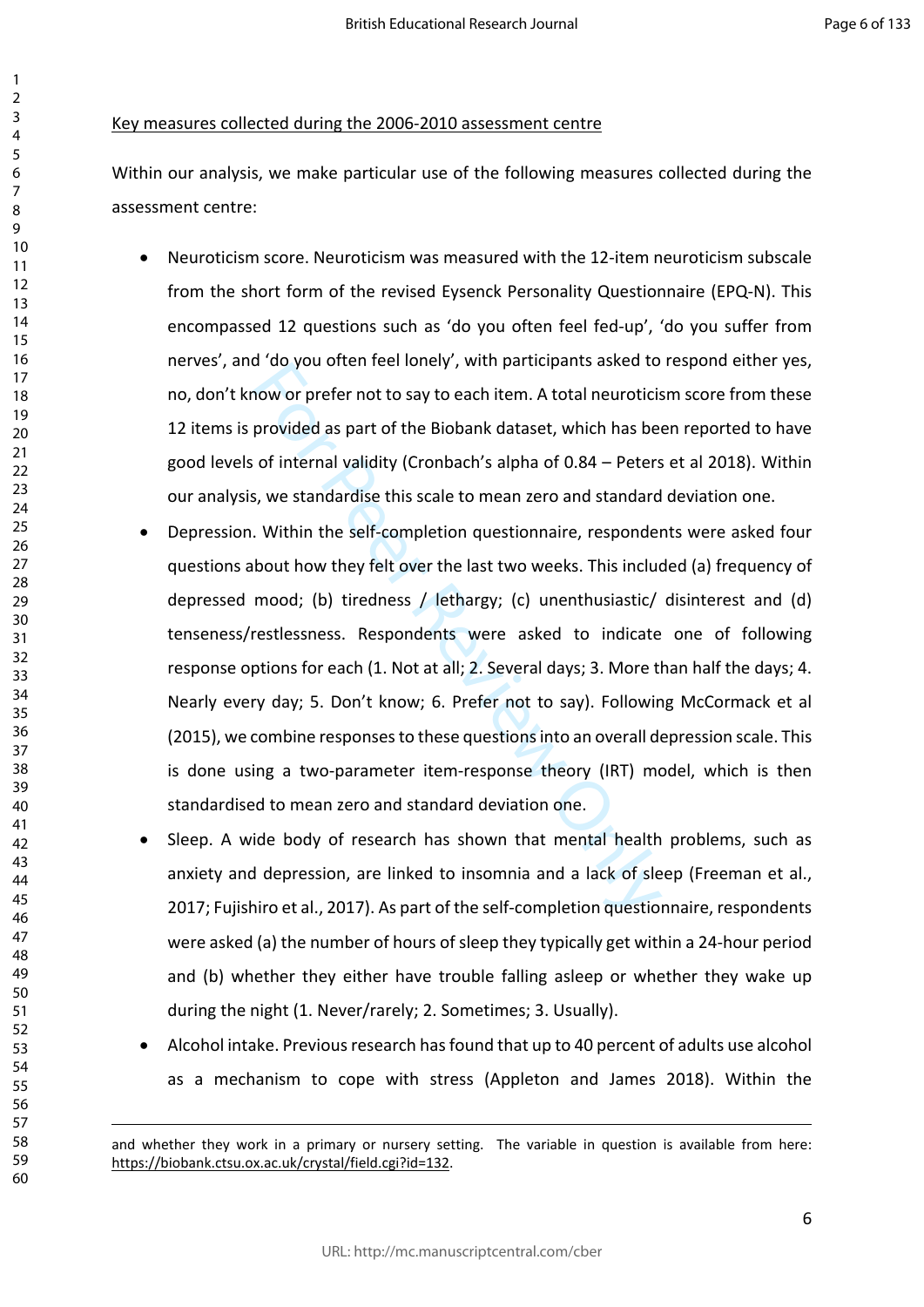Key measures collected during the 2006-2010 assessment centre

Within our analysis, we make particular use of the following measures collected during the assessment centre:

- Neuroticism score. Neuroticism was measured with the 12-item neuroticism subscale from the short form of the revised Eysenck Personality Questionnaire (EPQ-N). This encompassed 12 questions such as 'do you often feel fed-up', 'do you suffer from nerves', and 'do you often feel lonely', with participants asked to respond either yes, no, don't know or prefer not to say to each item. A total neuroticism score from these 12 items is provided as part of the Biobank dataset, which has been reported to have good levels of internal validity (Cronbach's alpha of 0.84 – Peters et al 2018). Within our analysis, we standardise this scale to mean zero and standard deviation one.
- Depression. Within the self-completion questionnaire, respondents were asked four questions about how they felt over the last two weeks. This included (a) frequency of depressed mood; (b) tiredness / lethargy; (c) unenthusiastic/ disinterest and (d) tenseness/restlessness. Respondents were asked to indicate one of following response options for each (1. Not at all; 2. Several days; 3. More than half the days; 4. Nearly every day; 5. Don't know; 6. Prefer not to say). Following McCormack et al (2015), we combine responses to these questions into an overall depression scale. This is done using a two-parameter item-response theory (IRT) model, which is then standardised to mean zero and standard deviation one.
- Sleep. A wide body of research has shown that mental health problems, such as anxiety and depression, are linked to insomnia and a lack of sleep (Freeman et al., 2017; Fujishiro et al., 2017). As part of the self-completion questionnaire, respondents were asked (a) the number of hours of sleep they typically get within a 24-hour period and (b) whether they either have trouble falling asleep or whether they wake up during the night (1. Never/rarely; 2. Sometimes; 3. Usually).
- Alcohol intake. Previous research has found that up to 40 percent of adults use alcohol as a mechanism to cope with stress (Appleton and James 2018). Within the

---

and whether they work in a primary or nursery setting. The variable in question is available from here: https://biobank.ctsu.ox.ac.uk/crystal/field.cgi?id=132.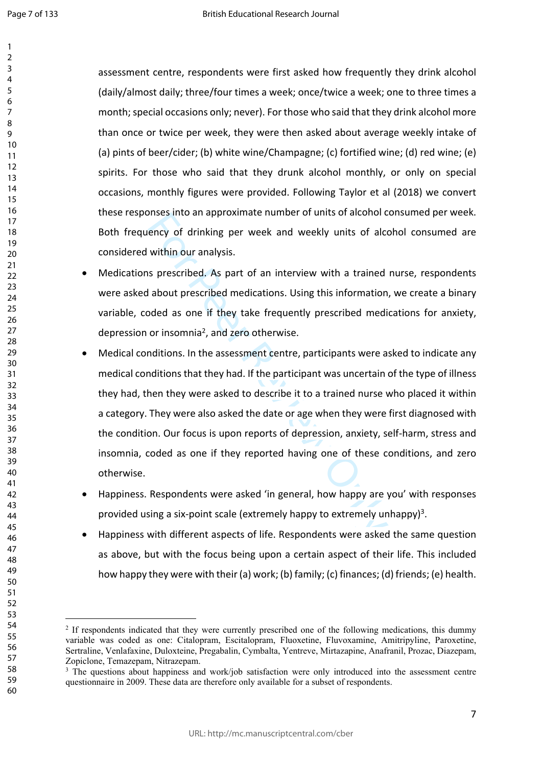assessment centre, respondents were first asked how frequently they drink alcohol (daily/almost daily; three/four times a week; once/twice a week; one to three times a month; special occasions only; never). For those who said that they drink alcohol more than once or twice per week, they were then asked about average weekly intake of (a) pints of beer/cider; (b) white wine/Champagne; (c) fortified wine; (d) red wine; (e) spirits. For those who said that they drunk alcohol monthly, or only on special occasions, monthly figures were provided. Following Taylor et al (2018) we convert these responses into an approximate number of units of alcohol consumed per week. Both frequency of drinking per week and weekly units of alcohol consumed are considered within our analysis.

- Medications prescribed. As part of an interview with a trained nurse, respondents were asked about prescribed medications. Using this information, we create a binary variable, coded as one if they take frequently prescribed medications for anxiety, depression or insomnia[2], and zero otherwise.
- Medical conditions. In the assessment centre, participants were asked to indicate any medical conditions that they had. If the participant was uncertain of the type of illness they had, then they were asked to describe it to a trained nurse who placed it within a category. They were also asked the date or age when they were first diagnosed with the condition. Our focus is upon reports of depression, anxiety, self-harm, stress and insomnia, coded as one if they reported having one of these conditions, and zero otherwise.
- Happiness. Respondents were asked 'in general, how happy are you' with responses provided using a six-point scale (extremely happy to extremely unhappy)[3].
- Happiness with different aspects of life. Respondents were asked the same question as above, but with the focus being upon a certain aspect of their life. This included how happy they were with their (a) work; (b) family; (c) finances; (d) friends; (e) health.

---

[2] If respondents indicated that they were currently prescribed one of the following medications, this dummy variable was coded as one: Citalopram, Escitalopram, Fluoxetine, Fluvoxamine, Amitripyline, Paroxetine, Sertraline, Venlafaxine, Duloxteine, Pregabalin, Cymbalta, Yentreve, Mirtazapine, Anafranil, Prozac, Diazepam, Zopiclone, Temazepam, Nitrazepam.

[3] The questions about happiness and work/job satisfaction were only introduced into the assessment centre questionnaire in 2009. These data are therefore only available for a subset of respondents.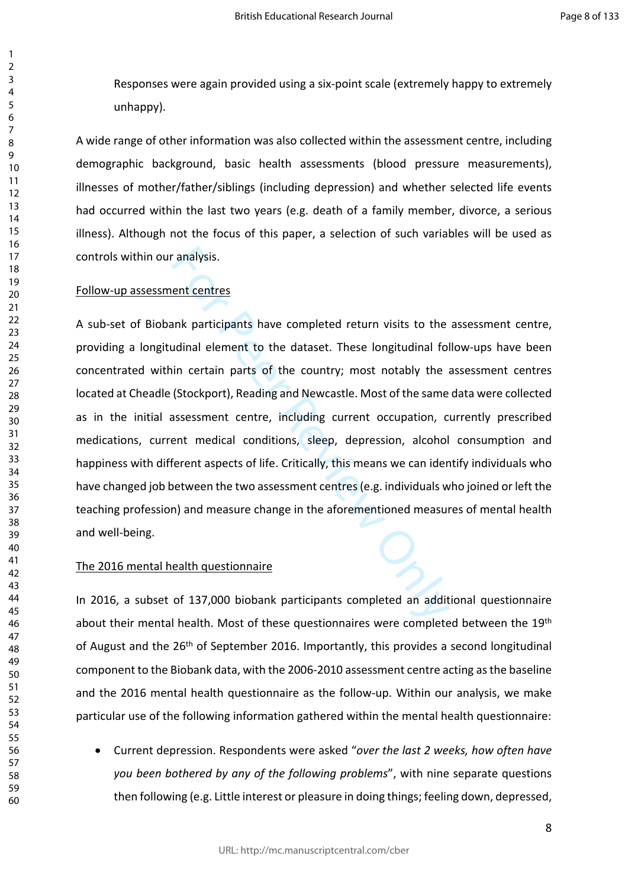Responses were again provided using a six-point scale (extremely happy to extremely unhappy).

A wide range of other information was also collected within the assessment centre, including demographic background, basic health assessments (blood pressure measurements), illnesses of mother/father/siblings (including depression) and whether selected life events had occurred within the last two years (e.g. death of a family member, divorce, a serious illness). Although not the focus of this paper, a selection of such variables will be used as controls within our analysis.

Follow-up assessment centres

A sub-set of Biobank participants have completed return visits to the assessment centre, providing a longitudinal element to the dataset. These longitudinal follow-ups have been concentrated within certain parts of the country; most notably the assessment centres located at Cheadle (Stockport), Reading and Newcastle. Most of the same data were collected as in the initial assessment centre, including current occupation, currently prescribed medications, current medical conditions, sleep, depression, alcohol consumption and happiness with different aspects of life. Critically, this means we can identify individuals who have changed job between the two assessment centres (e.g. individuals who joined or left the teaching profession) and measure change in the aforementioned measures of mental health and well-being.

The 2016 mental health questionnaire

In 2016, a subset of 137,000 biobank participants completed an additional questionnaire about their mental health. Most of these questionnaires were completed between the 19th of August and the 26th of September 2016. Importantly, this provides a second longitudinal component to the Biobank data, with the 2006-2010 assessment centre acting as the baseline and the 2016 mental health questionnaire as the follow-up. Within our analysis, we make particular use of the following information gathered within the mental health questionnaire:

- Current depression. Respondents were asked "*over the last 2 weeks, how often have you been bothered by any of the following problems*", with nine separate questions then following (e.g. Little interest or pleasure in doing things; feeling down, depressed,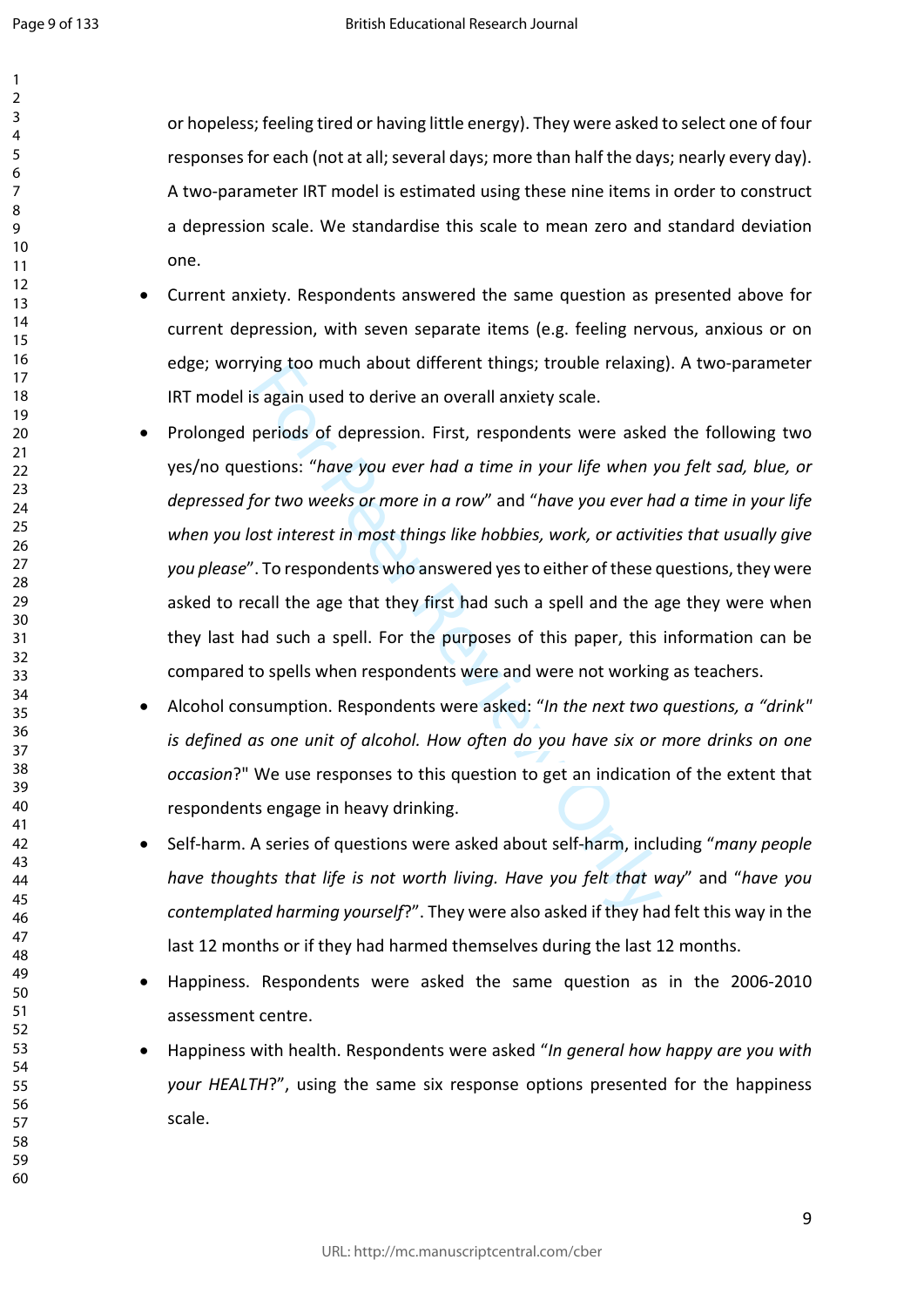or hopeless; feeling tired or having little energy). They were asked to select one of four responses for each (not at all; several days; more than half the days; nearly every day). A two-parameter IRT model is estimated using these nine items in order to construct a depression scale. We standardise this scale to mean zero and standard deviation one.

- Current anxiety. Respondents answered the same question as presented above for current depression, with seven separate items (e.g. feeling nervous, anxious or on edge; worrying too much about different things; trouble relaxing). A two-parameter IRT model is again used to derive an overall anxiety scale.
- Prolonged periods of depression. First, respondents were asked the following two yes/no questions: "*have you ever had a time in your life when you felt sad, blue, or depressed for two weeks or more in a row*" and "*have you ever had a time in your life when you lost interest in most things like hobbies, work, or activities that usually give you please*". To respondents who answered yes to either of these questions, they were asked to recall the age that they first had such a spell and the age they were when they last had such a spell. For the purposes of this paper, this information can be compared to spells when respondents were and were not working as teachers.
- Alcohol consumption. Respondents were asked: "*In the next two questions, a "drink" is defined as one unit of alcohol. How often do you have six or more drinks on one occasion*?" We use responses to this question to get an indication of the extent that respondents engage in heavy drinking.
- Self-harm. A series of questions were asked about self-harm, including "*many people have thoughts that life is not worth living. Have you felt that way*" and "*have you contemplated harming yourself*?". They were also asked if they had felt this way in the last 12 months or if they had harmed themselves during the last 12 months.
- Happiness. Respondents were asked the same question as in the 2006-2010 assessment centre.
- Happiness with health. Respondents were asked "*In general how happy are you with your HEALTH*?", using the same six response options presented for the happiness scale.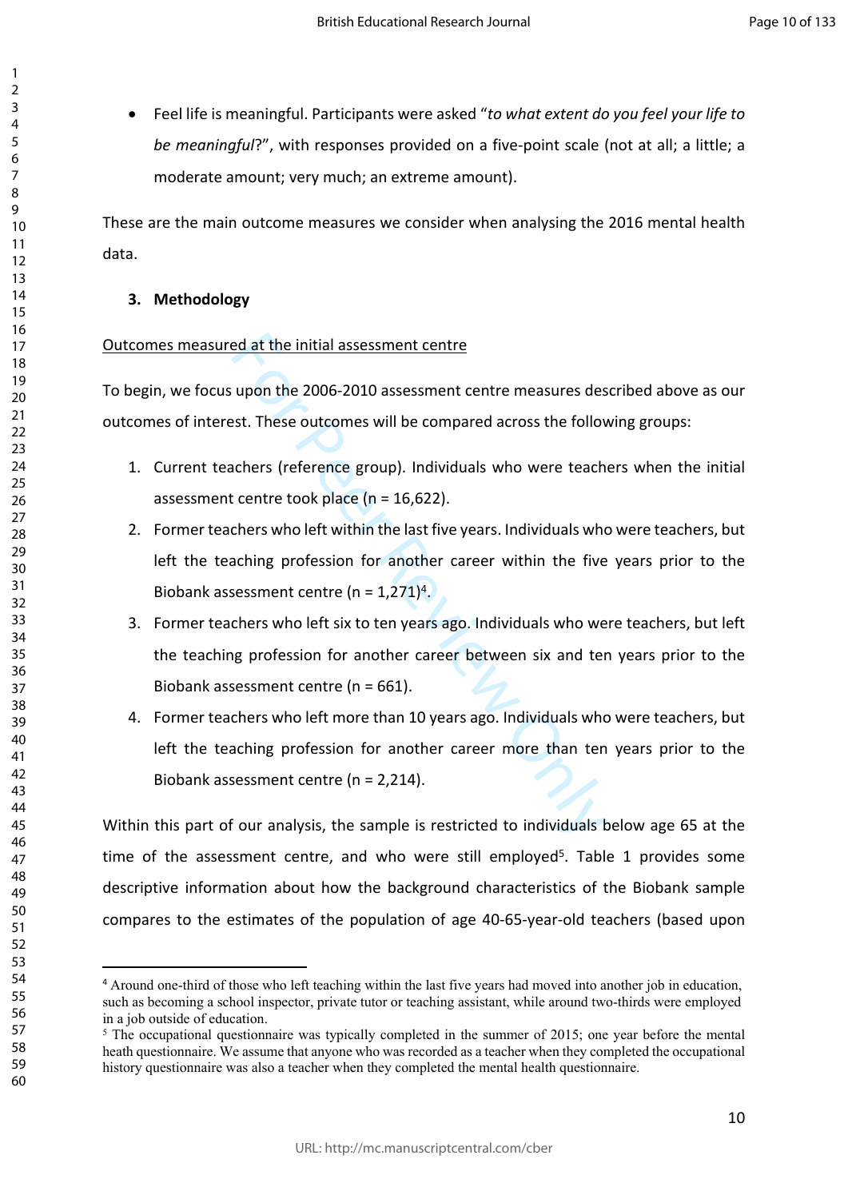- Feel life is meaningful. Participants were asked "*to what extent do you feel your life to be meaningful*?", with responses provided on a five-point scale (not at all; a little; a moderate amount; very much; an extreme amount).

These are the main outcome measures we consider when analysing the 2016 mental health data.

## 3. Methodology

Outcomes measured at the initial assessment centre

To begin, we focus upon the 2006-2010 assessment centre measures described above as our outcomes of interest. These outcomes will be compared across the following groups:

1. Current teachers (reference group). Individuals who were teachers when the initial assessment centre took place (n = 16,622).
2. Former teachers who left within the last five years. Individuals who were teachers, but left the teaching profession for another career within the five years prior to the Biobank assessment centre (n = 1,271)[4].
3. Former teachers who left six to ten years ago. Individuals who were teachers, but left the teaching profession for another career between six and ten years prior to the Biobank assessment centre (n = 661).
4. Former teachers who left more than 10 years ago. Individuals who were teachers, but left the teaching profession for another career more than ten years prior to the Biobank assessment centre (n = 2,214).

Within this part of our analysis, the sample is restricted to individuals below age 65 at the time of the assessment centre, and who were still employed[5]. Table 1 provides some descriptive information about how the background characteristics of the Biobank sample compares to the estimates of the population of age 40-65-year-old teachers (based upon

---

[4] Around one-third of those who left teaching within the last five years had moved into another job in education, such as becoming a school inspector, private tutor or teaching assistant, while around two-thirds were employed in a job outside of education.

[5] The occupational questionnaire was typically completed in the summer of 2015; one year before the mental heath questionnaire. We assume that anyone who was recorded as a teacher when they completed the occupational history questionnaire was also a teacher when they completed the mental health questionnaire.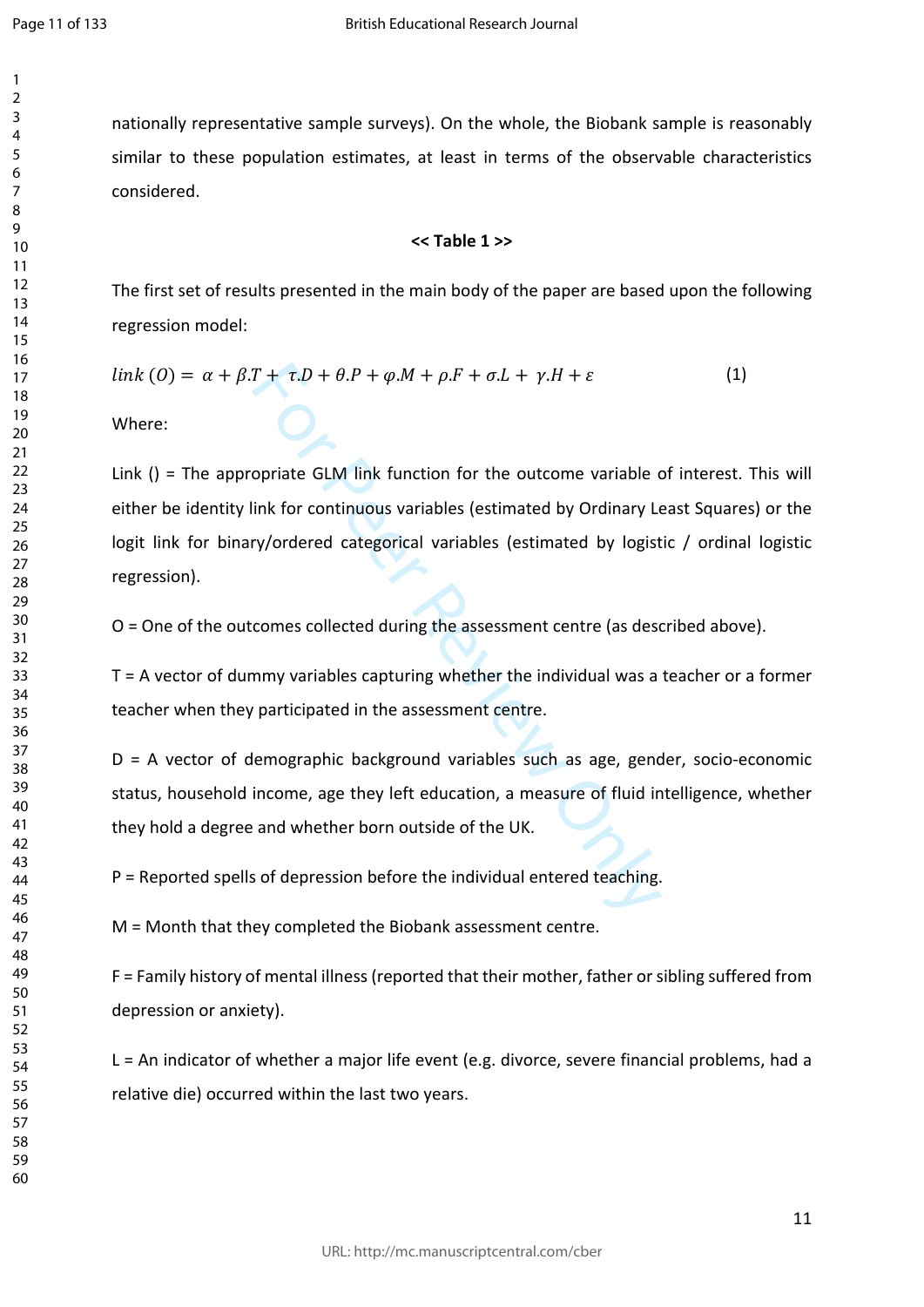nationally representative sample surveys). On the whole, the Biobank sample is reasonably similar to these population estimates, at least in terms of the observable characteristics considered.

**<< Table 1 >>**

The first set of results presented in the main body of the paper are based upon the following regression model:

$$link\,(O) = \alpha + \beta.T + \tau.D + \theta.P + \varphi.M + \rho.F + \sigma.L + \gamma.H + \varepsilon \qquad (1)$$

Where:

Link () = The appropriate GLM link function for the outcome variable of interest. This will either be identity link for continuous variables (estimated by Ordinary Least Squares) or the logit link for binary/ordered categorical variables (estimated by logistic / ordinal logistic regression).

O = One of the outcomes collected during the assessment centre (as described above).

T = A vector of dummy variables capturing whether the individual was a teacher or a former teacher when they participated in the assessment centre.

D = A vector of demographic background variables such as age, gender, socio-economic status, household income, age they left education, a measure of fluid intelligence, whether they hold a degree and whether born outside of the UK.

P = Reported spells of depression before the individual entered teaching.

M = Month that they completed the Biobank assessment centre.

F = Family history of mental illness (reported that their mother, father or sibling suffered from depression or anxiety).

L = An indicator of whether a major life event (e.g. divorce, severe financial problems, had a relative die) occurred within the last two years.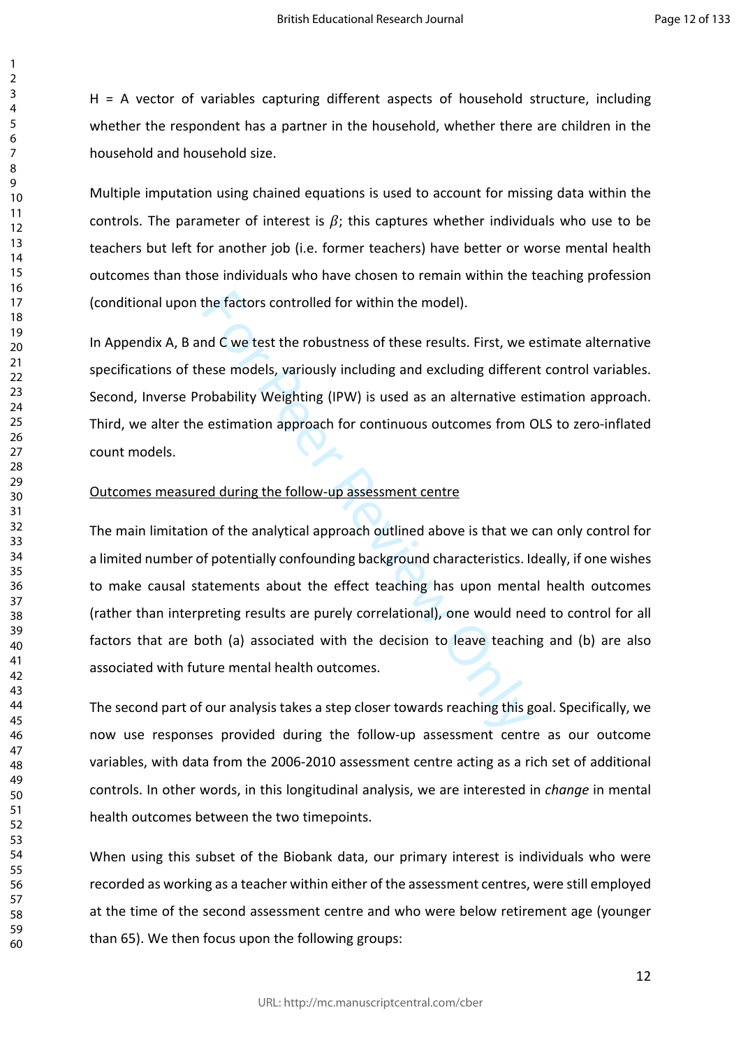H = A vector of variables capturing different aspects of household structure, including whether the respondent has a partner in the household, whether there are children in the household and household size.

Multiple imputation using chained equations is used to account for missing data within the controls. The parameter of interest is $\beta$; this captures whether individuals who use to be teachers but left for another job (i.e. former teachers) have better or worse mental health outcomes than those individuals who have chosen to remain within the teaching profession (conditional upon the factors controlled for within the model).

In Appendix A, B and C we test the robustness of these results. First, we estimate alternative specifications of these models, variously including and excluding different control variables. Second, Inverse Probability Weighting (IPW) is used as an alternative estimation approach. Third, we alter the estimation approach for continuous outcomes from OLS to zero-inflated count models.

<u>Outcomes measured during the follow-up assessment centre</u>

The main limitation of the analytical approach outlined above is that we can only control for a limited number of potentially confounding background characteristics. Ideally, if one wishes to make causal statements about the effect teaching has upon mental health outcomes (rather than interpreting results are purely correlational), one would need to control for all factors that are both (a) associated with the decision to leave teaching and (b) are also associated with future mental health outcomes.

The second part of our analysis takes a step closer towards reaching this goal. Specifically, we now use responses provided during the follow-up assessment centre as our outcome variables, with data from the 2006-2010 assessment centre acting as a rich set of additional controls. In other words, in this longitudinal analysis, we are interested in *change* in mental health outcomes between the two timepoints.

When using this subset of the Biobank data, our primary interest is individuals who were recorded as working as a teacher within either of the assessment centres, were still employed at the time of the second assessment centre and who were below retirement age (younger than 65). We then focus upon the following groups: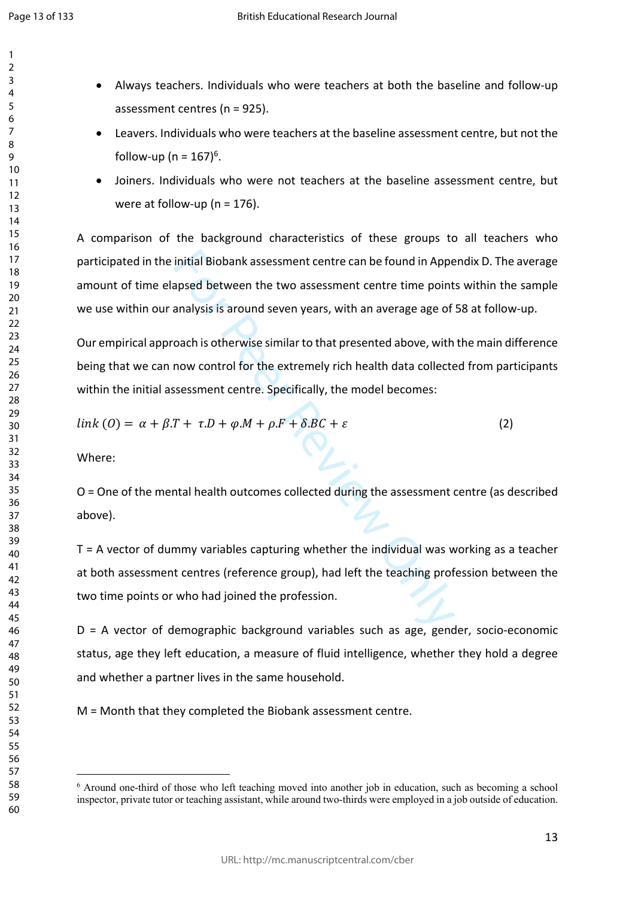- Always teachers. Individuals who were teachers at both the baseline and follow-up assessment centres (n = 925).
- Leavers. Individuals who were teachers at the baseline assessment centre, but not the follow-up (n = 167)[6].
- Joiners. Individuals who were not teachers at the baseline assessment centre, but were at follow-up (n = 176).

A comparison of the background characteristics of these groups to all teachers who participated in the initial Biobank assessment centre can be found in Appendix D. The average amount of time elapsed between the two assessment centre time points within the sample we use within our analysis is around seven years, with an average age of 58 at follow-up.

Our empirical approach is otherwise similar to that presented above, with the main difference being that we can now control for the extremely rich health data collected from participants within the initial assessment centre. Specifically, the model becomes:

$$link\ (O) = \alpha + \beta.T + \tau.D + \varphi.M + \rho.F + \delta.BC + \varepsilon \qquad (2)$$

Where:

O = One of the mental health outcomes collected during the assessment centre (as described above).

T = A vector of dummy variables capturing whether the individual was working as a teacher at both assessment centres (reference group), had left the teaching profession between the two time points or who had joined the profession.

D = A vector of demographic background variables such as age, gender, socio-economic status, age they left education, a measure of fluid intelligence, whether they hold a degree and whether a partner lives in the same household.

M = Month that they completed the Biobank assessment centre.

[6] Around one-third of those who left teaching moved into another job in education, such as becoming a school inspector, private tutor or teaching assistant, while around two-thirds were employed in a job outside of education.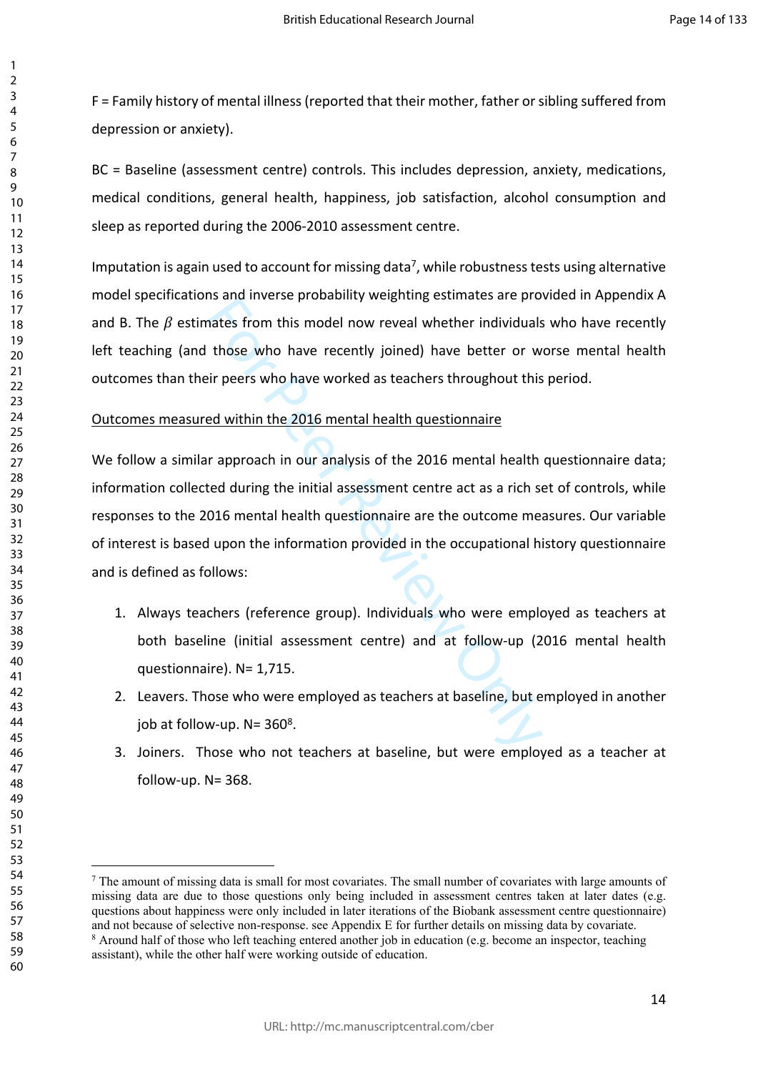F = Family history of mental illness (reported that their mother, father or sibling suffered from depression or anxiety).

BC = Baseline (assessment centre) controls. This includes depression, anxiety, medications, medical conditions, general health, happiness, job satisfaction, alcohol consumption and sleep as reported during the 2006-2010 assessment centre.

Imputation is again used to account for missing data[7], while robustness tests using alternative model specifications and inverse probability weighting estimates are provided in Appendix A and B. The $\beta$ estimates from this model now reveal whether individuals who have recently left teaching (and those who have recently joined) have better or worse mental health outcomes than their peers who have worked as teachers throughout this period.

Outcomes measured within the 2016 mental health questionnaire

We follow a similar approach in our analysis of the 2016 mental health questionnaire data; information collected during the initial assessment centre act as a rich set of controls, while responses to the 2016 mental health questionnaire are the outcome measures. Our variable of interest is based upon the information provided in the occupational history questionnaire and is defined as follows:

1. Always teachers (reference group). Individuals who were employed as teachers at both baseline (initial assessment centre) and at follow-up (2016 mental health questionnaire). N= 1,715.
2. Leavers. Those who were employed as teachers at baseline, but employed in another job at follow-up. N= 360[8].
3. Joiners. Those who not teachers at baseline, but were employed as a teacher at follow-up. N= 368.

[7] The amount of missing data is small for most covariates. The small number of covariates with large amounts of missing data are due to those questions only being included in assessment centres taken at later dates (e.g. questions about happiness were only included in later iterations of the Biobank assessment centre questionnaire) and not because of selective non-response. see Appendix E for further details on missing data by covariate.

[8] Around half of those who left teaching entered another job in education (e.g. become an inspector, teaching assistant), while the other half were working outside of education.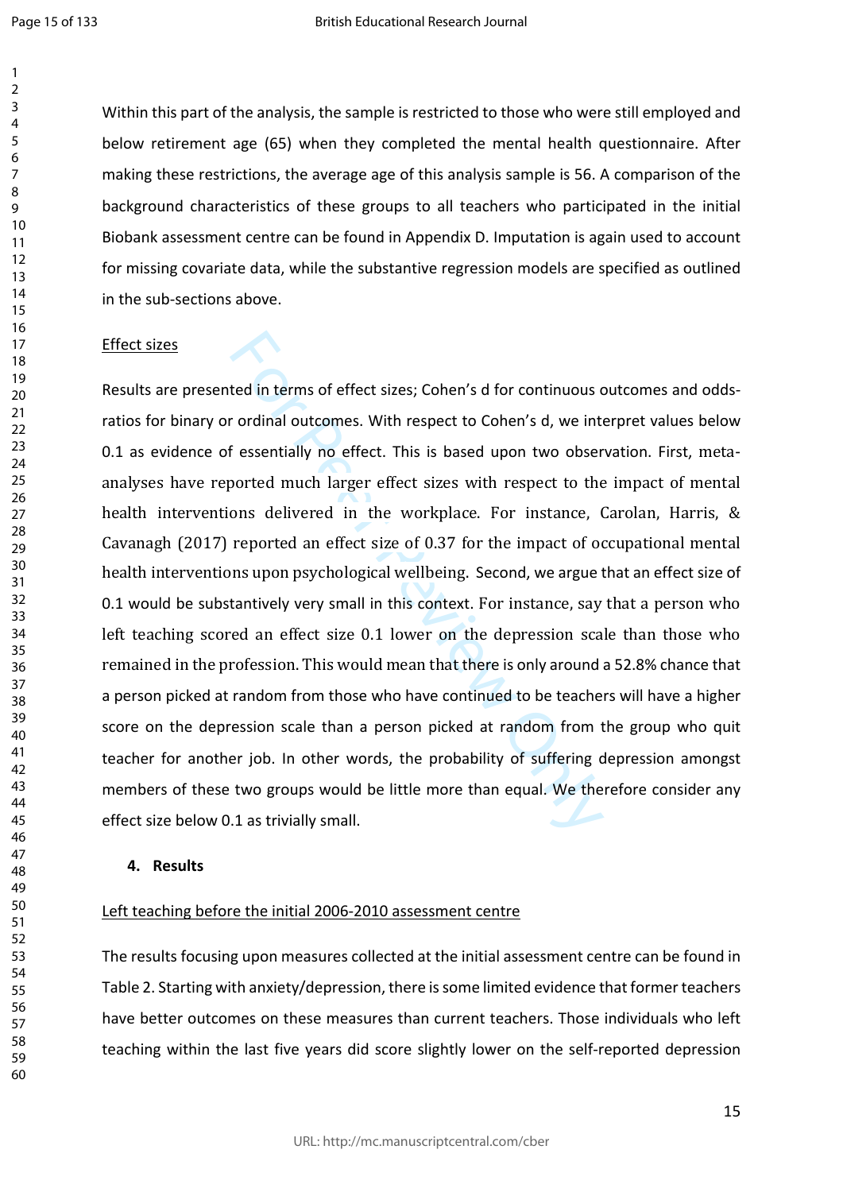Within this part of the analysis, the sample is restricted to those who were still employed and below retirement age (65) when they completed the mental health questionnaire. After making these restrictions, the average age of this analysis sample is 56. A comparison of the background characteristics of these groups to all teachers who participated in the initial Biobank assessment centre can be found in Appendix D. Imputation is again used to account for missing covariate data, while the substantive regression models are specified as outlined in the sub-sections above.

Effect sizes

Results are presented in terms of effect sizes; Cohen's d for continuous outcomes and odds-ratios for binary or ordinal outcomes. With respect to Cohen's d, we interpret values below 0.1 as evidence of essentially no effect. This is based upon two observation. First, meta-analyses have reported much larger effect sizes with respect to the impact of mental health interventions delivered in the workplace. For instance, Carolan, Harris, & Cavanagh (2017) reported an effect size of 0.37 for the impact of occupational mental health interventions upon psychological wellbeing. Second, we argue that an effect size of 0.1 would be substantively very small in this context. For instance, say that a person who left teaching scored an effect size 0.1 lower on the depression scale than those who remained in the profession. This would mean that there is only around a 52.8% chance that a person picked at random from those who have continued to be teachers will have a higher score on the depression scale than a person picked at random from the group who quit teacher for another job. In other words, the probability of suffering depression amongst members of these two groups would be little more than equal. We therefore consider any effect size below 0.1 as trivially small.

## 4. Results

Left teaching before the initial 2006-2010 assessment centre

The results focusing upon measures collected at the initial assessment centre can be found in Table 2. Starting with anxiety/depression, there is some limited evidence that former teachers have better outcomes on these measures than current teachers. Those individuals who left teaching within the last five years did score slightly lower on the self-reported depression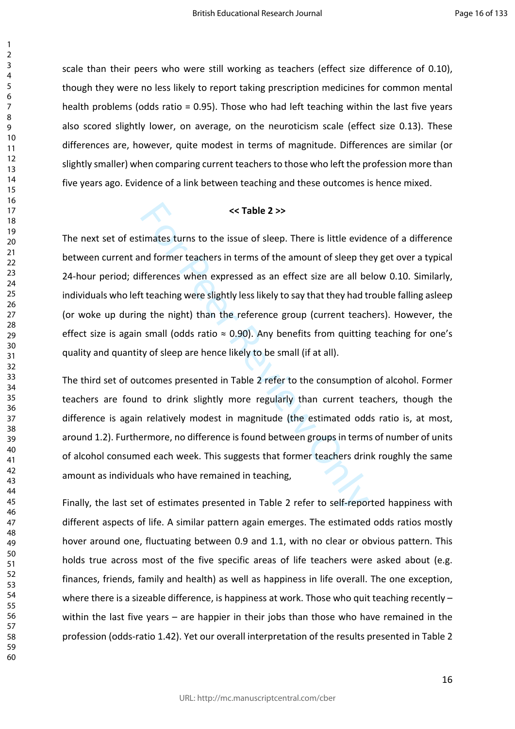scale than their peers who were still working as teachers (effect size difference of 0.10), though they were no less likely to report taking prescription medicines for common mental health problems (odds ratio = 0.95). Those who had left teaching within the last five years also scored slightly lower, on average, on the neuroticism scale (effect size 0.13). These differences are, however, quite modest in terms of magnitude. Differences are similar (or slightly smaller) when comparing current teachers to those who left the profession more than five years ago. Evidence of a link between teaching and these outcomes is hence mixed.

**<< Table 2 >>**

The next set of estimates turns to the issue of sleep. There is little evidence of a difference between current and former teachers in terms of the amount of sleep they get over a typical 24-hour period; differences when expressed as an effect size are all below 0.10. Similarly, individuals who left teaching were slightly less likely to say that they had trouble falling asleep (or woke up during the night) than the reference group (current teachers). However, the effect size is again small (odds ratio ≈ 0.90). Any benefits from quitting teaching for one's quality and quantity of sleep are hence likely to be small (if at all).

The third set of outcomes presented in Table 2 refer to the consumption of alcohol. Former teachers are found to drink slightly more regularly than current teachers, though the difference is again relatively modest in magnitude (the estimated odds ratio is, at most, around 1.2). Furthermore, no difference is found between groups in terms of number of units of alcohol consumed each week. This suggests that former teachers drink roughly the same amount as individuals who have remained in teaching,

Finally, the last set of estimates presented in Table 2 refer to self-reported happiness with different aspects of life. A similar pattern again emerges. The estimated odds ratios mostly hover around one, fluctuating between 0.9 and 1.1, with no clear or obvious pattern. This holds true across most of the five specific areas of life teachers were asked about (e.g. finances, friends, family and health) as well as happiness in life overall. The one exception, where there is a sizeable difference, is happiness at work. Those who quit teaching recently – within the last five years – are happier in their jobs than those who have remained in the profession (odds-ratio 1.42). Yet our overall interpretation of the results presented in Table 2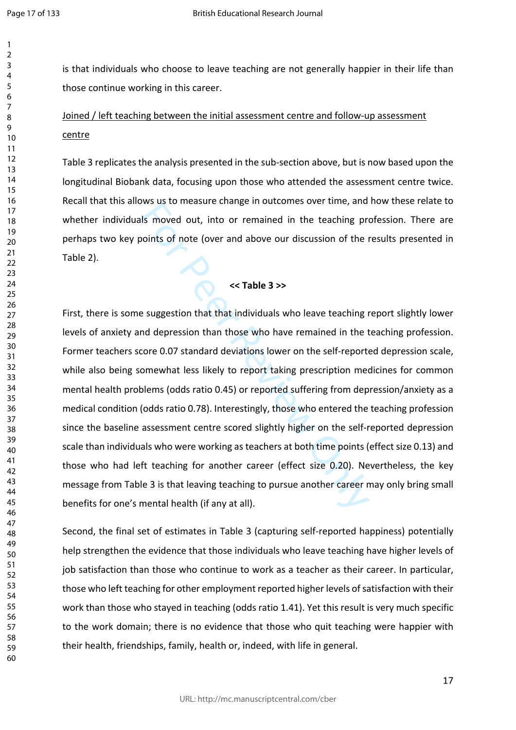is that individuals who choose to leave teaching are not generally happier in their life than those continue working in this career.

Joined / left teaching between the initial assessment centre and follow-up assessment centre

Table 3 replicates the analysis presented in the sub-section above, but is now based upon the longitudinal Biobank data, focusing upon those who attended the assessment centre twice. Recall that this allows us to measure change in outcomes over time, and how these relate to whether individuals moved out, into or remained in the teaching profession. There are perhaps two key points of note (over and above our discussion of the results presented in Table 2).

**<< Table 3 >>**

First, there is some suggestion that that individuals who leave teaching report slightly lower levels of anxiety and depression than those who have remained in the teaching profession. Former teachers score 0.07 standard deviations lower on the self-reported depression scale, while also being somewhat less likely to report taking prescription medicines for common mental health problems (odds ratio 0.45) or reported suffering from depression/anxiety as a medical condition (odds ratio 0.78). Interestingly, those who entered the teaching profession since the baseline assessment centre scored slightly higher on the self-reported depression scale than individuals who were working as teachers at both time points (effect size 0.13) and those who had left teaching for another career (effect size 0.20). Nevertheless, the key message from Table 3 is that leaving teaching to pursue another career may only bring small benefits for one's mental health (if any at all).

Second, the final set of estimates in Table 3 (capturing self-reported happiness) potentially help strengthen the evidence that those individuals who leave teaching have higher levels of job satisfaction than those who continue to work as a teacher as their career. In particular, those who left teaching for other employment reported higher levels of satisfaction with their work than those who stayed in teaching (odds ratio 1.41). Yet this result is very much specific to the work domain; there is no evidence that those who quit teaching were happier with their health, friendships, family, health or, indeed, with life in general.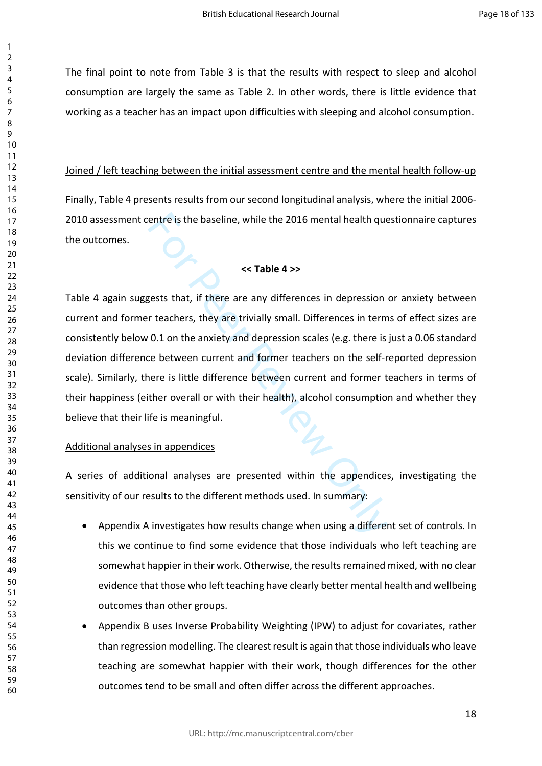The final point to note from Table 3 is that the results with respect to sleep and alcohol consumption are largely the same as Table 2. In other words, there is little evidence that working as a teacher has an impact upon difficulties with sleeping and alcohol consumption.

Joined / left teaching between the initial assessment centre and the mental health follow-up

Finally, Table 4 presents results from our second longitudinal analysis, where the initial 2006-2010 assessment centre is the baseline, while the 2016 mental health questionnaire captures the outcomes.

**<< Table 4 >>**

Table 4 again suggests that, if there are any differences in depression or anxiety between current and former teachers, they are trivially small. Differences in terms of effect sizes are consistently below 0.1 on the anxiety and depression scales (e.g. there is just a 0.06 standard deviation difference between current and former teachers on the self-reported depression scale). Similarly, there is little difference between current and former teachers in terms of their happiness (either overall or with their health), alcohol consumption and whether they believe that their life is meaningful.

Additional analyses in appendices

A series of additional analyses are presented within the appendices, investigating the sensitivity of our results to the different methods used. In summary:

- Appendix A investigates how results change when using a different set of controls. In this we continue to find some evidence that those individuals who left teaching are somewhat happier in their work. Otherwise, the results remained mixed, with no clear evidence that those who left teaching have clearly better mental health and wellbeing outcomes than other groups.
- Appendix B uses Inverse Probability Weighting (IPW) to adjust for covariates, rather than regression modelling. The clearest result is again that those individuals who leave teaching are somewhat happier with their work, though differences for the other outcomes tend to be small and often differ across the different approaches.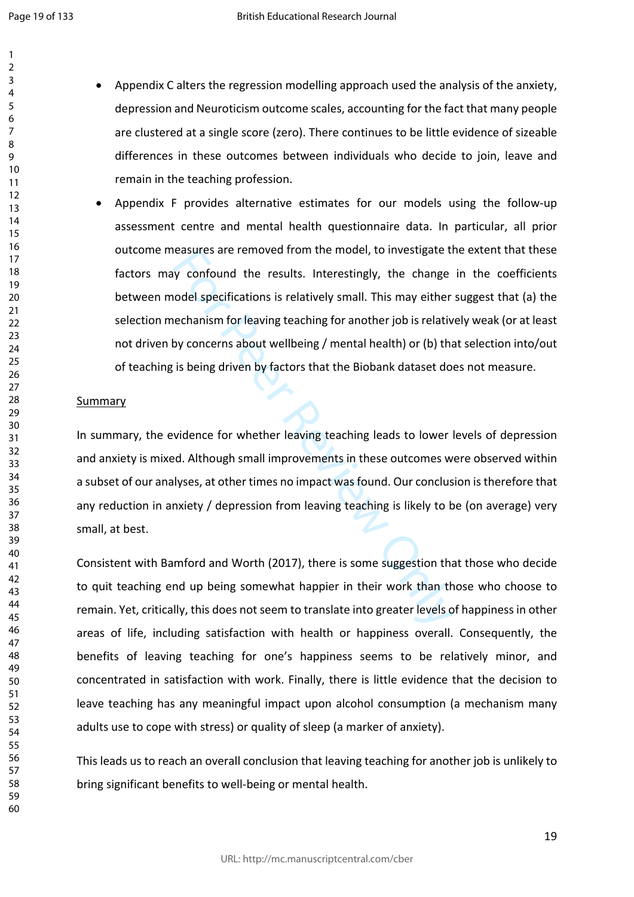- Appendix C alters the regression modelling approach used the analysis of the anxiety, depression and Neuroticism outcome scales, accounting for the fact that many people are clustered at a single score (zero). There continues to be little evidence of sizeable differences in these outcomes between individuals who decide to join, leave and remain in the teaching profession.
- Appendix F provides alternative estimates for our models using the follow-up assessment centre and mental health questionnaire data. In particular, all prior outcome measures are removed from the model, to investigate the extent that these factors may confound the results. Interestingly, the change in the coefficients between model specifications is relatively small. This may either suggest that (a) the selection mechanism for leaving teaching for another job is relatively weak (or at least not driven by concerns about wellbeing / mental health) or (b) that selection into/out of teaching is being driven by factors that the Biobank dataset does not measure.

Summary

In summary, the evidence for whether leaving teaching leads to lower levels of depression and anxiety is mixed. Although small improvements in these outcomes were observed within a subset of our analyses, at other times no impact was found. Our conclusion is therefore that any reduction in anxiety / depression from leaving teaching is likely to be (on average) very small, at best.

Consistent with Bamford and Worth (2017), there is some suggestion that those who decide to quit teaching end up being somewhat happier in their work than those who choose to remain. Yet, critically, this does not seem to translate into greater levels of happiness in other areas of life, including satisfaction with health or happiness overall. Consequently, the benefits of leaving teaching for one's happiness seems to be relatively minor, and concentrated in satisfaction with work. Finally, there is little evidence that the decision to leave teaching has any meaningful impact upon alcohol consumption (a mechanism many adults use to cope with stress) or quality of sleep (a marker of anxiety).

This leads us to reach an overall conclusion that leaving teaching for another job is unlikely to bring significant benefits to well-being or mental health.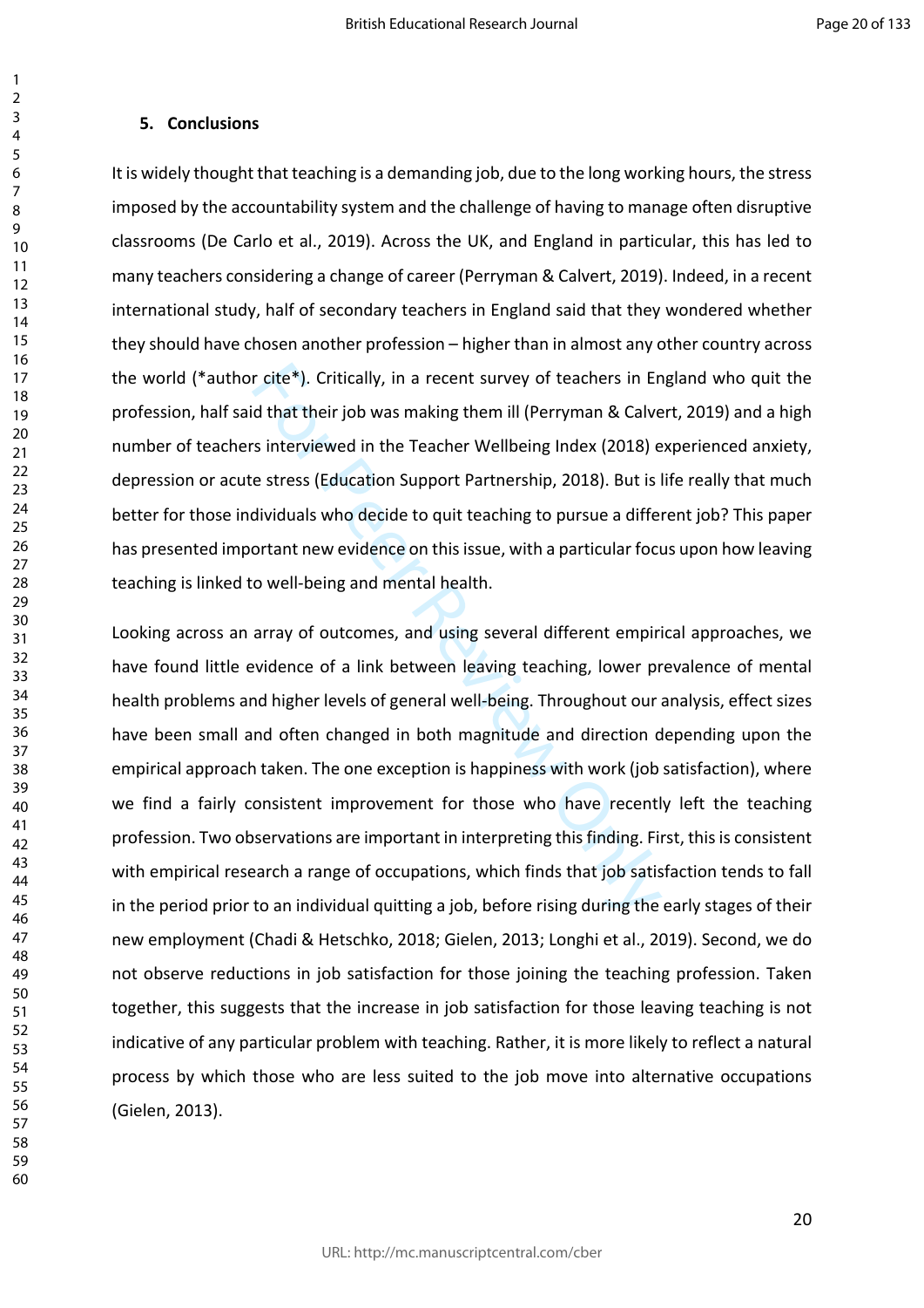## 5. Conclusions

It is widely thought that teaching is a demanding job, due to the long working hours, the stress imposed by the accountability system and the challenge of having to manage often disruptive classrooms (De Carlo et al., 2019). Across the UK, and England in particular, this has led to many teachers considering a change of career (Perryman & Calvert, 2019). Indeed, in a recent international study, half of secondary teachers in England said that they wondered whether they should have chosen another profession – higher than in almost any other country across the world (*author cite*). Critically, in a recent survey of teachers in England who quit the profession, half said that their job was making them ill (Perryman & Calvert, 2019) and a high number of teachers interviewed in the Teacher Wellbeing Index (2018) experienced anxiety, depression or acute stress (Education Support Partnership, 2018). But is life really that much better for those individuals who decide to quit teaching to pursue a different job? This paper has presented important new evidence on this issue, with a particular focus upon how leaving teaching is linked to well-being and mental health.

Looking across an array of outcomes, and using several different empirical approaches, we have found little evidence of a link between leaving teaching, lower prevalence of mental health problems and higher levels of general well-being. Throughout our analysis, effect sizes have been small and often changed in both magnitude and direction depending upon the empirical approach taken. The one exception is happiness with work (job satisfaction), where we find a fairly consistent improvement for those who have recently left the teaching profession. Two observations are important in interpreting this finding. First, this is consistent with empirical research a range of occupations, which finds that job satisfaction tends to fall in the period prior to an individual quitting a job, before rising during the early stages of their new employment (Chadi & Hetschko, 2018; Gielen, 2013; Longhi et al., 2019). Second, we do not observe reductions in job satisfaction for those joining the teaching profession. Taken together, this suggests that the increase in job satisfaction for those leaving teaching is not indicative of any particular problem with teaching. Rather, it is more likely to reflect a natural process by which those who are less suited to the job move into alternative occupations (Gielen, 2013).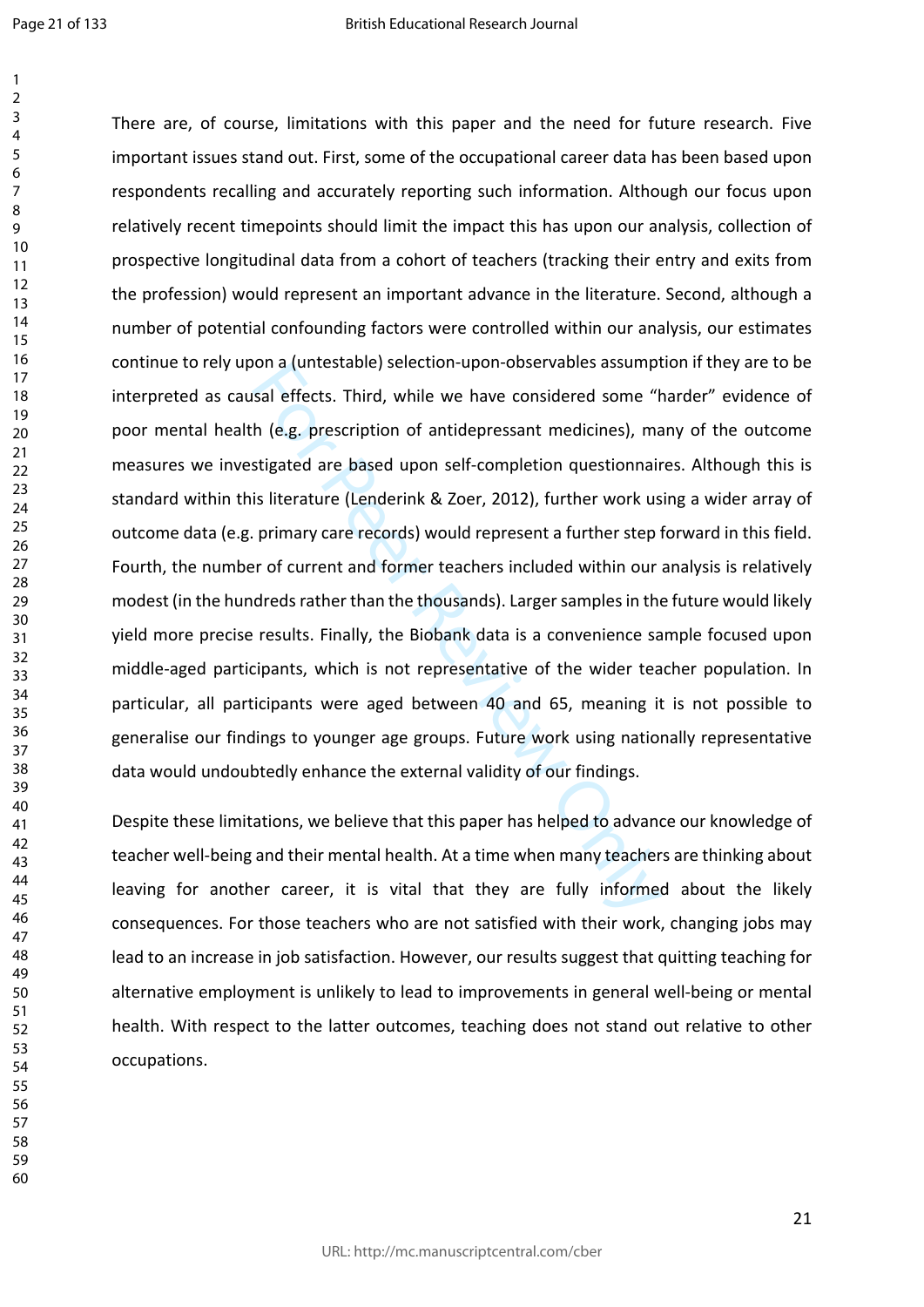There are, of course, limitations with this paper and the need for future research. Five important issues stand out. First, some of the occupational career data has been based upon respondents recalling and accurately reporting such information. Although our focus upon relatively recent timepoints should limit the impact this has upon our analysis, collection of prospective longitudinal data from a cohort of teachers (tracking their entry and exits from the profession) would represent an important advance in the literature. Second, although a number of potential confounding factors were controlled within our analysis, our estimates continue to rely upon a (untestable) selection-upon-observables assumption if they are to be interpreted as causal effects. Third, while we have considered some "harder" evidence of poor mental health (e.g. prescription of antidepressant medicines), many of the outcome measures we investigated are based upon self-completion questionnaires. Although this is standard within this literature (Lenderink & Zoer, 2012), further work using a wider array of outcome data (e.g. primary care records) would represent a further step forward in this field. Fourth, the number of current and former teachers included within our analysis is relatively modest (in the hundreds rather than the thousands). Larger samples in the future would likely yield more precise results. Finally, the Biobank data is a convenience sample focused upon middle-aged participants, which is not representative of the wider teacher population. In particular, all participants were aged between 40 and 65, meaning it is not possible to generalise our findings to younger age groups. Future work using nationally representative data would undoubtedly enhance the external validity of our findings.

Despite these limitations, we believe that this paper has helped to advance our knowledge of teacher well-being and their mental health. At a time when many teachers are thinking about leaving for another career, it is vital that they are fully informed about the likely consequences. For those teachers who are not satisfied with their work, changing jobs may lead to an increase in job satisfaction. However, our results suggest that quitting teaching for alternative employment is unlikely to lead to improvements in general well-being or mental health. With respect to the latter outcomes, teaching does not stand out relative to other occupations.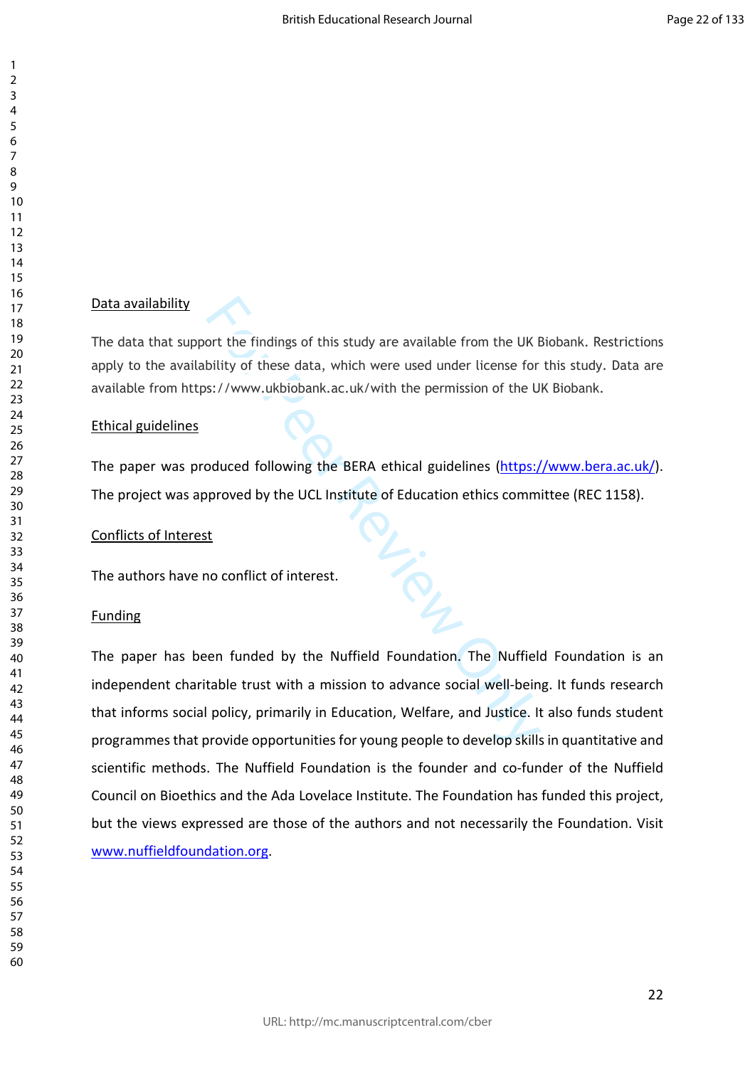Data availability

The data that support the findings of this study are available from the UK Biobank. Restrictions apply to the availability of these data, which were used under license for this study. Data are available from https://www.ukbiobank.ac.uk/with the permission of the UK Biobank.

Ethical guidelines

The paper was produced following the BERA ethical guidelines (https://www.bera.ac.uk/). The project was approved by the UCL Institute of Education ethics committee (REC 1158).

Conflicts of Interest

The authors have no conflict of interest.

Funding

The paper has been funded by the Nuffield Foundation. The Nuffield Foundation is an independent charitable trust with a mission to advance social well-being. It funds research that informs social policy, primarily in Education, Welfare, and Justice. It also funds student programmes that provide opportunities for young people to develop skills in quantitative and scientific methods. The Nuffield Foundation is the founder and co-funder of the Nuffield Council on Bioethics and the Ada Lovelace Institute. The Foundation has funded this project, but the views expressed are those of the authors and not necessarily the Foundation. Visit www.nuffieldfoundation.org.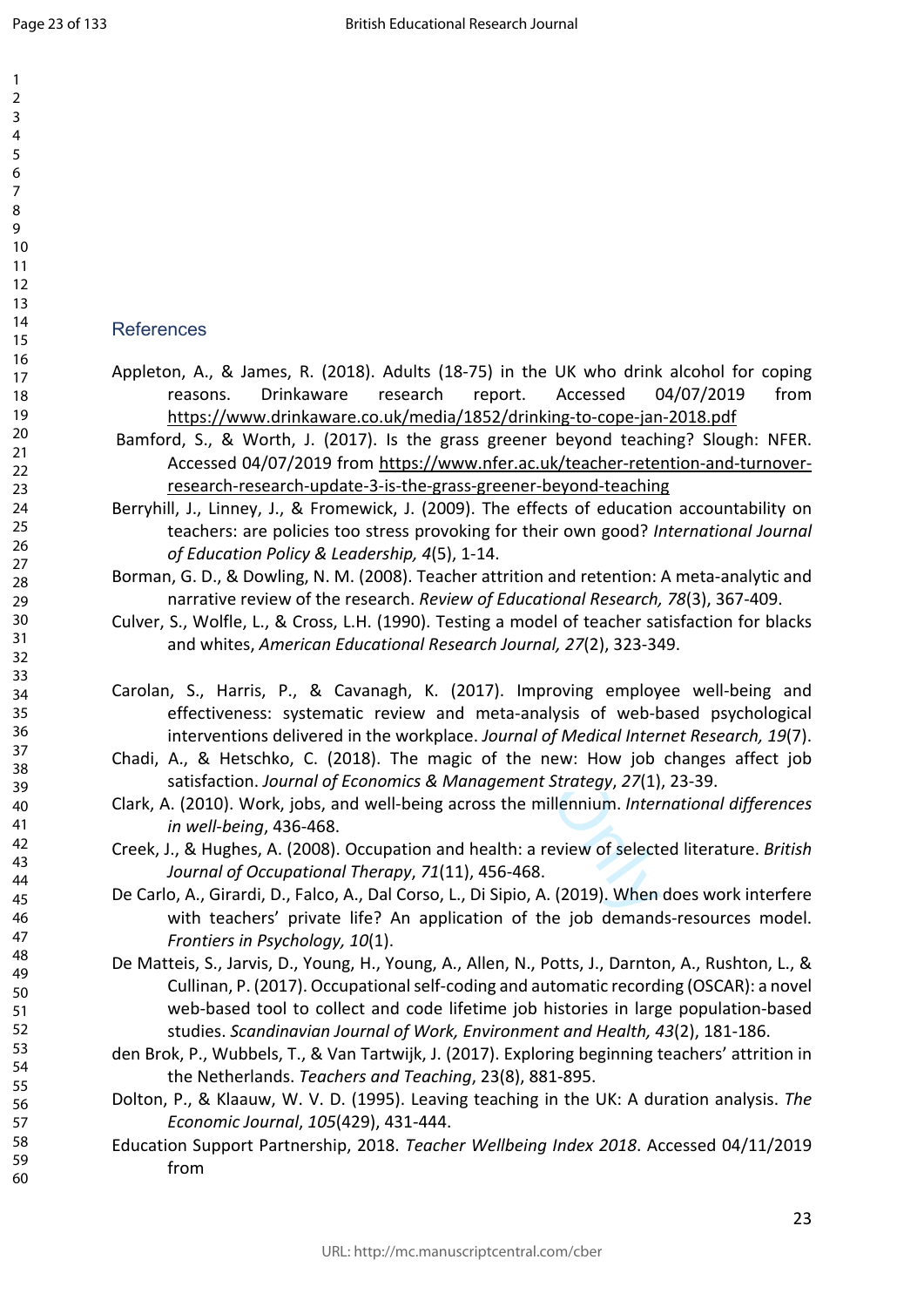## References

Appleton, A., & James, R. (2018). Adults (18-75) in the UK who drink alcohol for coping reasons. Drinkaware research report. Accessed 04/07/2019 from https://www.drinkaware.co.uk/media/1852/drinking-to-cope-jan-2018.pdf

Bamford, S., & Worth, J. (2017). Is the grass greener beyond teaching? Slough: NFER. Accessed 04/07/2019 from https://www.nfer.ac.uk/teacher-retention-and-turnover-research-research-update-3-is-the-grass-greener-beyond-teaching

Berryhill, J., Linney, J., & Fromewick, J. (2009). The effects of education accountability on teachers: are policies too stress provoking for their own good? *International Journal of Education Policy & Leadership, 4*(5), 1-14.

Borman, G. D., & Dowling, N. M. (2008). Teacher attrition and retention: A meta-analytic and narrative review of the research. *Review of Educational Research, 78*(3), 367-409.

Culver, S., Wolfle, L., & Cross, L.H. (1990). Testing a model of teacher satisfaction for blacks and whites, *American Educational Research Journal, 27*(2), 323-349.

Carolan, S., Harris, P., & Cavanagh, K. (2017). Improving employee well-being and effectiveness: systematic review and meta-analysis of web-based psychological interventions delivered in the workplace. *Journal of Medical Internet Research, 19*(7).

Chadi, A., & Hetschko, C. (2018). The magic of the new: How job changes affect job satisfaction. *Journal of Economics & Management Strategy*, *27*(1), 23-39.

Clark, A. (2010). Work, jobs, and well-being across the millennium. *International differences in well-being*, 436-468.

Creek, J., & Hughes, A. (2008). Occupation and health: a review of selected literature. *British Journal of Occupational Therapy*, *71*(11), 456-468.

De Carlo, A., Girardi, D., Falco, A., Dal Corso, L., Di Sipio, A. (2019). When does work interfere with teachers' private life? An application of the job demands-resources model. *Frontiers in Psychology, 10*(1).

De Matteis, S., Jarvis, D., Young, H., Young, A., Allen, N., Potts, J., Darnton, A., Rushton, L., & Cullinan, P. (2017). Occupational self-coding and automatic recording (OSCAR): a novel web-based tool to collect and code lifetime job histories in large population-based studies. *Scandinavian Journal of Work, Environment and Health, 43*(2), 181-186.

den Brok, P., Wubbels, T., & Van Tartwijk, J. (2017). Exploring beginning teachers' attrition in the Netherlands. *Teachers and Teaching*, 23(8), 881-895.

Dolton, P., & Klaauw, W. V. D. (1995). Leaving teaching in the UK: A duration analysis. *The Economic Journal*, *105*(429), 431-444.

Education Support Partnership, 2018. *Teacher Wellbeing Index 2018*. Accessed 04/11/2019 from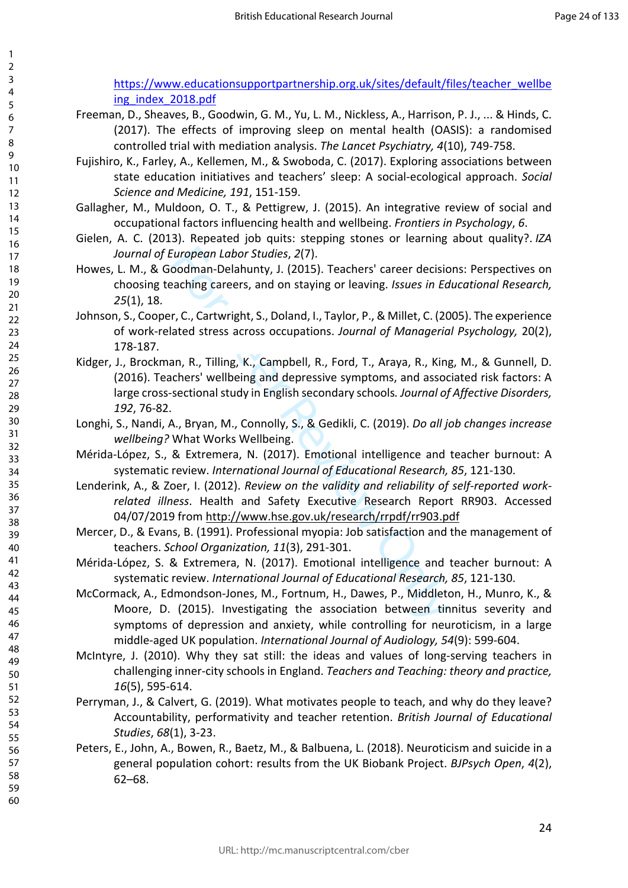https://www.educationsupportpartnership.org.uk/sites/default/files/teacher_wellbeing_index_2018.pdf

Freeman, D., Sheaves, B., Goodwin, G. M., Yu, L. M., Nickless, A., Harrison, P. J., ... & Hinds, C. (2017). The effects of improving sleep on mental health (OASIS): a randomised controlled trial with mediation analysis. *The Lancet Psychiatry, 4*(10), 749-758.

Fujishiro, K., Farley, A., Kellemen, M., & Swoboda, C. (2017). Exploring associations between state education initiatives and teachers' sleep: A social-ecological approach. *Social Science and Medicine, 191*, 151-159.

Gallagher, M., Muldoon, O. T., & Pettigrew, J. (2015). An integrative review of social and occupational factors influencing health and wellbeing. *Frontiers in Psychology*, *6*.

Gielen, A. C. (2013). Repeated job quits: stepping stones or learning about quality?. *IZA Journal of European Labor Studies*, *2*(7).

Howes, L. M., & Goodman-Delahunty, J. (2015). Teachers' career decisions: Perspectives on choosing teaching careers, and on staying or leaving. *Issues in Educational Research, 25*(1), 18.

Johnson, S., Cooper, C., Cartwright, S., Doland, I., Taylor, P., & Millet, C. (2005). The experience of work-related stress across occupations. *Journal of Managerial Psychology,* 20(2), 178-187.

Kidger, J., Brockman, R., Tilling, K., Campbell, R., Ford, T., Araya, R., King, M., & Gunnell, D. (2016). Teachers' wellbeing and depressive symptoms, and associated risk factors: A large cross-sectional study in English secondary schools. *Journal of Affective Disorders, 192*, 76-82.

Longhi, S., Nandi, A., Bryan, M., Connolly, S., & Gedikli, C. (2019). *Do all job changes increase wellbeing?* What Works Wellbeing.

Mérida-López, S., & Extremera, N. (2017). Emotional intelligence and teacher burnout: A systematic review. *International Journal of Educational Research, 85*, 121-130.

Lenderink, A., & Zoer, I. (2012). *Review on the validity and reliability of self-reported work-related illness*. Health and Safety Executive Research Report RR903. Accessed 04/07/2019 from http://www.hse.gov.uk/research/rrpdf/rr903.pdf

Mercer, D., & Evans, B. (1991). Professional myopia: Job satisfaction and the management of teachers. *School Organization, 11*(3), 291-301.

Mérida-López, S. & Extremera, N. (2017). Emotional intelligence and teacher burnout: A systematic review. *International Journal of Educational Research, 85*, 121-130.

McCormack, A., Edmondson-Jones, M., Fortnum, H., Dawes, P., Middleton, H., Munro, K., & Moore, D. (2015). Investigating the association between tinnitus severity and symptoms of depression and anxiety, while controlling for neuroticism, in a large middle-aged UK population. *International Journal of Audiology, 54*(9): 599-604.

McIntyre, J. (2010). Why they sat still: the ideas and values of long-serving teachers in challenging inner-city schools in England. *Teachers and Teaching: theory and practice, 16*(5), 595-614.

Perryman, J., & Calvert, G. (2019). What motivates people to teach, and why do they leave? Accountability, performativity and teacher retention. *British Journal of Educational Studies*, *68*(1), 3-23.

Peters, E., John, A., Bowen, R., Baetz, M., & Balbuena, L. (2018). Neuroticism and suicide in a general population cohort: results from the UK Biobank Project. *BJPsych Open*, *4*(2), 62–68.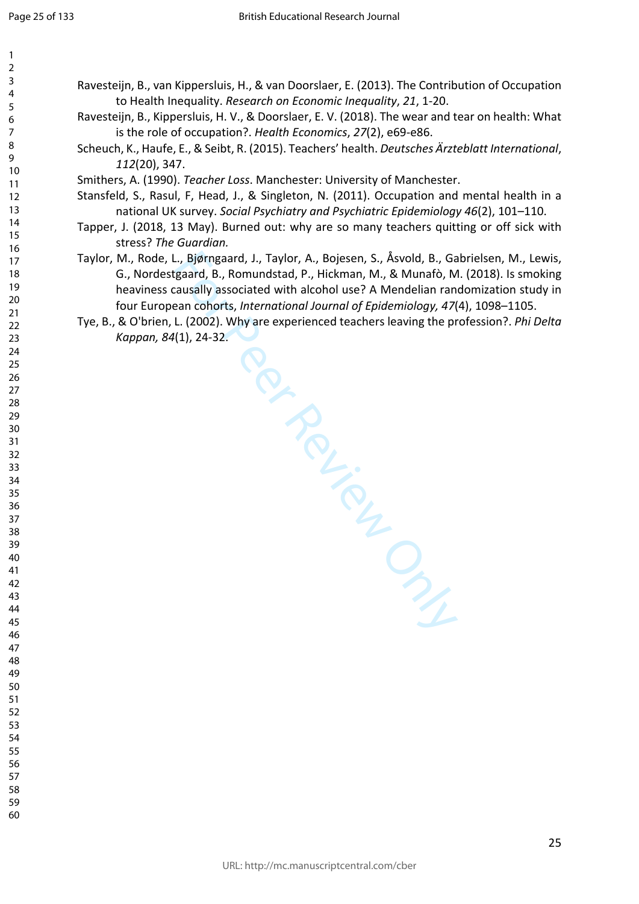Ravesteijn, B., van Kippersluis, H., & van Doorslaer, E. (2013). The Contribution of Occupation to Health Inequality. *Research on Economic Inequality*, *21*, 1-20.

Ravesteijn, B., Kippersluis, H. V., & Doorslaer, E. V. (2018). The wear and tear on health: What is the role of occupation?. *Health Economics*, *27*(2), e69-e86.

Scheuch, K., Haufe, E., & Seibt, R. (2015). Teachers' health. *Deutsches Ärzteblatt International*, *112*(20), 347.

Smithers, A. (1990). *Teacher Loss*. Manchester: University of Manchester.

Stansfeld, S., Rasul, F, Head, J., & Singleton, N. (2011). Occupation and mental health in a national UK survey. *Social Psychiatry and Psychiatric Epidemiology 46*(2), 101–110.

Tapper, J. (2018, 13 May). Burned out: why are so many teachers quitting or off sick with stress? *The Guardian.*

Taylor, M., Rode, L., Bjørngaard, J., Taylor, A., Bojesen, S., Åsvold, B., Gabrielsen, M., Lewis, G., Nordestgaard, B., Romundstad, P., Hickman, M., & Munafò, M. (2018). Is smoking heaviness causally associated with alcohol use? A Mendelian randomization study in four European cohorts, *International Journal of Epidemiology, 47*(4), 1098–1105.

Tye, B., & O'brien, L. (2002). Why are experienced teachers leaving the profession?. *Phi Delta Kappan, 84*(1), 24-32.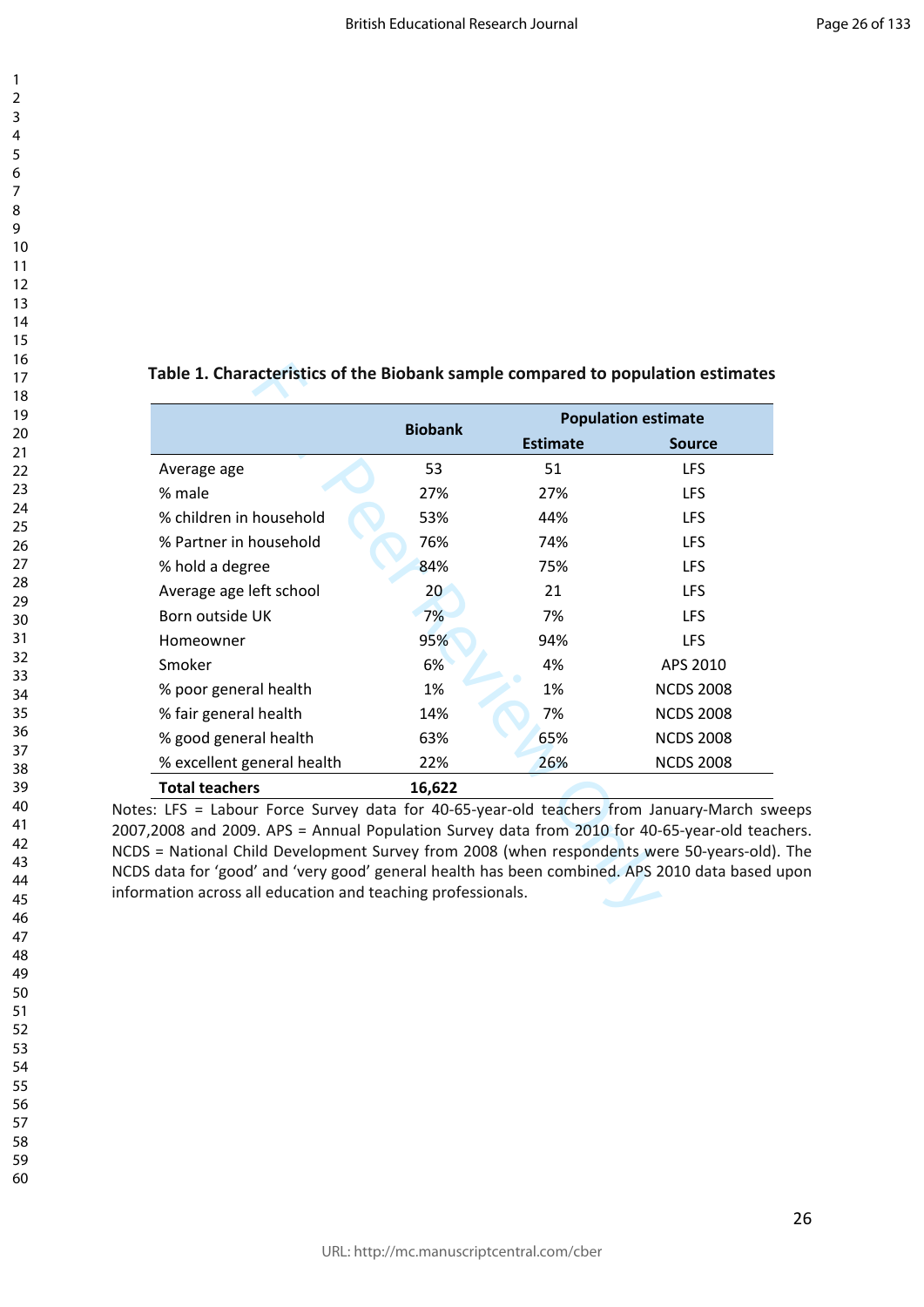**Table 1. Characteristics of the Biobank sample compared to population estimates**

| | Biobank | Population estimate | |
|---|---|---|---|
| | | Estimate | Source |
| Average age | 53 | 51 | LFS |
| % male | 27% | 27% | LFS |
| % children in household | 53% | 44% | LFS |
| % Partner in household | 76% | 74% | LFS |
| % hold a degree | 84% | 75% | LFS |
| Average age left school | 20 | 21 | LFS |
| Born outside UK | 7% | 7% | LFS |
| Homeowner | 95% | 94% | LFS |
| Smoker | 6% | 4% | APS 2010 |
| % poor general health | 1% | 1% | NCDS 2008 |
| % fair general health | 14% | 7% | NCDS 2008 |
| % good general health | 63% | 65% | NCDS 2008 |
| % excellent general health | 22% | 26% | NCDS 2008 |
| **Total teachers** | **16,622** | | |

Notes: LFS = Labour Force Survey data for 40-65-year-old teachers from January-March sweeps 2007,2008 and 2009. APS = Annual Population Survey data from 2010 for 40-65-year-old teachers. NCDS = National Child Development Survey from 2008 (when respondents were 50-years-old). The NCDS data for 'good' and 'very good' general health has been combined. APS 2010 data based upon information across all education and teaching professionals.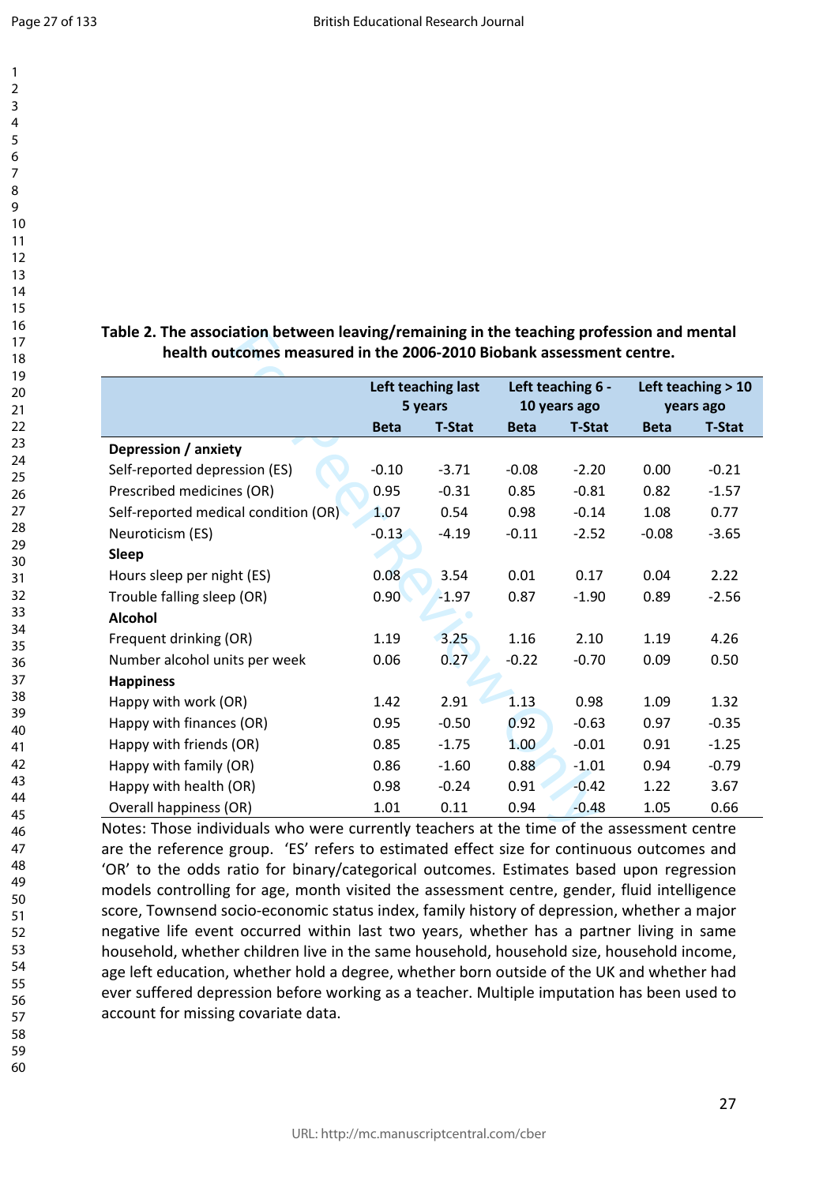**Table 2. The association between leaving/remaining in the teaching profession and mental health outcomes measured in the 2006-2010 Biobank assessment centre.**

| | Left teaching last 5 years | | Left teaching 6 - 10 years ago | | Left teaching > 10 years ago | |
|---|---|---|---|---|---|---|
| | **Beta** | **T-Stat** | **Beta** | **T-Stat** | **Beta** | **T-Stat** |
| **Depression / anxiety** | | | | | | |
| Self-reported depression (ES) | -0.10 | -3.71 | -0.08 | -2.20 | 0.00 | -0.21 |
| Prescribed medicines (OR) | 0.95 | -0.31 | 0.85 | -0.81 | 0.82 | -1.57 |
| Self-reported medical condition (OR) | 1.07 | 0.54 | 0.98 | -0.14 | 1.08 | 0.77 |
| Neuroticism (ES) | -0.13 | -4.19 | -0.11 | -2.52 | -0.08 | -3.65 |
| **Sleep** | | | | | | |
| Hours sleep per night (ES) | 0.08 | 3.54 | 0.01 | 0.17 | 0.04 | 2.22 |
| Trouble falling sleep (OR) | 0.90 | -1.97 | 0.87 | -1.90 | 0.89 | -2.56 |
| **Alcohol** | | | | | | |
| Frequent drinking (OR) | 1.19 | 3.25 | 1.16 | 2.10 | 1.19 | 4.26 |
| Number alcohol units per week | 0.06 | 0.27 | -0.22 | -0.70 | 0.09 | 0.50 |
| **Happiness** | | | | | | |
| Happy with work (OR) | 1.42 | 2.91 | 1.13 | 0.98 | 1.09 | 1.32 |
| Happy with finances (OR) | 0.95 | -0.50 | 0.92 | -0.63 | 0.97 | -0.35 |
| Happy with friends (OR) | 0.85 | -1.75 | 1.00 | -0.01 | 0.91 | -1.25 |
| Happy with family (OR) | 0.86 | -1.60 | 0.88 | -1.01 | 0.94 | -0.79 |
| Happy with health (OR) | 0.98 | -0.24 | 0.91 | -0.42 | 1.22 | 3.67 |
| Overall happiness (OR) | 1.01 | 0.11 | 0.94 | -0.48 | 1.05 | 0.66 |

Notes: Those individuals who were currently teachers at the time of the assessment centre are the reference group. 'ES' refers to estimated effect size for continuous outcomes and 'OR' to the odds ratio for binary/categorical outcomes. Estimates based upon regression models controlling for age, month visited the assessment centre, gender, fluid intelligence score, Townsend socio-economic status index, family history of depression, whether a major negative life event occurred within last two years, whether has a partner living in same household, whether children live in the same household, household size, household income, age left education, whether hold a degree, whether born outside of the UK and whether had ever suffered depression before working as a teacher. Multiple imputation has been used to account for missing covariate data.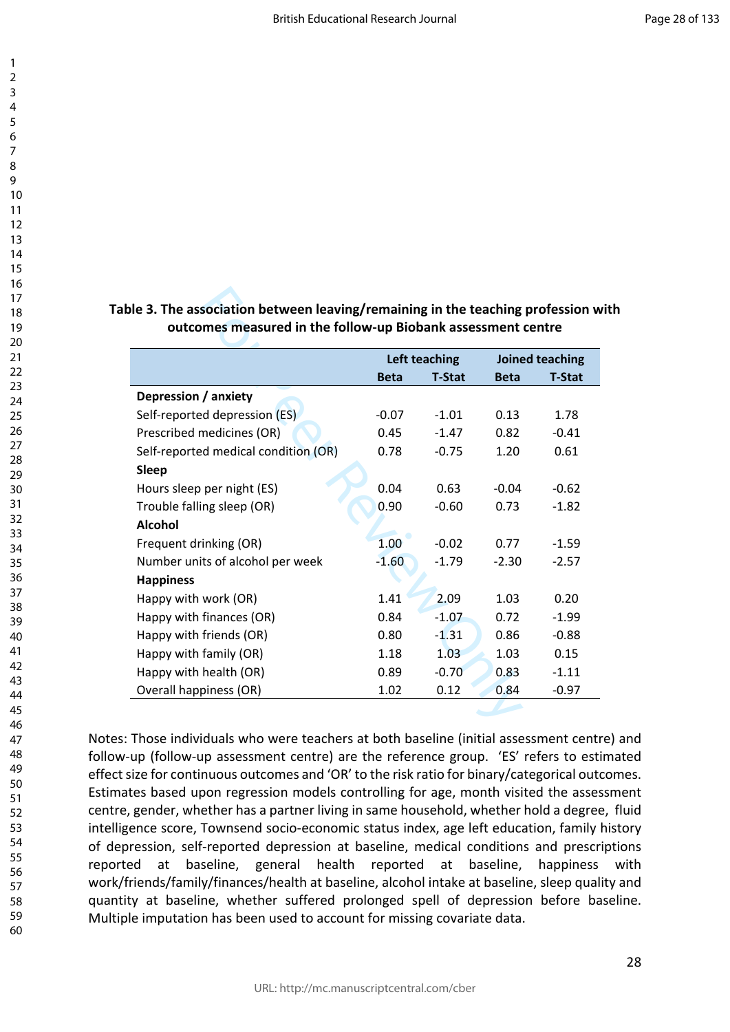**Table 3. The association between leaving/remaining in the teaching profession with outcomes measured in the follow-up Biobank assessment centre**

| | Left teaching | | Joined teaching | |
|---|---|---|---|---|
| | Beta | T-Stat | Beta | T-Stat |
| **Depression / anxiety** | | | | |
| Self-reported depression (ES) | -0.07 | -1.01 | 0.13 | 1.78 |
| Prescribed medicines (OR) | 0.45 | -1.47 | 0.82 | -0.41 |
| Self-reported medical condition (OR) | 0.78 | -0.75 | 1.20 | 0.61 |
| **Sleep** | | | | |
| Hours sleep per night (ES) | 0.04 | 0.63 | -0.04 | -0.62 |
| Trouble falling sleep (OR) | 0.90 | -0.60 | 0.73 | -1.82 |
| **Alcohol** | | | | |
| Frequent drinking (OR) | 1.00 | -0.02 | 0.77 | -1.59 |
| Number units of alcohol per week | -1.60 | -1.79 | -2.30 | -2.57 |
| **Happiness** | | | | |
| Happy with work (OR) | 1.41 | 2.09 | 1.03 | 0.20 |
| Happy with finances (OR) | 0.84 | -1.07 | 0.72 | -1.99 |
| Happy with friends (OR) | 0.80 | -1.31 | 0.86 | -0.88 |
| Happy with family (OR) | 1.18 | 1.03 | 1.03 | 0.15 |
| Happy with health (OR) | 0.89 | -0.70 | 0.83 | -1.11 |
| Overall happiness (OR) | 1.02 | 0.12 | 0.84 | -0.97 |

Notes: Those individuals who were teachers at both baseline (initial assessment centre) and follow-up (follow-up assessment centre) are the reference group. 'ES' refers to estimated effect size for continuous outcomes and 'OR' to the risk ratio for binary/categorical outcomes. Estimates based upon regression models controlling for age, month visited the assessment centre, gender, whether has a partner living in same household, whether hold a degree, fluid intelligence score, Townsend socio-economic status index, age left education, family history of depression, self-reported depression at baseline, medical conditions and prescriptions reported at baseline, general health reported at baseline, happiness with work/friends/family/finances/health at baseline, alcohol intake at baseline, sleep quality and quantity at baseline, whether suffered prolonged spell of depression before baseline. Multiple imputation has been used to account for missing covariate data.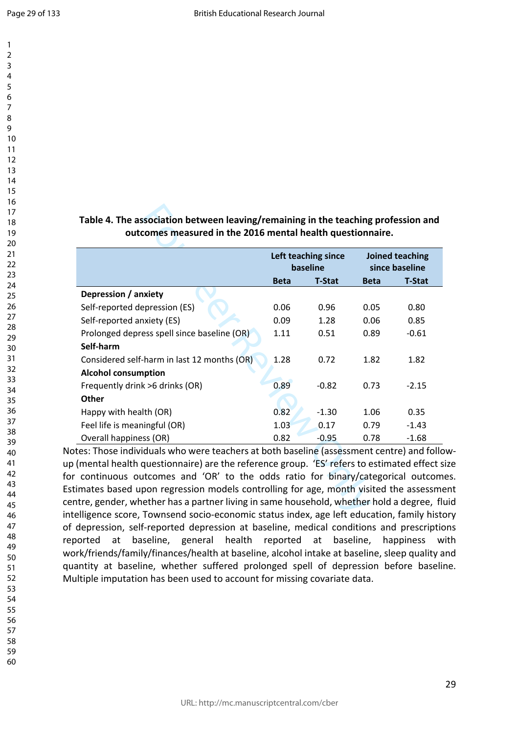**Table 4. The association between leaving/remaining in the teaching profession and outcomes measured in the 2016 mental health questionnaire.**

| | Left teaching since baseline | | Joined teaching since baseline | |
|---|---|---|---|---|
| | Beta | T-Stat | Beta | T-Stat |
| **Depression / anxiety** | | | | |
| Self-reported depression (ES) | 0.06 | 0.96 | 0.05 | 0.80 |
| Self-reported anxiety (ES) | 0.09 | 1.28 | 0.06 | 0.85 |
| Prolonged depress spell since baseline (OR) | 1.11 | 0.51 | 0.89 | -0.61 |
| **Self-harm** | | | | |
| Considered self-harm in last 12 months (OR) | 1.28 | 0.72 | 1.82 | 1.82 |
| **Alcohol consumption** | | | | |
| Frequently drink >6 drinks (OR) | 0.89 | -0.82 | 0.73 | -2.15 |
| **Other** | | | | |
| Happy with health (OR) | 0.82 | -1.30 | 1.06 | 0.35 |
| Feel life is meaningful (OR) | 1.03 | 0.17 | 0.79 | -1.43 |
| Overall happiness (OR) | 0.82 | -0.95 | 0.78 | -1.68 |

Notes: Those individuals who were teachers at both baseline (assessment centre) and follow-up (mental health questionnaire) are the reference group. 'ES' refers to estimated effect size for continuous outcomes and 'OR' to the odds ratio for binary/categorical outcomes. Estimates based upon regression models controlling for age, month visited the assessment centre, gender, whether has a partner living in same household, whether hold a degree, fluid intelligence score, Townsend socio-economic status index, age left education, family history of depression, self-reported depression at baseline, medical conditions and prescriptions reported at baseline, general health reported at baseline, happiness with work/friends/family/finances/health at baseline, alcohol intake at baseline, sleep quality and quantity at baseline, whether suffered prolonged spell of depression before baseline. Multiple imputation has been used to account for missing covariate data.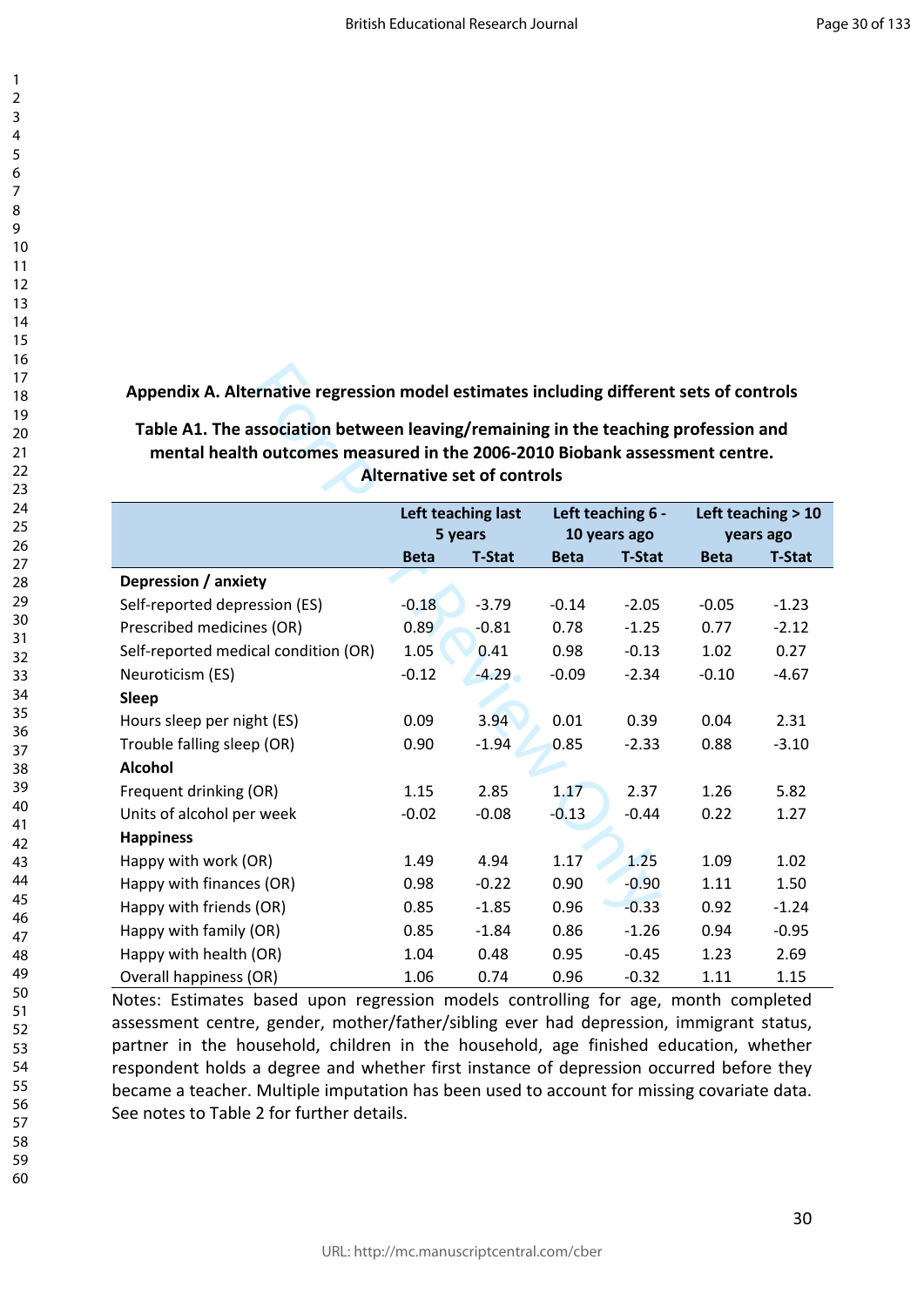## Appendix A. Alternative regression model estimates including different sets of controls

**Table A1. The association between leaving/remaining in the teaching profession and mental health outcomes measured in the 2006-2010 Biobank assessment centre. Alternative set of controls**

| | Left teaching last 5 years | | Left teaching 6 - 10 years ago | | Left teaching > 10 years ago | |
|---|---|---|---|---|---|---|
| | Beta | T-Stat | Beta | T-Stat | Beta | T-Stat |
| **Depression / anxiety** | | | | | | |
| Self-reported depression (ES) | -0.18 | -3.79 | -0.14 | -2.05 | -0.05 | -1.23 |
| Prescribed medicines (OR) | 0.89 | -0.81 | 0.78 | -1.25 | 0.77 | -2.12 |
| Self-reported medical condition (OR) | 1.05 | 0.41 | 0.98 | -0.13 | 1.02 | 0.27 |
| Neuroticism (ES) | -0.12 | -4.29 | -0.09 | -2.34 | -0.10 | -4.67 |
| **Sleep** | | | | | | |
| Hours sleep per night (ES) | 0.09 | 3.94 | 0.01 | 0.39 | 0.04 | 2.31 |
| Trouble falling sleep (OR) | 0.90 | -1.94 | 0.85 | -2.33 | 0.88 | -3.10 |
| **Alcohol** | | | | | | |
| Frequent drinking (OR) | 1.15 | 2.85 | 1.17 | 2.37 | 1.26 | 5.82 |
| Units of alcohol per week | -0.02 | -0.08 | -0.13 | -0.44 | 0.22 | 1.27 |
| **Happiness** | | | | | | |
| Happy with work (OR) | 1.49 | 4.94 | 1.17 | 1.25 | 1.09 | 1.02 |
| Happy with finances (OR) | 0.98 | -0.22 | 0.90 | -0.90 | 1.11 | 1.50 |
| Happy with friends (OR) | 0.85 | -1.85 | 0.96 | -0.33 | 0.92 | -1.24 |
| Happy with family (OR) | 0.85 | -1.84 | 0.86 | -1.26 | 0.94 | -0.95 |
| Happy with health (OR) | 1.04 | 0.48 | 0.95 | -0.45 | 1.23 | 2.69 |
| Overall happiness (OR) | 1.06 | 0.74 | 0.96 | -0.32 | 1.11 | 1.15 |

Notes: Estimates based upon regression models controlling for age, month completed assessment centre, gender, mother/father/sibling ever had depression, immigrant status, partner in the household, children in the household, age finished education, whether respondent holds a degree and whether first instance of depression occurred before they became a teacher. Multiple imputation has been used to account for missing covariate data. See notes to Table 2 for further details.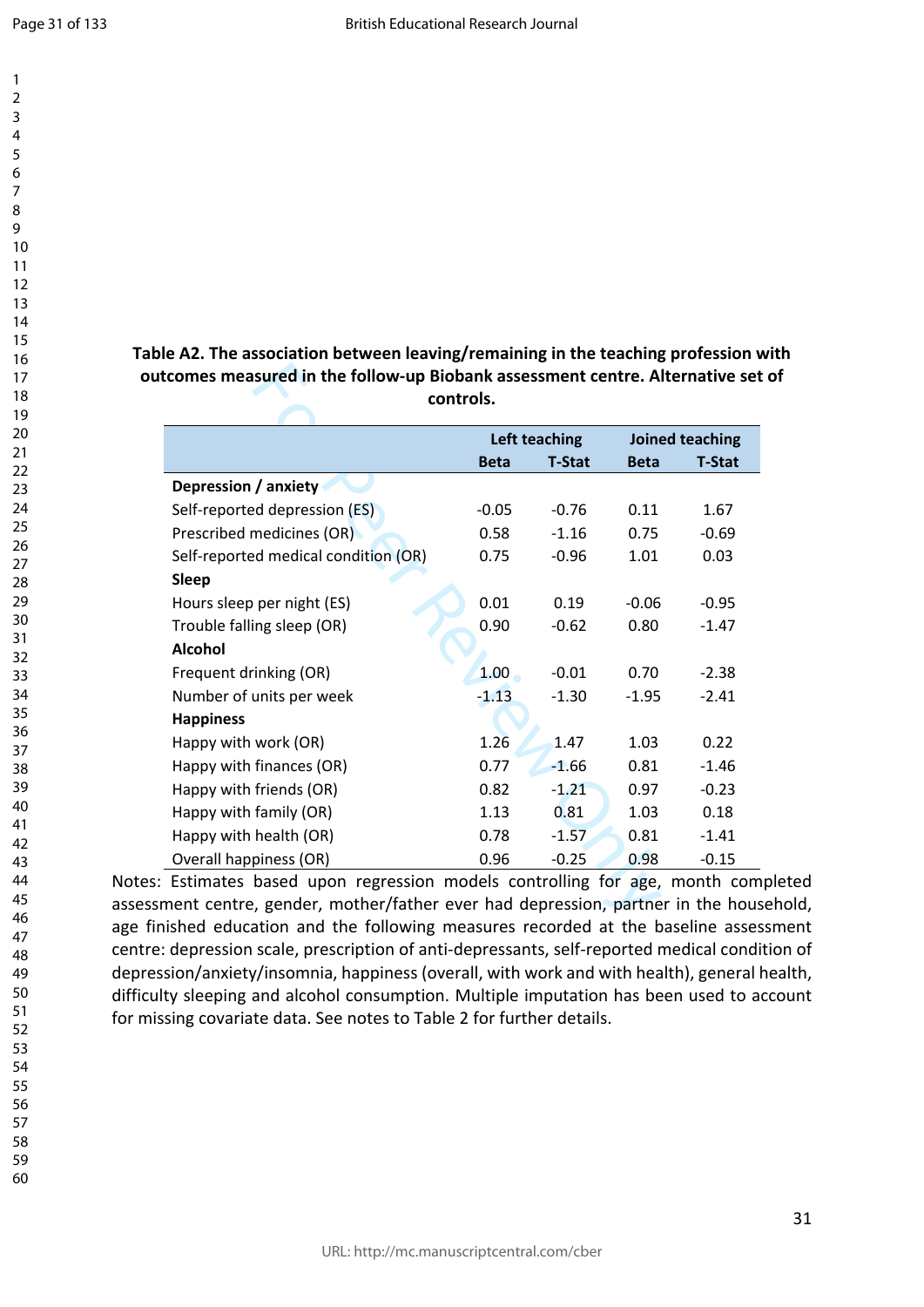**Table A2. The association between leaving/remaining in the teaching profession with outcomes measured in the follow-up Biobank assessment centre. Alternative set of controls.**

| | Left teaching | | Joined teaching | |
|---|---|---|---|---|
| | Beta | T-Stat | Beta | T-Stat |
| **Depression / anxiety** | | | | |
| Self-reported depression (ES) | -0.05 | -0.76 | 0.11 | 1.67 |
| Prescribed medicines (OR) | 0.58 | -1.16 | 0.75 | -0.69 |
| Self-reported medical condition (OR) | 0.75 | -0.96 | 1.01 | 0.03 |
| **Sleep** | | | | |
| Hours sleep per night (ES) | 0.01 | 0.19 | -0.06 | -0.95 |
| Trouble falling sleep (OR) | 0.90 | -0.62 | 0.80 | -1.47 |
| **Alcohol** | | | | |
| Frequent drinking (OR) | 1.00 | -0.01 | 0.70 | -2.38 |
| Number of units per week | -1.13 | -1.30 | -1.95 | -2.41 |
| **Happiness** | | | | |
| Happy with work (OR) | 1.26 | 1.47 | 1.03 | 0.22 |
| Happy with finances (OR) | 0.77 | -1.66 | 0.81 | -1.46 |
| Happy with friends (OR) | 0.82 | -1.21 | 0.97 | -0.23 |
| Happy with family (OR) | 1.13 | 0.81 | 1.03 | 0.18 |
| Happy with health (OR) | 0.78 | -1.57 | 0.81 | -1.41 |
| Overall happiness (OR) | 0.96 | -0.25 | 0.98 | -0.15 |

Notes: Estimates based upon regression models controlling for age, month completed assessment centre, gender, mother/father ever had depression, partner in the household, age finished education and the following measures recorded at the baseline assessment centre: depression scale, prescription of anti-depressants, self-reported medical condition of depression/anxiety/insomnia, happiness (overall, with work and with health), general health, difficulty sleeping and alcohol consumption. Multiple imputation has been used to account for missing covariate data. See notes to Table 2 for further details.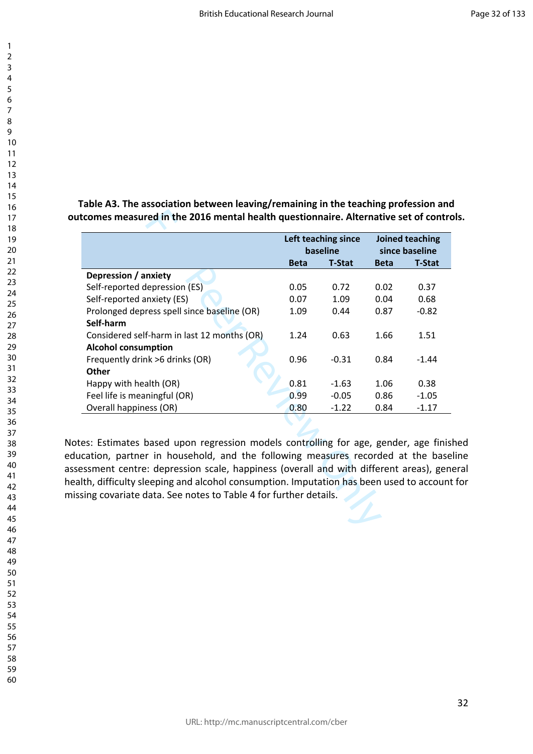**Table A3. The association between leaving/remaining in the teaching profession and outcomes measured in the 2016 mental health questionnaire. Alternative set of controls.**

| | Left teaching since baseline | | Joined teaching since baseline | |
|---|---|---|---|---|
| | Beta | T-Stat | Beta | T-Stat |
| **Depression / anxiety** | | | | |
| Self-reported depression (ES) | 0.05 | 0.72 | 0.02 | 0.37 |
| Self-reported anxiety (ES) | 0.07 | 1.09 | 0.04 | 0.68 |
| Prolonged depress spell since baseline (OR) | 1.09 | 0.44 | 0.87 | -0.82 |
| **Self-harm** | | | | |
| Considered self-harm in last 12 months (OR) | 1.24 | 0.63 | 1.66 | 1.51 |
| **Alcohol consumption** | | | | |
| Frequently drink >6 drinks (OR) | 0.96 | -0.31 | 0.84 | -1.44 |
| **Other** | | | | |
| Happy with health (OR) | 0.81 | -1.63 | 1.06 | 0.38 |
| Feel life is meaningful (OR) | 0.99 | -0.05 | 0.86 | -1.05 |
| Overall happiness (OR) | 0.80 | -1.22 | 0.84 | -1.17 |

Notes: Estimates based upon regression models controlling for age, gender, age finished education, partner in household, and the following measures recorded at the baseline assessment centre: depression scale, happiness (overall and with different areas), general health, difficulty sleeping and alcohol consumption. Imputation has been used to account for missing covariate data. See notes to Table 4 for further details.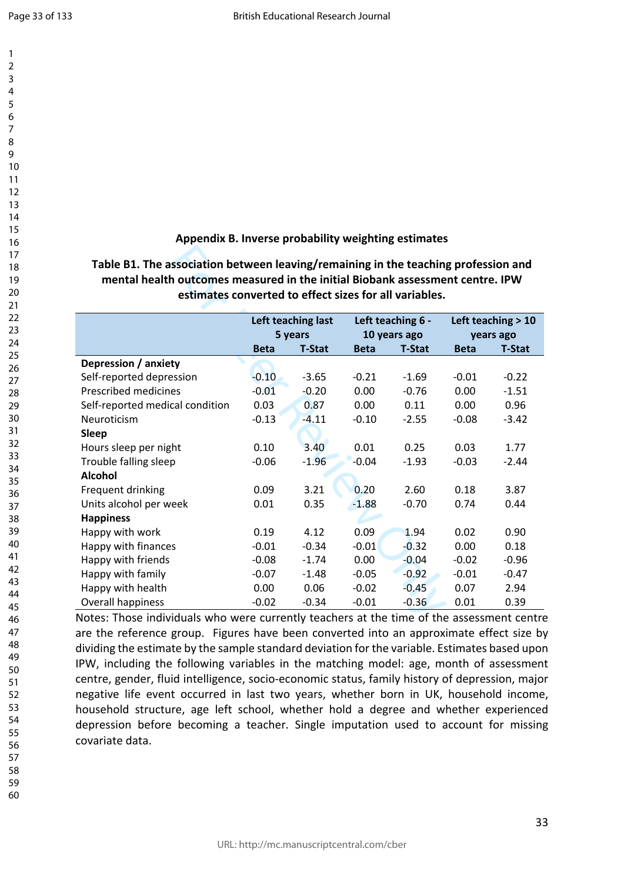## Appendix B. Inverse probability weighting estimates

**Table B1. The association between leaving/remaining in the teaching profession and mental health outcomes measured in the initial Biobank assessment centre. IPW estimates converted to effect sizes for all variables.**

| | Left teaching last 5 years | | Left teaching 6 - 10 years ago | | Left teaching > 10 years ago | |
|---|---|---|---|---|---|---|
| | **Beta** | **T-Stat** | **Beta** | **T-Stat** | **Beta** | **T-Stat** |
| **Depression / anxiety** | | | | | | |
| Self-reported depression | -0.10 | -3.65 | -0.21 | -1.69 | -0.01 | -0.22 |
| Prescribed medicines | -0.01 | -0.20 | 0.00 | -0.76 | 0.00 | -1.51 |
| Self-reported medical condition | 0.03 | 0.87 | 0.00 | 0.11 | 0.00 | 0.96 |
| Neuroticism | -0.13 | -4.11 | -0.10 | -2.55 | -0.08 | -3.42 |
| **Sleep** | | | | | | |
| Hours sleep per night | 0.10 | 3.40 | 0.01 | 0.25 | 0.03 | 1.77 |
| Trouble falling sleep | -0.06 | -1.96 | -0.04 | -1.93 | -0.03 | -2.44 |
| **Alcohol** | | | | | | |
| Frequent drinking | 0.09 | 3.21 | 0.20 | 2.60 | 0.18 | 3.87 |
| Units alcohol per week | 0.01 | 0.35 | -1.88 | -0.70 | 0.74 | 0.44 |
| **Happiness** | | | | | | |
| Happy with work | 0.19 | 4.12 | 0.09 | 1.94 | 0.02 | 0.90 |
| Happy with finances | -0.01 | -0.34 | -0.01 | -0.32 | 0.00 | 0.18 |
| Happy with friends | -0.08 | -1.74 | 0.00 | -0.04 | -0.02 | -0.96 |
| Happy with family | -0.07 | -1.48 | -0.05 | -0.92 | -0.01 | -0.47 |
| Happy with health | 0.00 | 0.06 | -0.02 | -0.45 | 0.07 | 2.94 |
| Overall happiness | -0.02 | -0.34 | -0.01 | -0.36 | 0.01 | 0.39 |

Notes: Those individuals who were currently teachers at the time of the assessment centre are the reference group. Figures have been converted into an approximate effect size by dividing the estimate by the sample standard deviation for the variable. Estimates based upon IPW, including the following variables in the matching model: age, month of assessment centre, gender, fluid intelligence, socio-economic status, family history of depression, major negative life event occurred in last two years, whether born in UK, household income, household structure, age left school, whether hold a degree and whether experienced depression before becoming a teacher. Single imputation used to account for missing covariate data.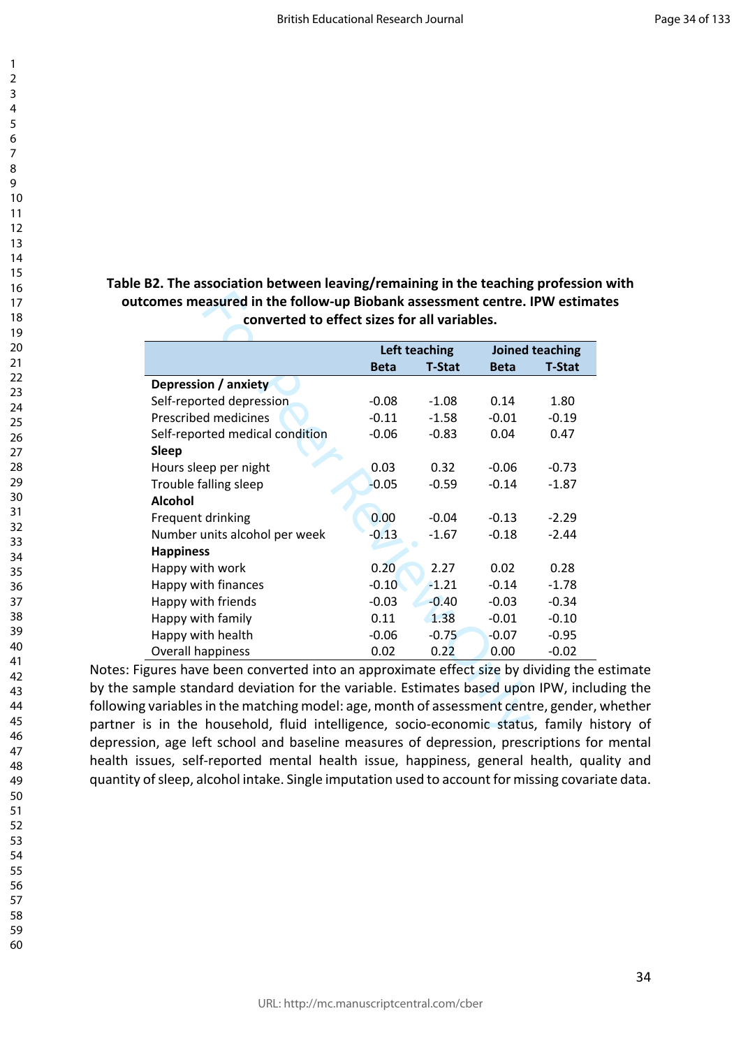**Table B2. The association between leaving/remaining in the teaching profession with outcomes measured in the follow-up Biobank assessment centre. IPW estimates converted to effect sizes for all variables.**

| | Left teaching | | Joined teaching | |
|---|---|---|---|---|
| | Beta | T-Stat | Beta | T-Stat |
| **Depression / anxiety** | | | | |
| Self-reported depression | -0.08 | -1.08 | 0.14 | 1.80 |
| Prescribed medicines | -0.11 | -1.58 | -0.01 | -0.19 |
| Self-reported medical condition | -0.06 | -0.83 | 0.04 | 0.47 |
| **Sleep** | | | | |
| Hours sleep per night | 0.03 | 0.32 | -0.06 | -0.73 |
| Trouble falling sleep | -0.05 | -0.59 | -0.14 | -1.87 |
| **Alcohol** | | | | |
| Frequent drinking | 0.00 | -0.04 | -0.13 | -2.29 |
| Number units alcohol per week | -0.13 | -1.67 | -0.18 | -2.44 |
| **Happiness** | | | | |
| Happy with work | 0.20 | 2.27 | 0.02 | 0.28 |
| Happy with finances | -0.10 | -1.21 | -0.14 | -1.78 |
| Happy with friends | -0.03 | -0.40 | -0.03 | -0.34 |
| Happy with family | 0.11 | 1.38 | -0.01 | -0.10 |
| Happy with health | -0.06 | -0.75 | -0.07 | -0.95 |
| Overall happiness | 0.02 | 0.22 | 0.00 | -0.02 |

Notes: Figures have been converted into an approximate effect size by dividing the estimate by the sample standard deviation for the variable. Estimates based upon IPW, including the following variables in the matching model: age, month of assessment centre, gender, whether partner is in the household, fluid intelligence, socio-economic status, family history of depression, age left school and baseline measures of depression, prescriptions for mental health issues, self-reported mental health issue, happiness, general health, quality and quantity of sleep, alcohol intake. Single imputation used to account for missing covariate data.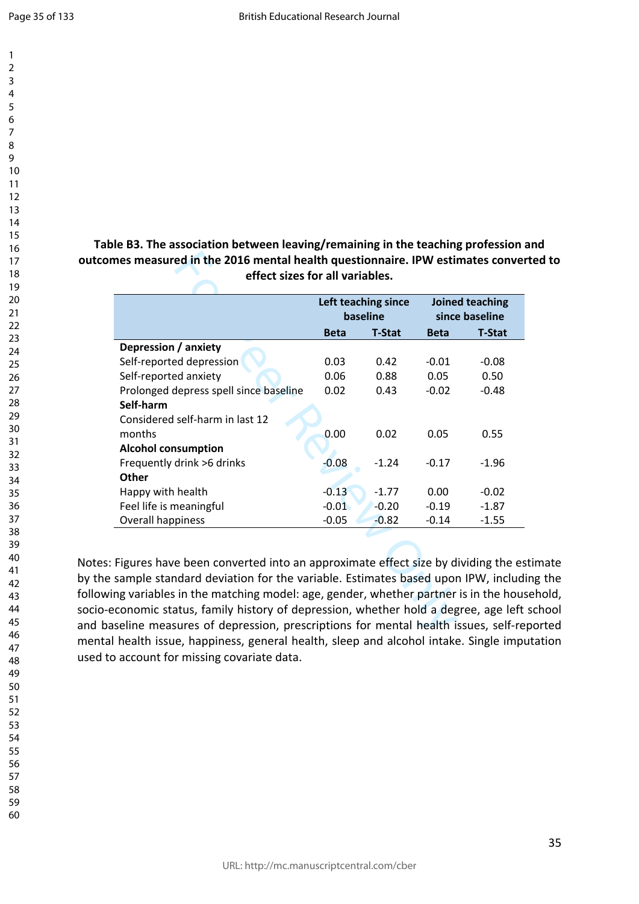**Table B3. The association between leaving/remaining in the teaching profession and outcomes measured in the 2016 mental health questionnaire. IPW estimates converted to effect sizes for all variables.**

| | Left teaching since baseline | | Joined teaching since baseline | |
|---|---|---|---|---|
| | Beta | T-Stat | Beta | T-Stat |
| **Depression / anxiety** | | | | |
| Self-reported depression | 0.03 | 0.42 | -0.01 | -0.08 |
| Self-reported anxiety | 0.06 | 0.88 | 0.05 | 0.50 |
| Prolonged depress spell since baseline | 0.02 | 0.43 | -0.02 | -0.48 |
| **Self-harm** | | | | |
| Considered self-harm in last 12 months | 0.00 | 0.02 | 0.05 | 0.55 |
| **Alcohol consumption** | | | | |
| Frequently drink >6 drinks | -0.08 | -1.24 | -0.17 | -1.96 |
| **Other** | | | | |
| Happy with health | -0.13 | -1.77 | 0.00 | -0.02 |
| Feel life is meaningful | -0.01 | -0.20 | -0.19 | -1.87 |
| Overall happiness | -0.05 | -0.82 | -0.14 | -1.55 |

Notes: Figures have been converted into an approximate effect size by dividing the estimate by the sample standard deviation for the variable. Estimates based upon IPW, including the following variables in the matching model: age, gender, whether partner is in the household, socio-economic status, family history of depression, whether hold a degree, age left school and baseline measures of depression, prescriptions for mental health issues, self-reported mental health issue, happiness, general health, sleep and alcohol intake. Single imputation used to account for missing covariate data.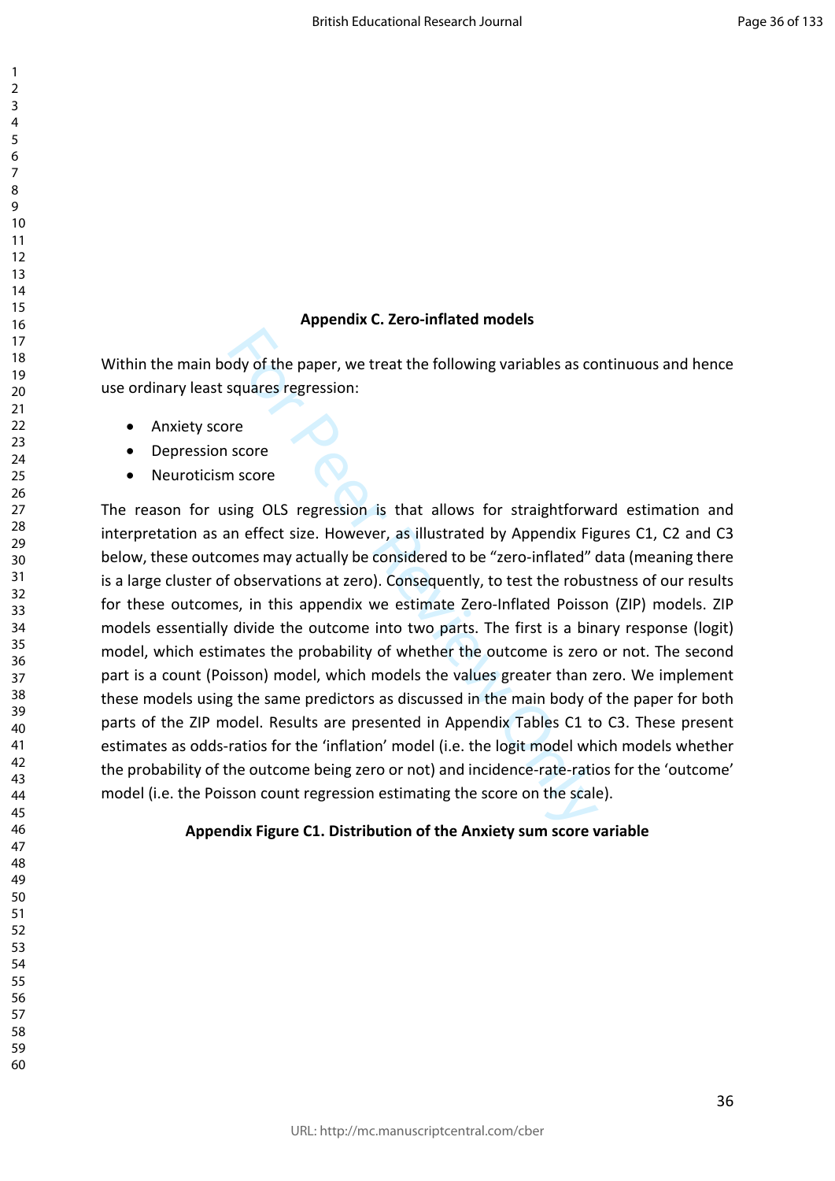## Appendix C. Zero-inflated models

Within the main body of the paper, we treat the following variables as continuous and hence use ordinary least squares regression:

- Anxiety score
- Depression score
- Neuroticism score

The reason for using OLS regression is that allows for straightforward estimation and interpretation as an effect size. However, as illustrated by Appendix Figures C1, C2 and C3 below, these outcomes may actually be considered to be "zero-inflated" data (meaning there is a large cluster of observations at zero). Consequently, to test the robustness of our results for these outcomes, in this appendix we estimate Zero-Inflated Poisson (ZIP) models. ZIP models essentially divide the outcome into two parts. The first is a binary response (logit) model, which estimates the probability of whether the outcome is zero or not. The second part is a count (Poisson) model, which models the values greater than zero. We implement these models using the same predictors as discussed in the main body of the paper for both parts of the ZIP model. Results are presented in Appendix Tables C1 to C3. These present estimates as odds-ratios for the 'inflation' model (i.e. the logit model which models whether the probability of the outcome being zero or not) and incidence-rate-ratios for the 'outcome' model (i.e. the Poisson count regression estimating the score on the scale).

**Appendix Figure C1. Distribution of the Anxiety sum score variable**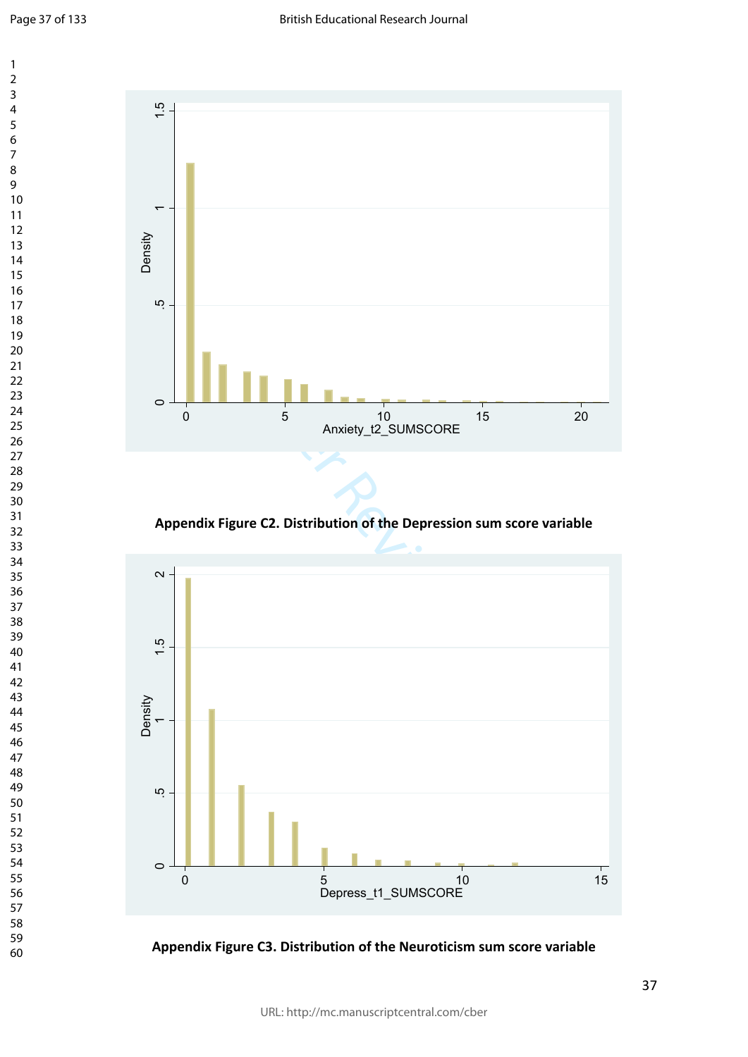Appendix Figure C2. Distribution of the Depression sum score variable

Appendix Figure C3. Distribution of the Neuroticism sum score variable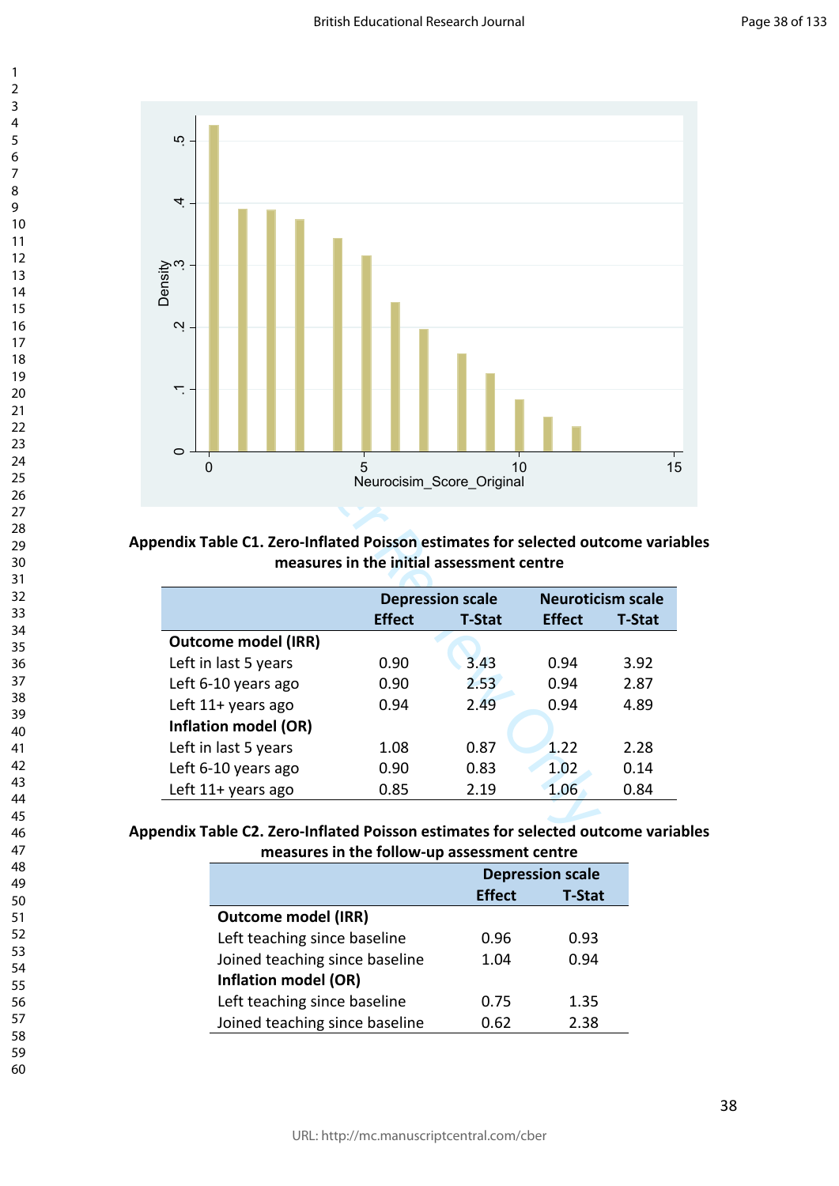**Appendix Table C1. Zero-Inflated Poisson estimates for selected outcome variables measures in the initial assessment centre**

| | Depression scale | | Neuroticism scale | |
|---|---|---|---|---|
| | Effect | T-Stat | Effect | T-Stat |
| **Outcome model (IRR)** | | | | |
| Left in last 5 years | 0.90 | 3.43 | 0.94 | 3.92 |
| Left 6-10 years ago | 0.90 | 2.53 | 0.94 | 2.87 |
| Left 11+ years ago | 0.94 | 2.49 | 0.94 | 4.89 |
| **Inflation model (OR)** | | | | |
| Left in last 5 years | 1.08 | 0.87 | 1.22 | 2.28 |
| Left 6-10 years ago | 0.90 | 0.83 | 1.02 | 0.14 |
| Left 11+ years ago | 0.85 | 2.19 | 1.06 | 0.84 |

**Appendix Table C2. Zero-Inflated Poisson estimates for selected outcome variables measures in the follow-up assessment centre**

| | Depression scale | |
|---|---|---|
| | Effect | T-Stat |
| **Outcome model (IRR)** | | |
| Left teaching since baseline | 0.96 | 0.93 |
| Joined teaching since baseline | 1.04 | 0.94 |
| **Inflation model (OR)** | | |
| Left teaching since baseline | 0.75 | 1.35 |
| Joined teaching since baseline | 0.62 | 2.38 |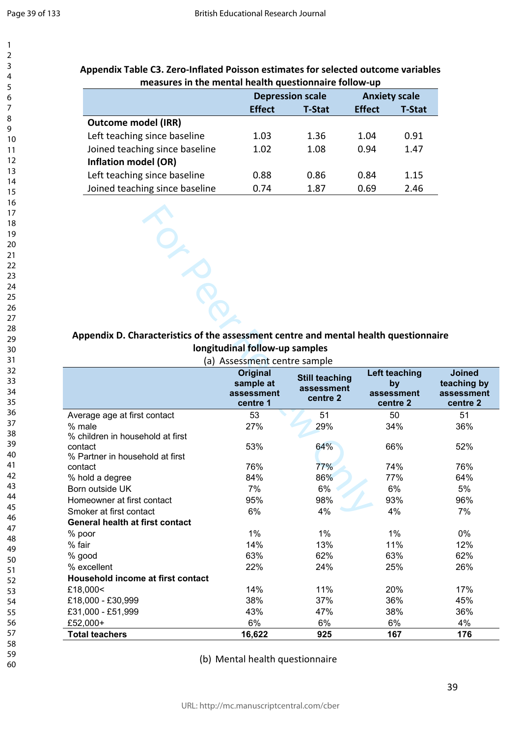**Appendix Table C3. Zero-Inflated Poisson estimates for selected outcome variables measures in the mental health questionnaire follow-up**

| | Depression scale | | Anxiety scale | |
|---|---|---|---|---|
| | Effect | T-Stat | Effect | T-Stat |
| **Outcome model (IRR)** | | | | |
| Left teaching since baseline | 1.03 | 1.36 | 1.04 | 0.91 |
| Joined teaching since baseline | 1.02 | 1.08 | 0.94 | 1.47 |
| **Inflation model (OR)** | | | | |
| Left teaching since baseline | 0.88 | 0.86 | 0.84 | 1.15 |
| Joined teaching since baseline | 0.74 | 1.87 | 0.69 | 2.46 |

**Appendix D. Characteristics of the assessment centre and mental health questionnaire longitudinal follow-up samples**

(a) Assessment centre sample

| | Original sample at assessment centre 1 | Still teaching assessment centre 2 | Left teaching by assessment centre 2 | Joined teaching by assessment centre 2 |
|---|---|---|---|---|
| Average age at first contact | 53 | 51 | 50 | 51 |
| % male | 27% | 29% | 34% | 36% |
| % children in household at first contact | 53% | 64% | 66% | 52% |
| % Partner in household at first contact | 76% | 77% | 74% | 76% |
| % hold a degree | 84% | 86% | 77% | 64% |
| Born outside UK | 7% | 6% | 6% | 5% |
| Homeowner at first contact | 95% | 98% | 93% | 96% |
| Smoker at first contact | 6% | 4% | 4% | 7% |
| **General health at first contact** | | | | |
| % poor | 1% | 1% | 1% | 0% |
| % fair | 14% | 13% | 11% | 12% |
| % good | 63% | 62% | 63% | 62% |
| % excellent | 22% | 24% | 25% | 26% |
| **Household income at first contact** | | | | |
| £18,000< | 14% | 11% | 20% | 17% |
| £18,000 - £30,999 | 38% | 37% | 36% | 45% |
| £31,000 - £51,999 | 43% | 47% | 38% | 36% |
| £52,000+ | 6% | 6% | 6% | 4% |
| **Total teachers** | **16,622** | **925** | **167** | **176** |

(b) Mental health questionnaire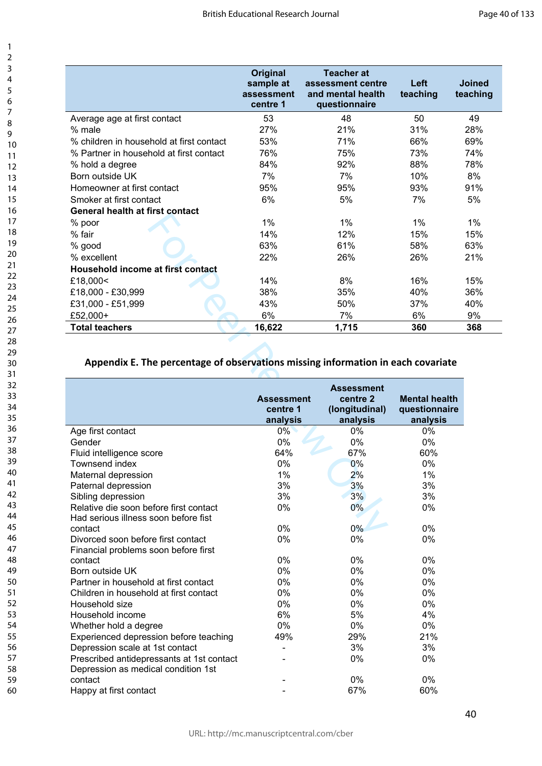| | Original sample at assessment centre 1 | Teacher at assessment centre and mental health questionnaire | Left teaching | Joined teaching |
|---|---|---|---|---|
| Average age at first contact | 53 | 48 | 50 | 49 |
| % male | 27% | 21% | 31% | 28% |
| % children in household at first contact | 53% | 71% | 66% | 69% |
| % Partner in household at first contact | 76% | 75% | 73% | 74% |
| % hold a degree | 84% | 92% | 88% | 78% |
| Born outside UK | 7% | 7% | 10% | 8% |
| Homeowner at first contact | 95% | 95% | 93% | 91% |
| Smoker at first contact | 6% | 5% | 7% | 5% |
| **General health at first contact** | | | | |
| % poor | 1% | 1% | 1% | 1% |
| % fair | 14% | 12% | 15% | 15% |
| % good | 63% | 61% | 58% | 63% |
| % excellent | 22% | 26% | 26% | 21% |
| **Household income at first contact** | | | | |
| £18,000< | 14% | 8% | 16% | 15% |
| £18,000 - £30,999 | 38% | 35% | 40% | 36% |
| £31,000 - £51,999 | 43% | 50% | 37% | 40% |
| £52,000+ | 6% | 7% | 6% | 9% |
| **Total teachers** | **16,622** | **1,715** | **360** | **368** |

## Appendix E. The percentage of observations missing information in each covariate

| | Assessment centre 1 analysis | Assessment centre 2 (longitudinal) analysis | Mental health questionnaire analysis |
|---|---|---|---|
| Age first contact | 0% | 0% | 0% |
| Gender | 0% | 0% | 0% |
| Fluid intelligence score | 64% | 67% | 60% |
| Townsend index | 0% | 0% | 0% |
| Maternal depression | 1% | 2% | 1% |
| Paternal depression | 3% | 3% | 3% |
| Sibling depression | 3% | 3% | 3% |
| Relative die soon before first contact | 0% | 0% | 0% |
| Had serious illness soon before fist contact | 0% | 0% | 0% |
| Divorced soon before first contact | 0% | 0% | 0% |
| Financial problems soon before first contact | 0% | 0% | 0% |
| Born outside UK | 0% | 0% | 0% |
| Partner in household at first contact | 0% | 0% | 0% |
| Children in household at first contact | 0% | 0% | 0% |
| Household size | 0% | 0% | 0% |
| Household income | 6% | 5% | 4% |
| Whether hold a degree | 0% | 0% | 0% |
| Experienced depression before teaching | 49% | 29% | 21% |
| Depression scale at 1st contact | - | 3% | 3% |
| Prescribed antidepressants at 1st contact | - | 0% | 0% |
| Depression as medical condition 1st contact | - | 0% | 0% |
| Happy at first contact | - | 67% | 60% |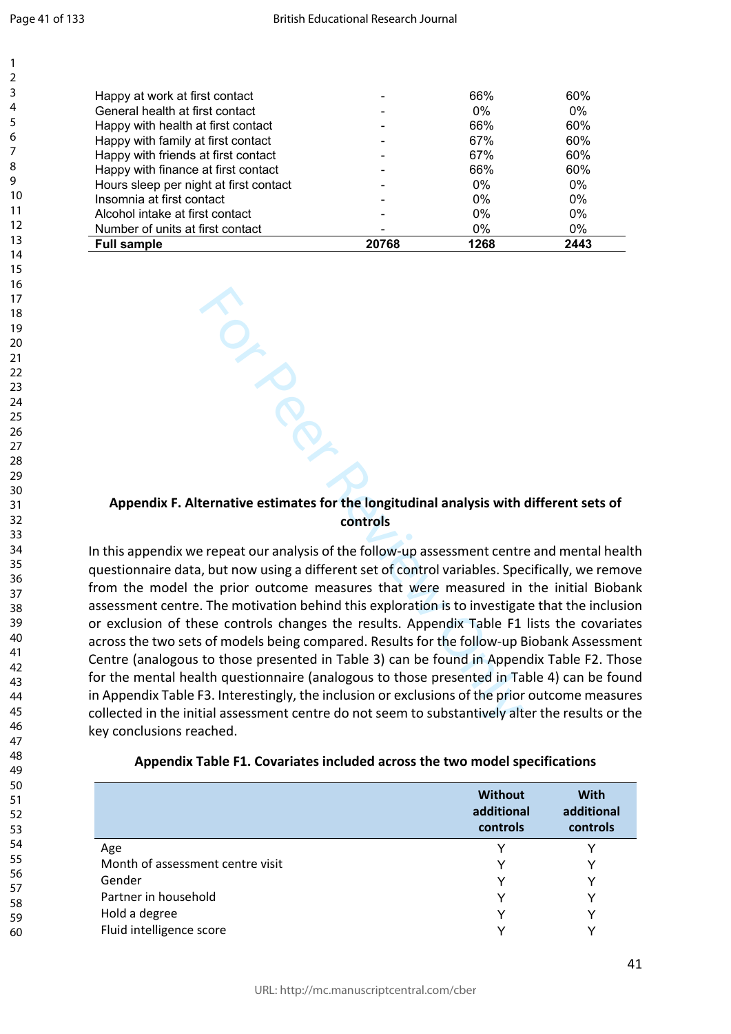| | | | |
|---|---|---|---|
| Happy at work at first contact | - | 66% | 60% |
| General health at first contact | - | 0% | 0% |
| Happy with health at first contact | - | 66% | 60% |
| Happy with family at first contact | - | 67% | 60% |
| Happy with friends at first contact | - | 67% | 60% |
| Happy with finance at first contact | - | 66% | 60% |
| Hours sleep per night at first contact | - | 0% | 0% |
| Insomnia at first contact | - | 0% | 0% |
| Alcohol intake at first contact | - | 0% | 0% |
| Number of units at first contact | - | 0% | 0% |
| **Full sample** | **20768** | **1268** | **2443** |

### Appendix F. Alternative estimates for the longitudinal analysis with different sets of controls

In this appendix we repeat our analysis of the follow-up assessment centre and mental health questionnaire data, but now using a different set of control variables. Specifically, we remove from the model the prior outcome measures that were measured in the initial Biobank assessment centre. The motivation behind this exploration is to investigate that the inclusion or exclusion of these controls changes the results. Appendix Table F1 lists the covariates across the two sets of models being compared. Results for the follow-up Biobank Assessment Centre (analogous to those presented in Table 3) can be found in Appendix Table F2. Those for the mental health questionnaire (analogous to those presented in Table 4) can be found in Appendix Table F3. Interestingly, the inclusion or exclusions of the prior outcome measures collected in the initial assessment centre do not seem to substantively alter the results or the key conclusions reached.

**Appendix Table F1. Covariates included across the two model specifications**

| | Without additional controls | With additional controls |
|---|---|---|
| Age | Y | Y |
| Month of assessment centre visit | Y | Y |
| Gender | Y | Y |
| Partner in household | Y | Y |
| Hold a degree | Y | Y |
| Fluid intelligence score | Y | Y |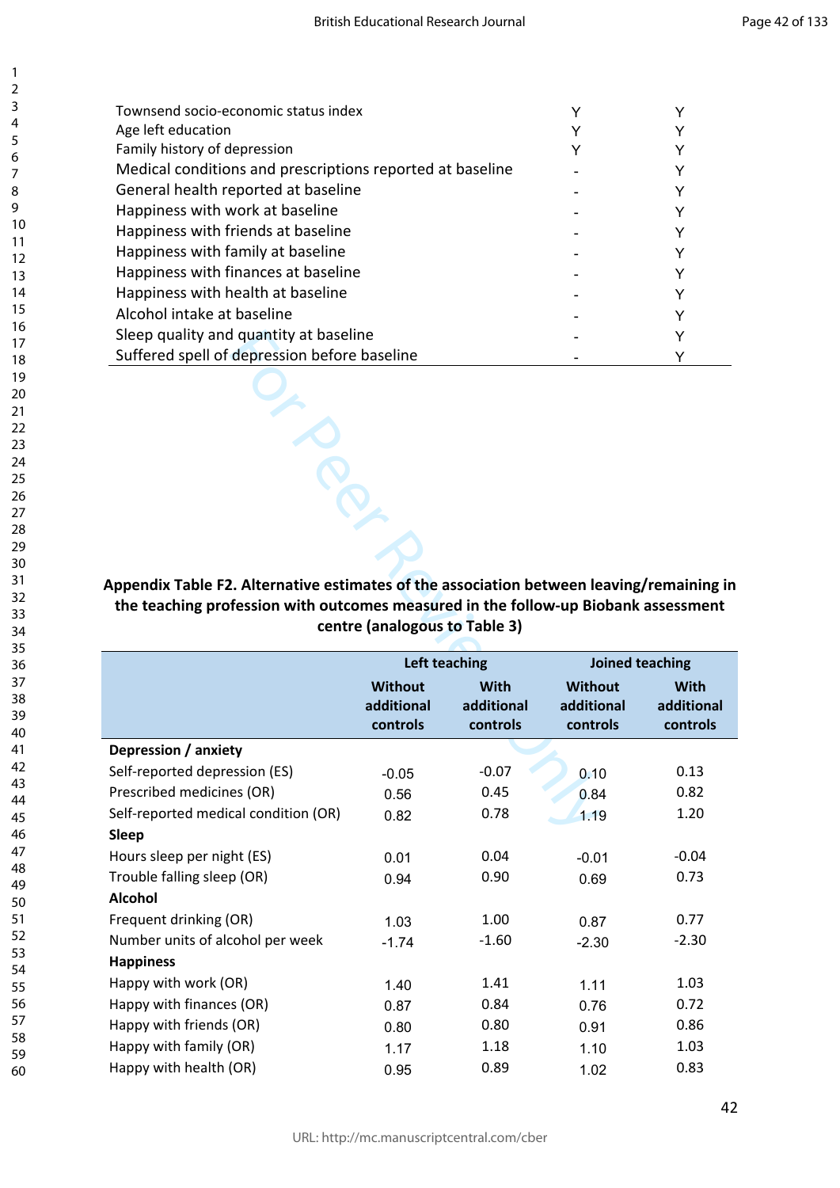| | | |
|---|---|---|
| Townsend socio-economic status index | Y | Y |
| Age left education | Y | Y |
| Family history of depression | Y | Y |
| Medical conditions and prescriptions reported at baseline | - | Y |
| General health reported at baseline | - | Y |
| Happiness with work at baseline | - | Y |
| Happiness with friends at baseline | - | Y |
| Happiness with family at baseline | - | Y |
| Happiness with finances at baseline | - | Y |
| Happiness with health at baseline | - | Y |
| Alcohol intake at baseline | - | Y |
| Sleep quality and quantity at baseline | - | Y |
| Suffered spell of depression before baseline | - | Y |

**Appendix Table F2. Alternative estimates of the association between leaving/remaining in the teaching profession with outcomes measured in the follow-up Biobank assessment centre (analogous to Table 3)**

| | Left teaching | | Joined teaching | |
|---|---|---|---|---|
| | Without additional controls | With additional controls | Without additional controls | With additional controls |
| **Depression / anxiety** | | | | |
| Self-reported depression (ES) | -0.05 | -0.07 | 0.10 | 0.13 |
| Prescribed medicines (OR) | 0.56 | 0.45 | 0.84 | 0.82 |
| Self-reported medical condition (OR) | 0.82 | 0.78 | 1.19 | 1.20 |
| **Sleep** | | | | |
| Hours sleep per night (ES) | 0.01 | 0.04 | -0.01 | -0.04 |
| Trouble falling sleep (OR) | 0.94 | 0.90 | 0.69 | 0.73 |
| **Alcohol** | | | | |
| Frequent drinking (OR) | 1.03 | 1.00 | 0.87 | 0.77 |
| Number units of alcohol per week | -1.74 | -1.60 | -2.30 | -2.30 |
| **Happiness** | | | | |
| Happy with work (OR) | 1.40 | 1.41 | 1.11 | 1.03 |
| Happy with finances (OR) | 0.87 | 0.84 | 0.76 | 0.72 |
| Happy with friends (OR) | 0.80 | 0.80 | 0.91 | 0.86 |
| Happy with family (OR) | 1.17 | 1.18 | 1.10 | 1.03 |
| Happy with health (OR) | 0.95 | 0.89 | 1.02 | 0.83 |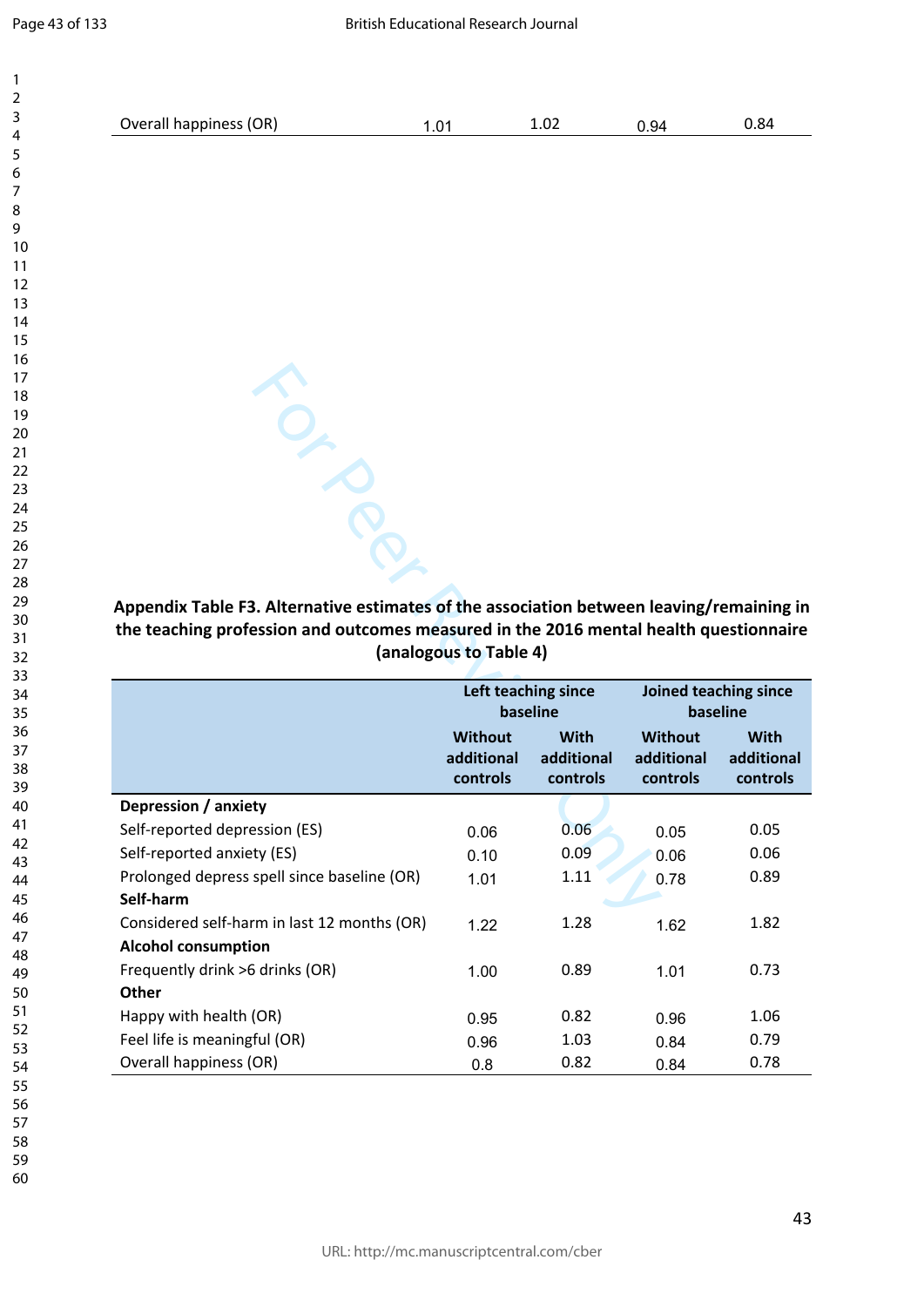| Overall happiness (OR) | 1.01 | 1.02 | 0.94 | 0.84 |
|---|---|---|---|---|

**Appendix Table F3. Alternative estimates of the association between leaving/remaining in the teaching profession and outcomes measured in the 2016 mental health questionnaire (analogous to Table 4)**

| | Left teaching since baseline | | Joined teaching since baseline | |
|---|---|---|---|---|
| | Without additional controls | With additional controls | Without additional controls | With additional controls |
| **Depression / anxiety** | | | | |
| Self-reported depression (ES) | 0.06 | 0.06 | 0.05 | 0.05 |
| Self-reported anxiety (ES) | 0.10 | 0.09 | 0.06 | 0.06 |
| Prolonged depress spell since baseline (OR) | 1.01 | 1.11 | 0.78 | 0.89 |
| **Self-harm** | | | | |
| Considered self-harm in last 12 months (OR) | 1.22 | 1.28 | 1.62 | 1.82 |
| **Alcohol consumption** | | | | |
| Frequently drink >6 drinks (OR) | 1.00 | 0.89 | 1.01 | 0.73 |
| **Other** | | | | |
| Happy with health (OR) | 0.95 | 0.82 | 0.96 | 1.06 |
| Feel life is meaningful (OR) | 0.96 | 1.03 | 0.84 | 0.79 |
| Overall happiness (OR) | 0.8 | 0.82 | 0.84 | 0.78 |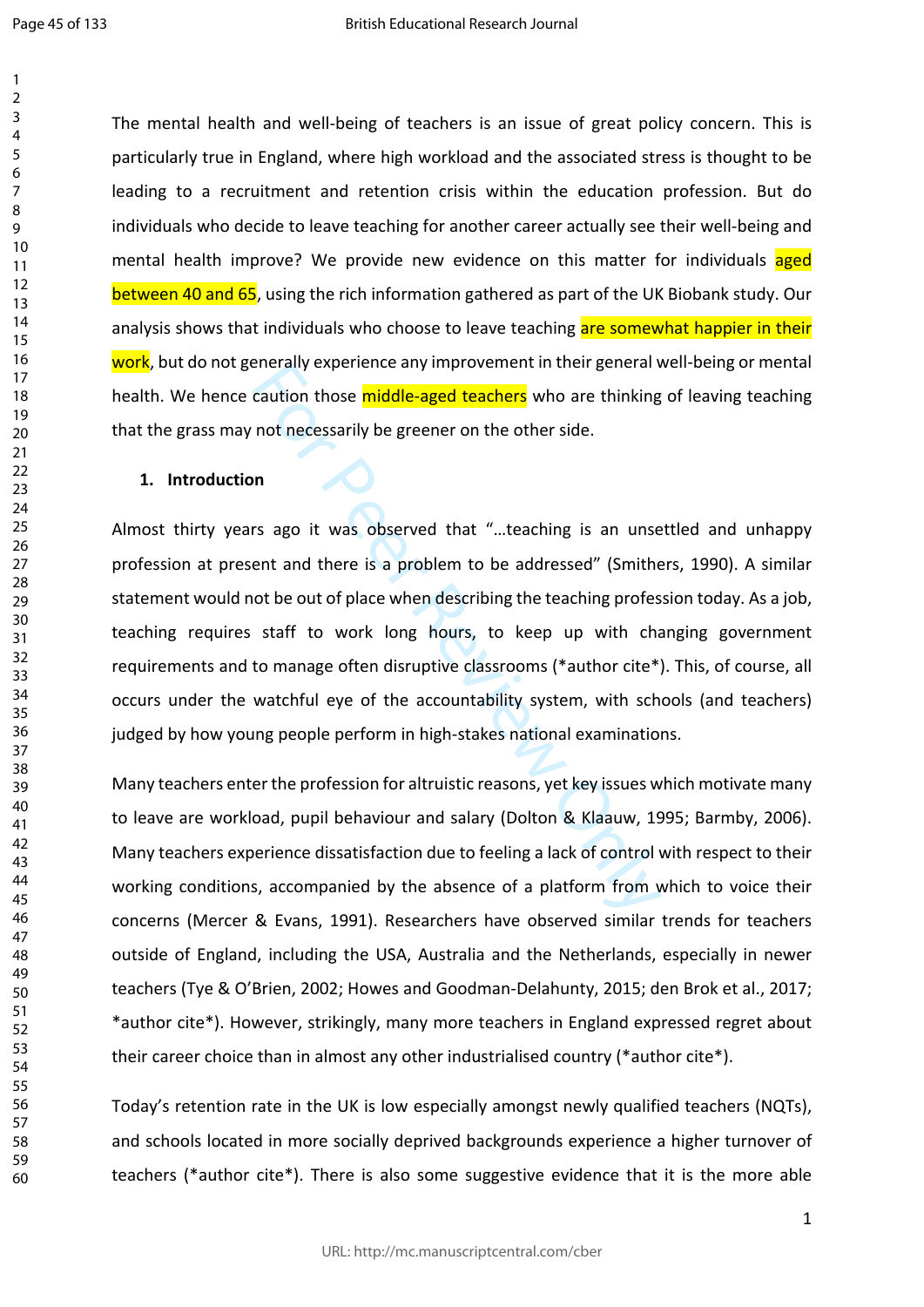The mental health and well-being of teachers is an issue of great policy concern. This is particularly true in England, where high workload and the associated stress is thought to be leading to a recruitment and retention crisis within the education profession. But do individuals who decide to leave teaching for another career actually see their well-being and mental health improve? We provide new evidence on this matter for individuals aged between 40 and 65, using the rich information gathered as part of the UK Biobank study. Our analysis shows that individuals who choose to leave teaching are somewhat happier in their work, but do not generally experience any improvement in their general well-being or mental health. We hence caution those middle-aged teachers who are thinking of leaving teaching that the grass may not necessarily be greener on the other side.

## 1. Introduction

Almost thirty years ago it was observed that "…teaching is an unsettled and unhappy profession at present and there is a problem to be addressed" (Smithers, 1990). A similar statement would not be out of place when describing the teaching profession today. As a job, teaching requires staff to work long hours, to keep up with changing government requirements and to manage often disruptive classrooms (*author cite*). This, of course, all occurs under the watchful eye of the accountability system, with schools (and teachers) judged by how young people perform in high-stakes national examinations.

Many teachers enter the profession for altruistic reasons, yet key issues which motivate many to leave are workload, pupil behaviour and salary (Dolton & Klaauw, 1995; Barmby, 2006). Many teachers experience dissatisfaction due to feeling a lack of control with respect to their working conditions, accompanied by the absence of a platform from which to voice their concerns (Mercer & Evans, 1991). Researchers have observed similar trends for teachers outside of England, including the USA, Australia and the Netherlands, especially in newer teachers (Tye & O'Brien, 2002; Howes and Goodman-Delahunty, 2015; den Brok et al., 2017; *author cite*). However, strikingly, many more teachers in England expressed regret about their career choice than in almost any other industrialised country (*author cite*).

Today's retention rate in the UK is low especially amongst newly qualified teachers (NQTs), and schools located in more socially deprived backgrounds experience a higher turnover of teachers (*author cite*). There is also some suggestive evidence that it is the more able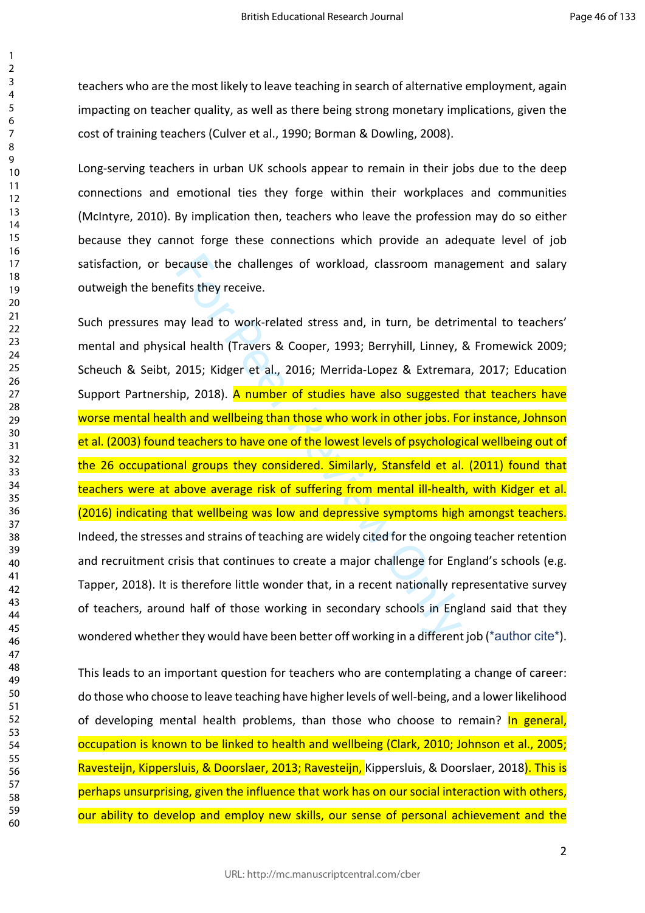teachers who are the most likely to leave teaching in search of alternative employment, again impacting on teacher quality, as well as there being strong monetary implications, given the cost of training teachers (Culver et al., 1990; Borman & Dowling, 2008).

Long-serving teachers in urban UK schools appear to remain in their jobs due to the deep connections and emotional ties they forge within their workplaces and communities (McIntyre, 2010). By implication then, teachers who leave the profession may do so either because they cannot forge these connections which provide an adequate level of job satisfaction, or because the challenges of workload, classroom management and salary outweigh the benefits they receive.

Such pressures may lead to work-related stress and, in turn, be detrimental to teachers' mental and physical health (Travers & Cooper, 1993; Berryhill, Linney, & Fromewick 2009; Scheuch & Seibt, 2015; Kidger et al., 2016; Merrida-Lopez & Extremara, 2017; Education Support Partnership, 2018). A number of studies have also suggested that teachers have worse mental health and wellbeing than those who work in other jobs. For instance, Johnson et al. (2003) found teachers to have one of the lowest levels of psychological wellbeing out of the 26 occupational groups they considered. Similarly, Stansfeld et al. (2011) found that teachers were at above average risk of suffering from mental ill-health, with Kidger et al. (2016) indicating that wellbeing was low and depressive symptoms high amongst teachers. Indeed, the stresses and strains of teaching are widely cited for the ongoing teacher retention and recruitment crisis that continues to create a major challenge for England's schools (e.g. Tapper, 2018). It is therefore little wonder that, in a recent nationally representative survey of teachers, around half of those working in secondary schools in England said that they wondered whether they would have been better off working in a different job (*author cite*).

This leads to an important question for teachers who are contemplating a change of career: do those who choose to leave teaching have higher levels of well-being, and a lower likelihood of developing mental health problems, than those who choose to remain? In general, occupation is known to be linked to health and wellbeing (Clark, 2010; Johnson et al., 2005; Ravesteijn, Kippersluis, & Doorslaer, 2013; Ravesteijn, Kippersluis, & Doorslaer, 2018). This is perhaps unsurprising, given the influence that work has on our social interaction with others, our ability to develop and employ new skills, our sense of personal achievement and the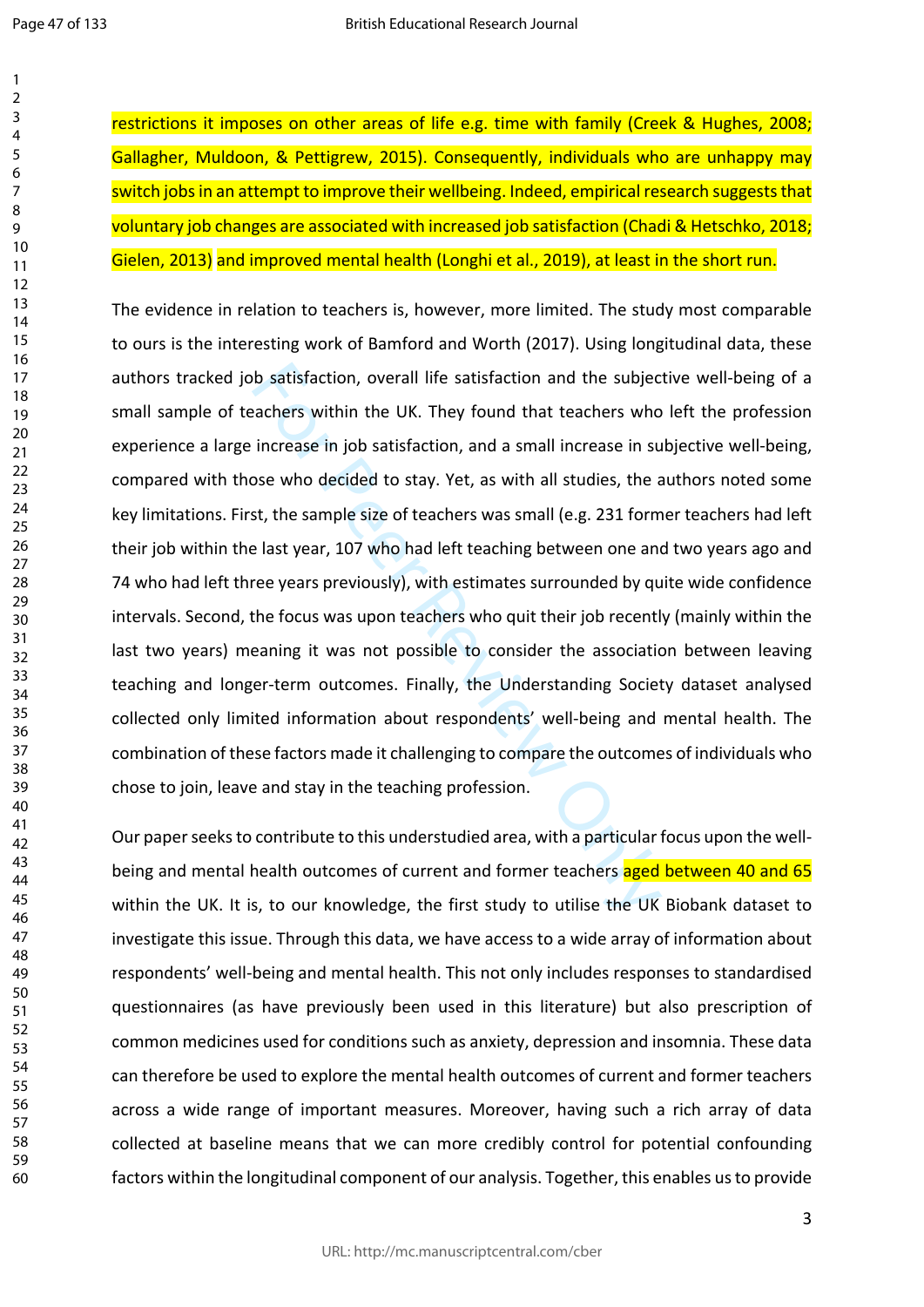restrictions it imposes on other areas of life e.g. time with family (Creek & Hughes, 2008; Gallagher, Muldoon, & Pettigrew, 2015). Consequently, individuals who are unhappy may switch jobs in an attempt to improve their wellbeing. Indeed, empirical research suggests that voluntary job changes are associated with increased job satisfaction (Chadi & Hetschko, 2018; Gielen, 2013) and improved mental health (Longhi et al., 2019), at least in the short run.

The evidence in relation to teachers is, however, more limited. The study most comparable to ours is the interesting work of Bamford and Worth (2017). Using longitudinal data, these authors tracked job satisfaction, overall life satisfaction and the subjective well-being of a small sample of teachers within the UK. They found that teachers who left the profession experience a large increase in job satisfaction, and a small increase in subjective well-being, compared with those who decided to stay. Yet, as with all studies, the authors noted some key limitations. First, the sample size of teachers was small (e.g. 231 former teachers had left their job within the last year, 107 who had left teaching between one and two years ago and 74 who had left three years previously), with estimates surrounded by quite wide confidence intervals. Second, the focus was upon teachers who quit their job recently (mainly within the last two years) meaning it was not possible to consider the association between leaving teaching and longer-term outcomes. Finally, the Understanding Society dataset analysed collected only limited information about respondents' well-being and mental health. The combination of these factors made it challenging to compare the outcomes of individuals who chose to join, leave and stay in the teaching profession.

Our paper seeks to contribute to this understudied area, with a particular focus upon the well-being and mental health outcomes of current and former teachers aged between 40 and 65 within the UK. It is, to our knowledge, the first study to utilise the UK Biobank dataset to investigate this issue. Through this data, we have access to a wide array of information about respondents' well-being and mental health. This not only includes responses to standardised questionnaires (as have previously been used in this literature) but also prescription of common medicines used for conditions such as anxiety, depression and insomnia. These data can therefore be used to explore the mental health outcomes of current and former teachers across a wide range of important measures. Moreover, having such a rich array of data collected at baseline means that we can more credibly control for potential confounding factors within the longitudinal component of our analysis. Together, this enables us to provide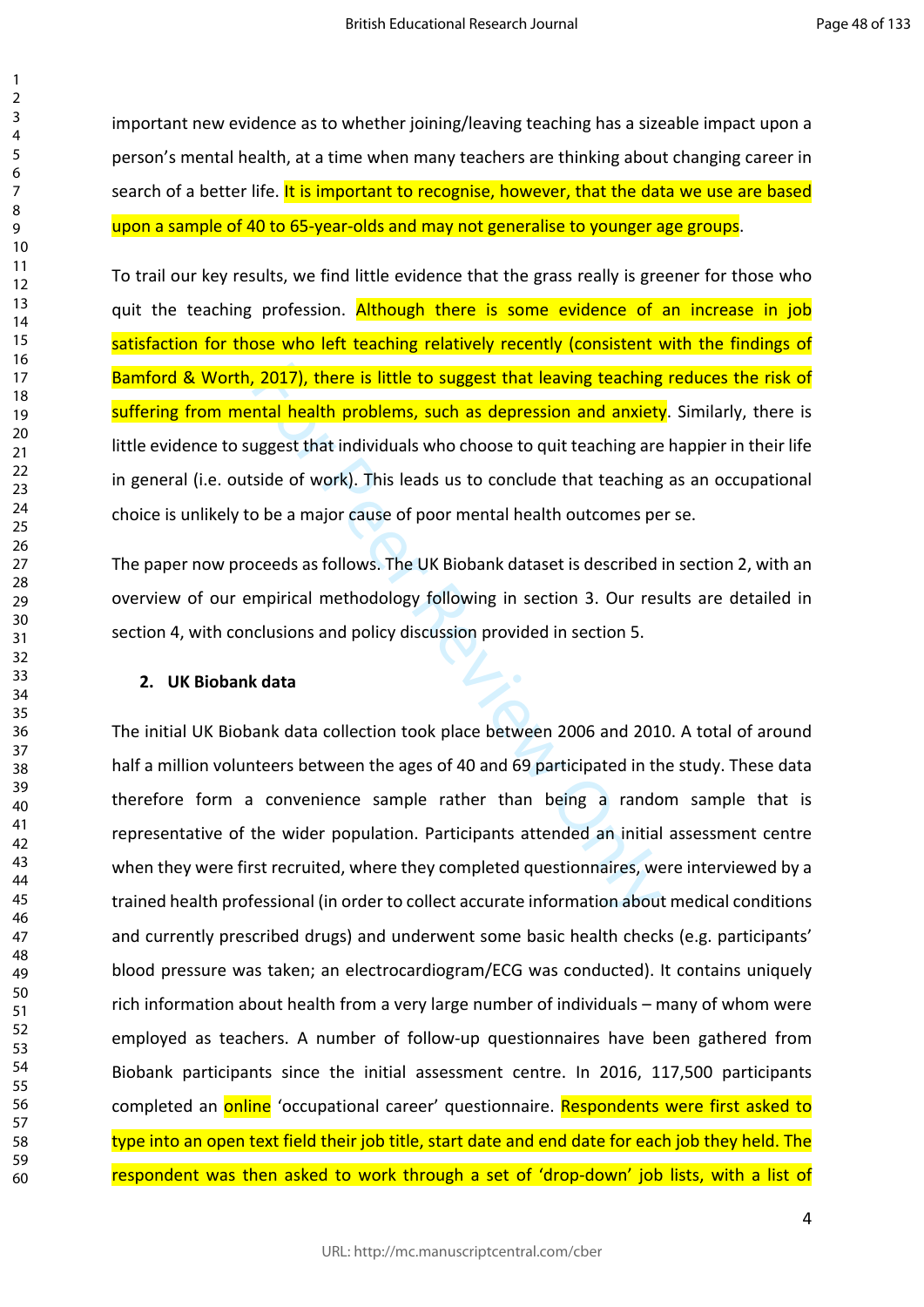important new evidence as to whether joining/leaving teaching has a sizeable impact upon a person's mental health, at a time when many teachers are thinking about changing career in search of a better life. It is important to recognise, however, that the data we use are based upon a sample of 40 to 65-year-olds and may not generalise to younger age groups.

To trail our key results, we find little evidence that the grass really is greener for those who quit the teaching profession. Although there is some evidence of an increase in job satisfaction for those who left teaching relatively recently (consistent with the findings of Bamford & Worth, 2017), there is little to suggest that leaving teaching reduces the risk of suffering from mental health problems, such as depression and anxiety. Similarly, there is little evidence to suggest that individuals who choose to quit teaching are happier in their life in general (i.e. outside of work). This leads us to conclude that teaching as an occupational choice is unlikely to be a major cause of poor mental health outcomes per se.

The paper now proceeds as follows. The UK Biobank dataset is described in section 2, with an overview of our empirical methodology following in section 3. Our results are detailed in section 4, with conclusions and policy discussion provided in section 5.

## 2. UK Biobank data

The initial UK Biobank data collection took place between 2006 and 2010. A total of around half a million volunteers between the ages of 40 and 69 participated in the study. These data therefore form a convenience sample rather than being a random sample that is representative of the wider population. Participants attended an initial assessment centre when they were first recruited, where they completed questionnaires, were interviewed by a trained health professional (in order to collect accurate information about medical conditions and currently prescribed drugs) and underwent some basic health checks (e.g. participants' blood pressure was taken; an electrocardiogram/ECG was conducted). It contains uniquely rich information about health from a very large number of individuals – many of whom were employed as teachers. A number of follow-up questionnaires have been gathered from Biobank participants since the initial assessment centre. In 2016, 117,500 participants completed an online 'occupational career' questionnaire. Respondents were first asked to type into an open text field their job title, start date and end date for each job they held. The respondent was then asked to work through a set of 'drop-down' job lists, with a list of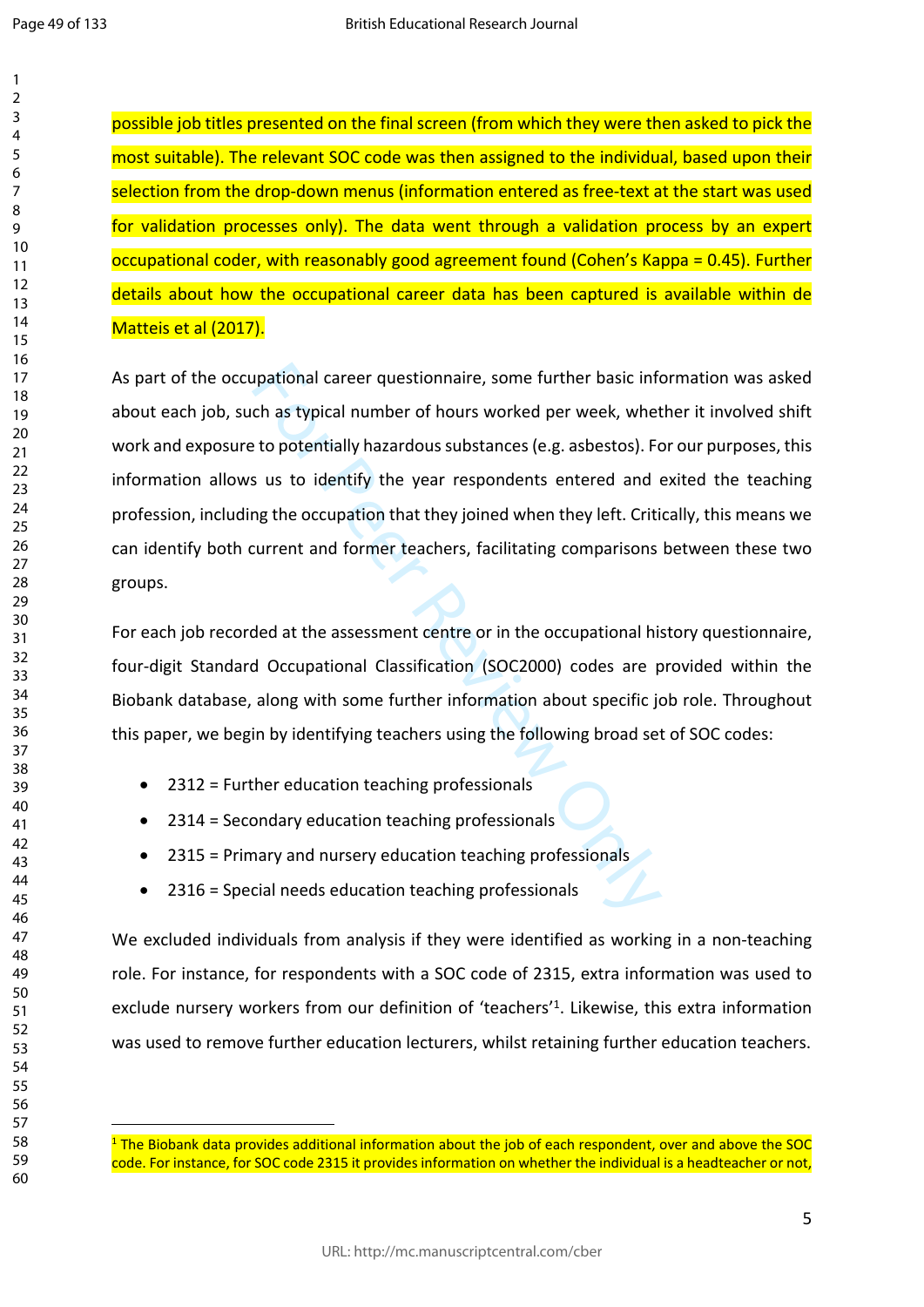possible job titles presented on the final screen (from which they were then asked to pick the most suitable). The relevant SOC code was then assigned to the individual, based upon their selection from the drop-down menus (information entered as free-text at the start was used for validation processes only). The data went through a validation process by an expert occupational coder, with reasonably good agreement found (Cohen's Kappa = 0.45). Further details about how the occupational career data has been captured is available within de Matteis et al (2017).

As part of the occupational career questionnaire, some further basic information was asked about each job, such as typical number of hours worked per week, whether it involved shift work and exposure to potentially hazardous substances (e.g. asbestos). For our purposes, this information allows us to identify the year respondents entered and exited the teaching profession, including the occupation that they joined when they left. Critically, this means we can identify both current and former teachers, facilitating comparisons between these two groups.

For each job recorded at the assessment centre or in the occupational history questionnaire, four-digit Standard Occupational Classification (SOC2000) codes are provided within the Biobank database, along with some further information about specific job role. Throughout this paper, we begin by identifying teachers using the following broad set of SOC codes:

- 2312 = Further education teaching professionals
- 2314 = Secondary education teaching professionals
- 2315 = Primary and nursery education teaching professionals
- 2316 = Special needs education teaching professionals

We excluded individuals from analysis if they were identified as working in a non-teaching role. For instance, for respondents with a SOC code of 2315, extra information was used to exclude nursery workers from our definition of 'teachers'[1]. Likewise, this extra information was used to remove further education lecturers, whilst retaining further education teachers.

---

[1] The Biobank data provides additional information about the job of each respondent, over and above the SOC code. For instance, for SOC code 2315 it provides information on whether the individual is a headteacher or not,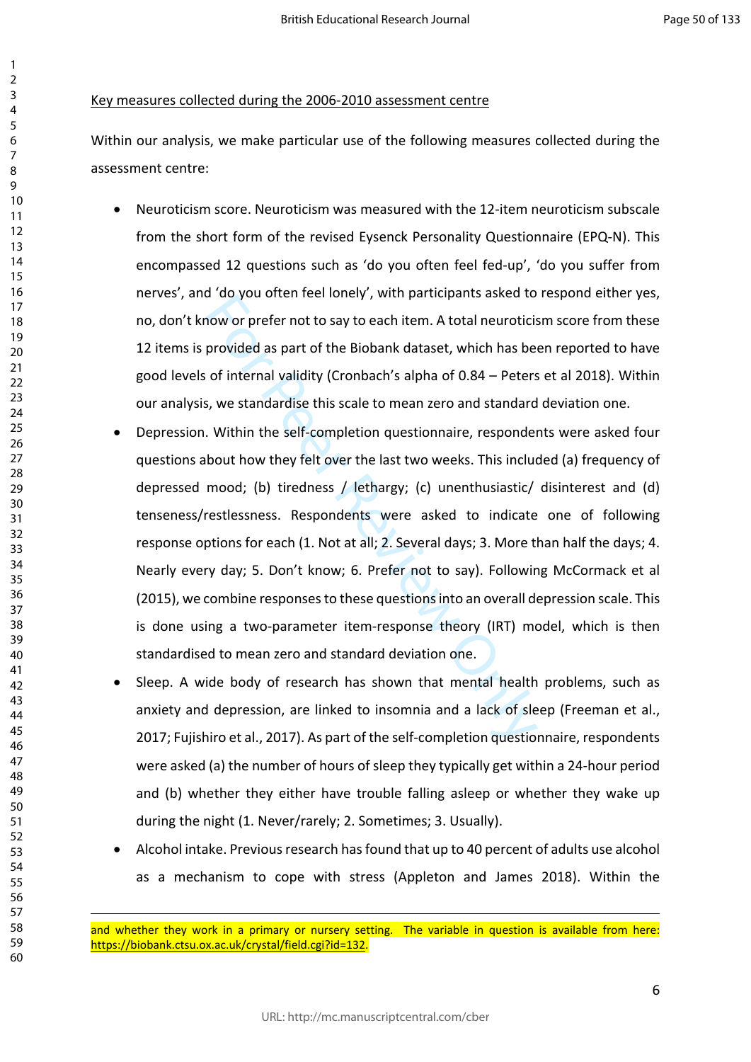Key measures collected during the 2006-2010 assessment centre

Within our analysis, we make particular use of the following measures collected during the assessment centre:

- Neuroticism score. Neuroticism was measured with the 12-item neuroticism subscale from the short form of the revised Eysenck Personality Questionnaire (EPQ-N). This encompassed 12 questions such as 'do you often feel fed-up', 'do you suffer from nerves', and 'do you often feel lonely', with participants asked to respond either yes, no, don't know or prefer not to say to each item. A total neuroticism score from these 12 items is provided as part of the Biobank dataset, which has been reported to have good levels of internal validity (Cronbach's alpha of 0.84 – Peters et al 2018). Within our analysis, we standardise this scale to mean zero and standard deviation one.
- Depression. Within the self-completion questionnaire, respondents were asked four questions about how they felt over the last two weeks. This included (a) frequency of depressed mood; (b) tiredness / lethargy; (c) unenthusiastic/ disinterest and (d) tenseness/restlessness. Respondents were asked to indicate one of following response options for each (1. Not at all; 2. Several days; 3. More than half the days; 4. Nearly every day; 5. Don't know; 6. Prefer not to say). Following McCormack et al (2015), we combine responses to these questions into an overall depression scale. This is done using a two-parameter item-response theory (IRT) model, which is then standardised to mean zero and standard deviation one.
- Sleep. A wide body of research has shown that mental health problems, such as anxiety and depression, are linked to insomnia and a lack of sleep (Freeman et al., 2017; Fujishiro et al., 2017). As part of the self-completion questionnaire, respondents were asked (a) the number of hours of sleep they typically get within a 24-hour period and (b) whether they either have trouble falling asleep or whether they wake up during the night (1. Never/rarely; 2. Sometimes; 3. Usually).
- Alcohol intake. Previous research has found that up to 40 percent of adults use alcohol as a mechanism to cope with stress (Appleton and James 2018). Within the

---

and whether they work in a primary or nursery setting. The variable in question is available from here: https://biobank.ctsu.ox.ac.uk/crystal/field.cgi?id=132.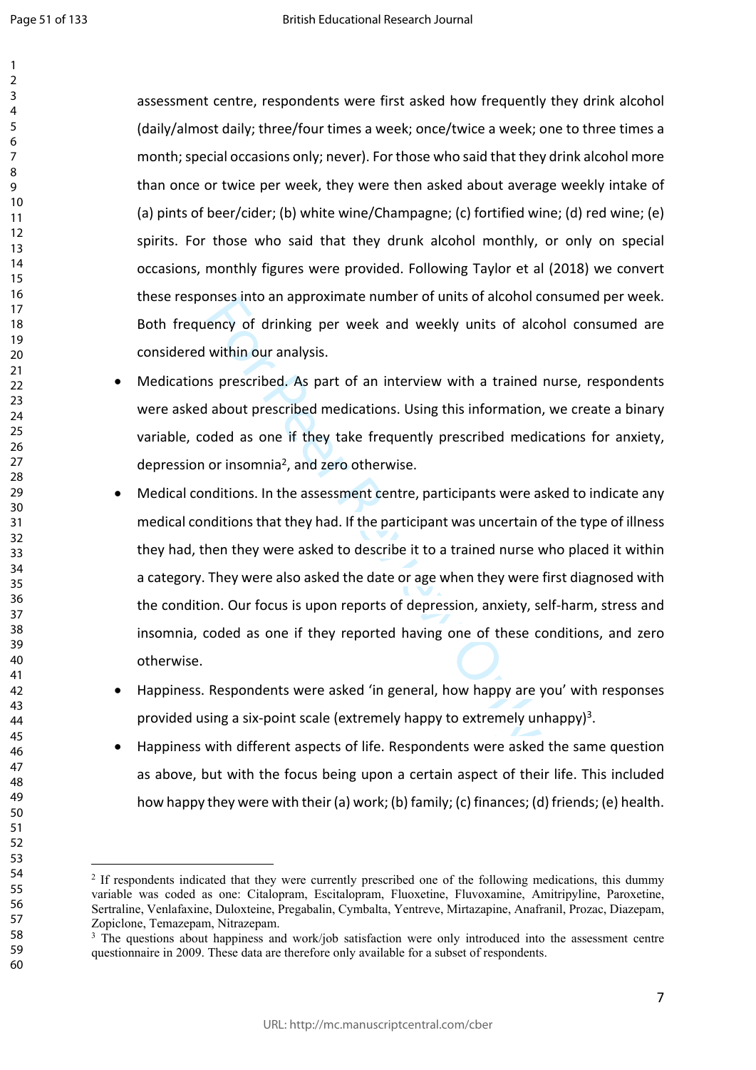assessment centre, respondents were first asked how frequently they drink alcohol (daily/almost daily; three/four times a week; once/twice a week; one to three times a month; special occasions only; never). For those who said that they drink alcohol more than once or twice per week, they were then asked about average weekly intake of (a) pints of beer/cider; (b) white wine/Champagne; (c) fortified wine; (d) red wine; (e) spirits. For those who said that they drunk alcohol monthly, or only on special occasions, monthly figures were provided. Following Taylor et al (2018) we convert these responses into an approximate number of units of alcohol consumed per week. Both frequency of drinking per week and weekly units of alcohol consumed are considered within our analysis.

- Medications prescribed. As part of an interview with a trained nurse, respondents were asked about prescribed medications. Using this information, we create a binary variable, coded as one if they take frequently prescribed medications for anxiety, depression or insomnia[2], and zero otherwise.
- Medical conditions. In the assessment centre, participants were asked to indicate any medical conditions that they had. If the participant was uncertain of the type of illness they had, then they were asked to describe it to a trained nurse who placed it within a category. They were also asked the date or age when they were first diagnosed with the condition. Our focus is upon reports of depression, anxiety, self-harm, stress and insomnia, coded as one if they reported having one of these conditions, and zero otherwise.
- Happiness. Respondents were asked 'in general, how happy are you' with responses provided using a six-point scale (extremely happy to extremely unhappy)[3].
- Happiness with different aspects of life. Respondents were asked the same question as above, but with the focus being upon a certain aspect of their life. This included how happy they were with their (a) work; (b) family; (c) finances; (d) friends; (e) health.

---

[2] If respondents indicated that they were currently prescribed one of the following medications, this dummy variable was coded as one: Citalopram, Escitalopram, Fluoxetine, Fluvoxamine, Amitripyline, Paroxetine, Sertraline, Venlafaxine, Duloxteine, Pregabalin, Cymbalta, Yentreve, Mirtazapine, Anafranil, Prozac, Diazepam, Zopiclone, Temazepam, Nitrazepam.

[3] The questions about happiness and work/job satisfaction were only introduced into the assessment centre questionnaire in 2009. These data are therefore only available for a subset of respondents.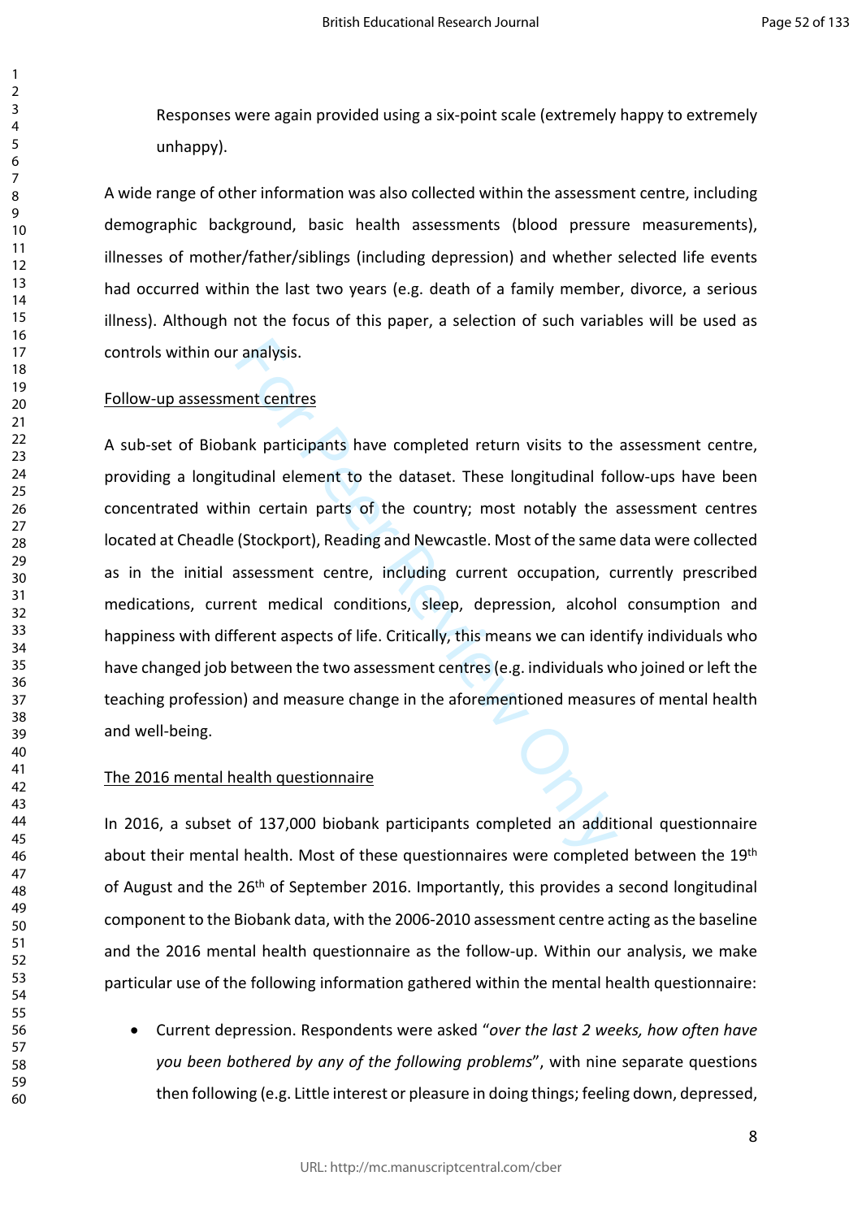Responses were again provided using a six-point scale (extremely happy to extremely unhappy).

A wide range of other information was also collected within the assessment centre, including demographic background, basic health assessments (blood pressure measurements), illnesses of mother/father/siblings (including depression) and whether selected life events had occurred within the last two years (e.g. death of a family member, divorce, a serious illness). Although not the focus of this paper, a selection of such variables will be used as controls within our analysis.

Follow-up assessment centres

A sub-set of Biobank participants have completed return visits to the assessment centre, providing a longitudinal element to the dataset. These longitudinal follow-ups have been concentrated within certain parts of the country; most notably the assessment centres located at Cheadle (Stockport), Reading and Newcastle. Most of the same data were collected as in the initial assessment centre, including current occupation, currently prescribed medications, current medical conditions, sleep, depression, alcohol consumption and happiness with different aspects of life. Critically, this means we can identify individuals who have changed job between the two assessment centres (e.g. individuals who joined or left the teaching profession) and measure change in the aforementioned measures of mental health and well-being.

The 2016 mental health questionnaire

In 2016, a subset of 137,000 biobank participants completed an additional questionnaire about their mental health. Most of these questionnaires were completed between the 19th of August and the 26th of September 2016. Importantly, this provides a second longitudinal component to the Biobank data, with the 2006-2010 assessment centre acting as the baseline and the 2016 mental health questionnaire as the follow-up. Within our analysis, we make particular use of the following information gathered within the mental health questionnaire:

- Current depression. Respondents were asked "*over the last 2 weeks, how often have you been bothered by any of the following problems*", with nine separate questions then following (e.g. Little interest or pleasure in doing things; feeling down, depressed,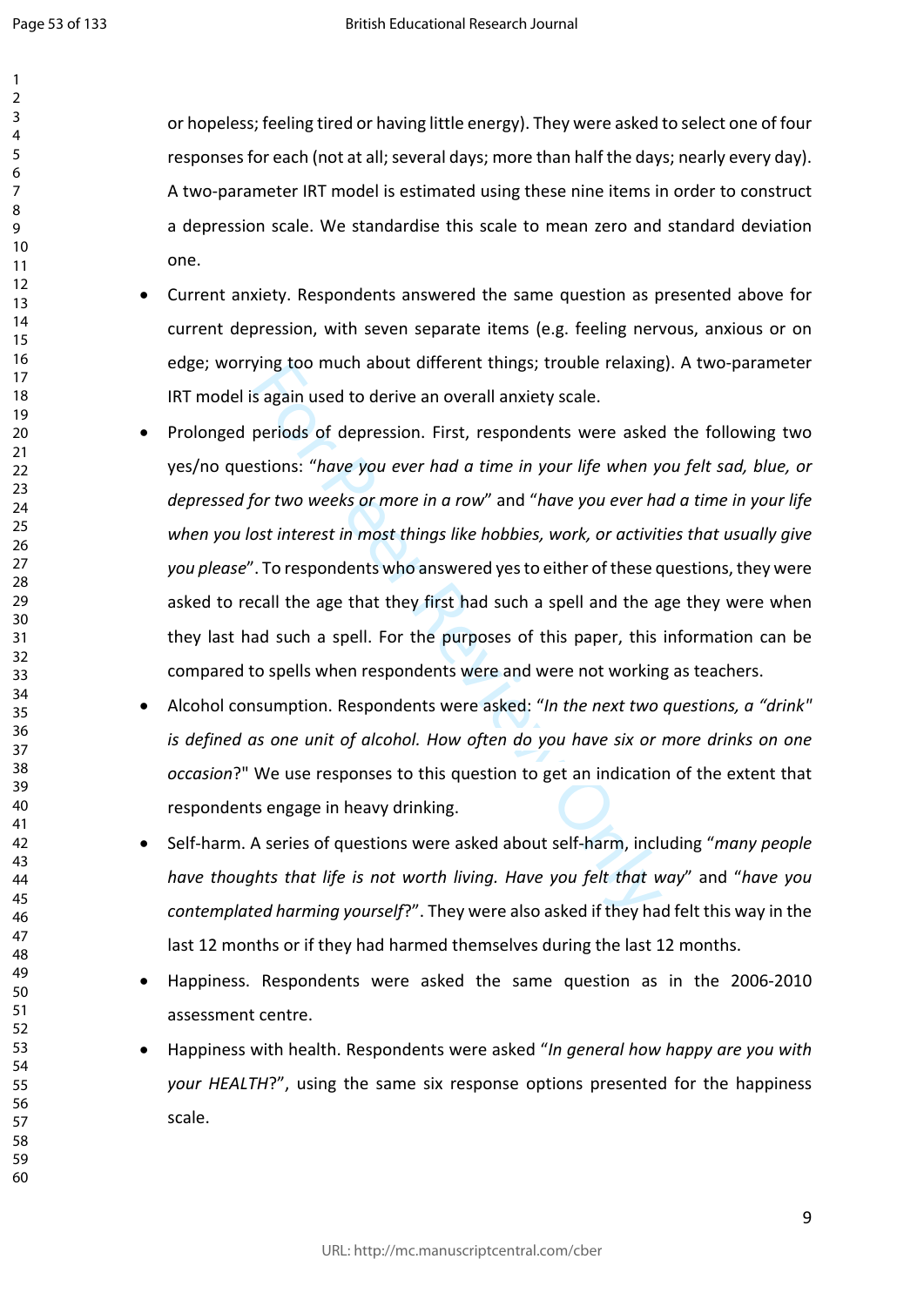or hopeless; feeling tired or having little energy). They were asked to select one of four responses for each (not at all; several days; more than half the days; nearly every day). A two-parameter IRT model is estimated using these nine items in order to construct a depression scale. We standardise this scale to mean zero and standard deviation one.

- Current anxiety. Respondents answered the same question as presented above for current depression, with seven separate items (e.g. feeling nervous, anxious or on edge; worrying too much about different things; trouble relaxing). A two-parameter IRT model is again used to derive an overall anxiety scale.
- Prolonged periods of depression. First, respondents were asked the following two yes/no questions: "*have you ever had a time in your life when you felt sad, blue, or depressed for two weeks or more in a row*" and "*have you ever had a time in your life when you lost interest in most things like hobbies, work, or activities that usually give you please*". To respondents who answered yes to either of these questions, they were asked to recall the age that they first had such a spell and the age they were when they last had such a spell. For the purposes of this paper, this information can be compared to spells when respondents were and were not working as teachers.
- Alcohol consumption. Respondents were asked: "*In the next two questions, a "drink" is defined as one unit of alcohol. How often do you have six or more drinks on one occasion*?" We use responses to this question to get an indication of the extent that respondents engage in heavy drinking.
- Self-harm. A series of questions were asked about self-harm, including "*many people have thoughts that life is not worth living. Have you felt that way*" and "*have you contemplated harming yourself*?". They were also asked if they had felt this way in the last 12 months or if they had harmed themselves during the last 12 months.
- Happiness. Respondents were asked the same question as in the 2006-2010 assessment centre.
- Happiness with health. Respondents were asked "*In general how happy are you with your HEALTH*?", using the same six response options presented for the happiness scale.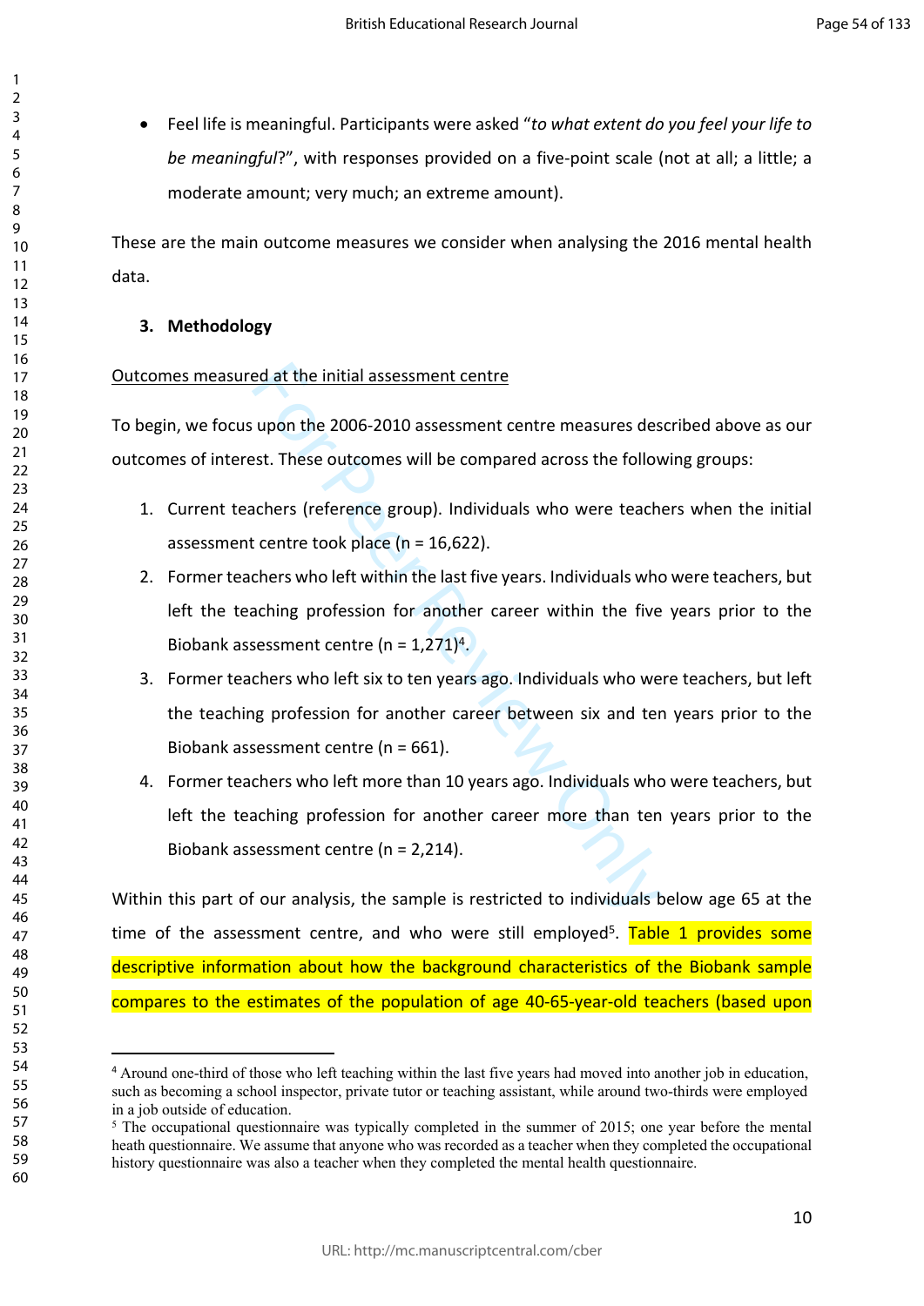- Feel life is meaningful. Participants were asked "*to what extent do you feel your life to be meaningful*?", with responses provided on a five-point scale (not at all; a little; a moderate amount; very much; an extreme amount).

These are the main outcome measures we consider when analysing the 2016 mental health data.

## 3. Methodology

Outcomes measured at the initial assessment centre

To begin, we focus upon the 2006-2010 assessment centre measures described above as our outcomes of interest. These outcomes will be compared across the following groups:

1. Current teachers (reference group). Individuals who were teachers when the initial assessment centre took place (n = 16,622).
2. Former teachers who left within the last five years. Individuals who were teachers, but left the teaching profession for another career within the five years prior to the Biobank assessment centre (n = 1,271)[4].
3. Former teachers who left six to ten years ago. Individuals who were teachers, but left the teaching profession for another career between six and ten years prior to the Biobank assessment centre (n = 661).
4. Former teachers who left more than 10 years ago. Individuals who were teachers, but left the teaching profession for another career more than ten years prior to the Biobank assessment centre (n = 2,214).

Within this part of our analysis, the sample is restricted to individuals below age 65 at the time of the assessment centre, and who were still employed[5]. Table 1 provides some descriptive information about how the background characteristics of the Biobank sample compares to the estimates of the population of age 40-65-year-old teachers (based upon

[4] Around one-third of those who left teaching within the last five years had moved into another job in education, such as becoming a school inspector, private tutor or teaching assistant, while around two-thirds were employed in a job outside of education.

[5] The occupational questionnaire was typically completed in the summer of 2015; one year before the mental heath questionnaire. We assume that anyone who was recorded as a teacher when they completed the occupational history questionnaire was also a teacher when they completed the mental health questionnaire.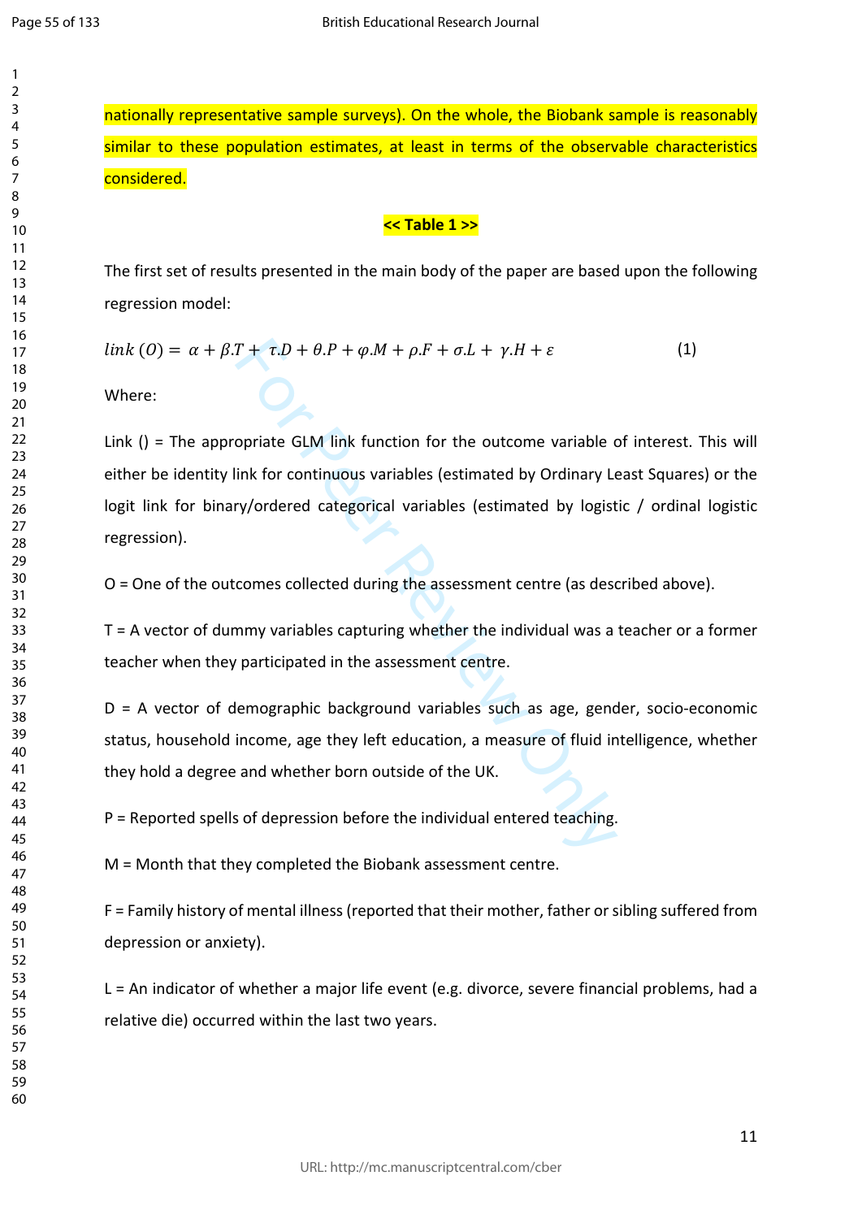nationally representative sample surveys). On the whole, the Biobank sample is reasonably similar to these population estimates, at least in terms of the observable characteristics considered.

**<< Table 1 >>**

The first set of results presented in the main body of the paper are based upon the following regression model:

$$link\ (O) = \alpha + \beta.T + \tau.D + \theta.P + \varphi.M + \rho.F + \sigma.L + \gamma.H + \varepsilon \qquad (1)$$

Where:

Link () = The appropriate GLM link function for the outcome variable of interest. This will either be identity link for continuous variables (estimated by Ordinary Least Squares) or the logit link for binary/ordered categorical variables (estimated by logistic / ordinal logistic regression).

O = One of the outcomes collected during the assessment centre (as described above).

T = A vector of dummy variables capturing whether the individual was a teacher or a former teacher when they participated in the assessment centre.

D = A vector of demographic background variables such as age, gender, socio-economic status, household income, age they left education, a measure of fluid intelligence, whether they hold a degree and whether born outside of the UK.

P = Reported spells of depression before the individual entered teaching.

M = Month that they completed the Biobank assessment centre.

F = Family history of mental illness (reported that their mother, father or sibling suffered from depression or anxiety).

L = An indicator of whether a major life event (e.g. divorce, severe financial problems, had a relative die) occurred within the last two years.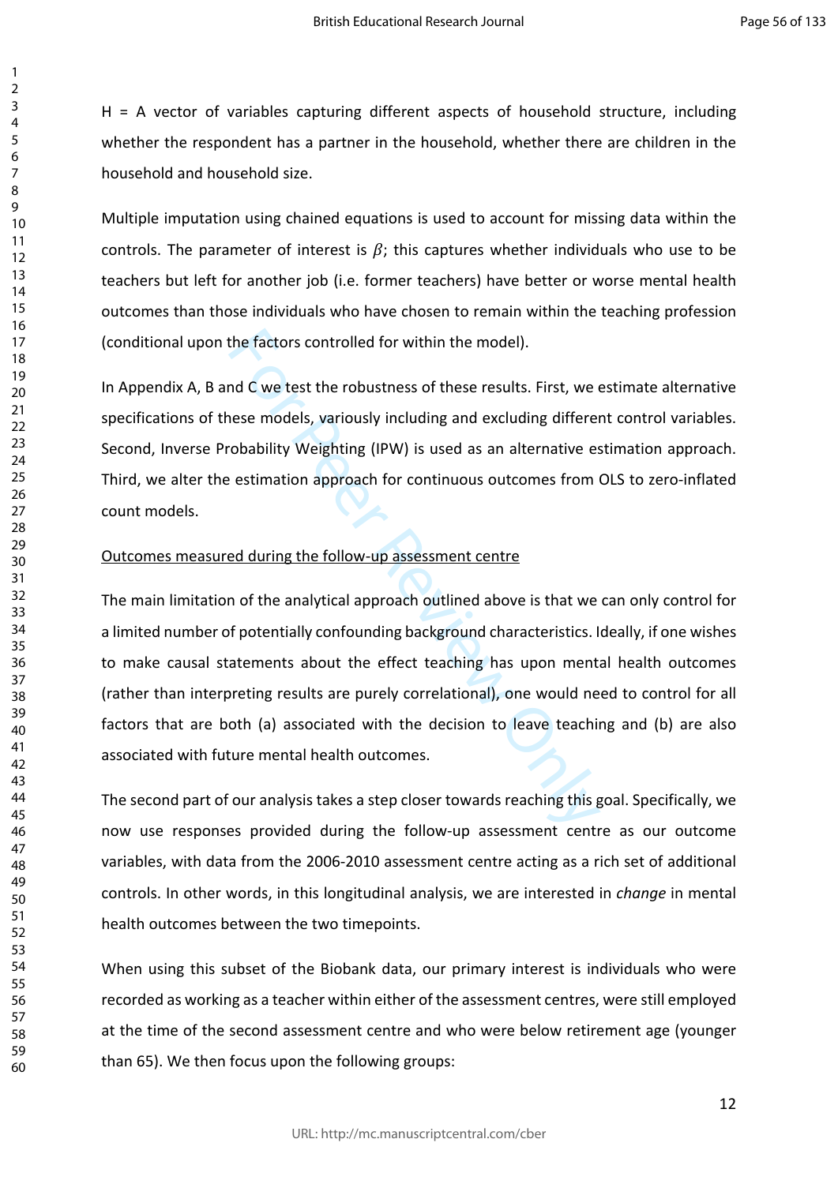H = A vector of variables capturing different aspects of household structure, including whether the respondent has a partner in the household, whether there are children in the household and household size.

Multiple imputation using chained equations is used to account for missing data within the controls. The parameter of interest is $\beta$; this captures whether individuals who use to be teachers but left for another job (i.e. former teachers) have better or worse mental health outcomes than those individuals who have chosen to remain within the teaching profession (conditional upon the factors controlled for within the model).

In Appendix A, B and C we test the robustness of these results. First, we estimate alternative specifications of these models, variously including and excluding different control variables. Second, Inverse Probability Weighting (IPW) is used as an alternative estimation approach. Third, we alter the estimation approach for continuous outcomes from OLS to zero-inflated count models.

<u>Outcomes measured during the follow-up assessment centre</u>

The main limitation of the analytical approach outlined above is that we can only control for a limited number of potentially confounding background characteristics. Ideally, if one wishes to make causal statements about the effect teaching has upon mental health outcomes (rather than interpreting results are purely correlational), one would need to control for all factors that are both (a) associated with the decision to leave teaching and (b) are also associated with future mental health outcomes.

The second part of our analysis takes a step closer towards reaching this goal. Specifically, we now use responses provided during the follow-up assessment centre as our outcome variables, with data from the 2006-2010 assessment centre acting as a rich set of additional controls. In other words, in this longitudinal analysis, we are interested in *change* in mental health outcomes between the two timepoints.

When using this subset of the Biobank data, our primary interest is individuals who were recorded as working as a teacher within either of the assessment centres, were still employed at the time of the second assessment centre and who were below retirement age (younger than 65). We then focus upon the following groups: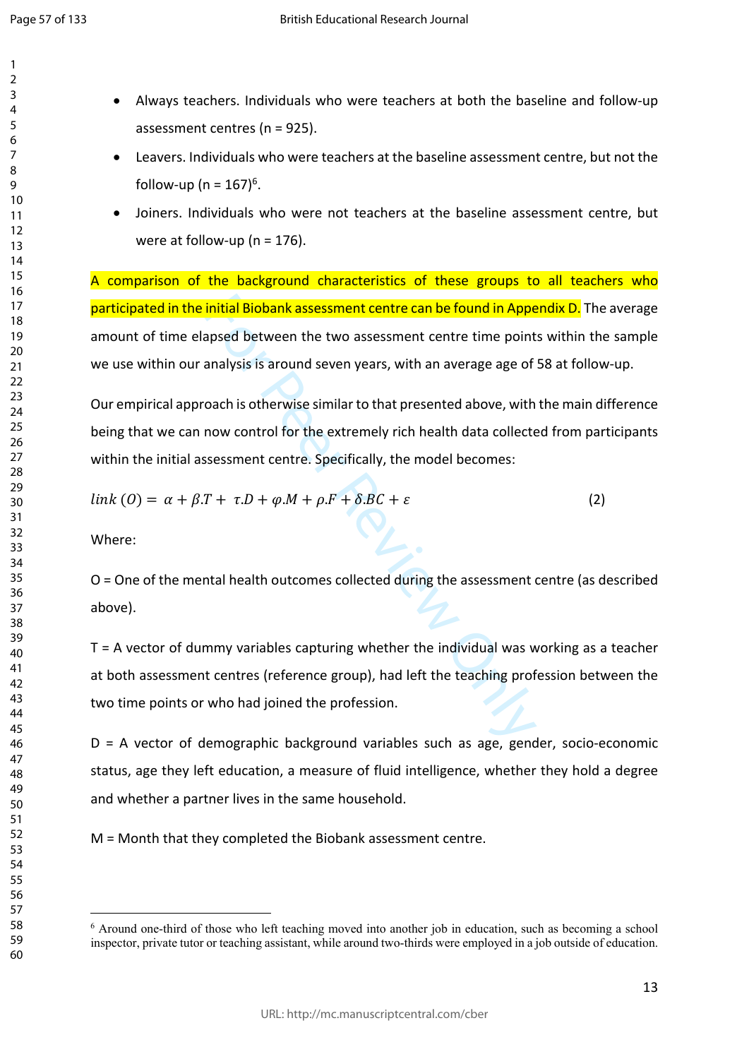- Always teachers. Individuals who were teachers at both the baseline and follow-up assessment centres (n = 925).
- Leavers. Individuals who were teachers at the baseline assessment centre, but not the follow-up (n = 167)[6].
- Joiners. Individuals who were not teachers at the baseline assessment centre, but were at follow-up (n = 176).

A comparison of the background characteristics of these groups to all teachers who participated in the initial Biobank assessment centre can be found in Appendix D. The average amount of time elapsed between the two assessment centre time points within the sample we use within our analysis is around seven years, with an average age of 58 at follow-up.

Our empirical approach is otherwise similar to that presented above, with the main difference being that we can now control for the extremely rich health data collected from participants within the initial assessment centre. Specifically, the model becomes:

$$link\,(O) = \alpha + \beta.T + \tau.D + \varphi.M + \rho.F + \delta.BC + \varepsilon \qquad (2)$$

Where:

O = One of the mental health outcomes collected during the assessment centre (as described above).

T = A vector of dummy variables capturing whether the individual was working as a teacher at both assessment centres (reference group), had left the teaching profession between the two time points or who had joined the profession.

D = A vector of demographic background variables such as age, gender, socio-economic status, age they left education, a measure of fluid intelligence, whether they hold a degree and whether a partner lives in the same household.

M = Month that they completed the Biobank assessment centre.

---

[6] Around one-third of those who left teaching moved into another job in education, such as becoming a school inspector, private tutor or teaching assistant, while around two-thirds were employed in a job outside of education.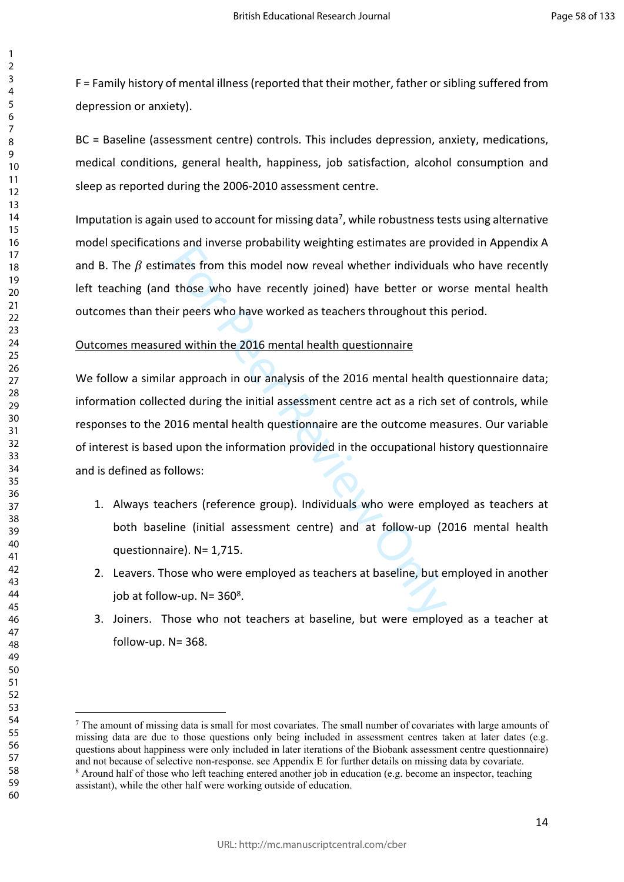F = Family history of mental illness (reported that their mother, father or sibling suffered from depression or anxiety).

BC = Baseline (assessment centre) controls. This includes depression, anxiety, medications, medical conditions, general health, happiness, job satisfaction, alcohol consumption and sleep as reported during the 2006-2010 assessment centre.

Imputation is again used to account for missing data[7], while robustness tests using alternative model specifications and inverse probability weighting estimates are provided in Appendix A and B. The $\beta$ estimates from this model now reveal whether individuals who have recently left teaching (and those who have recently joined) have better or worse mental health outcomes than their peers who have worked as teachers throughout this period.

Outcomes measured within the 2016 mental health questionnaire

We follow a similar approach in our analysis of the 2016 mental health questionnaire data; information collected during the initial assessment centre act as a rich set of controls, while responses to the 2016 mental health questionnaire are the outcome measures. Our variable of interest is based upon the information provided in the occupational history questionnaire and is defined as follows:

1. Always teachers (reference group). Individuals who were employed as teachers at both baseline (initial assessment centre) and at follow-up (2016 mental health questionnaire). N= 1,715.
2. Leavers. Those who were employed as teachers at baseline, but employed in another job at follow-up. N= 360[8].
3. Joiners. Those who not teachers at baseline, but were employed as a teacher at follow-up. N= 368.

[7] The amount of missing data is small for most covariates. The small number of covariates with large amounts of missing data are due to those questions only being included in assessment centres taken at later dates (e.g. questions about happiness were only included in later iterations of the Biobank assessment centre questionnaire) and not because of selective non-response. see Appendix E for further details on missing data by covariate.

[8] Around half of those who left teaching entered another job in education (e.g. become an inspector, teaching assistant), while the other half were working outside of education.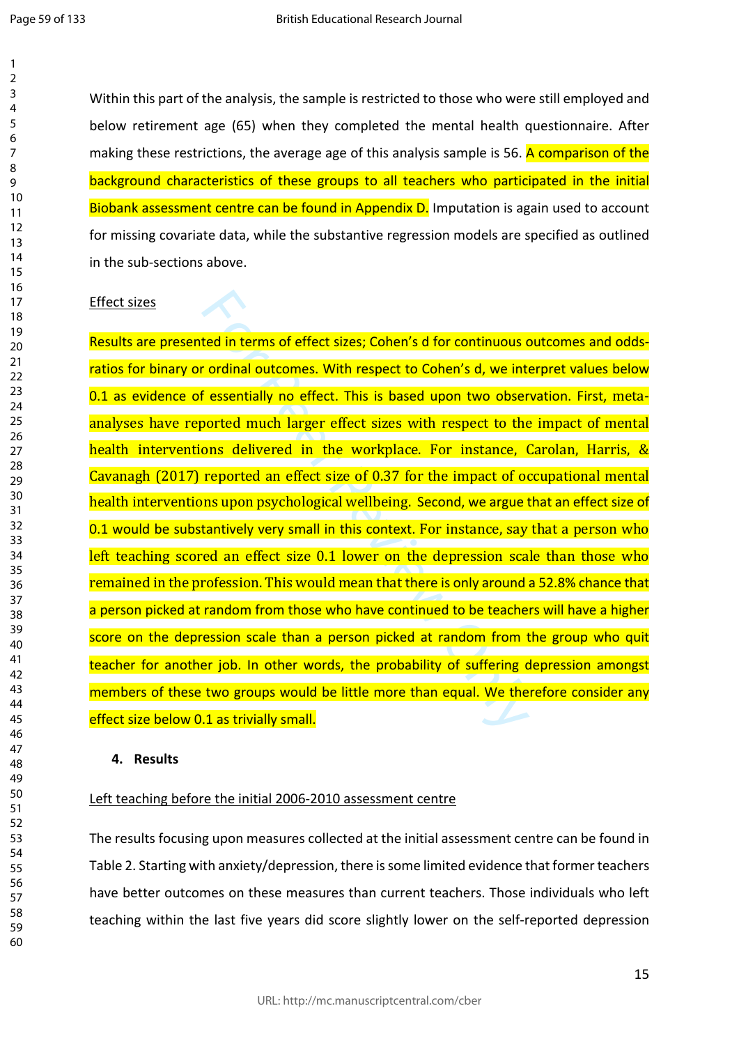Within this part of the analysis, the sample is restricted to those who were still employed and below retirement age (65) when they completed the mental health questionnaire. After making these restrictions, the average age of this analysis sample is 56. A comparison of the background characteristics of these groups to all teachers who participated in the initial Biobank assessment centre can be found in Appendix D. Imputation is again used to account for missing covariate data, while the substantive regression models are specified as outlined in the sub-sections above.

Effect sizes

Results are presented in terms of effect sizes; Cohen's d for continuous outcomes and odds-ratios for binary or ordinal outcomes. With respect to Cohen's d, we interpret values below 0.1 as evidence of essentially no effect. This is based upon two observation. First, meta-analyses have reported much larger effect sizes with respect to the impact of mental health interventions delivered in the workplace. For instance, Carolan, Harris, & Cavanagh (2017) reported an effect size of 0.37 for the impact of occupational mental health interventions upon psychological wellbeing. Second, we argue that an effect size of 0.1 would be substantively very small in this context. For instance, say that a person who left teaching scored an effect size 0.1 lower on the depression scale than those who remained in the profession. This would mean that there is only around a 52.8% chance that a person picked at random from those who have continued to be teachers will have a higher score on the depression scale than a person picked at random from the group who quit teacher for another job. In other words, the probability of suffering depression amongst members of these two groups would be little more than equal. We therefore consider any effect size below 0.1 as trivially small.

## 4. Results

Left teaching before the initial 2006-2010 assessment centre

The results focusing upon measures collected at the initial assessment centre can be found in Table 2. Starting with anxiety/depression, there is some limited evidence that former teachers have better outcomes on these measures than current teachers. Those individuals who left teaching within the last five years did score slightly lower on the self-reported depression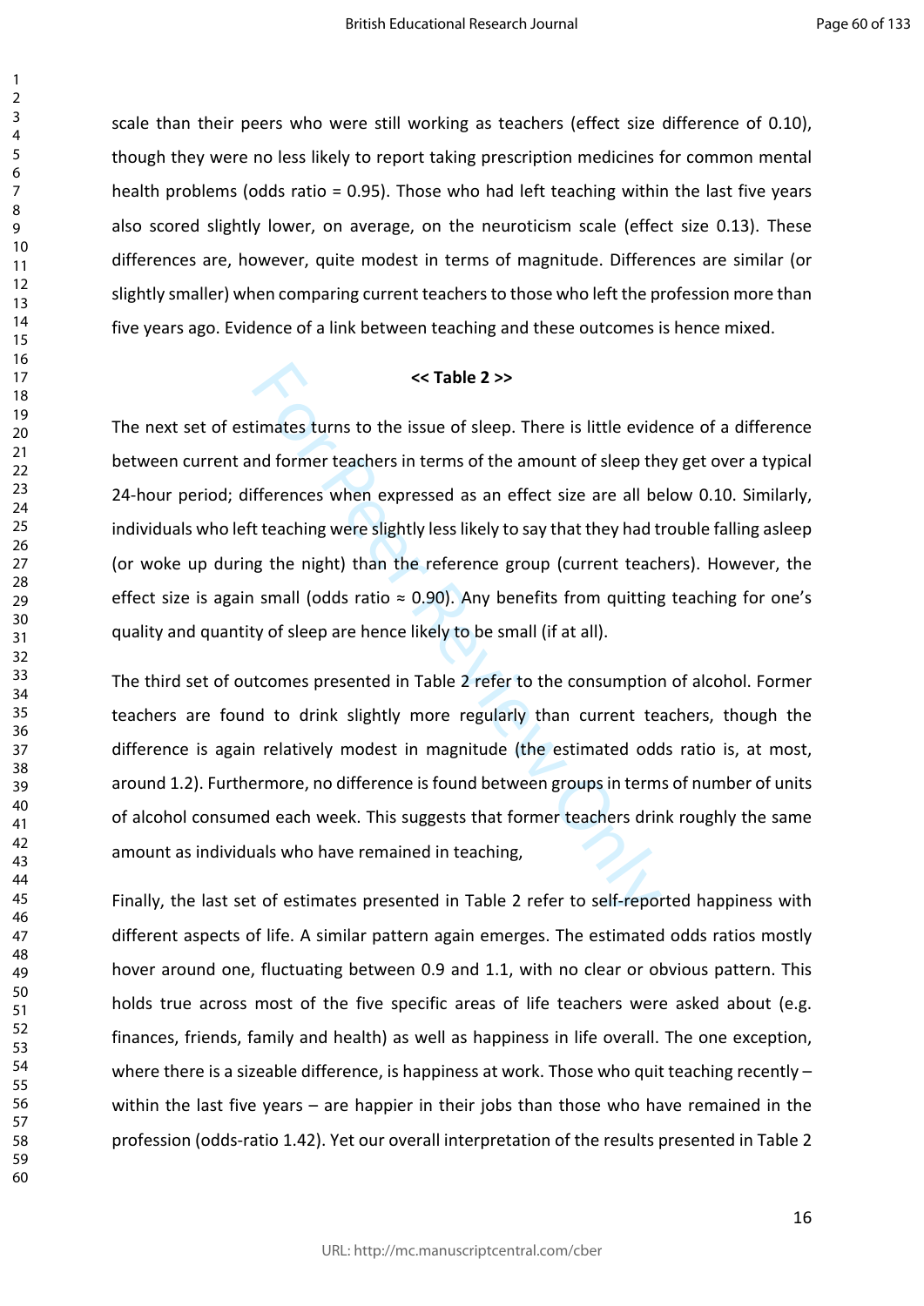scale than their peers who were still working as teachers (effect size difference of 0.10), though they were no less likely to report taking prescription medicines for common mental health problems (odds ratio = 0.95). Those who had left teaching within the last five years also scored slightly lower, on average, on the neuroticism scale (effect size 0.13). These differences are, however, quite modest in terms of magnitude. Differences are similar (or slightly smaller) when comparing current teachers to those who left the profession more than five years ago. Evidence of a link between teaching and these outcomes is hence mixed.

**<< Table 2 >>**

The next set of estimates turns to the issue of sleep. There is little evidence of a difference between current and former teachers in terms of the amount of sleep they get over a typical 24-hour period; differences when expressed as an effect size are all below 0.10. Similarly, individuals who left teaching were slightly less likely to say that they had trouble falling asleep (or woke up during the night) than the reference group (current teachers). However, the effect size is again small (odds ratio ≈ 0.90). Any benefits from quitting teaching for one's quality and quantity of sleep are hence likely to be small (if at all).

The third set of outcomes presented in Table 2 refer to the consumption of alcohol. Former teachers are found to drink slightly more regularly than current teachers, though the difference is again relatively modest in magnitude (the estimated odds ratio is, at most, around 1.2). Furthermore, no difference is found between groups in terms of number of units of alcohol consumed each week. This suggests that former teachers drink roughly the same amount as individuals who have remained in teaching,

Finally, the last set of estimates presented in Table 2 refer to self-reported happiness with different aspects of life. A similar pattern again emerges. The estimated odds ratios mostly hover around one, fluctuating between 0.9 and 1.1, with no clear or obvious pattern. This holds true across most of the five specific areas of life teachers were asked about (e.g. finances, friends, family and health) as well as happiness in life overall. The one exception, where there is a sizeable difference, is happiness at work. Those who quit teaching recently – within the last five years – are happier in their jobs than those who have remained in the profession (odds-ratio 1.42). Yet our overall interpretation of the results presented in Table 2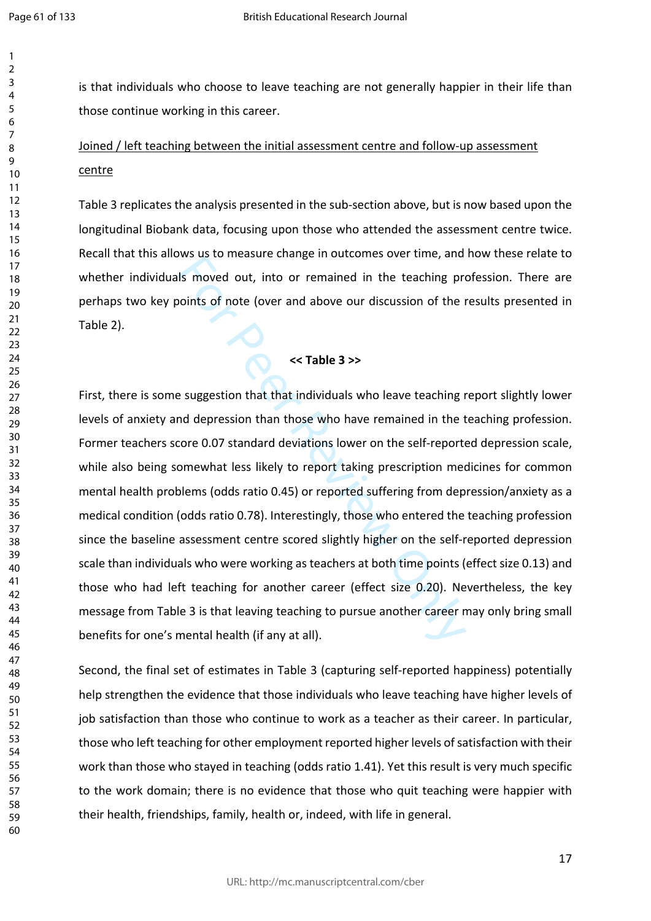is that individuals who choose to leave teaching are not generally happier in their life than those continue working in this career.

Joined / left teaching between the initial assessment centre and follow-up assessment centre

Table 3 replicates the analysis presented in the sub-section above, but is now based upon the longitudinal Biobank data, focusing upon those who attended the assessment centre twice. Recall that this allows us to measure change in outcomes over time, and how these relate to whether individuals moved out, into or remained in the teaching profession. There are perhaps two key points of note (over and above our discussion of the results presented in Table 2).

**<< Table 3 >>**

First, there is some suggestion that that individuals who leave teaching report slightly lower levels of anxiety and depression than those who have remained in the teaching profession. Former teachers score 0.07 standard deviations lower on the self-reported depression scale, while also being somewhat less likely to report taking prescription medicines for common mental health problems (odds ratio 0.45) or reported suffering from depression/anxiety as a medical condition (odds ratio 0.78). Interestingly, those who entered the teaching profession since the baseline assessment centre scored slightly higher on the self-reported depression scale than individuals who were working as teachers at both time points (effect size 0.13) and those who had left teaching for another career (effect size 0.20). Nevertheless, the key message from Table 3 is that leaving teaching to pursue another career may only bring small benefits for one's mental health (if any at all).

Second, the final set of estimates in Table 3 (capturing self-reported happiness) potentially help strengthen the evidence that those individuals who leave teaching have higher levels of job satisfaction than those who continue to work as a teacher as their career. In particular, those who left teaching for other employment reported higher levels of satisfaction with their work than those who stayed in teaching (odds ratio 1.41). Yet this result is very much specific to the work domain; there is no evidence that those who quit teaching were happier with their health, friendships, family, health or, indeed, with life in general.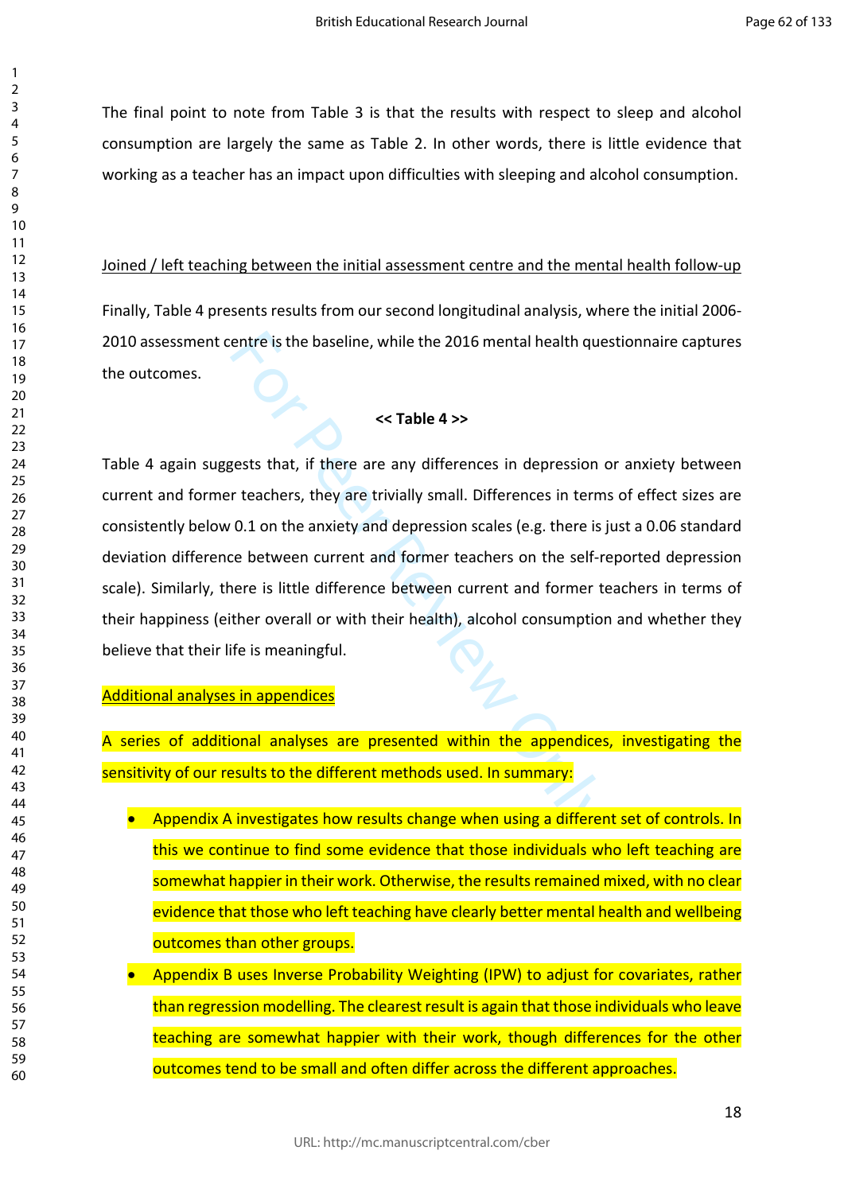The final point to note from Table 3 is that the results with respect to sleep and alcohol consumption are largely the same as Table 2. In other words, there is little evidence that working as a teacher has an impact upon difficulties with sleeping and alcohol consumption.

Joined / left teaching between the initial assessment centre and the mental health follow-up

Finally, Table 4 presents results from our second longitudinal analysis, where the initial 2006-2010 assessment centre is the baseline, while the 2016 mental health questionnaire captures the outcomes.

**<< Table 4 >>**

Table 4 again suggests that, if there are any differences in depression or anxiety between current and former teachers, they are trivially small. Differences in terms of effect sizes are consistently below 0.1 on the anxiety and depression scales (e.g. there is just a 0.06 standard deviation difference between current and former teachers on the self-reported depression scale). Similarly, there is little difference between current and former teachers in terms of their happiness (either overall or with their health), alcohol consumption and whether they believe that their life is meaningful.

Additional analyses in appendices

A series of additional analyses are presented within the appendices, investigating the sensitivity of our results to the different methods used. In summary:

- Appendix A investigates how results change when using a different set of controls. In this we continue to find some evidence that those individuals who left teaching are somewhat happier in their work. Otherwise, the results remained mixed, with no clear evidence that those who left teaching have clearly better mental health and wellbeing outcomes than other groups.
- Appendix B uses Inverse Probability Weighting (IPW) to adjust for covariates, rather than regression modelling. The clearest result is again that those individuals who leave teaching are somewhat happier with their work, though differences for the other outcomes tend to be small and often differ across the different approaches.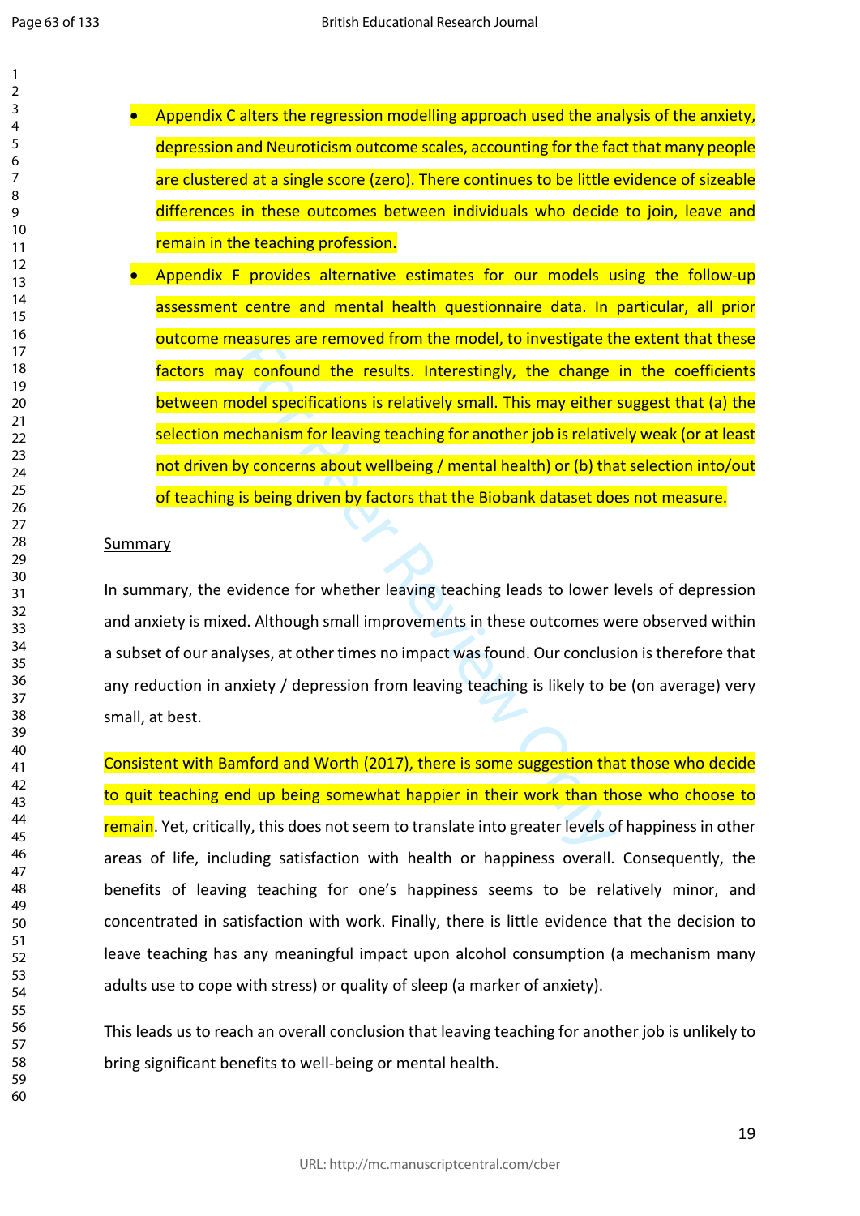- Appendix C alters the regression modelling approach used the analysis of the anxiety, depression and Neuroticism outcome scales, accounting for the fact that many people are clustered at a single score (zero). There continues to be little evidence of sizeable differences in these outcomes between individuals who decide to join, leave and remain in the teaching profession.
- Appendix F provides alternative estimates for our models using the follow-up assessment centre and mental health questionnaire data. In particular, all prior outcome measures are removed from the model, to investigate the extent that these factors may confound the results. Interestingly, the change in the coefficients between model specifications is relatively small. This may either suggest that (a) the selection mechanism for leaving teaching for another job is relatively weak (or at least not driven by concerns about wellbeing / mental health) or (b) that selection into/out of teaching is being driven by factors that the Biobank dataset does not measure.

Summary

In summary, the evidence for whether leaving teaching leads to lower levels of depression and anxiety is mixed. Although small improvements in these outcomes were observed within a subset of our analyses, at other times no impact was found. Our conclusion is therefore that any reduction in anxiety / depression from leaving teaching is likely to be (on average) very small, at best.

Consistent with Bamford and Worth (2017), there is some suggestion that those who decide to quit teaching end up being somewhat happier in their work than those who choose to remain. Yet, critically, this does not seem to translate into greater levels of happiness in other areas of life, including satisfaction with health or happiness overall. Consequently, the benefits of leaving teaching for one's happiness seems to be relatively minor, and concentrated in satisfaction with work. Finally, there is little evidence that the decision to leave teaching has any meaningful impact upon alcohol consumption (a mechanism many adults use to cope with stress) or quality of sleep (a marker of anxiety).

This leads us to reach an overall conclusion that leaving teaching for another job is unlikely to bring significant benefits to well-being or mental health.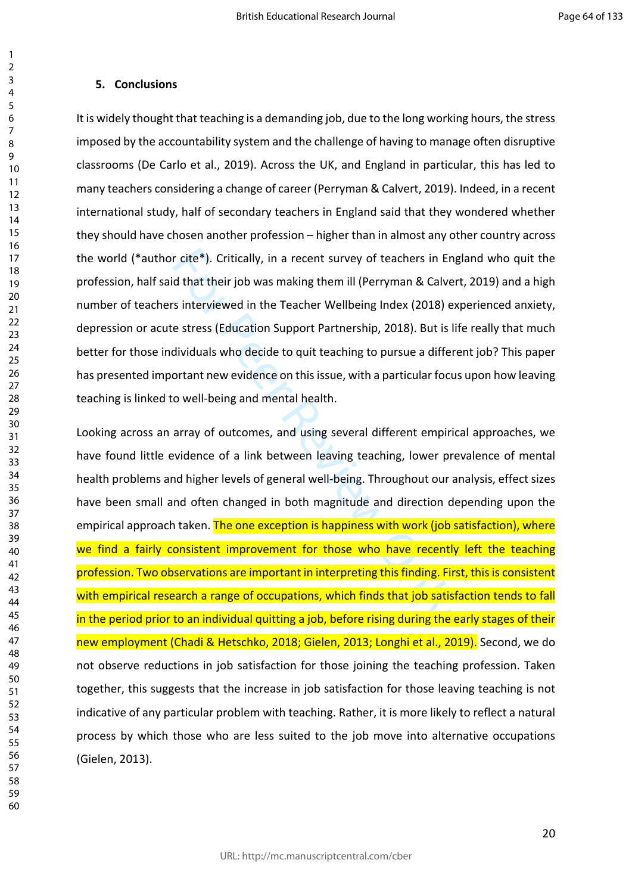## 5. Conclusions

It is widely thought that teaching is a demanding job, due to the long working hours, the stress imposed by the accountability system and the challenge of having to manage often disruptive classrooms (De Carlo et al., 2019). Across the UK, and England in particular, this has led to many teachers considering a change of career (Perryman & Calvert, 2019). Indeed, in a recent international study, half of secondary teachers in England said that they wondered whether they should have chosen another profession – higher than in almost any other country across the world (*author cite*). Critically, in a recent survey of teachers in England who quit the profession, half said that their job was making them ill (Perryman & Calvert, 2019) and a high number of teachers interviewed in the Teacher Wellbeing Index (2018) experienced anxiety, depression or acute stress (Education Support Partnership, 2018). But is life really that much better for those individuals who decide to quit teaching to pursue a different job? This paper has presented important new evidence on this issue, with a particular focus upon how leaving teaching is linked to well-being and mental health.

Looking across an array of outcomes, and using several different empirical approaches, we have found little evidence of a link between leaving teaching, lower prevalence of mental health problems and higher levels of general well-being. Throughout our analysis, effect sizes have been small and often changed in both magnitude and direction depending upon the empirical approach taken. The one exception is happiness with work (job satisfaction), where we find a fairly consistent improvement for those who have recently left the teaching profession. Two observations are important in interpreting this finding. First, this is consistent with empirical research a range of occupations, which finds that job satisfaction tends to fall in the period prior to an individual quitting a job, before rising during the early stages of their new employment (Chadi & Hetschko, 2018; Gielen, 2013; Longhi et al., 2019). Second, we do not observe reductions in job satisfaction for those joining the teaching profession. Taken together, this suggests that the increase in job satisfaction for those leaving teaching is not indicative of any particular problem with teaching. Rather, it is more likely to reflect a natural process by which those who are less suited to the job move into alternative occupations (Gielen, 2013).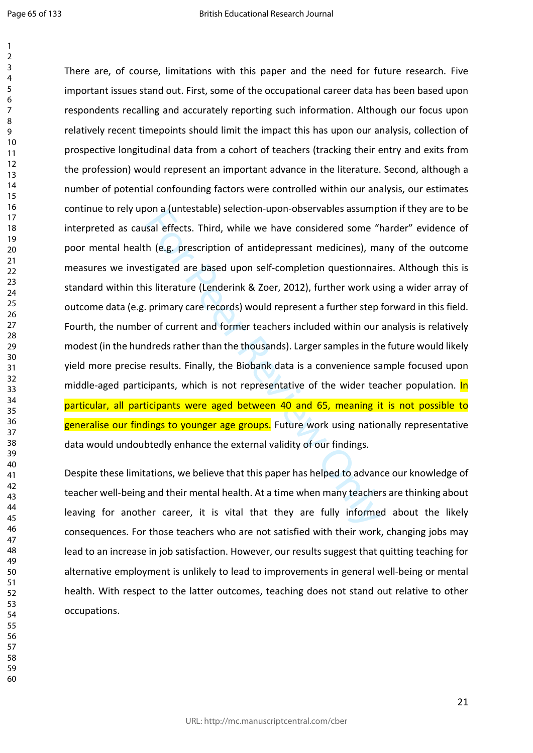There are, of course, limitations with this paper and the need for future research. Five important issues stand out. First, some of the occupational career data has been based upon respondents recalling and accurately reporting such information. Although our focus upon relatively recent timepoints should limit the impact this has upon our analysis, collection of prospective longitudinal data from a cohort of teachers (tracking their entry and exits from the profession) would represent an important advance in the literature. Second, although a number of potential confounding factors were controlled within our analysis, our estimates continue to rely upon a (untestable) selection-upon-observables assumption if they are to be interpreted as causal effects. Third, while we have considered some "harder" evidence of poor mental health (e.g. prescription of antidepressant medicines), many of the outcome measures we investigated are based upon self-completion questionnaires. Although this is standard within this literature (Lenderink & Zoer, 2012), further work using a wider array of outcome data (e.g. primary care records) would represent a further step forward in this field. Fourth, the number of current and former teachers included within our analysis is relatively modest (in the hundreds rather than the thousands). Larger samples in the future would likely yield more precise results. Finally, the Biobank data is a convenience sample focused upon middle-aged participants, which is not representative of the wider teacher population. In particular, all participants were aged between 40 and 65, meaning it is not possible to generalise our findings to younger age groups. Future work using nationally representative data would undoubtedly enhance the external validity of our findings.

Despite these limitations, we believe that this paper has helped to advance our knowledge of teacher well-being and their mental health. At a time when many teachers are thinking about leaving for another career, it is vital that they are fully informed about the likely consequences. For those teachers who are not satisfied with their work, changing jobs may lead to an increase in job satisfaction. However, our results suggest that quitting teaching for alternative employment is unlikely to lead to improvements in general well-being or mental health. With respect to the latter outcomes, teaching does not stand out relative to other occupations.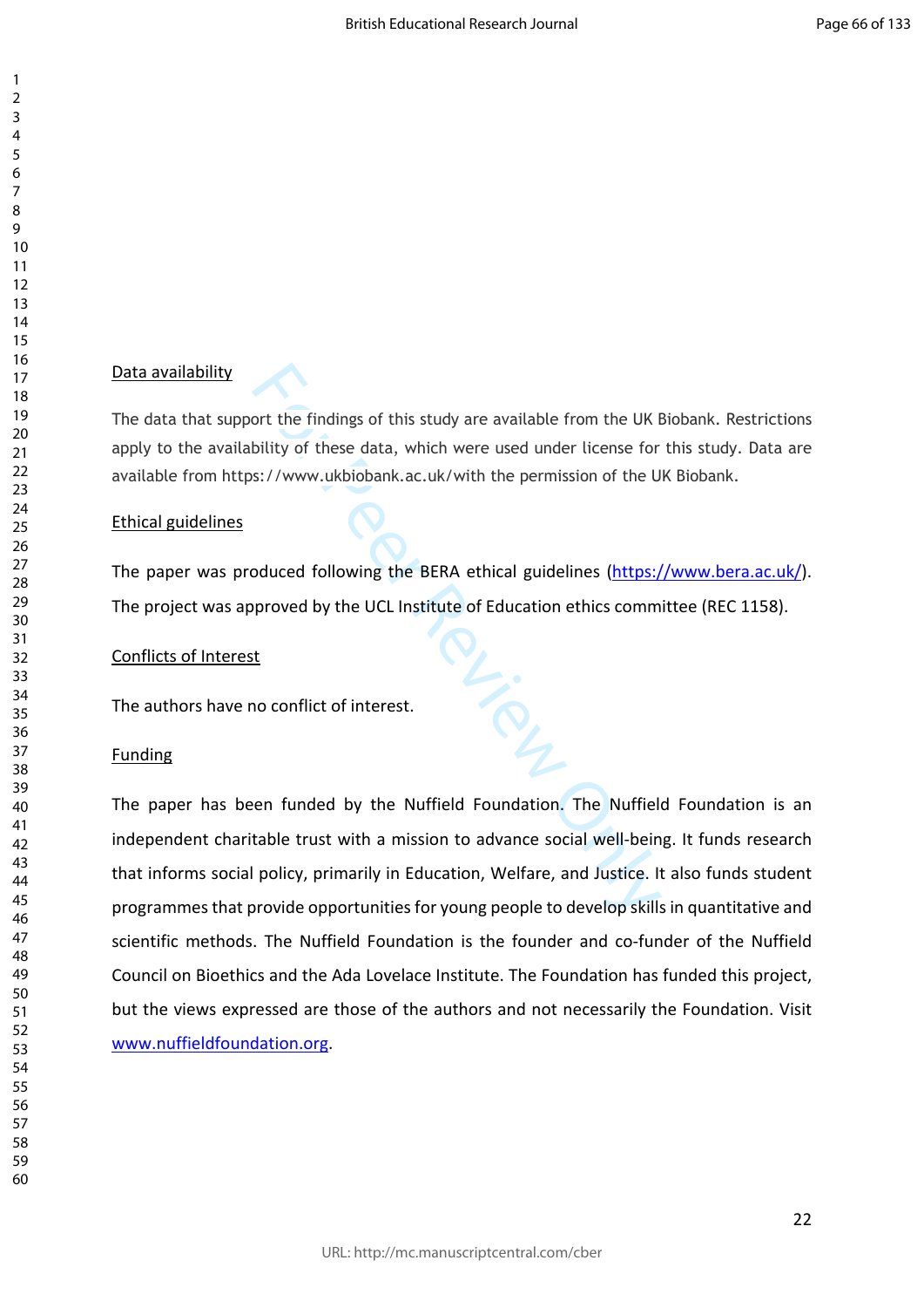Data availability

The data that support the findings of this study are available from the UK Biobank. Restrictions apply to the availability of these data, which were used under license for this study. Data are available from https://www.ukbiobank.ac.uk/with the permission of the UK Biobank.

Ethical guidelines

The paper was produced following the BERA ethical guidelines (https://www.bera.ac.uk/). The project was approved by the UCL Institute of Education ethics committee (REC 1158).

Conflicts of Interest

The authors have no conflict of interest.

Funding

The paper has been funded by the Nuffield Foundation. The Nuffield Foundation is an independent charitable trust with a mission to advance social well-being. It funds research that informs social policy, primarily in Education, Welfare, and Justice. It also funds student programmes that provide opportunities for young people to develop skills in quantitative and scientific methods. The Nuffield Foundation is the founder and co-funder of the Nuffield Council on Bioethics and the Ada Lovelace Institute. The Foundation has funded this project, but the views expressed are those of the authors and not necessarily the Foundation. Visit www.nuffieldfoundation.org.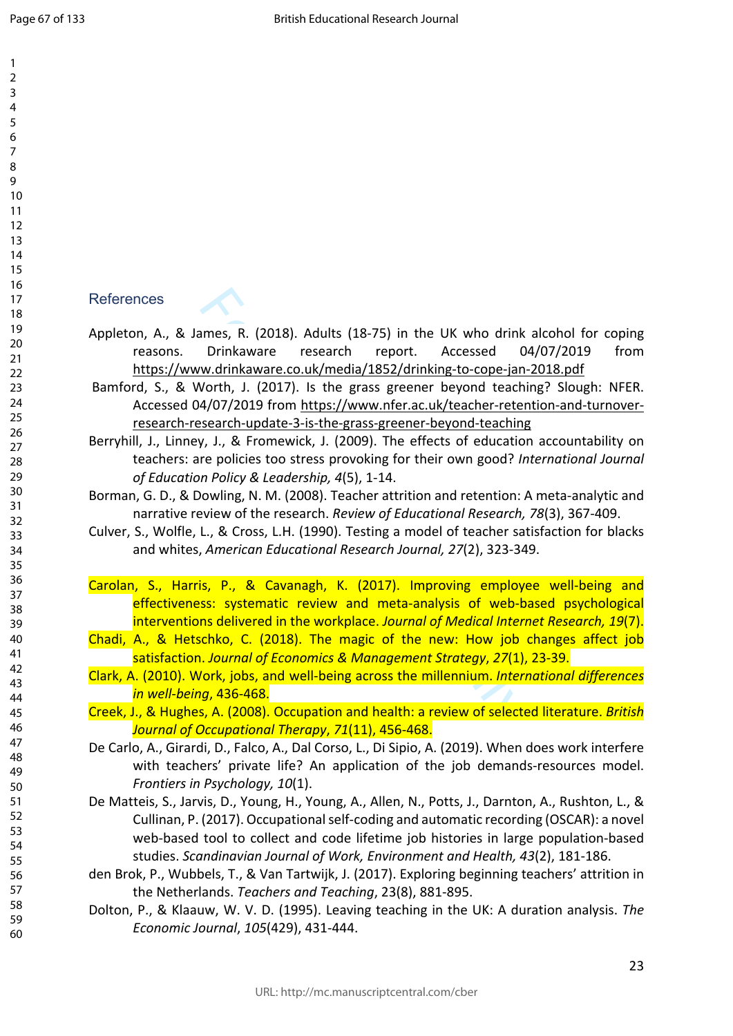## References

Appleton, A., & James, R. (2018). Adults (18-75) in the UK who drink alcohol for coping reasons. Drinkaware research report. Accessed 04/07/2019 from https://www.drinkaware.co.uk/media/1852/drinking-to-cope-jan-2018.pdf

Bamford, S., & Worth, J. (2017). Is the grass greener beyond teaching? Slough: NFER. Accessed 04/07/2019 from https://www.nfer.ac.uk/teacher-retention-and-turnover-research-research-update-3-is-the-grass-greener-beyond-teaching

Berryhill, J., Linney, J., & Fromewick, J. (2009). The effects of education accountability on teachers: are policies too stress provoking for their own good? *International Journal of Education Policy & Leadership, 4*(5), 1-14.

Borman, G. D., & Dowling, N. M. (2008). Teacher attrition and retention: A meta-analytic and narrative review of the research. *Review of Educational Research, 78*(3), 367-409.

Culver, S., Wolfle, L., & Cross, L.H. (1990). Testing a model of teacher satisfaction for blacks and whites, *American Educational Research Journal, 27*(2), 323-349.

Carolan, S., Harris, P., & Cavanagh, K. (2017). Improving employee well-being and effectiveness: systematic review and meta-analysis of web-based psychological interventions delivered in the workplace. *Journal of Medical Internet Research, 19*(7).

Chadi, A., & Hetschko, C. (2018). The magic of the new: How job changes affect job satisfaction. *Journal of Economics & Management Strategy*, *27*(1), 23-39.

Clark, A. (2010). Work, jobs, and well-being across the millennium. *International differences in well-being*, 436-468.

Creek, J., & Hughes, A. (2008). Occupation and health: a review of selected literature. *British Journal of Occupational Therapy*, *71*(11), 456-468.

De Carlo, A., Girardi, D., Falco, A., Dal Corso, L., Di Sipio, A. (2019). When does work interfere with teachers' private life? An application of the job demands-resources model. *Frontiers in Psychology, 10*(1).

De Matteis, S., Jarvis, D., Young, H., Young, A., Allen, N., Potts, J., Darnton, A., Rushton, L., & Cullinan, P. (2017). Occupational self-coding and automatic recording (OSCAR): a novel web-based tool to collect and code lifetime job histories in large population-based studies. *Scandinavian Journal of Work, Environment and Health, 43*(2), 181-186.

den Brok, P., Wubbels, T., & Van Tartwijk, J. (2017). Exploring beginning teachers' attrition in the Netherlands. *Teachers and Teaching*, 23(8), 881-895.

Dolton, P., & Klaauw, W. V. D. (1995). Leaving teaching in the UK: A duration analysis. *The Economic Journal*, *105*(429), 431-444.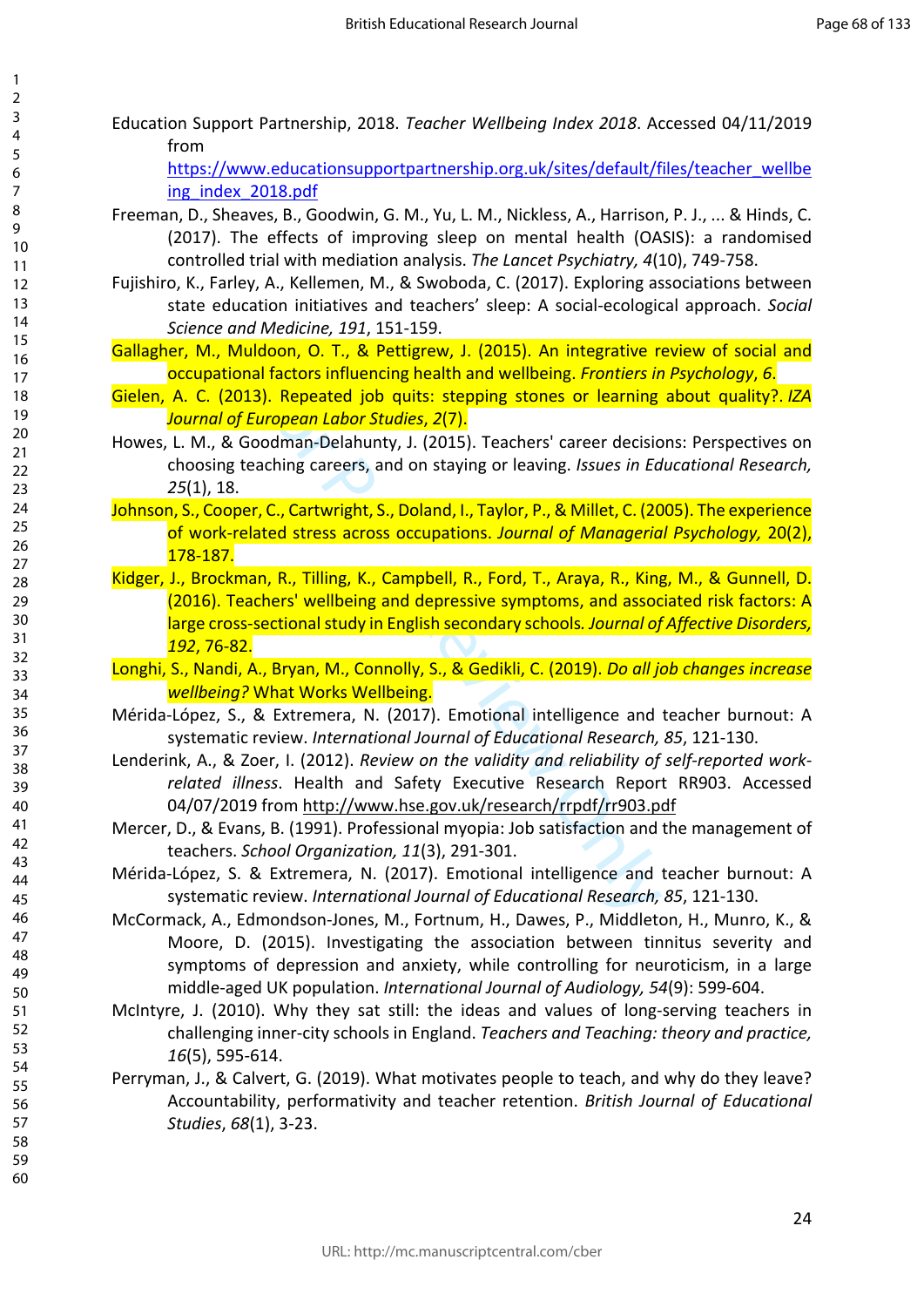Education Support Partnership, 2018. *Teacher Wellbeing Index 2018*. Accessed 04/11/2019 from https://www.educationsupportpartnership.org.uk/sites/default/files/teacher_wellbeing_index_2018.pdf

Freeman, D., Sheaves, B., Goodwin, G. M., Yu, L. M., Nickless, A., Harrison, P. J., ... & Hinds, C. (2017). The effects of improving sleep on mental health (OASIS): a randomised controlled trial with mediation analysis. *The Lancet Psychiatry, 4*(10), 749-758.

Fujishiro, K., Farley, A., Kellemen, M., & Swoboda, C. (2017). Exploring associations between state education initiatives and teachers' sleep: A social-ecological approach. *Social Science and Medicine, 191*, 151-159.

Gallagher, M., Muldoon, O. T., & Pettigrew, J. (2015). An integrative review of social and occupational factors influencing health and wellbeing. *Frontiers in Psychology*, *6*.

Gielen, A. C. (2013). Repeated job quits: stepping stones or learning about quality?. *IZA Journal of European Labor Studies*, *2*(7).

Howes, L. M., & Goodman-Delahunty, J. (2015). Teachers' career decisions: Perspectives on choosing teaching careers, and on staying or leaving. *Issues in Educational Research, 25*(1), 18.

Johnson, S., Cooper, C., Cartwright, S., Doland, I., Taylor, P., & Millet, C. (2005). The experience of work-related stress across occupations. *Journal of Managerial Psychology,* 20(2), 178-187.

Kidger, J., Brockman, R., Tilling, K., Campbell, R., Ford, T., Araya, R., King, M., & Gunnell, D. (2016). Teachers' wellbeing and depressive symptoms, and associated risk factors: A large cross-sectional study in English secondary schools*. Journal of Affective Disorders, 192*, 76-82.

Longhi, S., Nandi, A., Bryan, M., Connolly, S., & Gedikli, C. (2019). *Do all job changes increase wellbeing?* What Works Wellbeing.

Mérida-López, S., & Extremera, N. (2017). Emotional intelligence and teacher burnout: A systematic review. *International Journal of Educational Research, 85*, 121-130.

Lenderink, A., & Zoer, I. (2012). *Review on the validity and reliability of self-reported work-related illness*. Health and Safety Executive Research Report RR903. Accessed 04/07/2019 from http://www.hse.gov.uk/research/rrpdf/rr903.pdf

Mercer, D., & Evans, B. (1991). Professional myopia: Job satisfaction and the management of teachers. *School Organization, 11*(3), 291-301.

Mérida-López, S. & Extremera, N. (2017). Emotional intelligence and teacher burnout: A systematic review. *International Journal of Educational Research, 85*, 121-130.

McCormack, A., Edmondson-Jones, M., Fortnum, H., Dawes, P., Middleton, H., Munro, K., & Moore, D. (2015). Investigating the association between tinnitus severity and symptoms of depression and anxiety, while controlling for neuroticism, in a large middle-aged UK population. *International Journal of Audiology, 54*(9): 599-604.

McIntyre, J. (2010). Why they sat still: the ideas and values of long-serving teachers in challenging inner-city schools in England. *Teachers and Teaching: theory and practice, 16*(5), 595-614.

Perryman, J., & Calvert, G. (2019). What motivates people to teach, and why do they leave? Accountability, performativity and teacher retention. *British Journal of Educational Studies*, *68*(1), 3-23.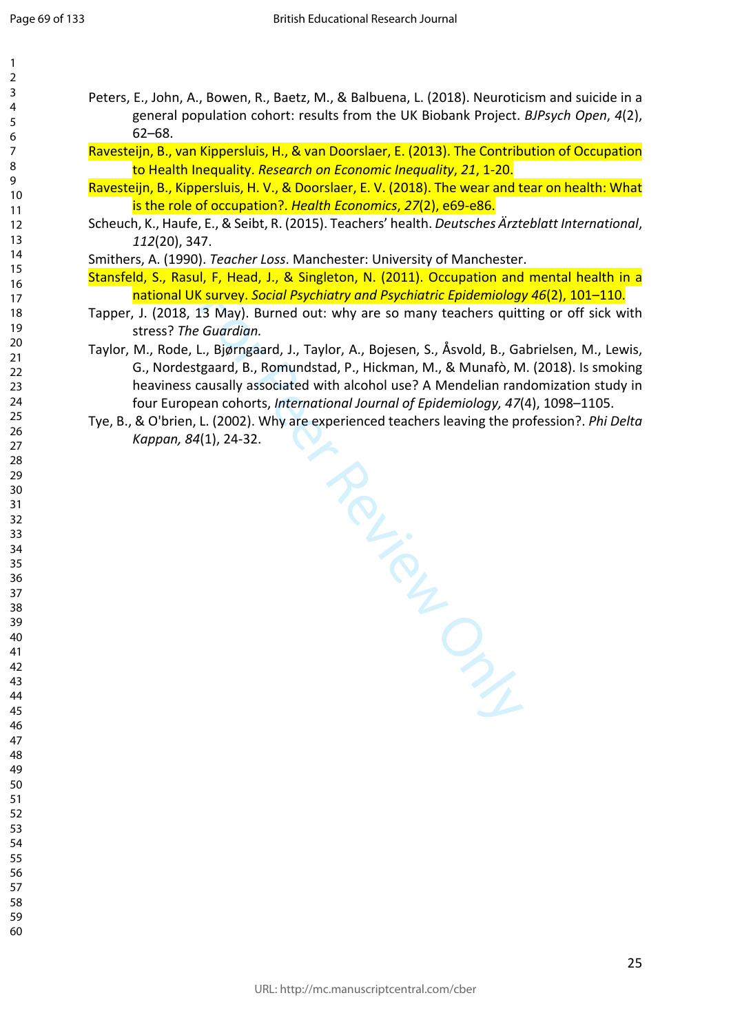Peters, E., John, A., Bowen, R., Baetz, M., & Balbuena, L. (2018). Neuroticism and suicide in a general population cohort: results from the UK Biobank Project. *BJPsych Open*, *4*(2), 62–68.

Ravesteijn, B., van Kippersluis, H., & van Doorslaer, E. (2013). The Contribution of Occupation to Health Inequality. *Research on Economic Inequality*, *21*, 1-20.

Ravesteijn, B., Kippersluis, H. V., & Doorslaer, E. V. (2018). The wear and tear on health: What is the role of occupation?. *Health Economics*, *27*(2), e69-e86.

Scheuch, K., Haufe, E., & Seibt, R. (2015). Teachers' health. *Deutsches Ärzteblatt International*, *112*(20), 347.

Smithers, A. (1990). *Teacher Loss*. Manchester: University of Manchester.

Stansfeld, S., Rasul, F, Head, J., & Singleton, N. (2011). Occupation and mental health in a national UK survey. *Social Psychiatry and Psychiatric Epidemiology 46*(2), 101–110.

Tapper, J. (2018, 13 May). Burned out: why are so many teachers quitting or off sick with stress? *The Guardian.*

Taylor, M., Rode, L., Bjørngaard, J., Taylor, A., Bojesen, S., Åsvold, B., Gabrielsen, M., Lewis, G., Nordestgaard, B., Romundstad, P., Hickman, M., & Munafò, M. (2018). Is smoking heaviness causally associated with alcohol use? A Mendelian randomization study in four European cohorts, *International Journal of Epidemiology, 47*(4), 1098–1105.

Tye, B., & O'brien, L. (2002). Why are experienced teachers leaving the profession?. *Phi Delta Kappan, 84*(1), 24-32.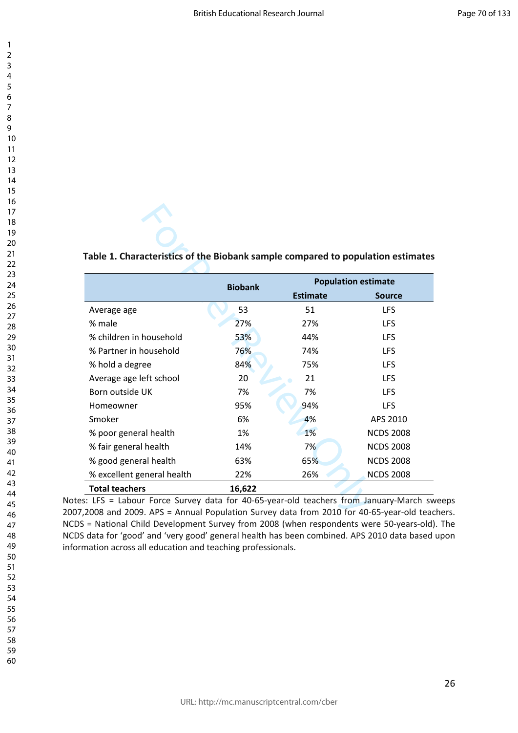**Table 1. Characteristics of the Biobank sample compared to population estimates**

| | Biobank | Population estimate | |
|---|---|---|---|
| | | Estimate | Source |
| Average age | 53 | 51 | LFS |
| % male | 27% | 27% | LFS |
| % children in household | 53% | 44% | LFS |
| % Partner in household | 76% | 74% | LFS |
| % hold a degree | 84% | 75% | LFS |
| Average age left school | 20 | 21 | LFS |
| Born outside UK | 7% | 7% | LFS |
| Homeowner | 95% | 94% | LFS |
| Smoker | 6% | 4% | APS 2010 |
| % poor general health | 1% | 1% | NCDS 2008 |
| % fair general health | 14% | 7% | NCDS 2008 |
| % good general health | 63% | 65% | NCDS 2008 |
| % excellent general health | 22% | 26% | NCDS 2008 |
| **Total teachers** | **16,622** | | |

Notes: LFS = Labour Force Survey data for 40-65-year-old teachers from January-March sweeps 2007,2008 and 2009. APS = Annual Population Survey data from 2010 for 40-65-year-old teachers. NCDS = National Child Development Survey from 2008 (when respondents were 50-years-old). The NCDS data for 'good' and 'very good' general health has been combined. APS 2010 data based upon information across all education and teaching professionals.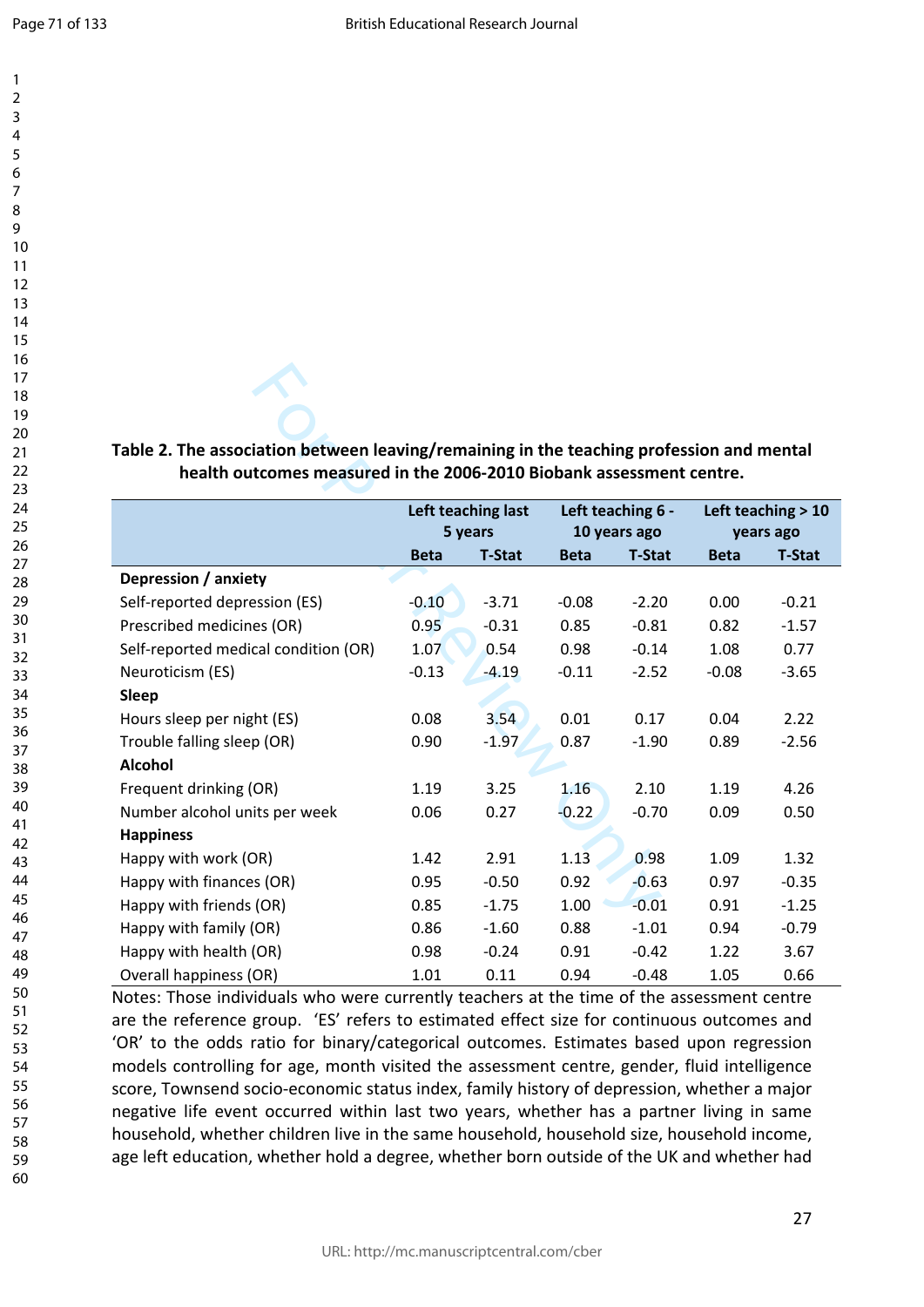**Table 2. The association between leaving/remaining in the teaching profession and mental health outcomes measured in the 2006-2010 Biobank assessment centre.**

| | Left teaching last 5 years | | Left teaching 6 - 10 years ago | | Left teaching > 10 years ago | |
|---|---|---|---|---|---|---|
| | Beta | T-Stat | Beta | T-Stat | Beta | T-Stat |
| **Depression / anxiety** | | | | | | |
| Self-reported depression (ES) | -0.10 | -3.71 | -0.08 | -2.20 | 0.00 | -0.21 |
| Prescribed medicines (OR) | 0.95 | -0.31 | 0.85 | -0.81 | 0.82 | -1.57 |
| Self-reported medical condition (OR) | 1.07 | 0.54 | 0.98 | -0.14 | 1.08 | 0.77 |
| Neuroticism (ES) | -0.13 | -4.19 | -0.11 | -2.52 | -0.08 | -3.65 |
| **Sleep** | | | | | | |
| Hours sleep per night (ES) | 0.08 | 3.54 | 0.01 | 0.17 | 0.04 | 2.22 |
| Trouble falling sleep (OR) | 0.90 | -1.97 | 0.87 | -1.90 | 0.89 | -2.56 |
| **Alcohol** | | | | | | |
| Frequent drinking (OR) | 1.19 | 3.25 | 1.16 | 2.10 | 1.19 | 4.26 |
| Number alcohol units per week | 0.06 | 0.27 | -0.22 | -0.70 | 0.09 | 0.50 |
| **Happiness** | | | | | | |
| Happy with work (OR) | 1.42 | 2.91 | 1.13 | 0.98 | 1.09 | 1.32 |
| Happy with finances (OR) | 0.95 | -0.50 | 0.92 | -0.63 | 0.97 | -0.35 |
| Happy with friends (OR) | 0.85 | -1.75 | 1.00 | -0.01 | 0.91 | -1.25 |
| Happy with family (OR) | 0.86 | -1.60 | 0.88 | -1.01 | 0.94 | -0.79 |
| Happy with health (OR) | 0.98 | -0.24 | 0.91 | -0.42 | 1.22 | 3.67 |
| Overall happiness (OR) | 1.01 | 0.11 | 0.94 | -0.48 | 1.05 | 0.66 |

Notes: Those individuals who were currently teachers at the time of the assessment centre are the reference group. 'ES' refers to estimated effect size for continuous outcomes and 'OR' to the odds ratio for binary/categorical outcomes. Estimates based upon regression models controlling for age, month visited the assessment centre, gender, fluid intelligence score, Townsend socio-economic status index, family history of depression, whether a major negative life event occurred within last two years, whether has a partner living in same household, whether children live in the same household, household size, household income, age left education, whether hold a degree, whether born outside of the UK and whether had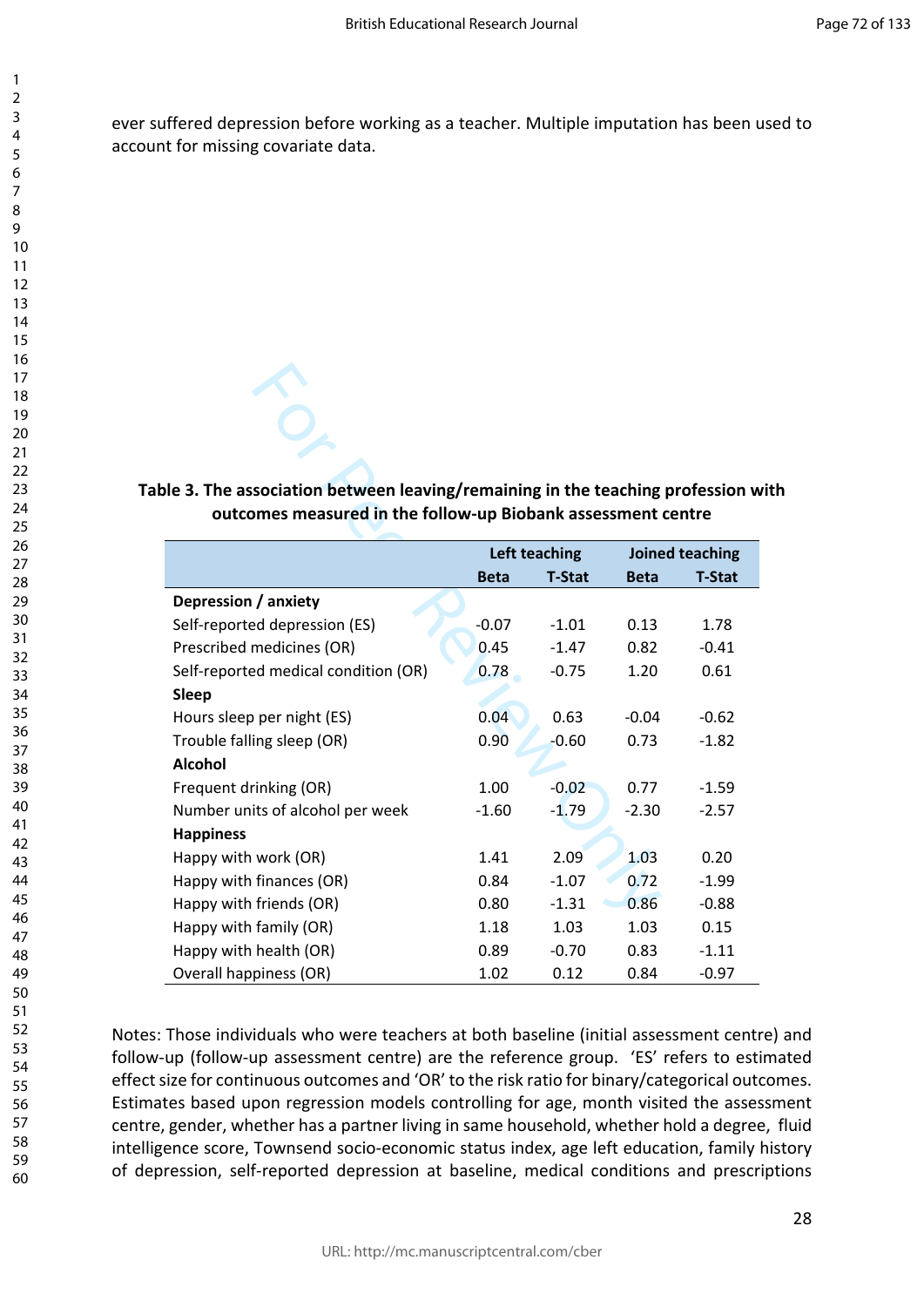ever suffered depression before working as a teacher. Multiple imputation has been used to account for missing covariate data.

**Table 3. The association between leaving/remaining in the teaching profession with outcomes measured in the follow-up Biobank assessment centre**

| | Left teaching | | Joined teaching | |
|---|---|---|---|---|
| | Beta | T-Stat | Beta | T-Stat |
| **Depression / anxiety** | | | | |
| Self-reported depression (ES) | -0.07 | -1.01 | 0.13 | 1.78 |
| Prescribed medicines (OR) | 0.45 | -1.47 | 0.82 | -0.41 |
| Self-reported medical condition (OR) | 0.78 | -0.75 | 1.20 | 0.61 |
| **Sleep** | | | | |
| Hours sleep per night (ES) | 0.04 | 0.63 | -0.04 | -0.62 |
| Trouble falling sleep (OR) | 0.90 | -0.60 | 0.73 | -1.82 |
| **Alcohol** | | | | |
| Frequent drinking (OR) | 1.00 | -0.02 | 0.77 | -1.59 |
| Number units of alcohol per week | -1.60 | -1.79 | -2.30 | -2.57 |
| **Happiness** | | | | |
| Happy with work (OR) | 1.41 | 2.09 | 1.03 | 0.20 |
| Happy with finances (OR) | 0.84 | -1.07 | 0.72 | -1.99 |
| Happy with friends (OR) | 0.80 | -1.31 | 0.86 | -0.88 |
| Happy with family (OR) | 1.18 | 1.03 | 1.03 | 0.15 |
| Happy with health (OR) | 0.89 | -0.70 | 0.83 | -1.11 |
| Overall happiness (OR) | 1.02 | 0.12 | 0.84 | -0.97 |

Notes: Those individuals who were teachers at both baseline (initial assessment centre) and follow-up (follow-up assessment centre) are the reference group. 'ES' refers to estimated effect size for continuous outcomes and 'OR' to the risk ratio for binary/categorical outcomes. Estimates based upon regression models controlling for age, month visited the assessment centre, gender, whether has a partner living in same household, whether hold a degree, fluid intelligence score, Townsend socio-economic status index, age left education, family history of depression, self-reported depression at baseline, medical conditions and prescriptions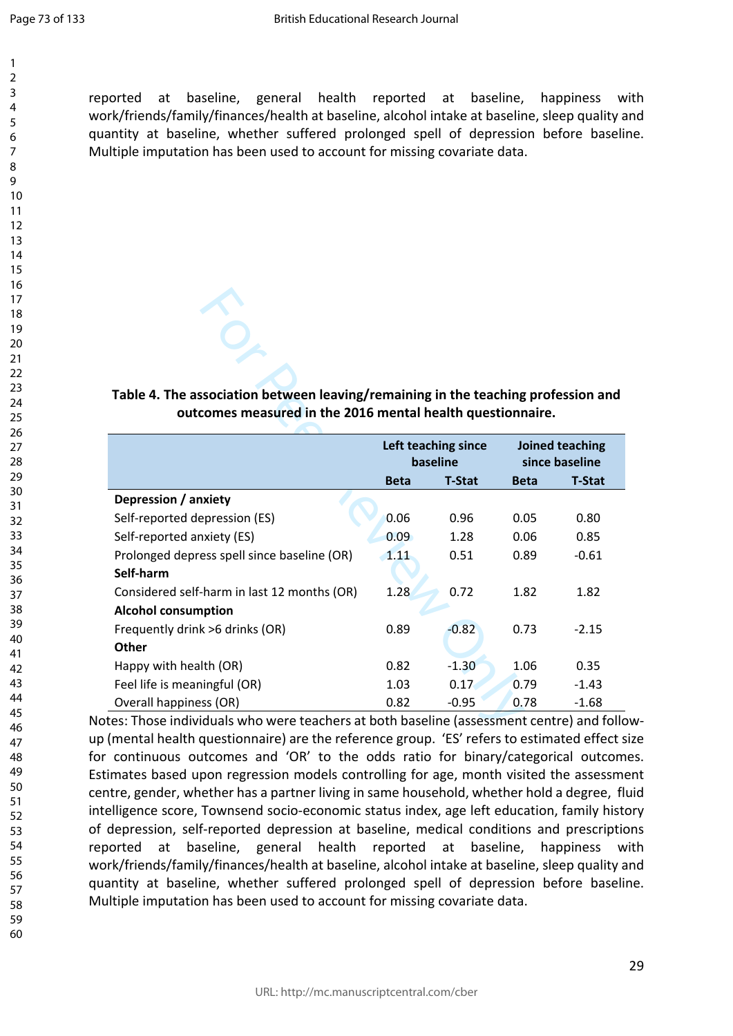reported at baseline, general health reported at baseline, happiness with work/friends/family/finances/health at baseline, alcohol intake at baseline, sleep quality and quantity at baseline, whether suffered prolonged spell of depression before baseline. Multiple imputation has been used to account for missing covariate data.

**Table 4. The association between leaving/remaining in the teaching profession and outcomes measured in the 2016 mental health questionnaire.**

| | Left teaching since baseline | | Joined teaching since baseline | |
|---|---|---|---|---|
| | **Beta** | **T-Stat** | **Beta** | **T-Stat** |
| **Depression / anxiety** | | | | |
| Self-reported depression (ES) | 0.06 | 0.96 | 0.05 | 0.80 |
| Self-reported anxiety (ES) | 0.09 | 1.28 | 0.06 | 0.85 |
| Prolonged depress spell since baseline (OR) | 1.11 | 0.51 | 0.89 | -0.61 |
| **Self-harm** | | | | |
| Considered self-harm in last 12 months (OR) | 1.28 | 0.72 | 1.82 | 1.82 |
| **Alcohol consumption** | | | | |
| Frequently drink >6 drinks (OR) | 0.89 | -0.82 | 0.73 | -2.15 |
| **Other** | | | | |
| Happy with health (OR) | 0.82 | -1.30 | 1.06 | 0.35 |
| Feel life is meaningful (OR) | 1.03 | 0.17 | 0.79 | -1.43 |
| Overall happiness (OR) | 0.82 | -0.95 | 0.78 | -1.68 |

Notes: Those individuals who were teachers at both baseline (assessment centre) and follow-up (mental health questionnaire) are the reference group. 'ES' refers to estimated effect size for continuous outcomes and 'OR' to the odds ratio for binary/categorical outcomes. Estimates based upon regression models controlling for age, month visited the assessment centre, gender, whether has a partner living in same household, whether hold a degree, fluid intelligence score, Townsend socio-economic status index, age left education, family history of depression, self-reported depression at baseline, medical conditions and prescriptions reported at baseline, general health reported at baseline, happiness with work/friends/family/finances/health at baseline, alcohol intake at baseline, sleep quality and quantity at baseline, whether suffered prolonged spell of depression before baseline. Multiple imputation has been used to account for missing covariate data.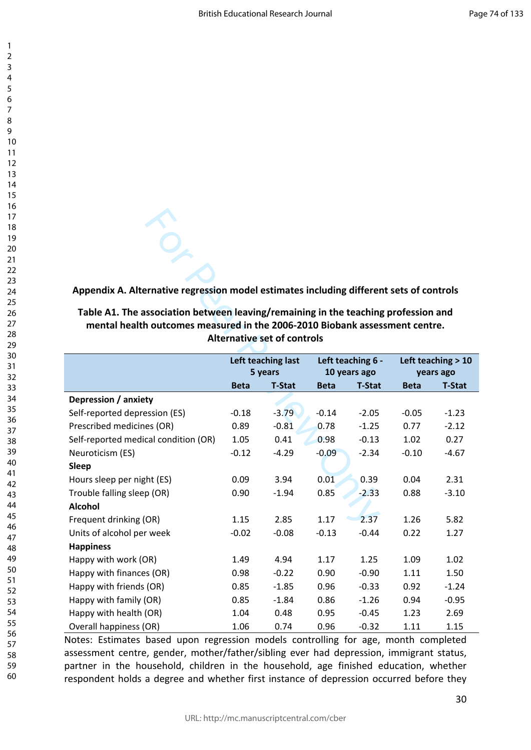**Appendix A. Alternative regression model estimates including different sets of controls**

**Table A1. The association between leaving/remaining in the teaching profession and mental health outcomes measured in the 2006-2010 Biobank assessment centre. Alternative set of controls**

| | Left teaching last 5 years | | Left teaching 6 - 10 years ago | | Left teaching > 10 years ago | |
|---|---|---|---|---|---|---|
| | Beta | T-Stat | Beta | T-Stat | Beta | T-Stat |
| **Depression / anxiety** | | | | | | |
| Self-reported depression (ES) | -0.18 | -3.79 | -0.14 | -2.05 | -0.05 | -1.23 |
| Prescribed medicines (OR) | 0.89 | -0.81 | 0.78 | -1.25 | 0.77 | -2.12 |
| Self-reported medical condition (OR) | 1.05 | 0.41 | 0.98 | -0.13 | 1.02 | 0.27 |
| Neuroticism (ES) | -0.12 | -4.29 | -0.09 | -2.34 | -0.10 | -4.67 |
| **Sleep** | | | | | | |
| Hours sleep per night (ES) | 0.09 | 3.94 | 0.01 | 0.39 | 0.04 | 2.31 |
| Trouble falling sleep (OR) | 0.90 | -1.94 | 0.85 | -2.33 | 0.88 | -3.10 |
| **Alcohol** | | | | | | |
| Frequent drinking (OR) | 1.15 | 2.85 | 1.17 | 2.37 | 1.26 | 5.82 |
| Units of alcohol per week | -0.02 | -0.08 | -0.13 | -0.44 | 0.22 | 1.27 |
| **Happiness** | | | | | | |
| Happy with work (OR) | 1.49 | 4.94 | 1.17 | 1.25 | 1.09 | 1.02 |
| Happy with finances (OR) | 0.98 | -0.22 | 0.90 | -0.90 | 1.11 | 1.50 |
| Happy with friends (OR) | 0.85 | -1.85 | 0.96 | -0.33 | 0.92 | -1.24 |
| Happy with family (OR) | 0.85 | -1.84 | 0.86 | -1.26 | 0.94 | -0.95 |
| Happy with health (OR) | 1.04 | 0.48 | 0.95 | -0.45 | 1.23 | 2.69 |
| Overall happiness (OR) | 1.06 | 0.74 | 0.96 | -0.32 | 1.11 | 1.15 |

Notes: Estimates based upon regression models controlling for age, month completed assessment centre, gender, mother/father/sibling ever had depression, immigrant status, partner in the household, children in the household, age finished education, whether respondent holds a degree and whether first instance of depression occurred before they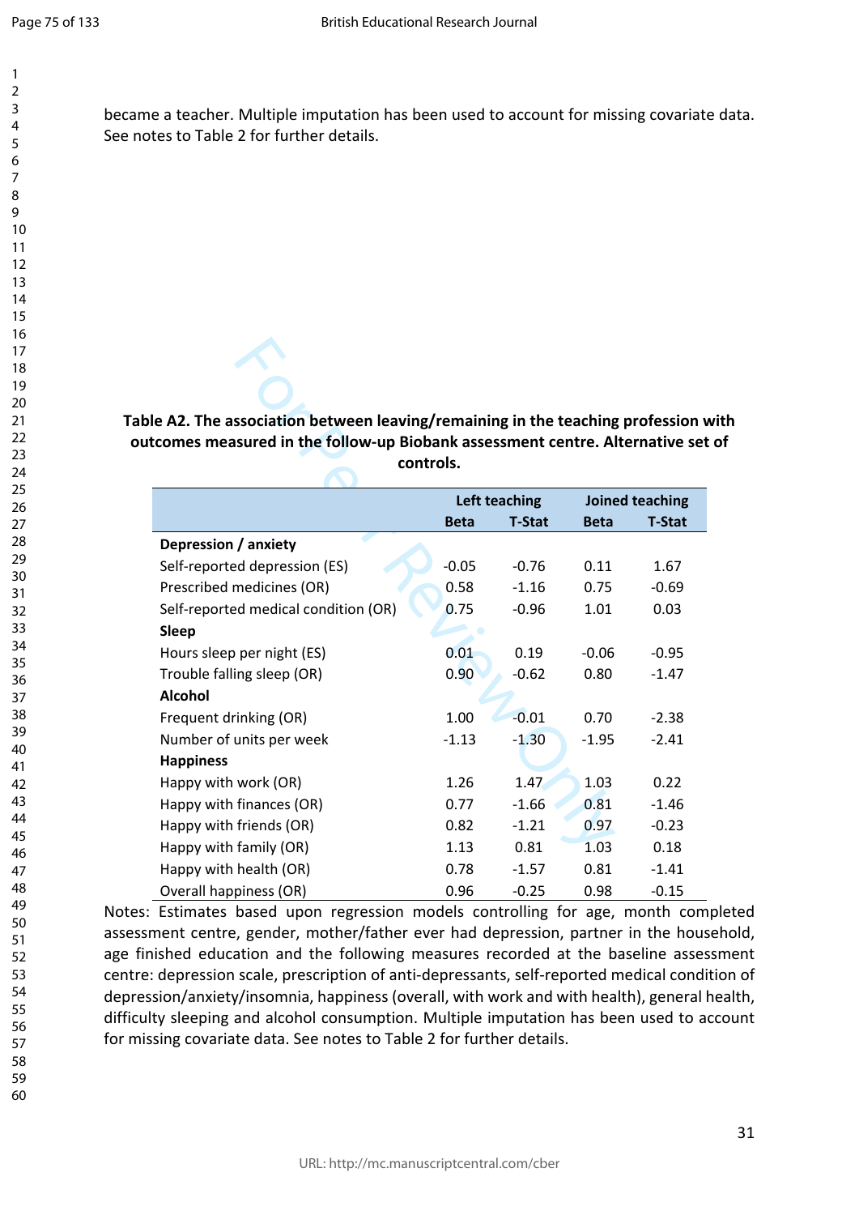became a teacher. Multiple imputation has been used to account for missing covariate data. See notes to Table 2 for further details.

**Table A2. The association between leaving/remaining in the teaching profession with outcomes measured in the follow-up Biobank assessment centre. Alternative set of controls.**

| | Left teaching | | Joined teaching | |
|---|---|---|---|---|
| | Beta | T-Stat | Beta | T-Stat |
| **Depression / anxiety** | | | | |
| Self-reported depression (ES) | -0.05 | -0.76 | 0.11 | 1.67 |
| Prescribed medicines (OR) | 0.58 | -1.16 | 0.75 | -0.69 |
| Self-reported medical condition (OR) | 0.75 | -0.96 | 1.01 | 0.03 |
| **Sleep** | | | | |
| Hours sleep per night (ES) | 0.01 | 0.19 | -0.06 | -0.95 |
| Trouble falling sleep (OR) | 0.90 | -0.62 | 0.80 | -1.47 |
| **Alcohol** | | | | |
| Frequent drinking (OR) | 1.00 | -0.01 | 0.70 | -2.38 |
| Number of units per week | -1.13 | -1.30 | -1.95 | -2.41 |
| **Happiness** | | | | |
| Happy with work (OR) | 1.26 | 1.47 | 1.03 | 0.22 |
| Happy with finances (OR) | 0.77 | -1.66 | 0.81 | -1.46 |
| Happy with friends (OR) | 0.82 | -1.21 | 0.97 | -0.23 |
| Happy with family (OR) | 1.13 | 0.81 | 1.03 | 0.18 |
| Happy with health (OR) | 0.78 | -1.57 | 0.81 | -1.41 |
| Overall happiness (OR) | 0.96 | -0.25 | 0.98 | -0.15 |

Notes: Estimates based upon regression models controlling for age, month completed assessment centre, gender, mother/father ever had depression, partner in the household, age finished education and the following measures recorded at the baseline assessment centre: depression scale, prescription of anti-depressants, self-reported medical condition of depression/anxiety/insomnia, happiness (overall, with work and with health), general health, difficulty sleeping and alcohol consumption. Multiple imputation has been used to account for missing covariate data. See notes to Table 2 for further details.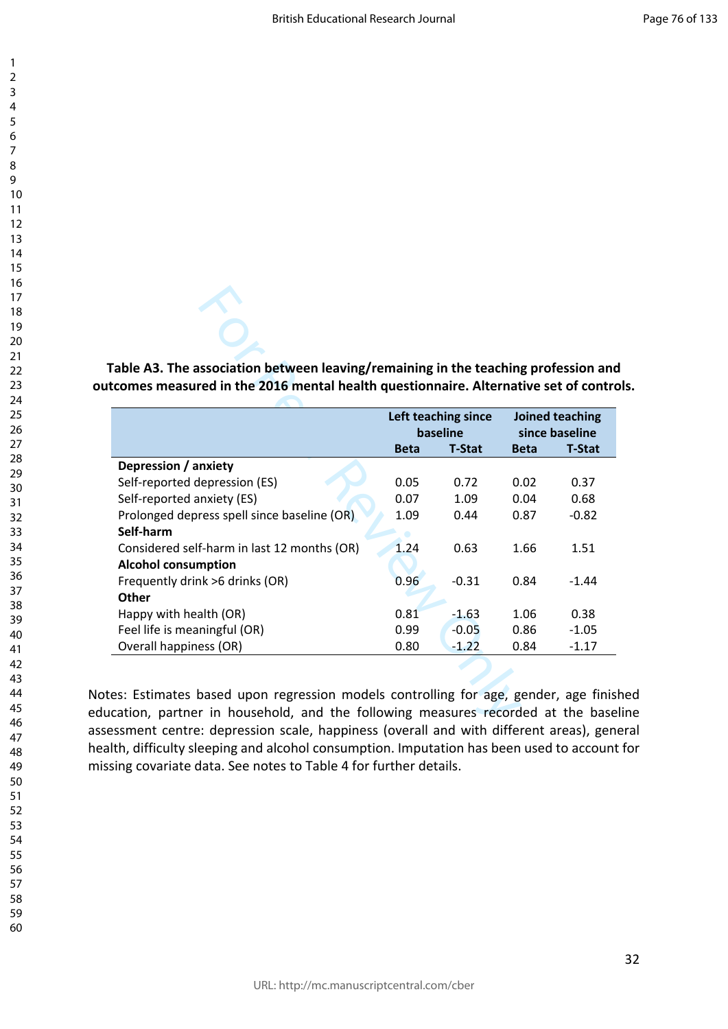**Table A3. The association between leaving/remaining in the teaching profession and outcomes measured in the 2016 mental health questionnaire. Alternative set of controls.**

| | Left teaching since baseline | | Joined teaching since baseline | |
|---|---|---|---|---|
| | Beta | T-Stat | Beta | T-Stat |
| **Depression / anxiety** | | | | |
| Self-reported depression (ES) | 0.05 | 0.72 | 0.02 | 0.37 |
| Self-reported anxiety (ES) | 0.07 | 1.09 | 0.04 | 0.68 |
| Prolonged depress spell since baseline (OR) | 1.09 | 0.44 | 0.87 | -0.82 |
| **Self-harm** | | | | |
| Considered self-harm in last 12 months (OR) | 1.24 | 0.63 | 1.66 | 1.51 |
| **Alcohol consumption** | | | | |
| Frequently drink >6 drinks (OR) | 0.96 | -0.31 | 0.84 | -1.44 |
| **Other** | | | | |
| Happy with health (OR) | 0.81 | -1.63 | 1.06 | 0.38 |
| Feel life is meaningful (OR) | 0.99 | -0.05 | 0.86 | -1.05 |
| Overall happiness (OR) | 0.80 | -1.22 | 0.84 | -1.17 |

Notes: Estimates based upon regression models controlling for age, gender, age finished education, partner in household, and the following measures recorded at the baseline assessment centre: depression scale, happiness (overall and with different areas), general health, difficulty sleeping and alcohol consumption. Imputation has been used to account for missing covariate data. See notes to Table 4 for further details.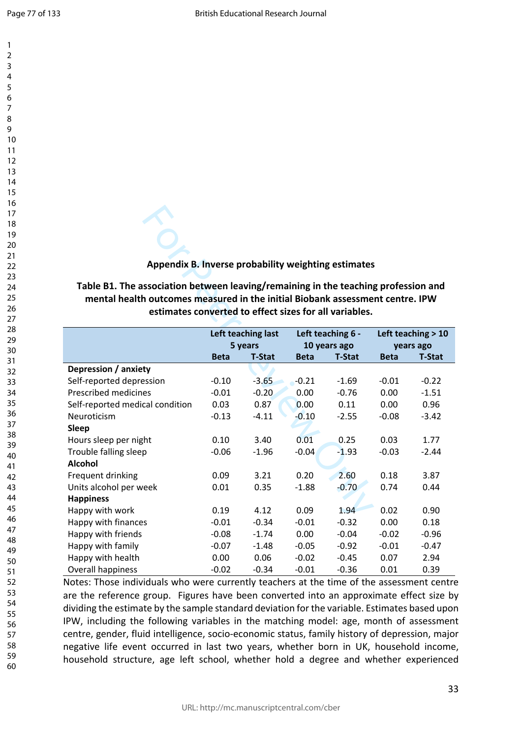## Appendix B. Inverse probability weighting estimates

**Table B1. The association between leaving/remaining in the teaching profession and mental health outcomes measured in the initial Biobank assessment centre. IPW estimates converted to effect sizes for all variables.**

| | Left teaching last 5 years | | Left teaching 6 - 10 years ago | | Left teaching > 10 years ago | |
|---|---|---|---|---|---|---|
| | Beta | T-Stat | Beta | T-Stat | Beta | T-Stat |
| **Depression / anxiety** | | | | | | |
| Self-reported depression | -0.10 | -3.65 | -0.21 | -1.69 | -0.01 | -0.22 |
| Prescribed medicines | -0.01 | -0.20 | 0.00 | -0.76 | 0.00 | -1.51 |
| Self-reported medical condition | 0.03 | 0.87 | 0.00 | 0.11 | 0.00 | 0.96 |
| Neuroticism | -0.13 | -4.11 | -0.10 | -2.55 | -0.08 | -3.42 |
| **Sleep** | | | | | | |
| Hours sleep per night | 0.10 | 3.40 | 0.01 | 0.25 | 0.03 | 1.77 |
| Trouble falling sleep | -0.06 | -1.96 | -0.04 | -1.93 | -0.03 | -2.44 |
| **Alcohol** | | | | | | |
| Frequent drinking | 0.09 | 3.21 | 0.20 | 2.60 | 0.18 | 3.87 |
| Units alcohol per week | 0.01 | 0.35 | -1.88 | -0.70 | 0.74 | 0.44 |
| **Happiness** | | | | | | |
| Happy with work | 0.19 | 4.12 | 0.09 | 1.94 | 0.02 | 0.90 |
| Happy with finances | -0.01 | -0.34 | -0.01 | -0.32 | 0.00 | 0.18 |
| Happy with friends | -0.08 | -1.74 | 0.00 | -0.04 | -0.02 | -0.96 |
| Happy with family | -0.07 | -1.48 | -0.05 | -0.92 | -0.01 | -0.47 |
| Happy with health | 0.00 | 0.06 | -0.02 | -0.45 | 0.07 | 2.94 |
| Overall happiness | -0.02 | -0.34 | -0.01 | -0.36 | 0.01 | 0.39 |

Notes: Those individuals who were currently teachers at the time of the assessment centre are the reference group. Figures have been converted into an approximate effect size by dividing the estimate by the sample standard deviation for the variable. Estimates based upon IPW, including the following variables in the matching model: age, month of assessment centre, gender, fluid intelligence, socio-economic status, family history of depression, major negative life event occurred in last two years, whether born in UK, household income, household structure, age left school, whether hold a degree and whether experienced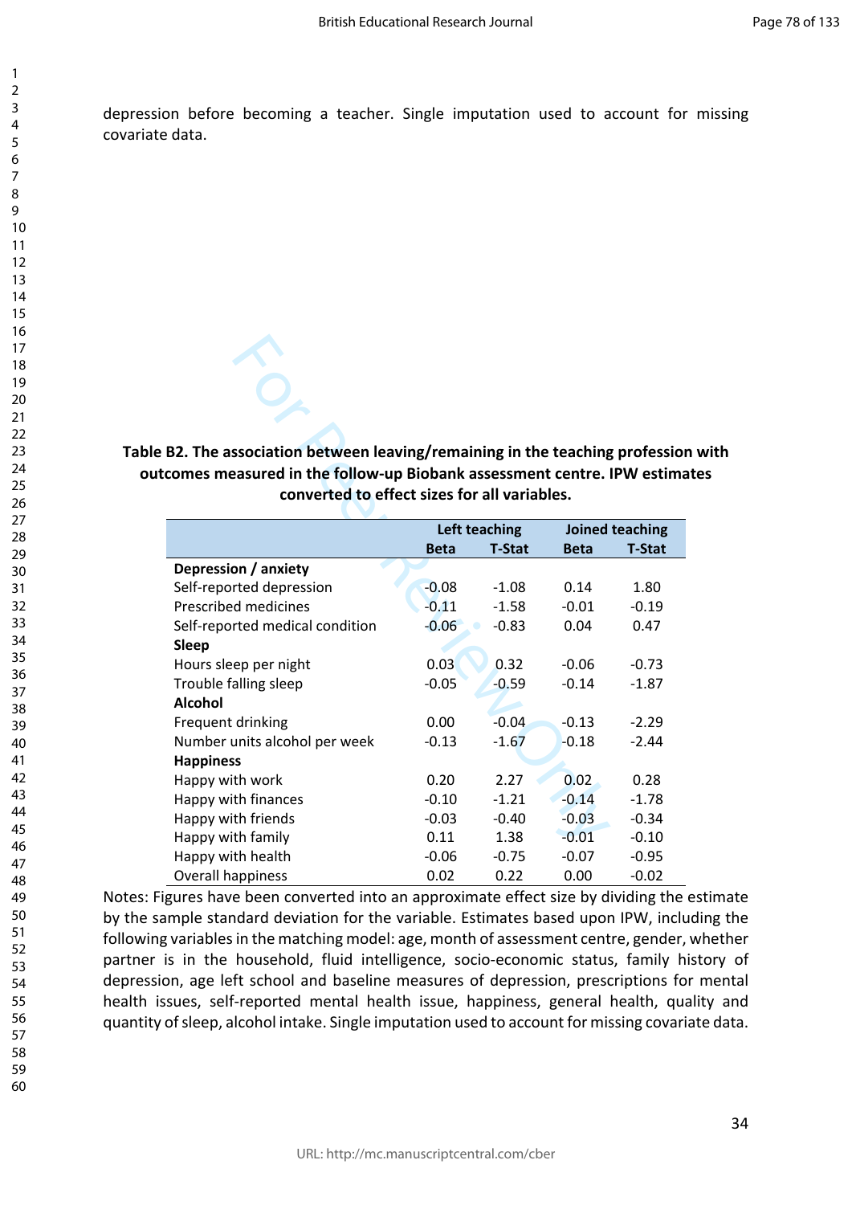depression before becoming a teacher. Single imputation used to account for missing covariate data.

**Table B2. The association between leaving/remaining in the teaching profession with outcomes measured in the follow-up Biobank assessment centre. IPW estimates converted to effect sizes for all variables.**

| | Left teaching | | Joined teaching | |
|---|---|---|---|---|
| | Beta | T-Stat | Beta | T-Stat |
| **Depression / anxiety** | | | | |
| Self-reported depression | -0.08 | -1.08 | 0.14 | 1.80 |
| Prescribed medicines | -0.11 | -1.58 | -0.01 | -0.19 |
| Self-reported medical condition | -0.06 | -0.83 | 0.04 | 0.47 |
| **Sleep** | | | | |
| Hours sleep per night | 0.03 | 0.32 | -0.06 | -0.73 |
| Trouble falling sleep | -0.05 | -0.59 | -0.14 | -1.87 |
| **Alcohol** | | | | |
| Frequent drinking | 0.00 | -0.04 | -0.13 | -2.29 |
| Number units alcohol per week | -0.13 | -1.67 | -0.18 | -2.44 |
| **Happiness** | | | | |
| Happy with work | 0.20 | 2.27 | 0.02 | 0.28 |
| Happy with finances | -0.10 | -1.21 | -0.14 | -1.78 |
| Happy with friends | -0.03 | -0.40 | -0.03 | -0.34 |
| Happy with family | 0.11 | 1.38 | -0.01 | -0.10 |
| Happy with health | -0.06 | -0.75 | -0.07 | -0.95 |
| Overall happiness | 0.02 | 0.22 | 0.00 | -0.02 |

Notes: Figures have been converted into an approximate effect size by dividing the estimate by the sample standard deviation for the variable. Estimates based upon IPW, including the following variables in the matching model: age, month of assessment centre, gender, whether partner is in the household, fluid intelligence, socio-economic status, family history of depression, age left school and baseline measures of depression, prescriptions for mental health issues, self-reported mental health issue, happiness, general health, quality and quantity of sleep, alcohol intake. Single imputation used to account for missing covariate data.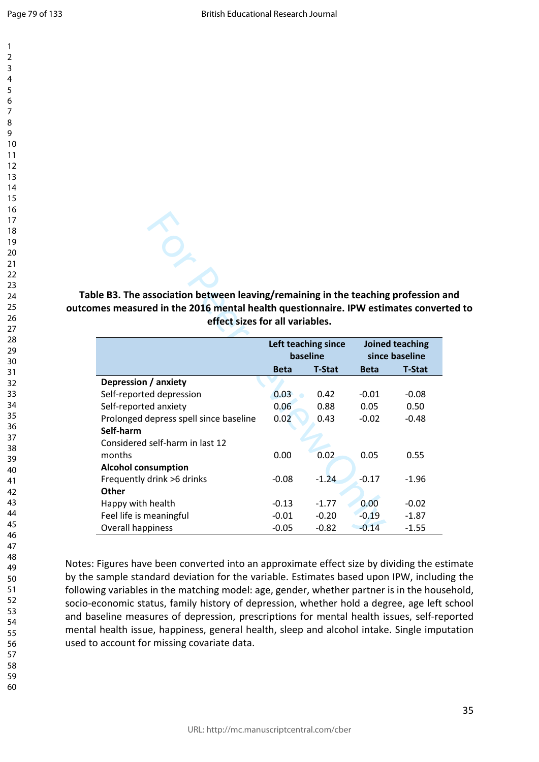**Table B3. The association between leaving/remaining in the teaching profession and outcomes measured in the 2016 mental health questionnaire. IPW estimates converted to effect sizes for all variables.**

| | Left teaching since baseline | | Joined teaching since baseline | |
|---|---|---|---|---|
| | Beta | T-Stat | Beta | T-Stat |
| **Depression / anxiety** | | | | |
| Self-reported depression | 0.03 | 0.42 | -0.01 | -0.08 |
| Self-reported anxiety | 0.06 | 0.88 | 0.05 | 0.50 |
| Prolonged depress spell since baseline | 0.02 | 0.43 | -0.02 | -0.48 |
| **Self-harm** | | | | |
| Considered self-harm in last 12 months | 0.00 | 0.02 | 0.05 | 0.55 |
| **Alcohol consumption** | | | | |
| Frequently drink >6 drinks | -0.08 | -1.24 | -0.17 | -1.96 |
| **Other** | | | | |
| Happy with health | -0.13 | -1.77 | 0.00 | -0.02 |
| Feel life is meaningful | -0.01 | -0.20 | -0.19 | -1.87 |
| Overall happiness | -0.05 | -0.82 | -0.14 | -1.55 |

Notes: Figures have been converted into an approximate effect size by dividing the estimate by the sample standard deviation for the variable. Estimates based upon IPW, including the following variables in the matching model: age, gender, whether partner is in the household, socio-economic status, family history of depression, whether hold a degree, age left school and baseline measures of depression, prescriptions for mental health issues, self-reported mental health issue, happiness, general health, sleep and alcohol intake. Single imputation used to account for missing covariate data.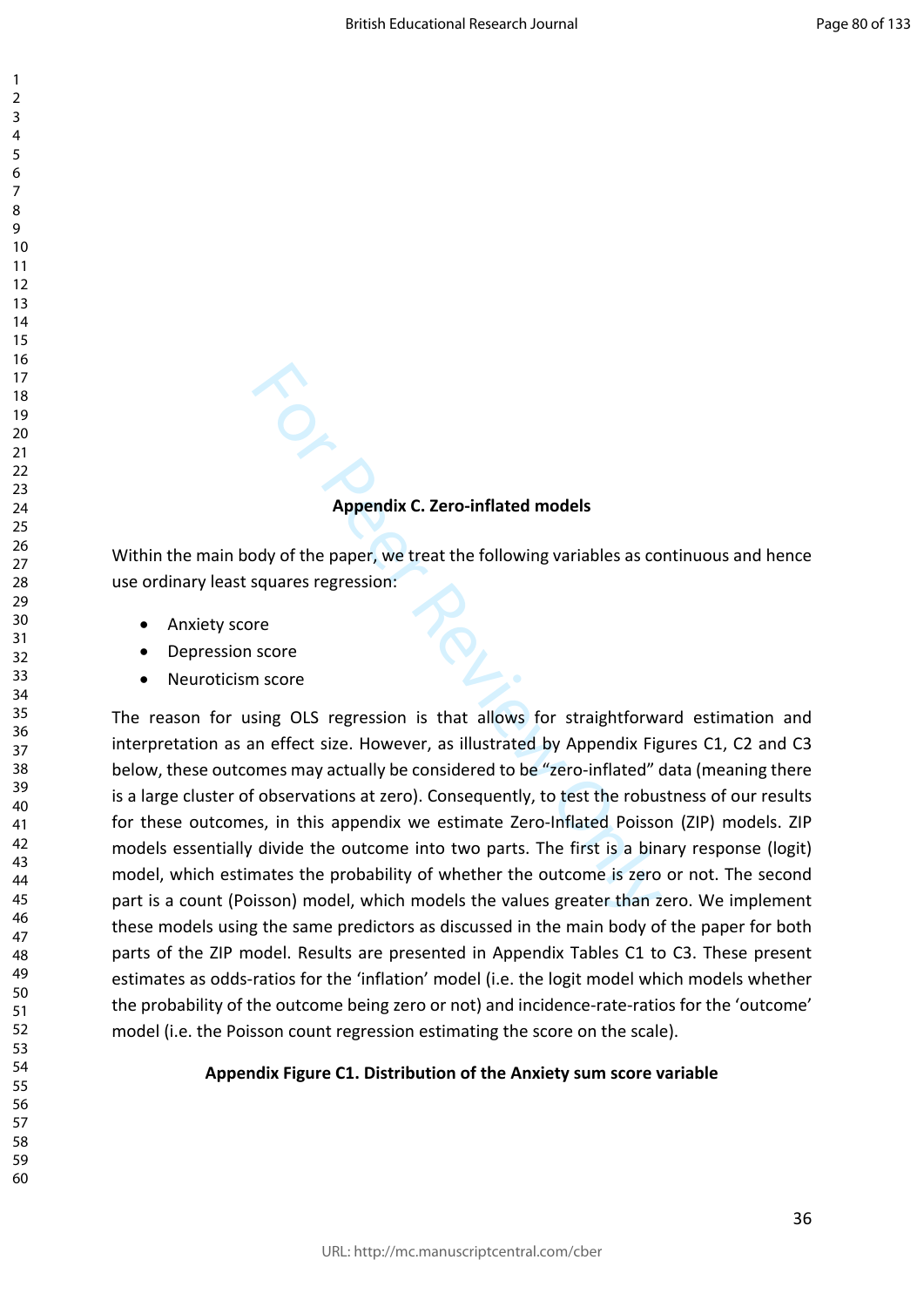**Appendix C. Zero-inflated models**

Within the main body of the paper, we treat the following variables as continuous and hence use ordinary least squares regression:

- Anxiety score
- Depression score
- Neuroticism score

The reason for using OLS regression is that allows for straightforward estimation and interpretation as an effect size. However, as illustrated by Appendix Figures C1, C2 and C3 below, these outcomes may actually be considered to be "zero-inflated" data (meaning there is a large cluster of observations at zero). Consequently, to test the robustness of our results for these outcomes, in this appendix we estimate Zero-Inflated Poisson (ZIP) models. ZIP models essentially divide the outcome into two parts. The first is a binary response (logit) model, which estimates the probability of whether the outcome is zero or not. The second part is a count (Poisson) model, which models the values greater than zero. We implement these models using the same predictors as discussed in the main body of the paper for both parts of the ZIP model. Results are presented in Appendix Tables C1 to C3. These present estimates as odds-ratios for the 'inflation' model (i.e. the logit model which models whether the probability of the outcome being zero or not) and incidence-rate-ratios for the 'outcome' model (i.e. the Poisson count regression estimating the score on the scale).

**Appendix Figure C1. Distribution of the Anxiety sum score variable**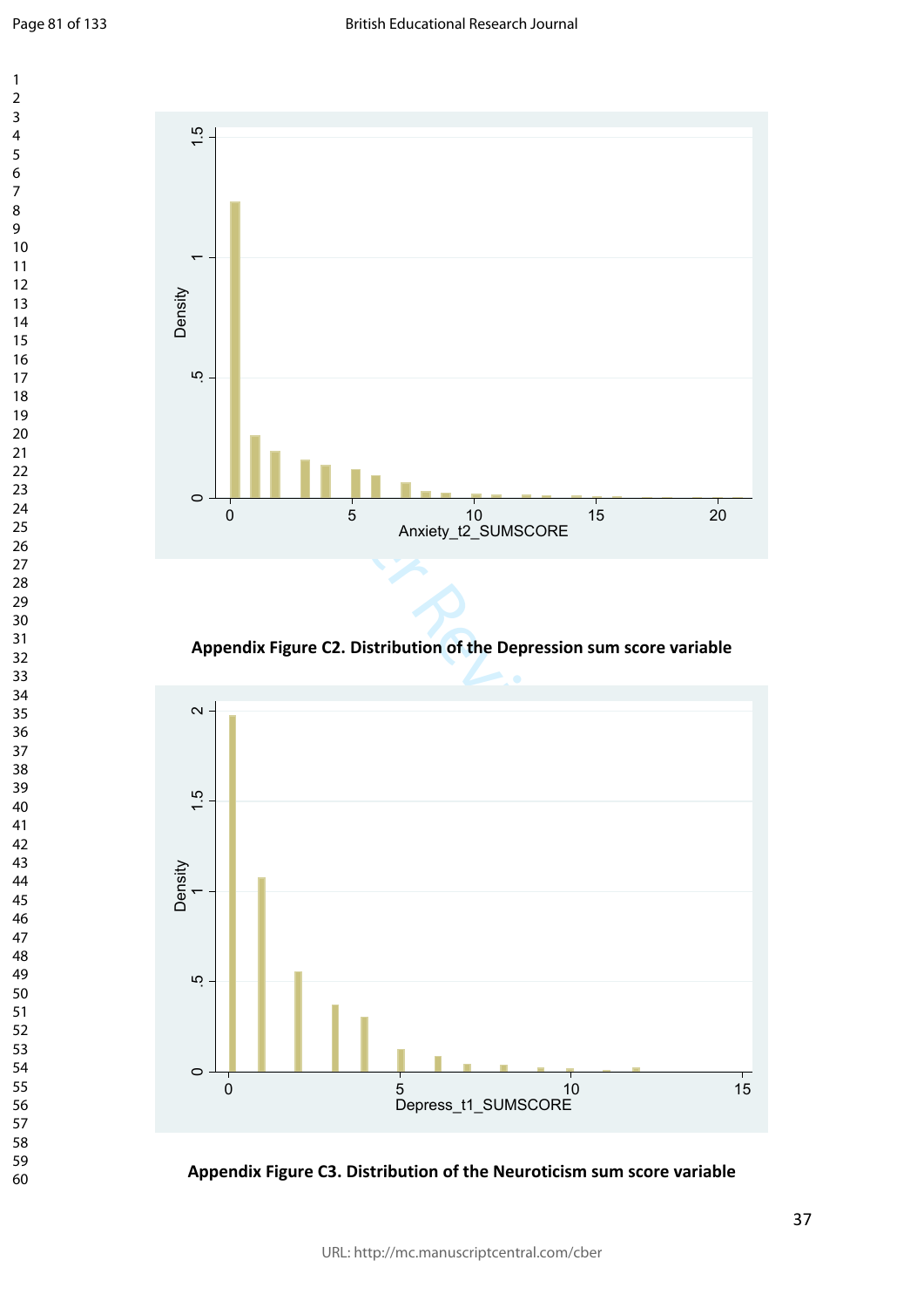Appendix Figure C2. Distribution of the Depression sum score variable

Appendix Figure C3. Distribution of the Neuroticism sum score variable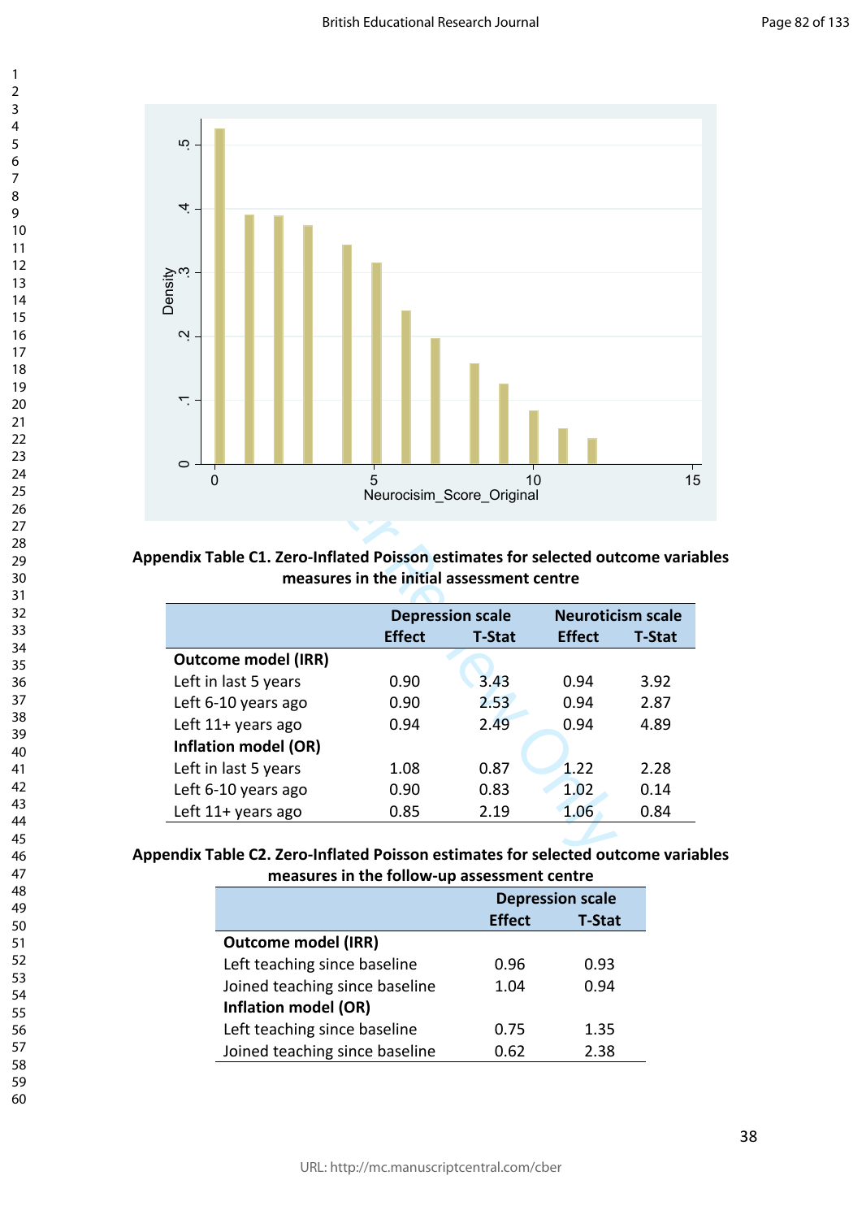**Appendix Table C1. Zero-Inflated Poisson estimates for selected outcome variables measures in the initial assessment centre**

| | Depression scale | | Neuroticism scale | |
|---|---|---|---|---|
| | Effect | T-Stat | Effect | T-Stat |
| **Outcome model (IRR)** | | | | |
| Left in last 5 years | 0.90 | 3.43 | 0.94 | 3.92 |
| Left 6-10 years ago | 0.90 | 2.53 | 0.94 | 2.87 |
| Left 11+ years ago | 0.94 | 2.49 | 0.94 | 4.89 |
| **Inflation model (OR)** | | | | |
| Left in last 5 years | 1.08 | 0.87 | 1.22 | 2.28 |
| Left 6-10 years ago | 0.90 | 0.83 | 1.02 | 0.14 |
| Left 11+ years ago | 0.85 | 2.19 | 1.06 | 0.84 |

**Appendix Table C2. Zero-Inflated Poisson estimates for selected outcome variables measures in the follow-up assessment centre**

| | Depression scale | |
|---|---|---|
| | Effect | T-Stat |
| **Outcome model (IRR)** | | |
| Left teaching since baseline | 0.96 | 0.93 |
| Joined teaching since baseline | 1.04 | 0.94 |
| **Inflation model (OR)** | | |
| Left teaching since baseline | 0.75 | 1.35 |
| Joined teaching since baseline | 0.62 | 2.38 |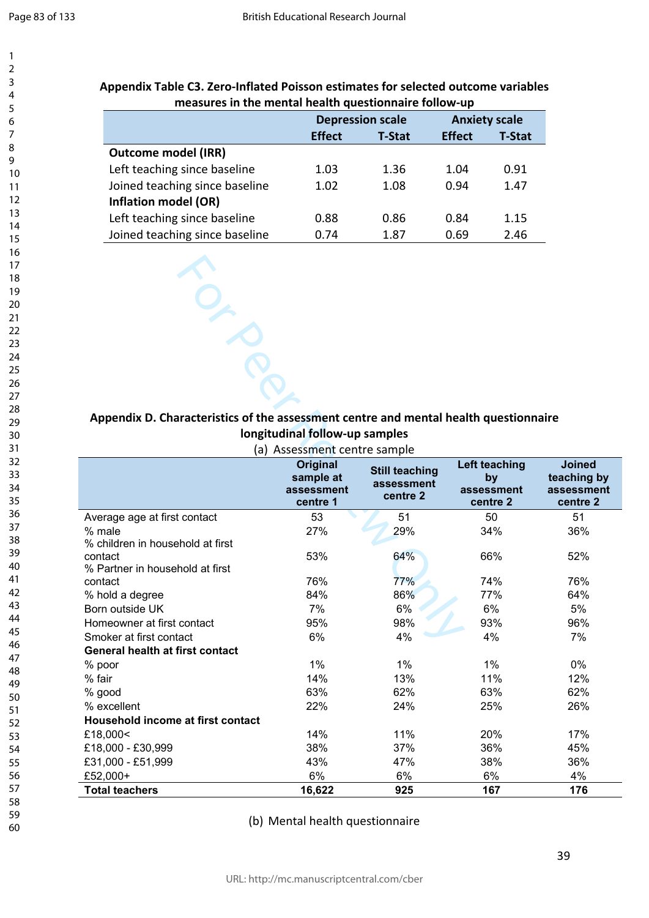**Appendix Table C3. Zero-Inflated Poisson estimates for selected outcome variables measures in the mental health questionnaire follow-up**

| | Depression scale | | Anxiety scale | |
|---|---|---|---|---|
| | Effect | T-Stat | Effect | T-Stat |
| **Outcome model (IRR)** | | | | |
| Left teaching since baseline | 1.03 | 1.36 | 1.04 | 0.91 |
| Joined teaching since baseline | 1.02 | 1.08 | 0.94 | 1.47 |
| **Inflation model (OR)** | | | | |
| Left teaching since baseline | 0.88 | 0.86 | 0.84 | 1.15 |
| Joined teaching since baseline | 0.74 | 1.87 | 0.69 | 2.46 |

**Appendix D. Characteristics of the assessment centre and mental health questionnaire longitudinal follow-up samples**

(a) Assessment centre sample

| | Original sample at assessment centre 1 | Still teaching assessment centre 2 | Left teaching by assessment centre 2 | Joined teaching by assessment centre 2 |
|---|---|---|---|---|
| Average age at first contact | 53 | 51 | 50 | 51 |
| % male | 27% | 29% | 34% | 36% |
| % children in household at first contact | 53% | 64% | 66% | 52% |
| % Partner in household at first contact | 76% | 77% | 74% | 76% |
| % hold a degree | 84% | 86% | 77% | 64% |
| Born outside UK | 7% | 6% | 6% | 5% |
| Homeowner at first contact | 95% | 98% | 93% | 96% |
| Smoker at first contact | 6% | 4% | 4% | 7% |
| **General health at first contact** | | | | |
| % poor | 1% | 1% | 1% | 0% |
| % fair | 14% | 13% | 11% | 12% |
| % good | 63% | 62% | 63% | 62% |
| % excellent | 22% | 24% | 25% | 26% |
| **Household income at first contact** | | | | |
| £18,000< | 14% | 11% | 20% | 17% |
| £18,000 - £30,999 | 38% | 37% | 36% | 45% |
| £31,000 - £51,999 | 43% | 47% | 38% | 36% |
| £52,000+ | 6% | 6% | 6% | 4% |
| **Total teachers** | **16,622** | **925** | **167** | **176** |

(b) Mental health questionnaire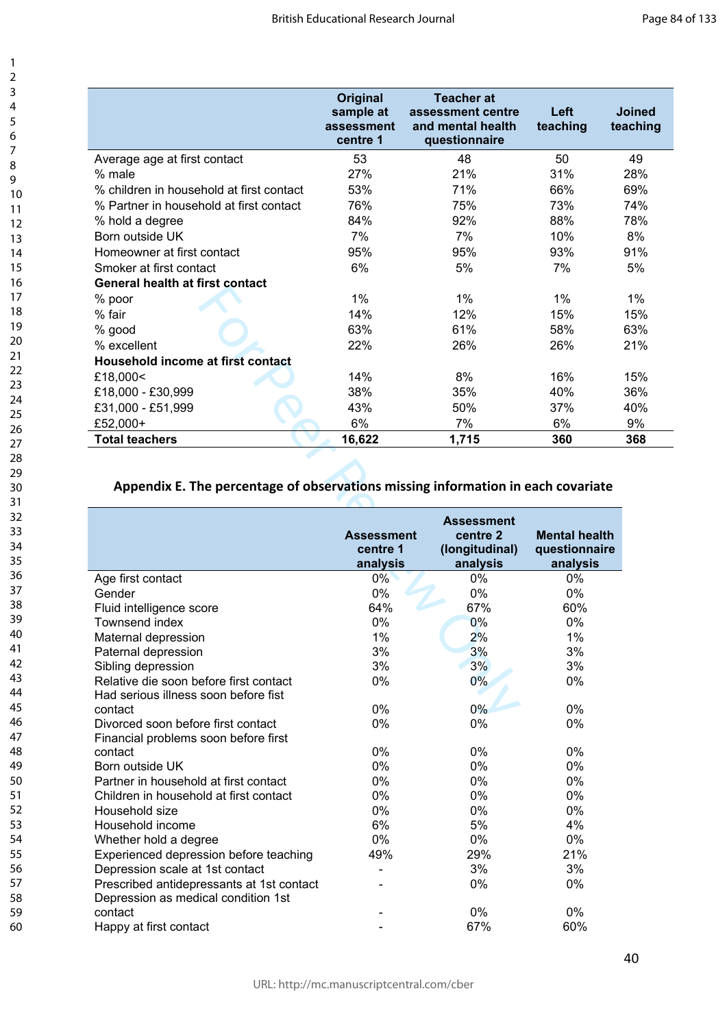| | Original sample at assessment centre 1 | Teacher at assessment centre and mental health questionnaire | Left teaching | Joined teaching |
|---|---|---|---|---|
| Average age at first contact | 53 | 48 | 50 | 49 |
| % male | 27% | 21% | 31% | 28% |
| % children in household at first contact | 53% | 71% | 66% | 69% |
| % Partner in household at first contact | 76% | 75% | 73% | 74% |
| % hold a degree | 84% | 92% | 88% | 78% |
| Born outside UK | 7% | 7% | 10% | 8% |
| Homeowner at first contact | 95% | 95% | 93% | 91% |
| Smoker at first contact | 6% | 5% | 7% | 5% |
| **General health at first contact** | | | | |
| % poor | 1% | 1% | 1% | 1% |
| % fair | 14% | 12% | 15% | 15% |
| % good | 63% | 61% | 58% | 63% |
| % excellent | 22% | 26% | 26% | 21% |
| **Household income at first contact** | | | | |
| £18,000< | 14% | 8% | 16% | 15% |
| £18,000 - £30,999 | 38% | 35% | 40% | 36% |
| £31,000 - £51,999 | 43% | 50% | 37% | 40% |
| £52,000+ | 6% | 7% | 6% | 9% |
| **Total teachers** | **16,622** | **1,715** | **360** | **368** |

## Appendix E. The percentage of observations missing information in each covariate

| | Assessment centre 1 analysis | Assessment centre 2 (longitudinal) analysis | Mental health questionnaire analysis |
|---|---|---|---|
| Age first contact | 0% | 0% | 0% |
| Gender | 0% | 0% | 0% |
| Fluid intelligence score | 64% | 67% | 60% |
| Townsend index | 0% | 0% | 0% |
| Maternal depression | 1% | 2% | 1% |
| Paternal depression | 3% | 3% | 3% |
| Sibling depression | 3% | 3% | 3% |
| Relative die soon before first contact | 0% | 0% | 0% |
| Had serious illness soon before fist contact | 0% | 0% | 0% |
| Divorced soon before first contact | 0% | 0% | 0% |
| Financial problems soon before first contact | 0% | 0% | 0% |
| Born outside UK | 0% | 0% | 0% |
| Partner in household at first contact | 0% | 0% | 0% |
| Children in household at first contact | 0% | 0% | 0% |
| Household size | 0% | 0% | 0% |
| Household income | 6% | 5% | 4% |
| Whether hold a degree | 0% | 0% | 0% |
| Experienced depression before teaching | 49% | 29% | 21% |
| Depression scale at 1st contact | - | 3% | 3% |
| Prescribed antidepressants at 1st contact | - | 0% | 0% |
| Depression as medical condition 1st contact | - | 0% | 0% |
| Happy at first contact | - | 67% | 60% |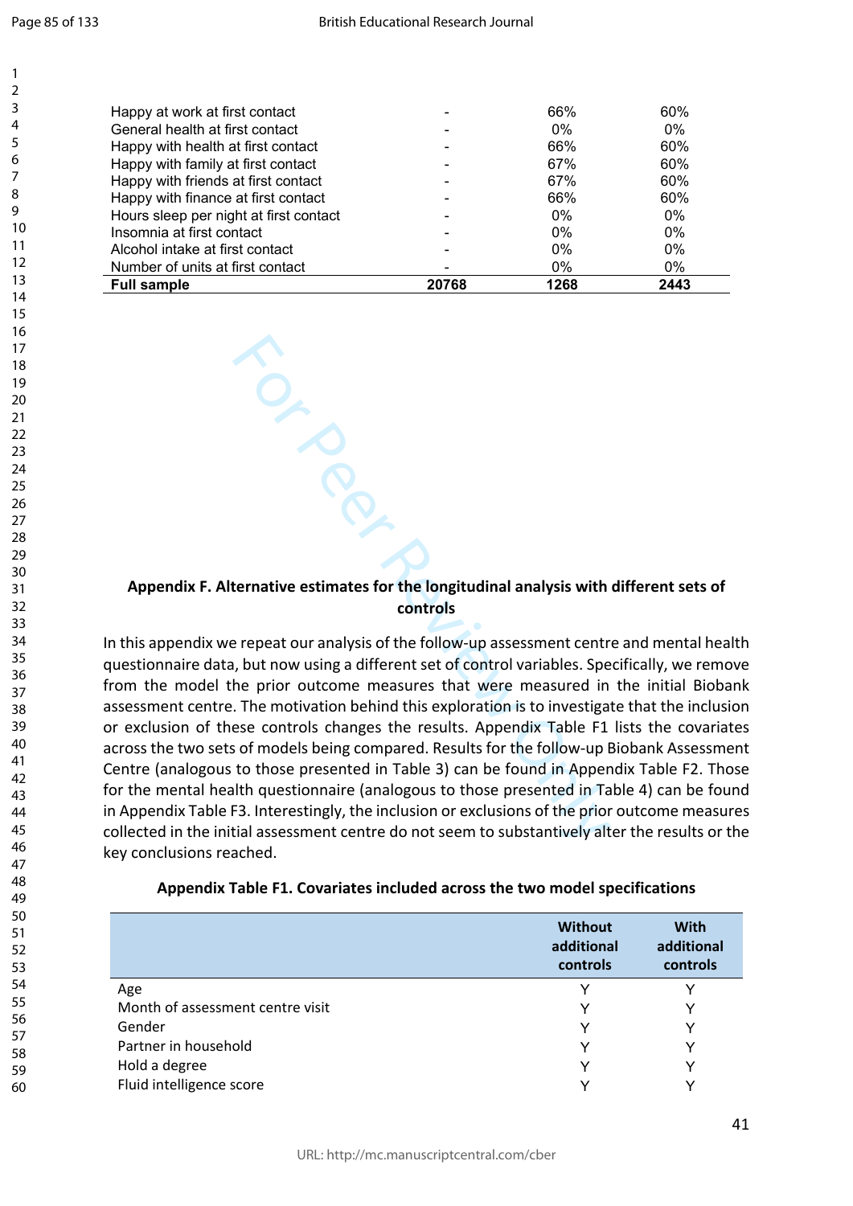| | | | |
|---|---|---|---|
| Happy at work at first contact | - | 66% | 60% |
| General health at first contact | - | 0% | 0% |
| Happy with health at first contact | - | 66% | 60% |
| Happy with family at first contact | - | 67% | 60% |
| Happy with friends at first contact | - | 67% | 60% |
| Happy with finance at first contact | - | 66% | 60% |
| Hours sleep per night at first contact | - | 0% | 0% |
| Insomnia at first contact | - | 0% | 0% |
| Alcohol intake at first contact | - | 0% | 0% |
| Number of units at first contact | - | 0% | 0% |
| **Full sample** | **20768** | **1268** | **2443** |

## Appendix F. Alternative estimates for the longitudinal analysis with different sets of controls

In this appendix we repeat our analysis of the follow-up assessment centre and mental health questionnaire data, but now using a different set of control variables. Specifically, we remove from the model the prior outcome measures that were measured in the initial Biobank assessment centre. The motivation behind this exploration is to investigate that the inclusion or exclusion of these controls changes the results. Appendix Table F1 lists the covariates across the two sets of models being compared. Results for the follow-up Biobank Assessment Centre (analogous to those presented in Table 3) can be found in Appendix Table F2. Those for the mental health questionnaire (analogous to those presented in Table 4) can be found in Appendix Table F3. Interestingly, the inclusion or exclusions of the prior outcome measures collected in the initial assessment centre do not seem to substantively alter the results or the key conclusions reached.

**Appendix Table F1. Covariates included across the two model specifications**

| | Without additional controls | With additional controls |
|---|---|---|
| Age | Y | Y |
| Month of assessment centre visit | Y | Y |
| Gender | Y | Y |
| Partner in household | Y | Y |
| Hold a degree | Y | Y |
| Fluid intelligence score | Y | Y |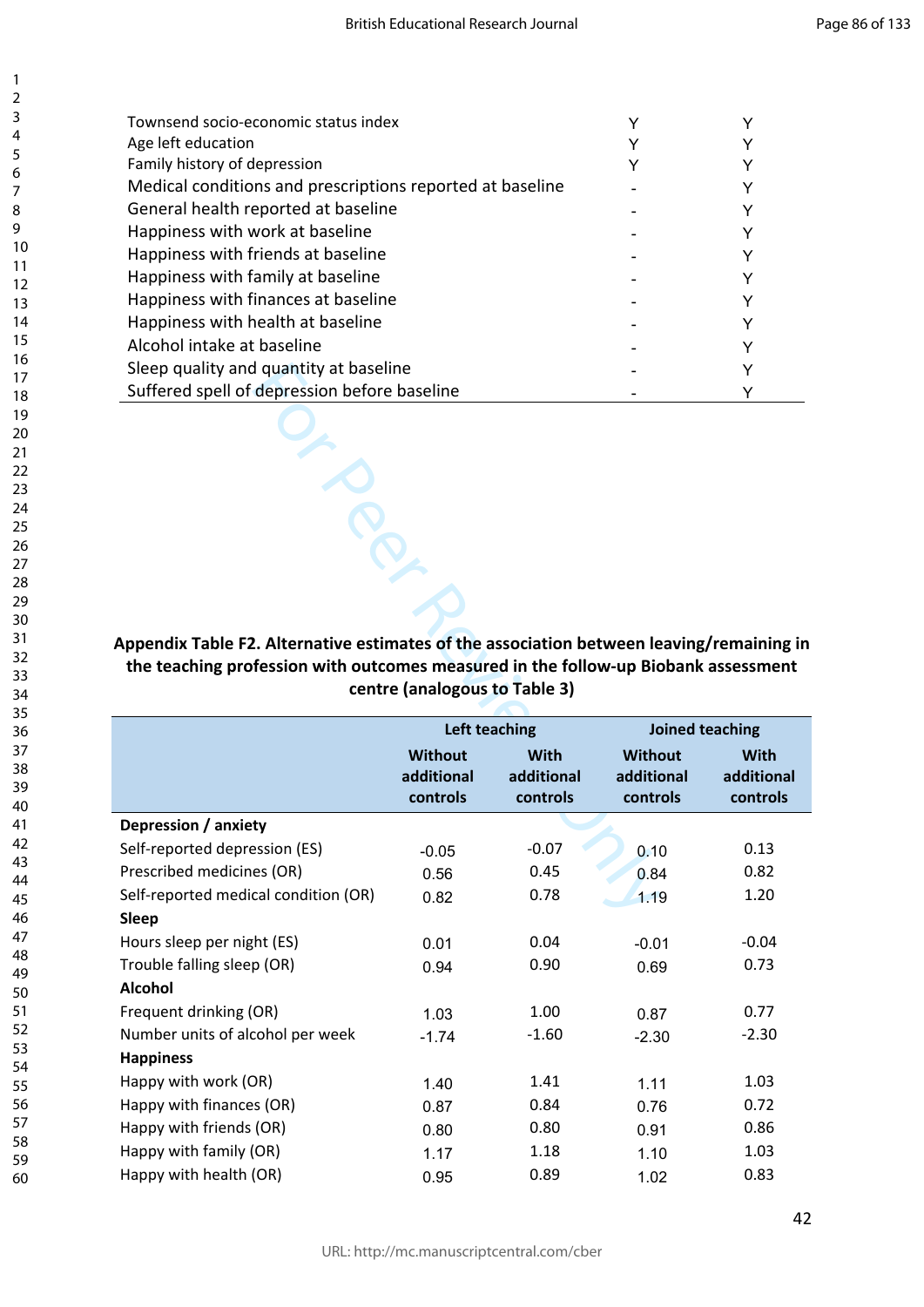| | | |
|---|---|---|
| Townsend socio-economic status index | Y | Y |
| Age left education | Y | Y |
| Family history of depression | Y | Y |
| Medical conditions and prescriptions reported at baseline | - | Y |
| General health reported at baseline | - | Y |
| Happiness with work at baseline | - | Y |
| Happiness with friends at baseline | - | Y |
| Happiness with family at baseline | - | Y |
| Happiness with finances at baseline | - | Y |
| Happiness with health at baseline | - | Y |
| Alcohol intake at baseline | - | Y |
| Sleep quality and quantity at baseline | - | Y |
| Suffered spell of depression before baseline | - | Y |

**Appendix Table F2. Alternative estimates of the association between leaving/remaining in the teaching profession with outcomes measured in the follow-up Biobank assessment centre (analogous to Table 3)**

| | Left teaching | | Joined teaching | |
|---|---|---|---|---|
| | Without additional controls | With additional controls | Without additional controls | With additional controls |
| **Depression / anxiety** | | | | |
| Self-reported depression (ES) | -0.05 | -0.07 | 0.10 | 0.13 |
| Prescribed medicines (OR) | 0.56 | 0.45 | 0.84 | 0.82 |
| Self-reported medical condition (OR) | 0.82 | 0.78 | 1.19 | 1.20 |
| **Sleep** | | | | |
| Hours sleep per night (ES) | 0.01 | 0.04 | -0.01 | -0.04 |
| Trouble falling sleep (OR) | 0.94 | 0.90 | 0.69 | 0.73 |
| **Alcohol** | | | | |
| Frequent drinking (OR) | 1.03 | 1.00 | 0.87 | 0.77 |
| Number units of alcohol per week | -1.74 | -1.60 | -2.30 | -2.30 |
| **Happiness** | | | | |
| Happy with work (OR) | 1.40 | 1.41 | 1.11 | 1.03 |
| Happy with finances (OR) | 0.87 | 0.84 | 0.76 | 0.72 |
| Happy with friends (OR) | 0.80 | 0.80 | 0.91 | 0.86 |
| Happy with family (OR) | 1.17 | 1.18 | 1.10 | 1.03 |
| Happy with health (OR) | 0.95 | 0.89 | 1.02 | 0.83 |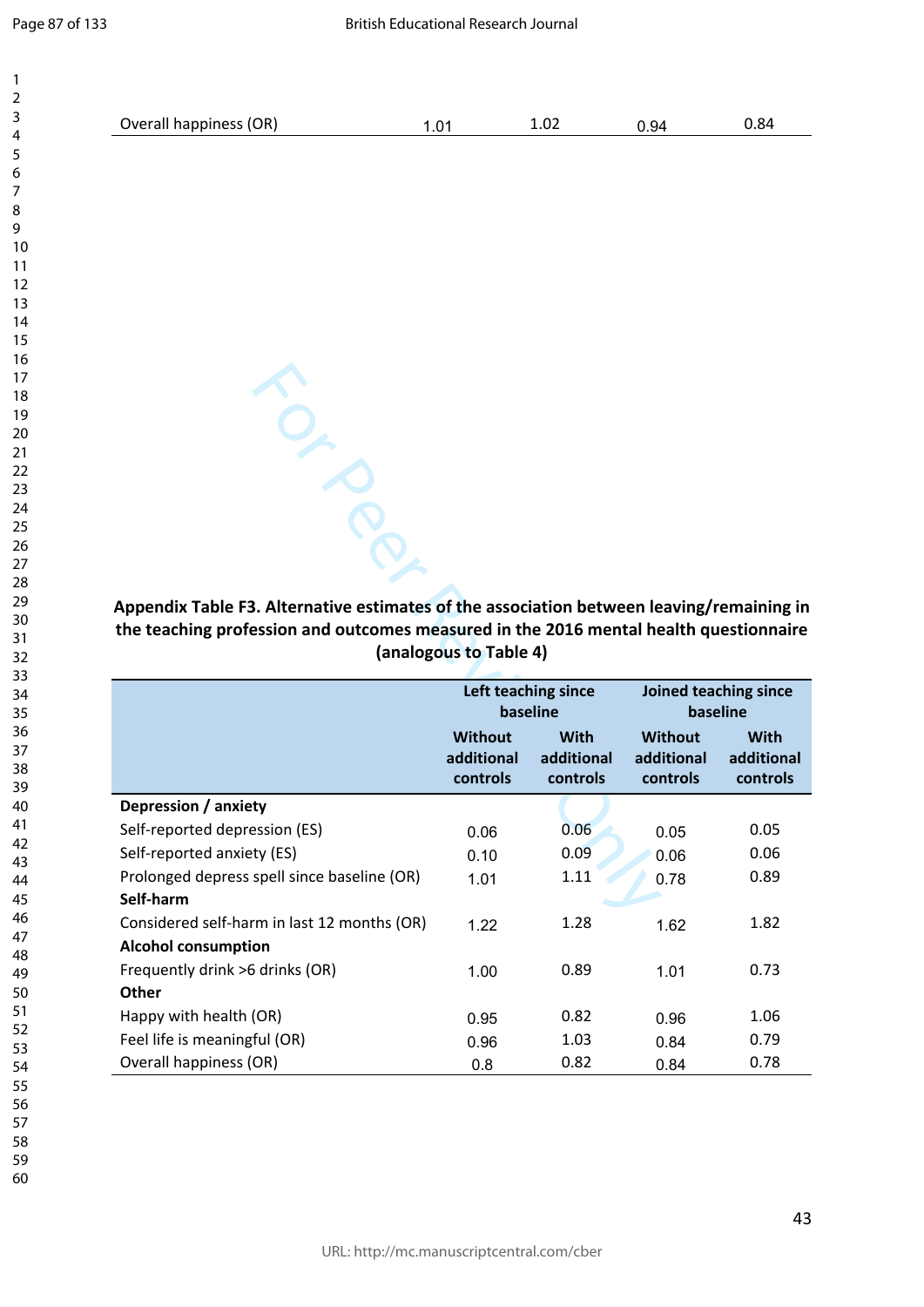| Overall happiness (OR) | 1.01 | 1.02 | 0.94 | 0.84 |
|---|---|---|---|---|

**Appendix Table F3. Alternative estimates of the association between leaving/remaining in the teaching profession and outcomes measured in the 2016 mental health questionnaire (analogous to Table 4)**

| | Left teaching since baseline | | Joined teaching since baseline | |
|---|---|---|---|---|
| | Without additional controls | With additional controls | Without additional controls | With additional controls |
| **Depression / anxiety** | | | | |
| Self-reported depression (ES) | 0.06 | 0.06 | 0.05 | 0.05 |
| Self-reported anxiety (ES) | 0.10 | 0.09 | 0.06 | 0.06 |
| Prolonged depress spell since baseline (OR) | 1.01 | 1.11 | 0.78 | 0.89 |
| **Self-harm** | | | | |
| Considered self-harm in last 12 months (OR) | 1.22 | 1.28 | 1.62 | 1.82 |
| **Alcohol consumption** | | | | |
| Frequently drink >6 drinks (OR) | 1.00 | 0.89 | 1.01 | 0.73 |
| **Other** | | | | |
| Happy with health (OR) | 0.95 | 0.82 | 0.96 | 1.06 |
| Feel life is meaningful (OR) | 0.96 | 1.03 | 0.84 | 0.79 |
| Overall happiness (OR) | 0.8 | 0.82 | 0.84 | 0.78 |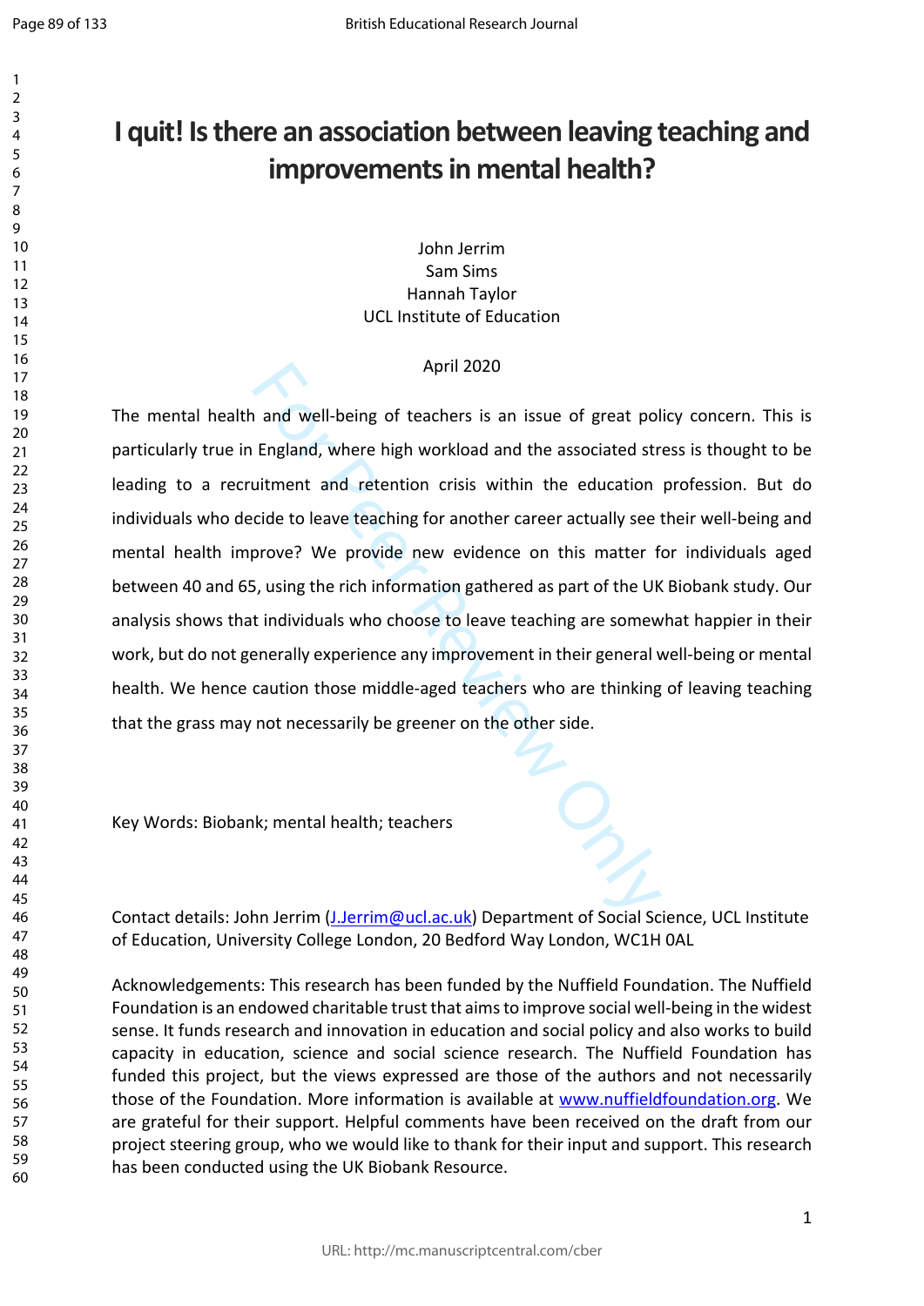# I quit! Is there an association between leaving teaching and improvements in mental health?

John Jerrim
Sam Sims
Hannah Taylor
UCL Institute of Education

April 2020

The mental health and well-being of teachers is an issue of great policy concern. This is particularly true in England, where high workload and the associated stress is thought to be leading to a recruitment and retention crisis within the education profession. But do individuals who decide to leave teaching for another career actually see their well-being and mental health improve? We provide new evidence on this matter for individuals aged between 40 and 65, using the rich information gathered as part of the UK Biobank study. Our analysis shows that individuals who choose to leave teaching are somewhat happier in their work, but do not generally experience any improvement in their general well-being or mental health. We hence caution those middle-aged teachers who are thinking of leaving teaching that the grass may not necessarily be greener on the other side.

Key Words: Biobank; mental health; teachers

Contact details: John Jerrim (J.Jerrim@ucl.ac.uk) Department of Social Science, UCL Institute of Education, University College London, 20 Bedford Way London, WC1H 0AL

Acknowledgements: This research has been funded by the Nuffield Foundation. The Nuffield Foundation is an endowed charitable trust that aims to improve social well-being in the widest sense. It funds research and innovation in education and social policy and also works to build capacity in education, science and social science research. The Nuffield Foundation has funded this project, but the views expressed are those of the authors and not necessarily those of the Foundation. More information is available at www.nuffieldfoundation.org. We are grateful for their support. Helpful comments have been received on the draft from our project steering group, who we would like to thank for their input and support. This research has been conducted using the UK Biobank Resource.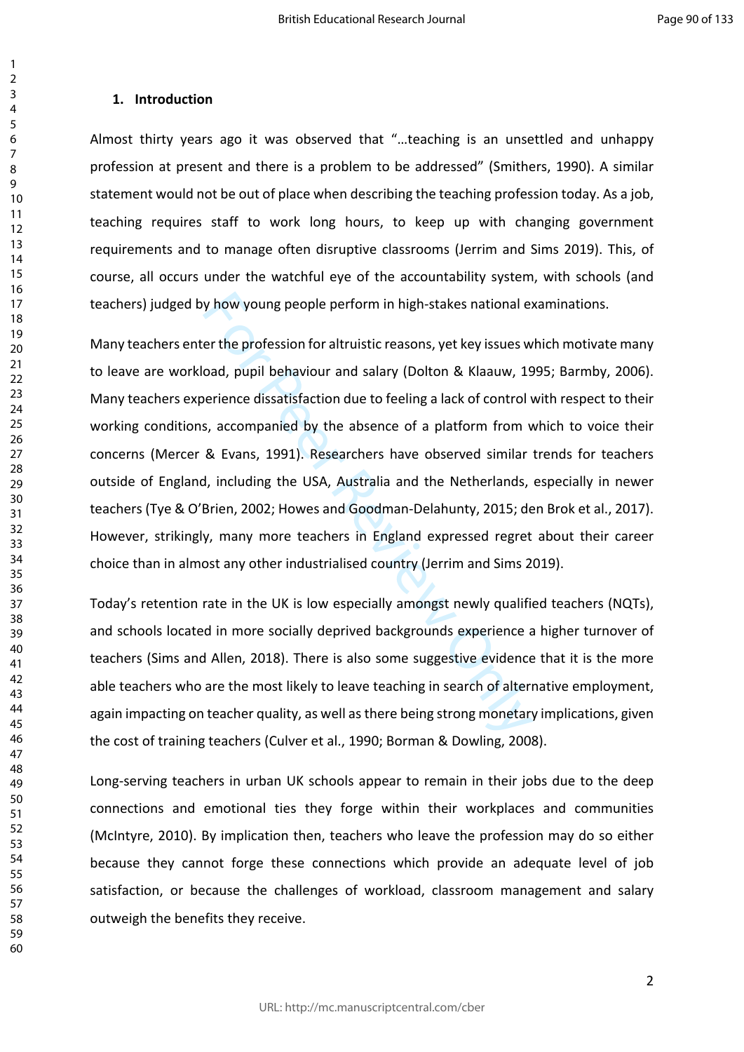## 1. Introduction

Almost thirty years ago it was observed that "…teaching is an unsettled and unhappy profession at present and there is a problem to be addressed" (Smithers, 1990). A similar statement would not be out of place when describing the teaching profession today. As a job, teaching requires staff to work long hours, to keep up with changing government requirements and to manage often disruptive classrooms (Jerrim and Sims 2019). This, of course, all occurs under the watchful eye of the accountability system, with schools (and teachers) judged by how young people perform in high-stakes national examinations.

Many teachers enter the profession for altruistic reasons, yet key issues which motivate many to leave are workload, pupil behaviour and salary (Dolton & Klaauw, 1995; Barmby, 2006). Many teachers experience dissatisfaction due to feeling a lack of control with respect to their working conditions, accompanied by the absence of a platform from which to voice their concerns (Mercer & Evans, 1991). Researchers have observed similar trends for teachers outside of England, including the USA, Australia and the Netherlands, especially in newer teachers (Tye & O'Brien, 2002; Howes and Goodman-Delahunty, 2015; den Brok et al., 2017). However, strikingly, many more teachers in England expressed regret about their career choice than in almost any other industrialised country (Jerrim and Sims 2019).

Today's retention rate in the UK is low especially amongst newly qualified teachers (NQTs), and schools located in more socially deprived backgrounds experience a higher turnover of teachers (Sims and Allen, 2018). There is also some suggestive evidence that it is the more able teachers who are the most likely to leave teaching in search of alternative employment, again impacting on teacher quality, as well as there being strong monetary implications, given the cost of training teachers (Culver et al., 1990; Borman & Dowling, 2008).

Long-serving teachers in urban UK schools appear to remain in their jobs due to the deep connections and emotional ties they forge within their workplaces and communities (McIntyre, 2010). By implication then, teachers who leave the profession may do so either because they cannot forge these connections which provide an adequate level of job satisfaction, or because the challenges of workload, classroom management and salary outweigh the benefits they receive.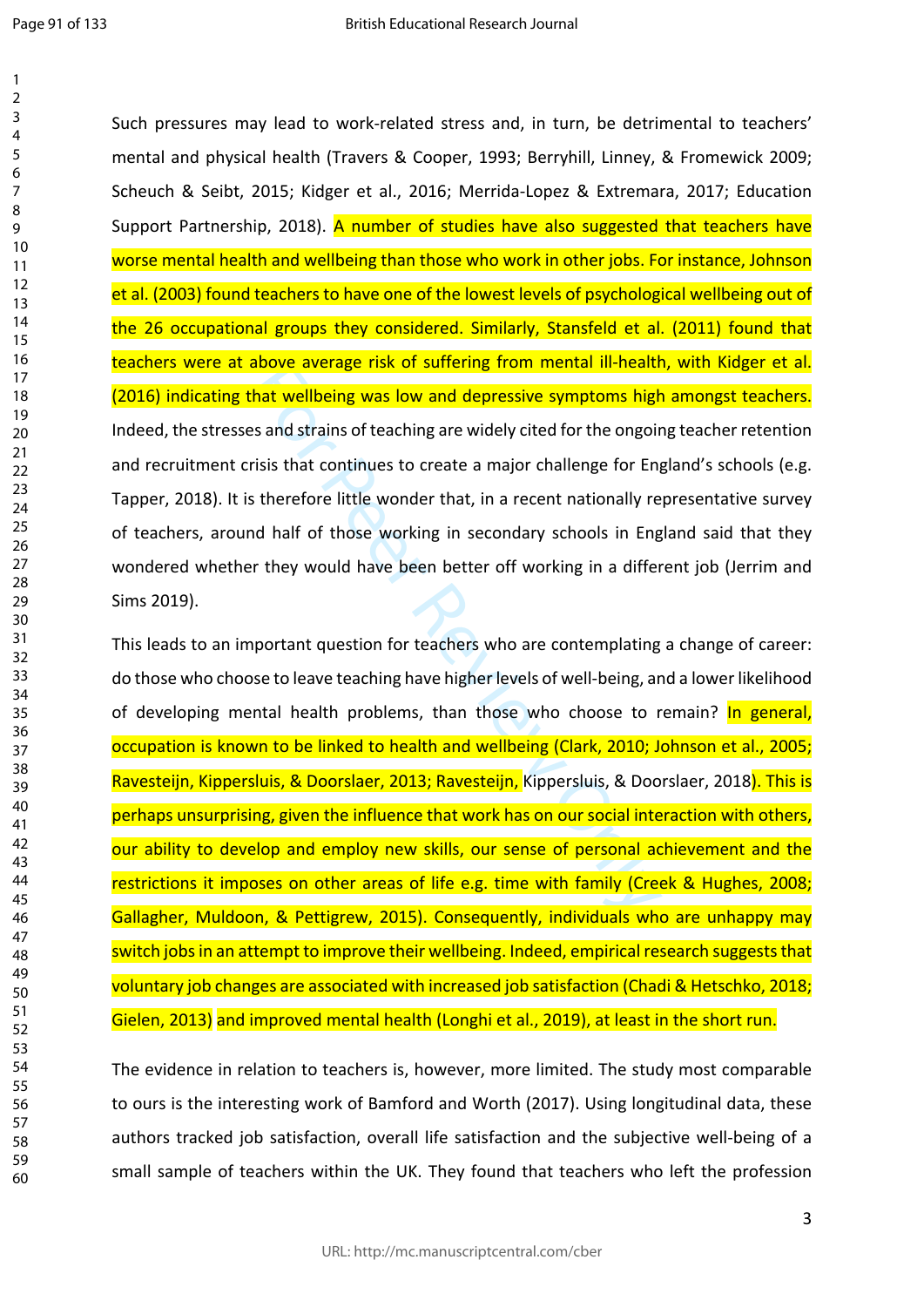Such pressures may lead to work-related stress and, in turn, be detrimental to teachers' mental and physical health (Travers & Cooper, 1993; Berryhill, Linney, & Fromewick 2009; Scheuch & Seibt, 2015; Kidger et al., 2016; Merrida-Lopez & Extremara, 2017; Education Support Partnership, 2018). A number of studies have also suggested that teachers have worse mental health and wellbeing than those who work in other jobs. For instance, Johnson et al. (2003) found teachers to have one of the lowest levels of psychological wellbeing out of the 26 occupational groups they considered. Similarly, Stansfeld et al. (2011) found that teachers were at above average risk of suffering from mental ill-health, with Kidger et al. (2016) indicating that wellbeing was low and depressive symptoms high amongst teachers. Indeed, the stresses and strains of teaching are widely cited for the ongoing teacher retention and recruitment crisis that continues to create a major challenge for England's schools (e.g. Tapper, 2018). It is therefore little wonder that, in a recent nationally representative survey of teachers, around half of those working in secondary schools in England said that they wondered whether they would have been better off working in a different job (Jerrim and Sims 2019).

This leads to an important question for teachers who are contemplating a change of career: do those who choose to leave teaching have higher levels of well-being, and a lower likelihood of developing mental health problems, than those who choose to remain? In general, occupation is known to be linked to health and wellbeing (Clark, 2010; Johnson et al., 2005; Ravesteijn, Kippersluis, & Doorslaer, 2013; Ravesteijn, Kippersluis, & Doorslaer, 2018). This is perhaps unsurprising, given the influence that work has on our social interaction with others, our ability to develop and employ new skills, our sense of personal achievement and the restrictions it imposes on other areas of life e.g. time with family (Creek & Hughes, 2008; Gallagher, Muldoon, & Pettigrew, 2015). Consequently, individuals who are unhappy may switch jobs in an attempt to improve their wellbeing. Indeed, empirical research suggests that voluntary job changes are associated with increased job satisfaction (Chadi & Hetschko, 2018; Gielen, 2013) and improved mental health (Longhi et al., 2019), at least in the short run.

The evidence in relation to teachers is, however, more limited. The study most comparable to ours is the interesting work of Bamford and Worth (2017). Using longitudinal data, these authors tracked job satisfaction, overall life satisfaction and the subjective well-being of a small sample of teachers within the UK. They found that teachers who left the profession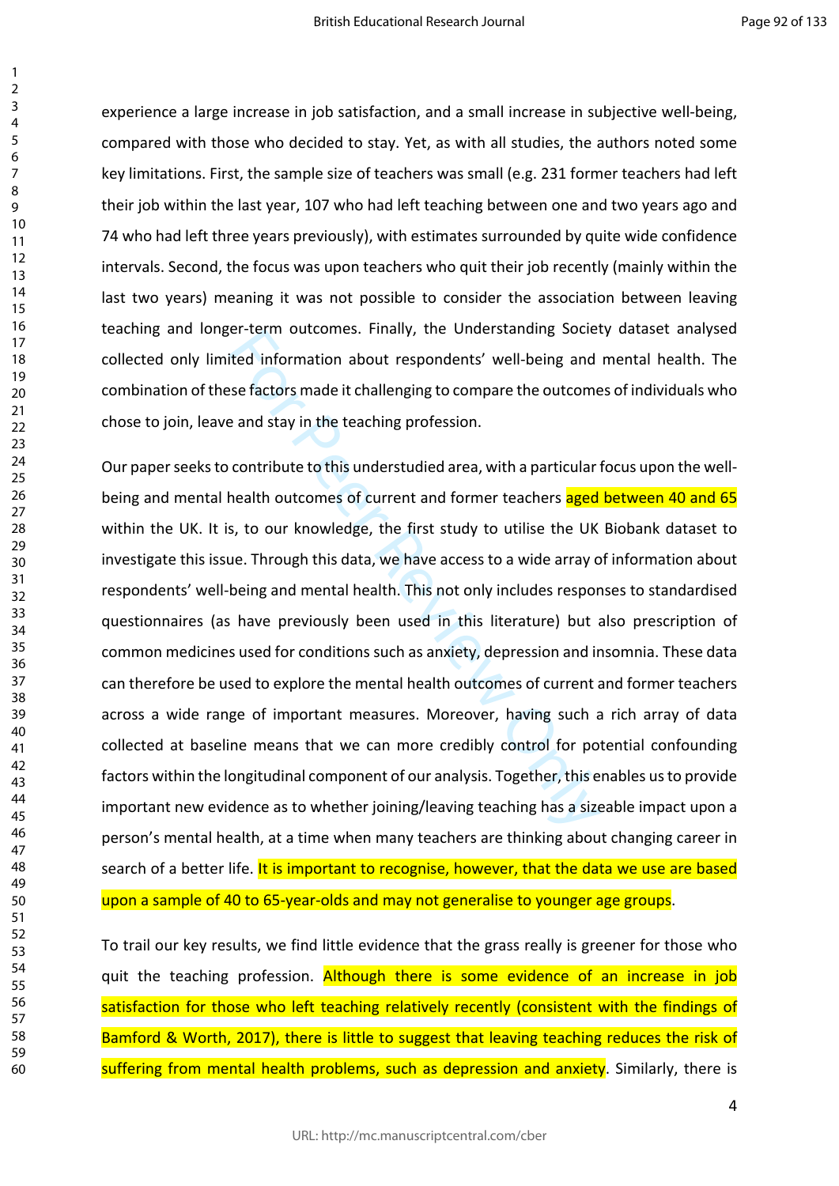experience a large increase in job satisfaction, and a small increase in subjective well-being, compared with those who decided to stay. Yet, as with all studies, the authors noted some key limitations. First, the sample size of teachers was small (e.g. 231 former teachers had left their job within the last year, 107 who had left teaching between one and two years ago and 74 who had left three years previously), with estimates surrounded by quite wide confidence intervals. Second, the focus was upon teachers who quit their job recently (mainly within the last two years) meaning it was not possible to consider the association between leaving teaching and longer-term outcomes. Finally, the Understanding Society dataset analysed collected only limited information about respondents' well-being and mental health. The combination of these factors made it challenging to compare the outcomes of individuals who chose to join, leave and stay in the teaching profession.

Our paper seeks to contribute to this understudied area, with a particular focus upon the well-being and mental health outcomes of current and former teachers aged between 40 and 65 within the UK. It is, to our knowledge, the first study to utilise the UK Biobank dataset to investigate this issue. Through this data, we have access to a wide array of information about respondents' well-being and mental health. This not only includes responses to standardised questionnaires (as have previously been used in this literature) but also prescription of common medicines used for conditions such as anxiety, depression and insomnia. These data can therefore be used to explore the mental health outcomes of current and former teachers across a wide range of important measures. Moreover, having such a rich array of data collected at baseline means that we can more credibly control for potential confounding factors within the longitudinal component of our analysis. Together, this enables us to provide important new evidence as to whether joining/leaving teaching has a sizeable impact upon a person's mental health, at a time when many teachers are thinking about changing career in search of a better life. It is important to recognise, however, that the data we use are based upon a sample of 40 to 65-year-olds and may not generalise to younger age groups.

To trail our key results, we find little evidence that the grass really is greener for those who quit the teaching profession. Although there is some evidence of an increase in job satisfaction for those who left teaching relatively recently (consistent with the findings of Bamford & Worth, 2017), there is little to suggest that leaving teaching reduces the risk of suffering from mental health problems, such as depression and anxiety. Similarly, there is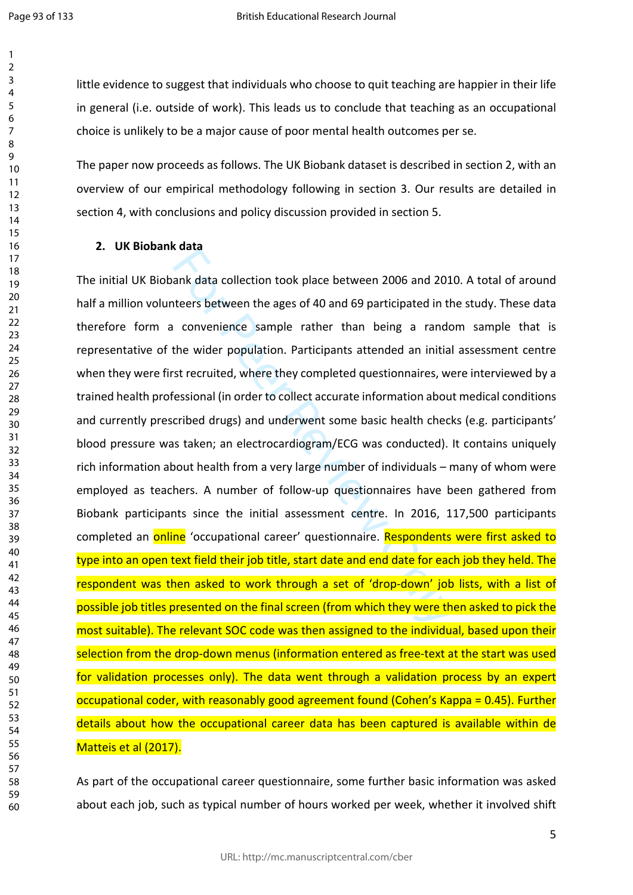little evidence to suggest that individuals who choose to quit teaching are happier in their life in general (i.e. outside of work). This leads us to conclude that teaching as an occupational choice is unlikely to be a major cause of poor mental health outcomes per se.

The paper now proceeds as follows. The UK Biobank dataset is described in section 2, with an overview of our empirical methodology following in section 3. Our results are detailed in section 4, with conclusions and policy discussion provided in section 5.

## 2. UK Biobank data

The initial UK Biobank data collection took place between 2006 and 2010. A total of around half a million volunteers between the ages of 40 and 69 participated in the study. These data therefore form a convenience sample rather than being a random sample that is representative of the wider population. Participants attended an initial assessment centre when they were first recruited, where they completed questionnaires, were interviewed by a trained health professional (in order to collect accurate information about medical conditions and currently prescribed drugs) and underwent some basic health checks (e.g. participants' blood pressure was taken; an electrocardiogram/ECG was conducted). It contains uniquely rich information about health from a very large number of individuals – many of whom were employed as teachers. A number of follow-up questionnaires have been gathered from Biobank participants since the initial assessment centre. In 2016, 117,500 participants completed an online 'occupational career' questionnaire. Respondents were first asked to type into an open text field their job title, start date and end date for each job they held. The respondent was then asked to work through a set of 'drop-down' job lists, with a list of possible job titles presented on the final screen (from which they were then asked to pick the most suitable). The relevant SOC code was then assigned to the individual, based upon their selection from the drop-down menus (information entered as free-text at the start was used for validation processes only). The data went through a validation process by an expert occupational coder, with reasonably good agreement found (Cohen's Kappa = 0.45). Further details about how the occupational career data has been captured is available within de Matteis et al (2017).

As part of the occupational career questionnaire, some further basic information was asked about each job, such as typical number of hours worked per week, whether it involved shift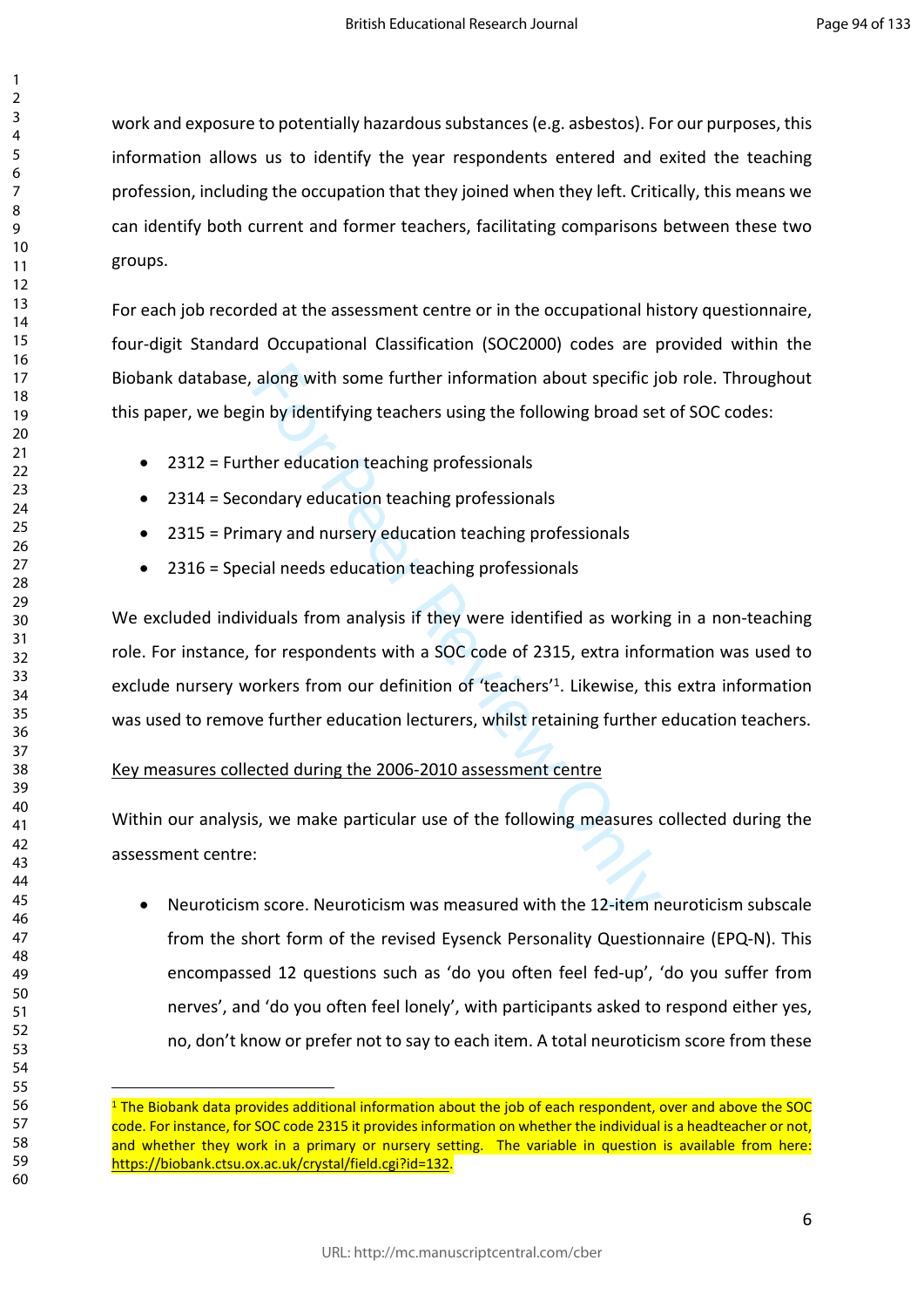work and exposure to potentially hazardous substances (e.g. asbestos). For our purposes, this information allows us to identify the year respondents entered and exited the teaching profession, including the occupation that they joined when they left. Critically, this means we can identify both current and former teachers, facilitating comparisons between these two groups.

For each job recorded at the assessment centre or in the occupational history questionnaire, four-digit Standard Occupational Classification (SOC2000) codes are provided within the Biobank database, along with some further information about specific job role. Throughout this paper, we begin by identifying teachers using the following broad set of SOC codes:

- 2312 = Further education teaching professionals
- 2314 = Secondary education teaching professionals
- 2315 = Primary and nursery education teaching professionals
- 2316 = Special needs education teaching professionals

We excluded individuals from analysis if they were identified as working in a non-teaching role. For instance, for respondents with a SOC code of 2315, extra information was used to exclude nursery workers from our definition of 'teachers'[1]. Likewise, this extra information was used to remove further education lecturers, whilst retaining further education teachers.

Key measures collected during the 2006-2010 assessment centre

Within our analysis, we make particular use of the following measures collected during the assessment centre:

- Neuroticism score. Neuroticism was measured with the 12-item neuroticism subscale from the short form of the revised Eysenck Personality Questionnaire (EPQ-N). This encompassed 12 questions such as 'do you often feel fed-up', 'do you suffer from nerves', and 'do you often feel lonely', with participants asked to respond either yes, no, don't know or prefer not to say to each item. A total neuroticism score from these

[1] The Biobank data provides additional information about the job of each respondent, over and above the SOC code. For instance, for SOC code 2315 it provides information on whether the individual is a headteacher or not, and whether they work in a primary or nursery setting. The variable in question is available from here: https://biobank.ctsu.ox.ac.uk/crystal/field.cgi?id=132.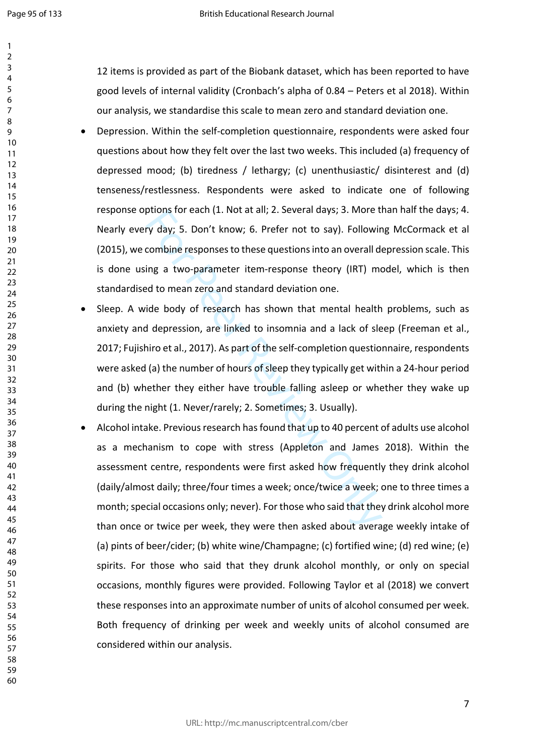12 items is provided as part of the Biobank dataset, which has been reported to have good levels of internal validity (Cronbach's alpha of 0.84 – Peters et al 2018). Within our analysis, we standardise this scale to mean zero and standard deviation one.

- Depression. Within the self-completion questionnaire, respondents were asked four questions about how they felt over the last two weeks. This included (a) frequency of depressed mood; (b) tiredness / lethargy; (c) unenthusiastic/ disinterest and (d) tenseness/restlessness. Respondents were asked to indicate one of following response options for each (1. Not at all; 2. Several days; 3. More than half the days; 4. Nearly every day; 5. Don't know; 6. Prefer not to say). Following McCormack et al (2015), we combine responses to these questions into an overall depression scale. This is done using a two-parameter item-response theory (IRT) model, which is then standardised to mean zero and standard deviation one.
- Sleep. A wide body of research has shown that mental health problems, such as anxiety and depression, are linked to insomnia and a lack of sleep (Freeman et al., 2017; Fujishiro et al., 2017). As part of the self-completion questionnaire, respondents were asked (a) the number of hours of sleep they typically get within a 24-hour period and (b) whether they either have trouble falling asleep or whether they wake up during the night (1. Never/rarely; 2. Sometimes; 3. Usually).
- Alcohol intake. Previous research has found that up to 40 percent of adults use alcohol as a mechanism to cope with stress (Appleton and James 2018). Within the assessment centre, respondents were first asked how frequently they drink alcohol (daily/almost daily; three/four times a week; once/twice a week; one to three times a month; special occasions only; never). For those who said that they drink alcohol more than once or twice per week, they were then asked about average weekly intake of (a) pints of beer/cider; (b) white wine/Champagne; (c) fortified wine; (d) red wine; (e) spirits. For those who said that they drunk alcohol monthly, or only on special occasions, monthly figures were provided. Following Taylor et al (2018) we convert these responses into an approximate number of units of alcohol consumed per week. Both frequency of drinking per week and weekly units of alcohol consumed are considered within our analysis.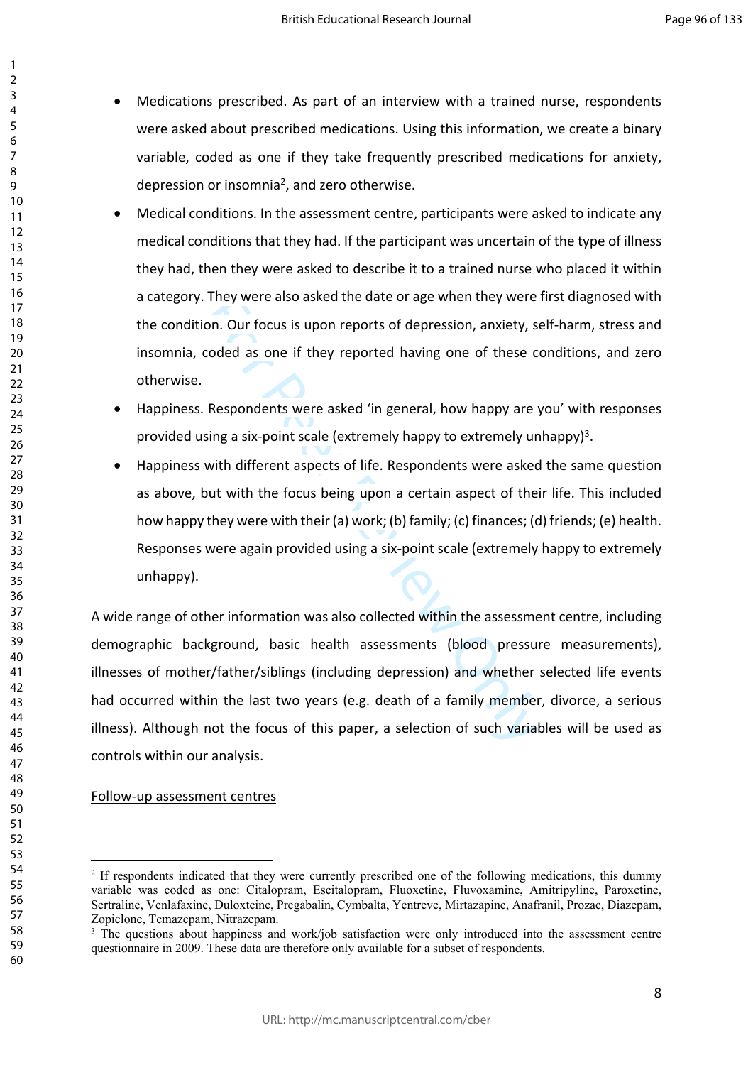- Medications prescribed. As part of an interview with a trained nurse, respondents were asked about prescribed medications. Using this information, we create a binary variable, coded as one if they take frequently prescribed medications for anxiety, depression or insomnia[2], and zero otherwise.
- Medical conditions. In the assessment centre, participants were asked to indicate any medical conditions that they had. If the participant was uncertain of the type of illness they had, then they were asked to describe it to a trained nurse who placed it within a category. They were also asked the date or age when they were first diagnosed with the condition. Our focus is upon reports of depression, anxiety, self-harm, stress and insomnia, coded as one if they reported having one of these conditions, and zero otherwise.
- Happiness. Respondents were asked 'in general, how happy are you' with responses provided using a six-point scale (extremely happy to extremely unhappy)[3].
- Happiness with different aspects of life. Respondents were asked the same question as above, but with the focus being upon a certain aspect of their life. This included how happy they were with their (a) work; (b) family; (c) finances; (d) friends; (e) health. Responses were again provided using a six-point scale (extremely happy to extremely unhappy).

A wide range of other information was also collected within the assessment centre, including demographic background, basic health assessments (blood pressure measurements), illnesses of mother/father/siblings (including depression) and whether selected life events had occurred within the last two years (e.g. death of a family member, divorce, a serious illness). Although not the focus of this paper, a selection of such variables will be used as controls within our analysis.

Follow-up assessment centres

---

[2] If respondents indicated that they were currently prescribed one of the following medications, this dummy variable was coded as one: Citalopram, Escitalopram, Fluoxetine, Fluvoxamine, Amitripyline, Paroxetine, Sertraline, Venlafaxine, Duloxteine, Pregabalin, Cymbalta, Yentreve, Mirtazapine, Anafranil, Prozac, Diazepam, Zopiclone, Temazepam, Nitrazepam.

[3] The questions about happiness and work/job satisfaction were only introduced into the assessment centre questionnaire in 2009. These data are therefore only available for a subset of respondents.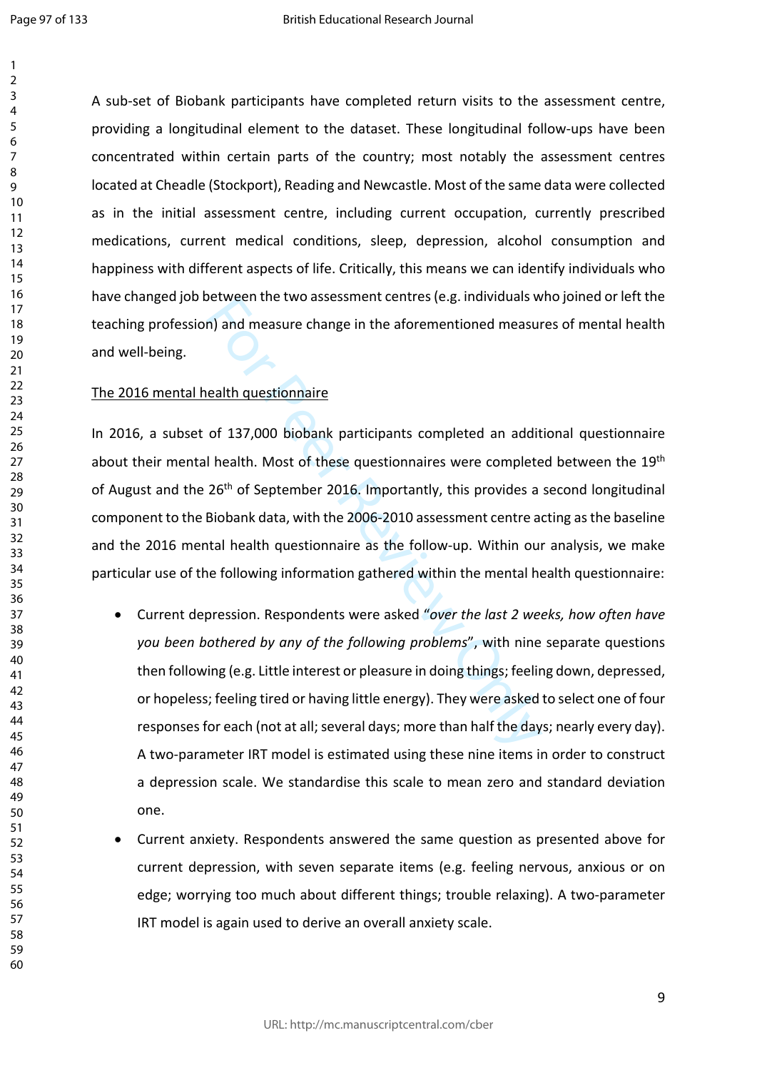A sub-set of Biobank participants have completed return visits to the assessment centre, providing a longitudinal element to the dataset. These longitudinal follow-ups have been concentrated within certain parts of the country; most notably the assessment centres located at Cheadle (Stockport), Reading and Newcastle. Most of the same data were collected as in the initial assessment centre, including current occupation, currently prescribed medications, current medical conditions, sleep, depression, alcohol consumption and happiness with different aspects of life. Critically, this means we can identify individuals who have changed job between the two assessment centres (e.g. individuals who joined or left the teaching profession) and measure change in the aforementioned measures of mental health and well-being.

The 2016 mental health questionnaire

In 2016, a subset of 137,000 biobank participants completed an additional questionnaire about their mental health. Most of these questionnaires were completed between the 19th of August and the 26th of September 2016. Importantly, this provides a second longitudinal component to the Biobank data, with the 2006-2010 assessment centre acting as the baseline and the 2016 mental health questionnaire as the follow-up. Within our analysis, we make particular use of the following information gathered within the mental health questionnaire:

- Current depression. Respondents were asked "*over the last 2 weeks, how often have you been bothered by any of the following problems*", with nine separate questions then following (e.g. Little interest or pleasure in doing things; feeling down, depressed, or hopeless; feeling tired or having little energy). They were asked to select one of four responses for each (not at all; several days; more than half the days; nearly every day). A two-parameter IRT model is estimated using these nine items in order to construct a depression scale. We standardise this scale to mean zero and standard deviation one.
- Current anxiety. Respondents answered the same question as presented above for current depression, with seven separate items (e.g. feeling nervous, anxious or on edge; worrying too much about different things; trouble relaxing). A two-parameter IRT model is again used to derive an overall anxiety scale.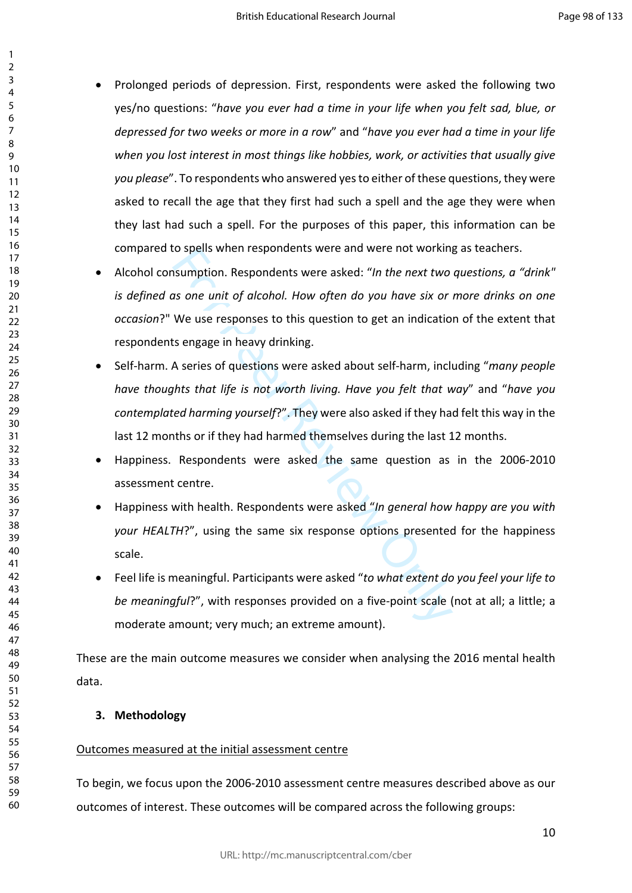- Prolonged periods of depression. First, respondents were asked the following two yes/no questions: "*have you ever had a time in your life when you felt sad, blue, or depressed for two weeks or more in a row*" and "*have you ever had a time in your life when you lost interest in most things like hobbies, work, or activities that usually give you please*". To respondents who answered yes to either of these questions, they were asked to recall the age that they first had such a spell and the age they were when they last had such a spell. For the purposes of this paper, this information can be compared to spells when respondents were and were not working as teachers.
- Alcohol consumption. Respondents were asked: "*In the next two questions, a "drink" is defined as one unit of alcohol. How often do you have six or more drinks on one occasion*?" We use responses to this question to get an indication of the extent that respondents engage in heavy drinking.
- Self-harm. A series of questions were asked about self-harm, including "*many people have thoughts that life is not worth living. Have you felt that way*" and "*have you contemplated harming yourself*?". They were also asked if they had felt this way in the last 12 months or if they had harmed themselves during the last 12 months.
- Happiness. Respondents were asked the same question as in the 2006-2010 assessment centre.
- Happiness with health. Respondents were asked "*In general how happy are you with your HEALTH*?", using the same six response options presented for the happiness scale.
- Feel life is meaningful. Participants were asked "*to what extent do you feel your life to be meaningful*?", with responses provided on a five-point scale (not at all; a little; a moderate amount; very much; an extreme amount).

These are the main outcome measures we consider when analysing the 2016 mental health data.

## 3. Methodology

Outcomes measured at the initial assessment centre

To begin, we focus upon the 2006-2010 assessment centre measures described above as our outcomes of interest. These outcomes will be compared across the following groups: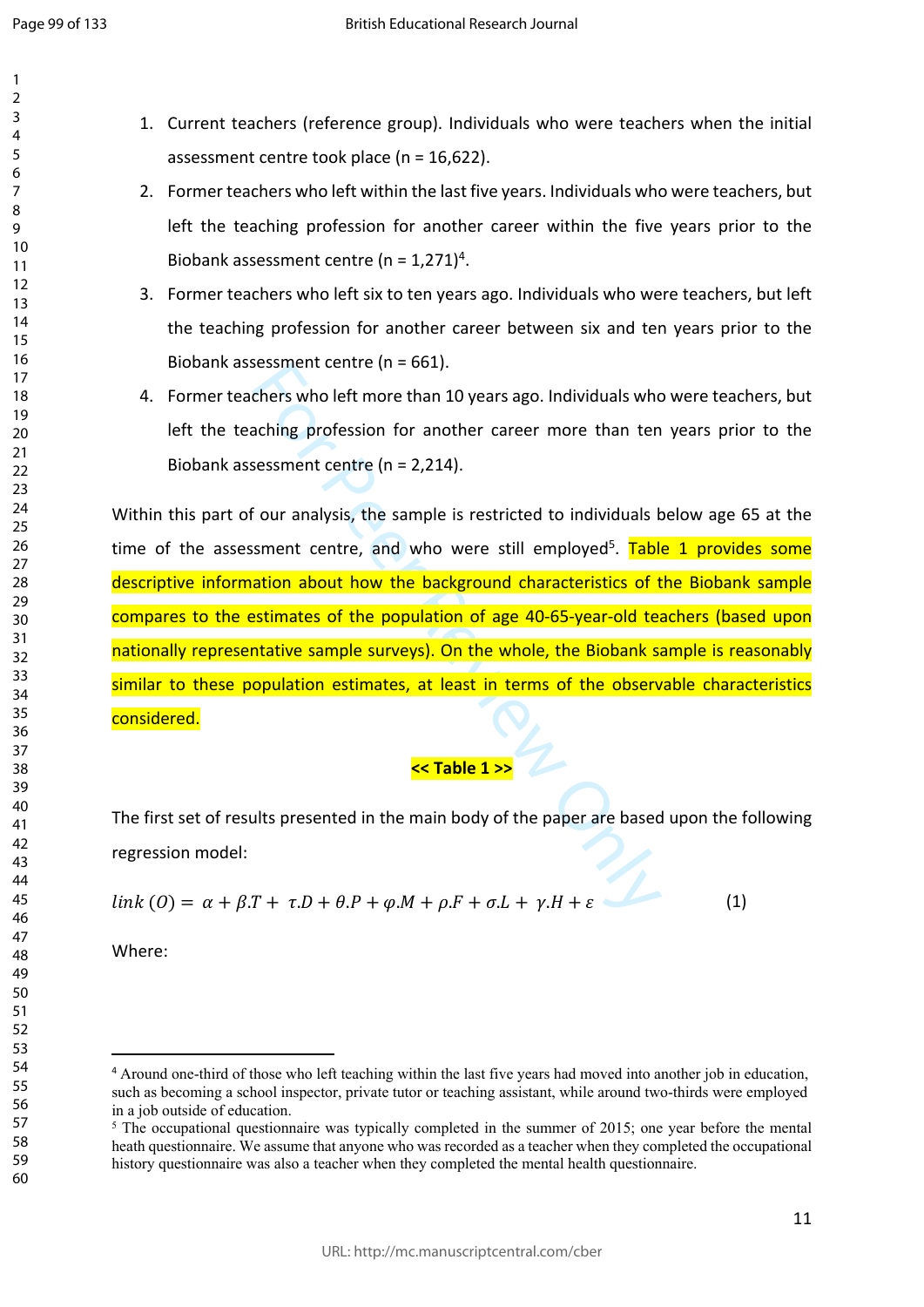1. Current teachers (reference group). Individuals who were teachers when the initial assessment centre took place (n = 16,622).
2. Former teachers who left within the last five years. Individuals who were teachers, but left the teaching profession for another career within the five years prior to the Biobank assessment centre (n = 1,271)[4].
3. Former teachers who left six to ten years ago. Individuals who were teachers, but left the teaching profession for another career between six and ten years prior to the Biobank assessment centre (n = 661).
4. Former teachers who left more than 10 years ago. Individuals who were teachers, but left the teaching profession for another career more than ten years prior to the Biobank assessment centre (n = 2,214).

Within this part of our analysis, the sample is restricted to individuals below age 65 at the time of the assessment centre, and who were still employed[5]. Table 1 provides some descriptive information about how the background characteristics of the Biobank sample compares to the estimates of the population of age 40-65-year-old teachers (based upon nationally representative sample surveys). On the whole, the Biobank sample is reasonably similar to these population estimates, at least in terms of the observable characteristics considered.

**<< Table 1 >>**

The first set of results presented in the main body of the paper are based upon the following regression model:

$$link\,(O) = \alpha + \beta.T + \tau.D + \theta.P + \varphi.M + \rho.F + \sigma.L + \gamma.H + \varepsilon \qquad (1)$$

Where:

---

[4] Around one-third of those who left teaching within the last five years had moved into another job in education, such as becoming a school inspector, private tutor or teaching assistant, while around two-thirds were employed in a job outside of education.

[5] The occupational questionnaire was typically completed in the summer of 2015; one year before the mental heath questionnaire. We assume that anyone who was recorded as a teacher when they completed the occupational history questionnaire was also a teacher when they completed the mental health questionnaire.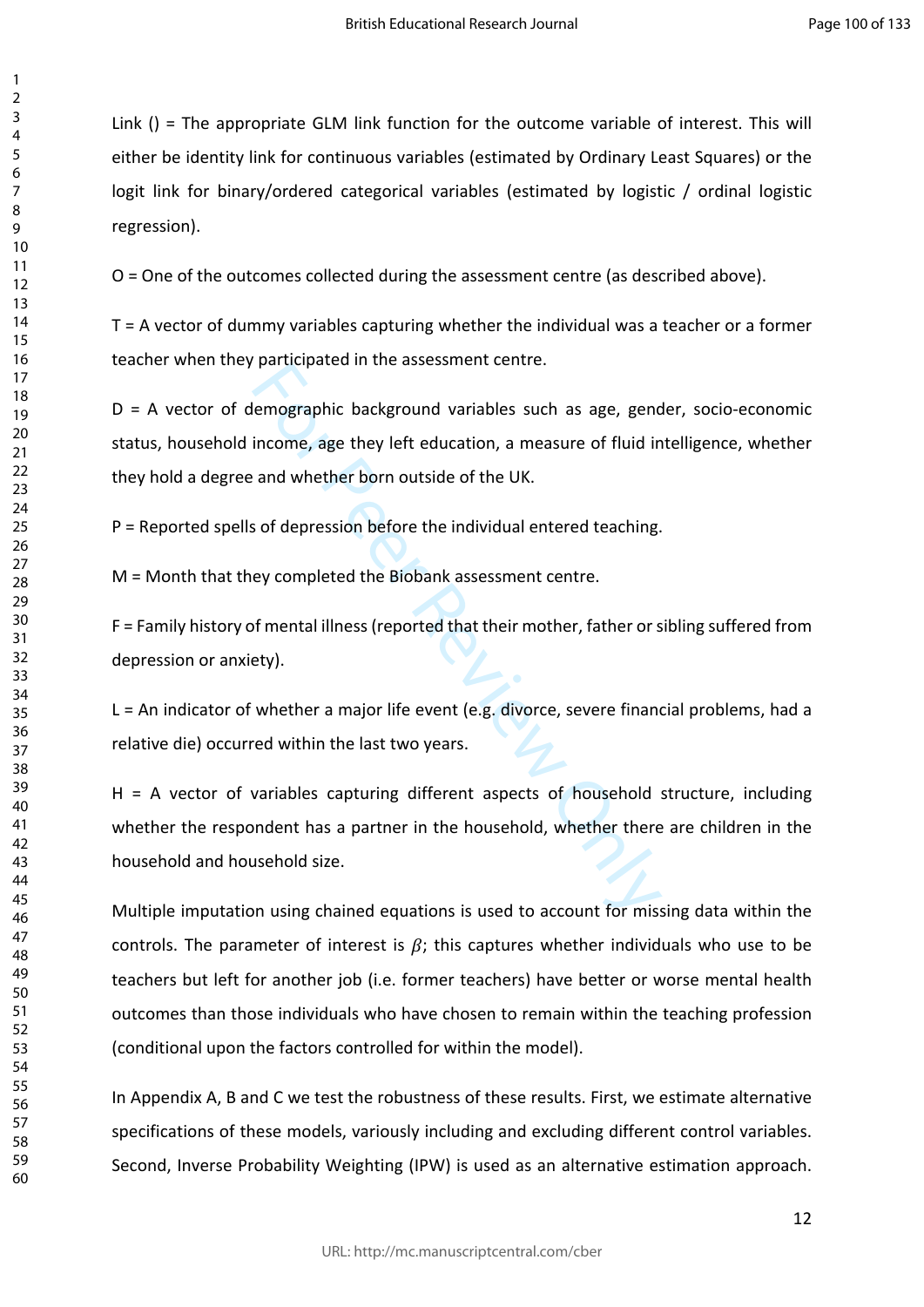Link () = The appropriate GLM link function for the outcome variable of interest. This will either be identity link for continuous variables (estimated by Ordinary Least Squares) or the logit link for binary/ordered categorical variables (estimated by logistic / ordinal logistic regression).

O = One of the outcomes collected during the assessment centre (as described above).

T = A vector of dummy variables capturing whether the individual was a teacher or a former teacher when they participated in the assessment centre.

D = A vector of demographic background variables such as age, gender, socio-economic status, household income, age they left education, a measure of fluid intelligence, whether they hold a degree and whether born outside of the UK.

P = Reported spells of depression before the individual entered teaching.

M = Month that they completed the Biobank assessment centre.

F = Family history of mental illness (reported that their mother, father or sibling suffered from depression or anxiety).

L = An indicator of whether a major life event (e.g. divorce, severe financial problems, had a relative die) occurred within the last two years.

H = A vector of variables capturing different aspects of household structure, including whether the respondent has a partner in the household, whether there are children in the household and household size.

Multiple imputation using chained equations is used to account for missing data within the controls. The parameter of interest is $\beta$; this captures whether individuals who use to be teachers but left for another job (i.e. former teachers) have better or worse mental health outcomes than those individuals who have chosen to remain within the teaching profession (conditional upon the factors controlled for within the model).

In Appendix A, B and C we test the robustness of these results. First, we estimate alternative specifications of these models, variously including and excluding different control variables. Second, Inverse Probability Weighting (IPW) is used as an alternative estimation approach.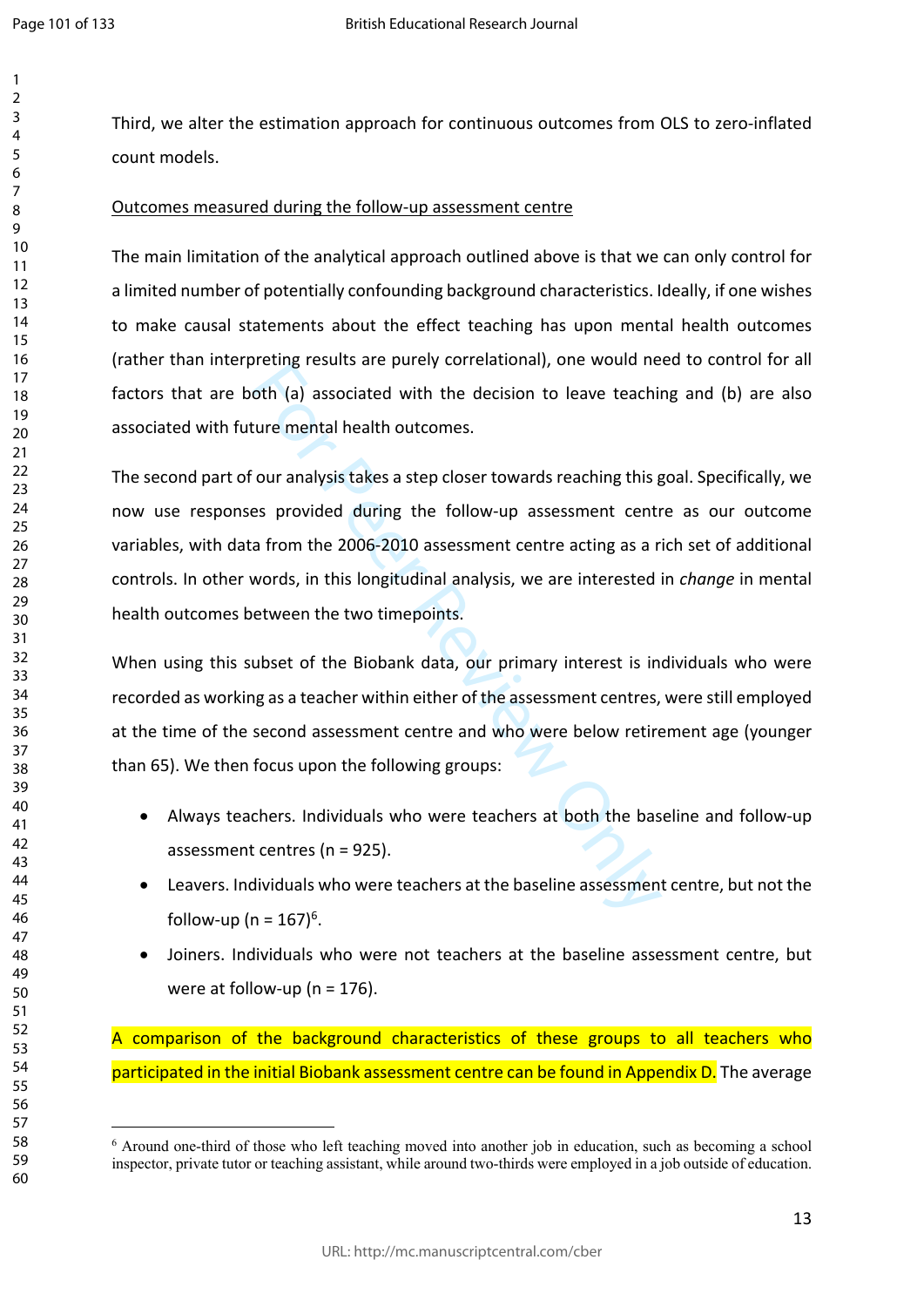Third, we alter the estimation approach for continuous outcomes from OLS to zero-inflated count models.

Outcomes measured during the follow-up assessment centre

The main limitation of the analytical approach outlined above is that we can only control for a limited number of potentially confounding background characteristics. Ideally, if one wishes to make causal statements about the effect teaching has upon mental health outcomes (rather than interpreting results are purely correlational), one would need to control for all factors that are both (a) associated with the decision to leave teaching and (b) are also associated with future mental health outcomes.

The second part of our analysis takes a step closer towards reaching this goal. Specifically, we now use responses provided during the follow-up assessment centre as our outcome variables, with data from the 2006-2010 assessment centre acting as a rich set of additional controls. In other words, in this longitudinal analysis, we are interested in *change* in mental health outcomes between the two timepoints.

When using this subset of the Biobank data, our primary interest is individuals who were recorded as working as a teacher within either of the assessment centres, were still employed at the time of the second assessment centre and who were below retirement age (younger than 65). We then focus upon the following groups:

- Always teachers. Individuals who were teachers at both the baseline and follow-up assessment centres (n = 925).
- Leavers. Individuals who were teachers at the baseline assessment centre, but not the follow-up (n = 167)[6].
- Joiners. Individuals who were not teachers at the baseline assessment centre, but were at follow-up (n = 176).

A comparison of the background characteristics of these groups to all teachers who participated in the initial Biobank assessment centre can be found in Appendix D. The average

[6] Around one-third of those who left teaching moved into another job in education, such as becoming a school inspector, private tutor or teaching assistant, while around two-thirds were employed in a job outside of education.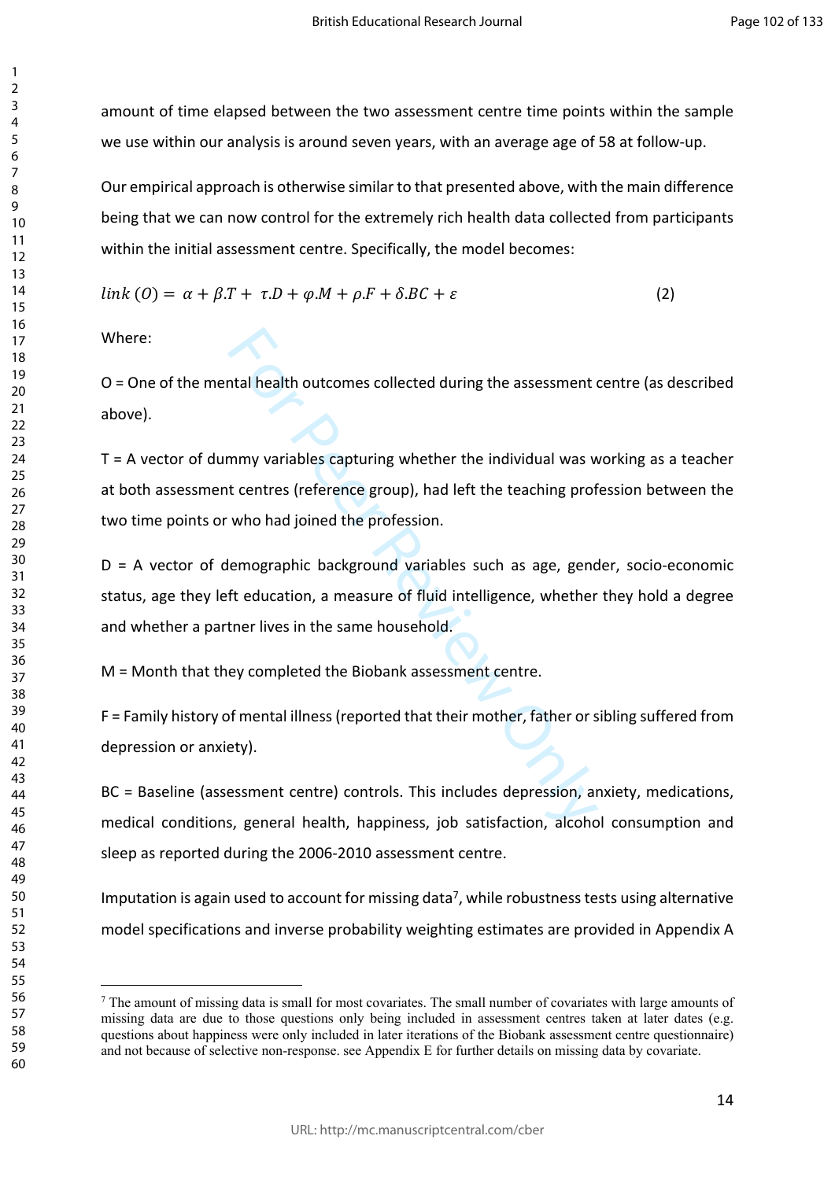amount of time elapsed between the two assessment centre time points within the sample we use within our analysis is around seven years, with an average age of 58 at follow-up.

Our empirical approach is otherwise similar to that presented above, with the main difference being that we can now control for the extremely rich health data collected from participants within the initial assessment centre. Specifically, the model becomes:

$$link\ (O) = \alpha + \beta.T + \tau.D + \varphi.M + \rho.F + \delta.BC + \varepsilon \qquad (2)$$

Where:

O = One of the mental health outcomes collected during the assessment centre (as described above).

T = A vector of dummy variables capturing whether the individual was working as a teacher at both assessment centres (reference group), had left the teaching profession between the two time points or who had joined the profession.

D = A vector of demographic background variables such as age, gender, socio-economic status, age they left education, a measure of fluid intelligence, whether they hold a degree and whether a partner lives in the same household.

M = Month that they completed the Biobank assessment centre.

F = Family history of mental illness (reported that their mother, father or sibling suffered from depression or anxiety).

BC = Baseline (assessment centre) controls. This includes depression, anxiety, medications, medical conditions, general health, happiness, job satisfaction, alcohol consumption and sleep as reported during the 2006-2010 assessment centre.

Imputation is again used to account for missing data[7], while robustness tests using alternative model specifications and inverse probability weighting estimates are provided in Appendix A

[7] The amount of missing data is small for most covariates. The small number of covariates with large amounts of missing data are due to those questions only being included in assessment centres taken at later dates (e.g. questions about happiness were only included in later iterations of the Biobank assessment centre questionnaire) and not because of selective non-response. see Appendix E for further details on missing data by covariate.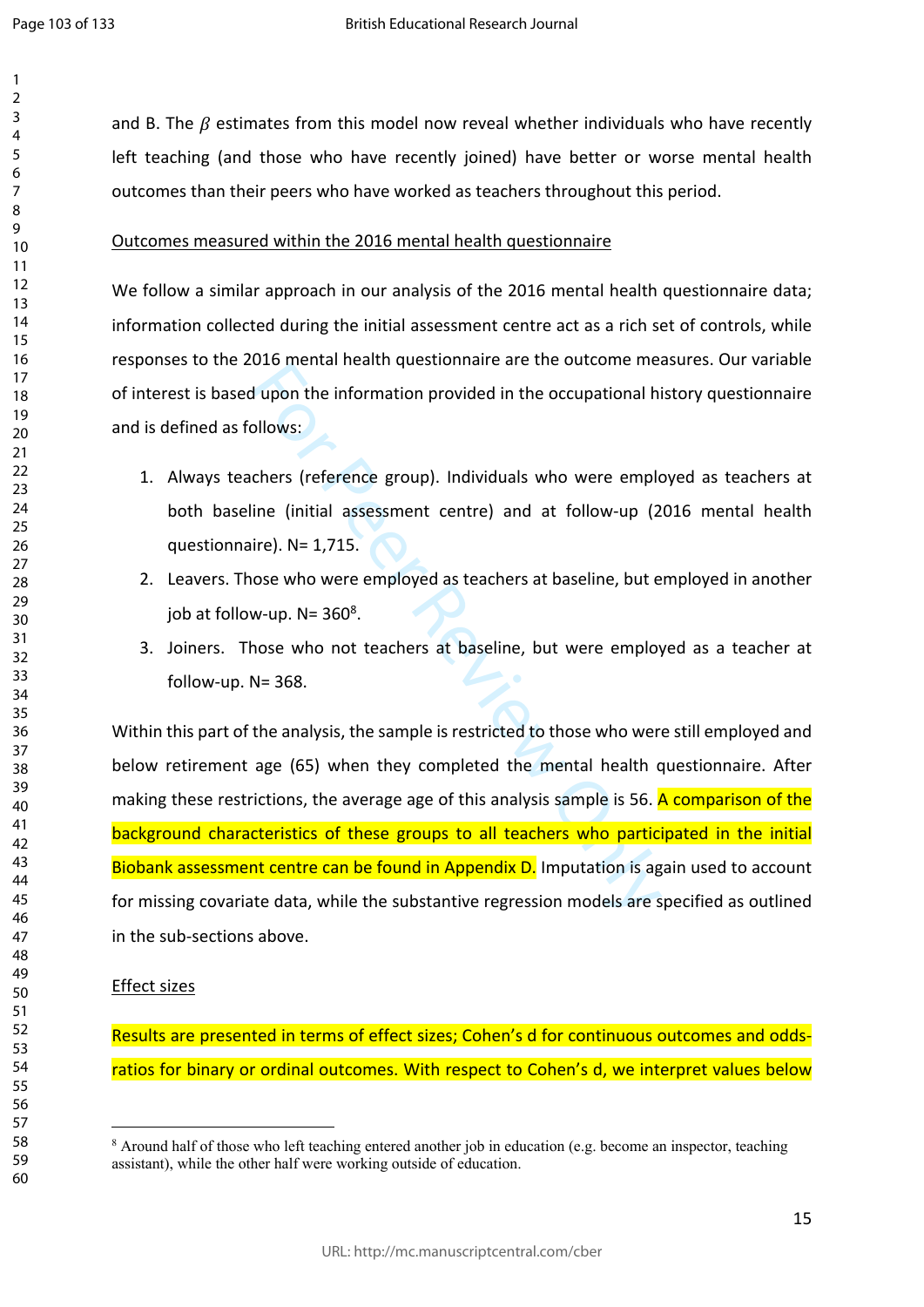and B. The $\beta$ estimates from this model now reveal whether individuals who have recently left teaching (and those who have recently joined) have better or worse mental health outcomes than their peers who have worked as teachers throughout this period.

Outcomes measured within the 2016 mental health questionnaire

We follow a similar approach in our analysis of the 2016 mental health questionnaire data; information collected during the initial assessment centre act as a rich set of controls, while responses to the 2016 mental health questionnaire are the outcome measures. Our variable of interest is based upon the information provided in the occupational history questionnaire and is defined as follows:

1. Always teachers (reference group). Individuals who were employed as teachers at both baseline (initial assessment centre) and at follow-up (2016 mental health questionnaire). N= 1,715.
2. Leavers. Those who were employed as teachers at baseline, but employed in another job at follow-up. N= 360[8].
3. Joiners. Those who not teachers at baseline, but were employed as a teacher at follow-up. N= 368.

Within this part of the analysis, the sample is restricted to those who were still employed and below retirement age (65) when they completed the mental health questionnaire. After making these restrictions, the average age of this analysis sample is 56. A comparison of the background characteristics of these groups to all teachers who participated in the initial Biobank assessment centre can be found in Appendix D. Imputation is again used to account for missing covariate data, while the substantive regression models are specified as outlined in the sub-sections above.

Effect sizes

Results are presented in terms of effect sizes; Cohen's d for continuous outcomes and odds-ratios for binary or ordinal outcomes. With respect to Cohen's d, we interpret values below

[8] Around half of those who left teaching entered another job in education (e.g. become an inspector, teaching assistant), while the other half were working outside of education.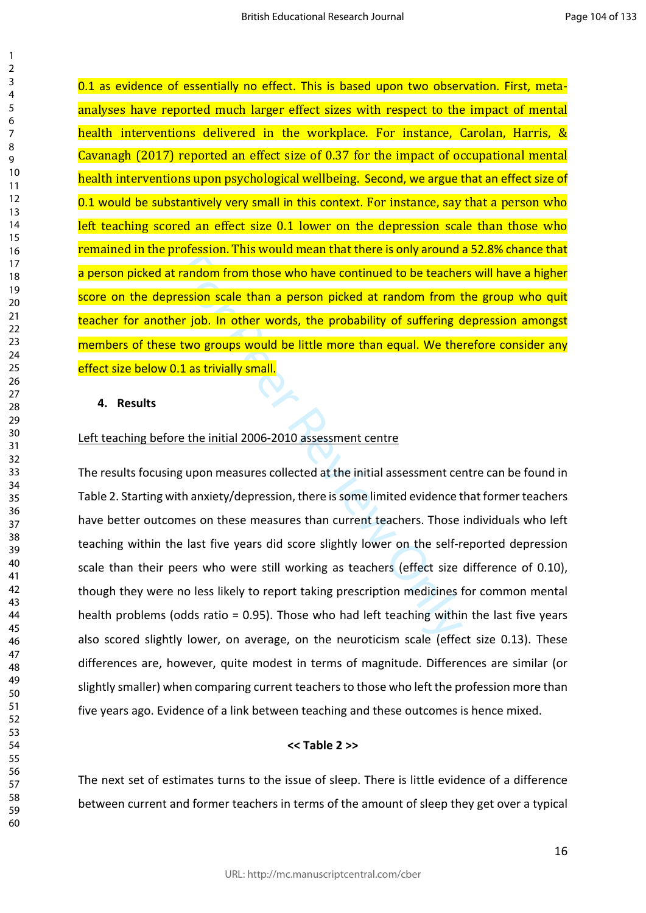0.1 as evidence of essentially no effect. This is based upon two observation. First, meta-analyses have reported much larger effect sizes with respect to the impact of mental health interventions delivered in the workplace. For instance, Carolan, Harris, & Cavanagh (2017) reported an effect size of 0.37 for the impact of occupational mental health interventions upon psychological wellbeing. Second, we argue that an effect size of 0.1 would be substantively very small in this context. For instance, say that a person who left teaching scored an effect size 0.1 lower on the depression scale than those who remained in the profession. This would mean that there is only around a 52.8% chance that a person picked at random from those who have continued to be teachers will have a higher score on the depression scale than a person picked at random from the group who quit teacher for another job. In other words, the probability of suffering depression amongst members of these two groups would be little more than equal. We therefore consider any effect size below 0.1 as trivially small.

## 4. Results

Left teaching before the initial 2006-2010 assessment centre

The results focusing upon measures collected at the initial assessment centre can be found in Table 2. Starting with anxiety/depression, there is some limited evidence that former teachers have better outcomes on these measures than current teachers. Those individuals who left teaching within the last five years did score slightly lower on the self-reported depression scale than their peers who were still working as teachers (effect size difference of 0.10), though they were no less likely to report taking prescription medicines for common mental health problems (odds ratio = 0.95). Those who had left teaching within the last five years also scored slightly lower, on average, on the neuroticism scale (effect size 0.13). These differences are, however, quite modest in terms of magnitude. Differences are similar (or slightly smaller) when comparing current teachers to those who left the profession more than five years ago. Evidence of a link between teaching and these outcomes is hence mixed.

**<< Table 2 >>**

The next set of estimates turns to the issue of sleep. There is little evidence of a difference between current and former teachers in terms of the amount of sleep they get over a typical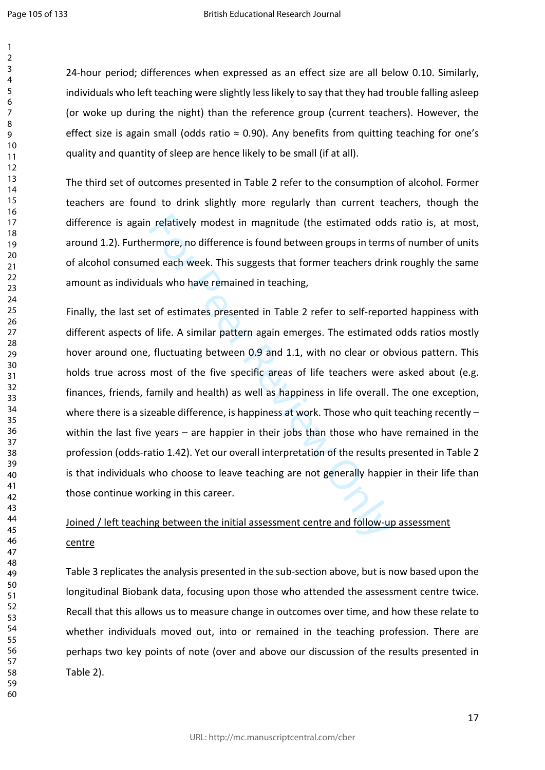24-hour period; differences when expressed as an effect size are all below 0.10. Similarly, individuals who left teaching were slightly less likely to say that they had trouble falling asleep (or woke up during the night) than the reference group (current teachers). However, the effect size is again small (odds ratio ≈ 0.90). Any benefits from quitting teaching for one's quality and quantity of sleep are hence likely to be small (if at all).

The third set of outcomes presented in Table 2 refer to the consumption of alcohol. Former teachers are found to drink slightly more regularly than current teachers, though the difference is again relatively modest in magnitude (the estimated odds ratio is, at most, around 1.2). Furthermore, no difference is found between groups in terms of number of units of alcohol consumed each week. This suggests that former teachers drink roughly the same amount as individuals who have remained in teaching,

Finally, the last set of estimates presented in Table 2 refer to self-reported happiness with different aspects of life. A similar pattern again emerges. The estimated odds ratios mostly hover around one, fluctuating between 0.9 and 1.1, with no clear or obvious pattern. This holds true across most of the five specific areas of life teachers were asked about (e.g. finances, friends, family and health) as well as happiness in life overall. The one exception, where there is a sizeable difference, is happiness at work. Those who quit teaching recently – within the last five years – are happier in their jobs than those who have remained in the profession (odds-ratio 1.42). Yet our overall interpretation of the results presented in Table 2 is that individuals who choose to leave teaching are not generally happier in their life than those continue working in this career.

<u>Joined / left teaching between the initial assessment centre and follow-up assessment centre</u>

Table 3 replicates the analysis presented in the sub-section above, but is now based upon the longitudinal Biobank data, focusing upon those who attended the assessment centre twice. Recall that this allows us to measure change in outcomes over time, and how these relate to whether individuals moved out, into or remained in the teaching profession. There are perhaps two key points of note (over and above our discussion of the results presented in Table 2).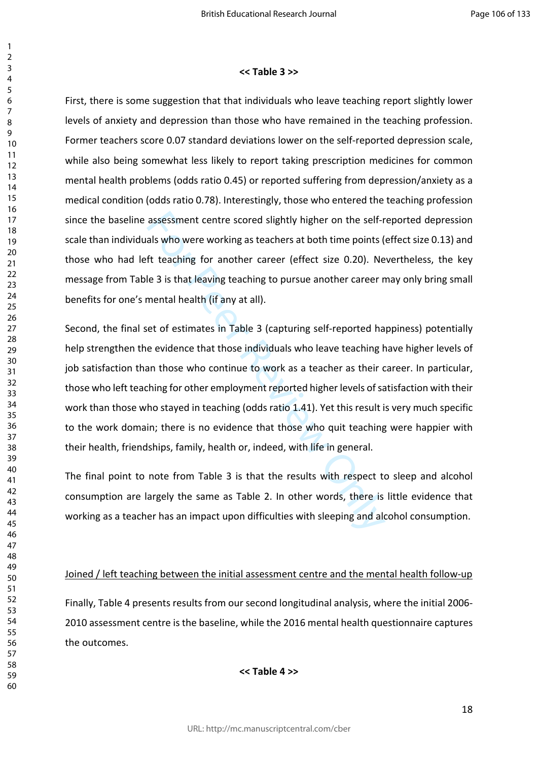**<< Table 3 >>**

First, there is some suggestion that that individuals who leave teaching report slightly lower levels of anxiety and depression than those who have remained in the teaching profession. Former teachers score 0.07 standard deviations lower on the self-reported depression scale, while also being somewhat less likely to report taking prescription medicines for common mental health problems (odds ratio 0.45) or reported suffering from depression/anxiety as a medical condition (odds ratio 0.78). Interestingly, those who entered the teaching profession since the baseline assessment centre scored slightly higher on the self-reported depression scale than individuals who were working as teachers at both time points (effect size 0.13) and those who had left teaching for another career (effect size 0.20). Nevertheless, the key message from Table 3 is that leaving teaching to pursue another career may only bring small benefits for one's mental health (if any at all).

Second, the final set of estimates in Table 3 (capturing self-reported happiness) potentially help strengthen the evidence that those individuals who leave teaching have higher levels of job satisfaction than those who continue to work as a teacher as their career. In particular, those who left teaching for other employment reported higher levels of satisfaction with their work than those who stayed in teaching (odds ratio 1.41). Yet this result is very much specific to the work domain; there is no evidence that those who quit teaching were happier with their health, friendships, family, health or, indeed, with life in general.

The final point to note from Table 3 is that the results with respect to sleep and alcohol consumption are largely the same as Table 2. In other words, there is little evidence that working as a teacher has an impact upon difficulties with sleeping and alcohol consumption.

Joined / left teaching between the initial assessment centre and the mental health follow-up

Finally, Table 4 presents results from our second longitudinal analysis, where the initial 2006-2010 assessment centre is the baseline, while the 2016 mental health questionnaire captures the outcomes.

**<< Table 4 >>**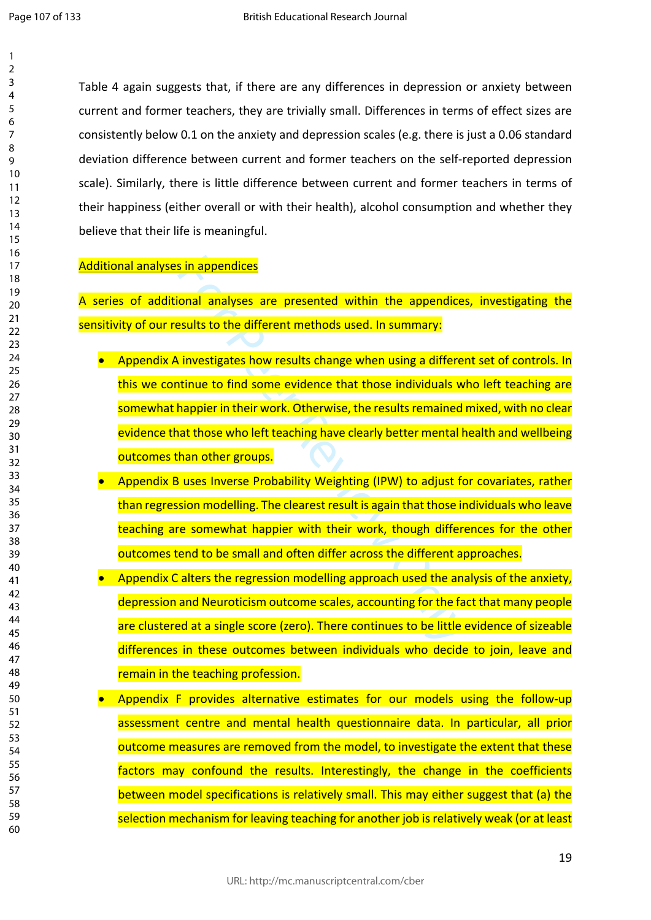Table 4 again suggests that, if there are any differences in depression or anxiety between current and former teachers, they are trivially small. Differences in terms of effect sizes are consistently below 0.1 on the anxiety and depression scales (e.g. there is just a 0.06 standard deviation difference between current and former teachers on the self-reported depression scale). Similarly, there is little difference between current and former teachers in terms of their happiness (either overall or with their health), alcohol consumption and whether they believe that their life is meaningful.

Additional analyses in appendices

A series of additional analyses are presented within the appendices, investigating the sensitivity of our results to the different methods used. In summary:

- Appendix A investigates how results change when using a different set of controls. In this we continue to find some evidence that those individuals who left teaching are somewhat happier in their work. Otherwise, the results remained mixed, with no clear evidence that those who left teaching have clearly better mental health and wellbeing outcomes than other groups.
- Appendix B uses Inverse Probability Weighting (IPW) to adjust for covariates, rather than regression modelling. The clearest result is again that those individuals who leave teaching are somewhat happier with their work, though differences for the other outcomes tend to be small and often differ across the different approaches.
- Appendix C alters the regression modelling approach used the analysis of the anxiety, depression and Neuroticism outcome scales, accounting for the fact that many people are clustered at a single score (zero). There continues to be little evidence of sizeable differences in these outcomes between individuals who decide to join, leave and remain in the teaching profession.
- Appendix F provides alternative estimates for our models using the follow-up assessment centre and mental health questionnaire data. In particular, all prior outcome measures are removed from the model, to investigate the extent that these factors may confound the results. Interestingly, the change in the coefficients between model specifications is relatively small. This may either suggest that (a) the selection mechanism for leaving teaching for another job is relatively weak (or at least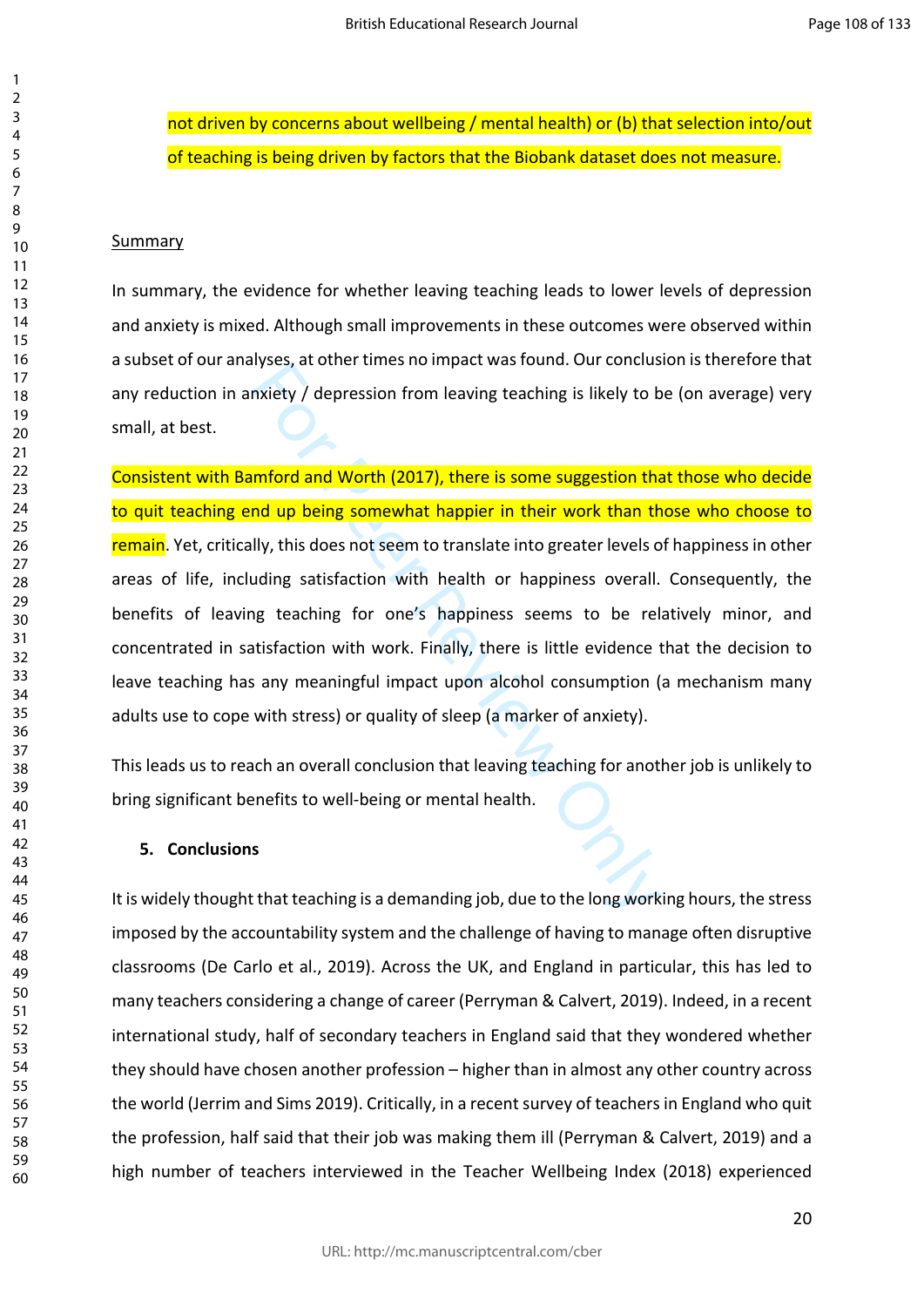not driven by concerns about wellbeing / mental health) or (b) that selection into/out of teaching is being driven by factors that the Biobank dataset does not measure.

Summary

In summary, the evidence for whether leaving teaching leads to lower levels of depression and anxiety is mixed. Although small improvements in these outcomes were observed within a subset of our analyses, at other times no impact was found. Our conclusion is therefore that any reduction in anxiety / depression from leaving teaching is likely to be (on average) very small, at best.

Consistent with Bamford and Worth (2017), there is some suggestion that those who decide to quit teaching end up being somewhat happier in their work than those who choose to remain. Yet, critically, this does not seem to translate into greater levels of happiness in other areas of life, including satisfaction with health or happiness overall. Consequently, the benefits of leaving teaching for one's happiness seems to be relatively minor, and concentrated in satisfaction with work. Finally, there is little evidence that the decision to leave teaching has any meaningful impact upon alcohol consumption (a mechanism many adults use to cope with stress) or quality of sleep (a marker of anxiety).

This leads us to reach an overall conclusion that leaving teaching for another job is unlikely to bring significant benefits to well-being or mental health.

## 5. Conclusions

It is widely thought that teaching is a demanding job, due to the long working hours, the stress imposed by the accountability system and the challenge of having to manage often disruptive classrooms (De Carlo et al., 2019). Across the UK, and England in particular, this has led to many teachers considering a change of career (Perryman & Calvert, 2019). Indeed, in a recent international study, half of secondary teachers in England said that they wondered whether they should have chosen another profession – higher than in almost any other country across the world (Jerrim and Sims 2019). Critically, in a recent survey of teachers in England who quit the profession, half said that their job was making them ill (Perryman & Calvert, 2019) and a high number of teachers interviewed in the Teacher Wellbeing Index (2018) experienced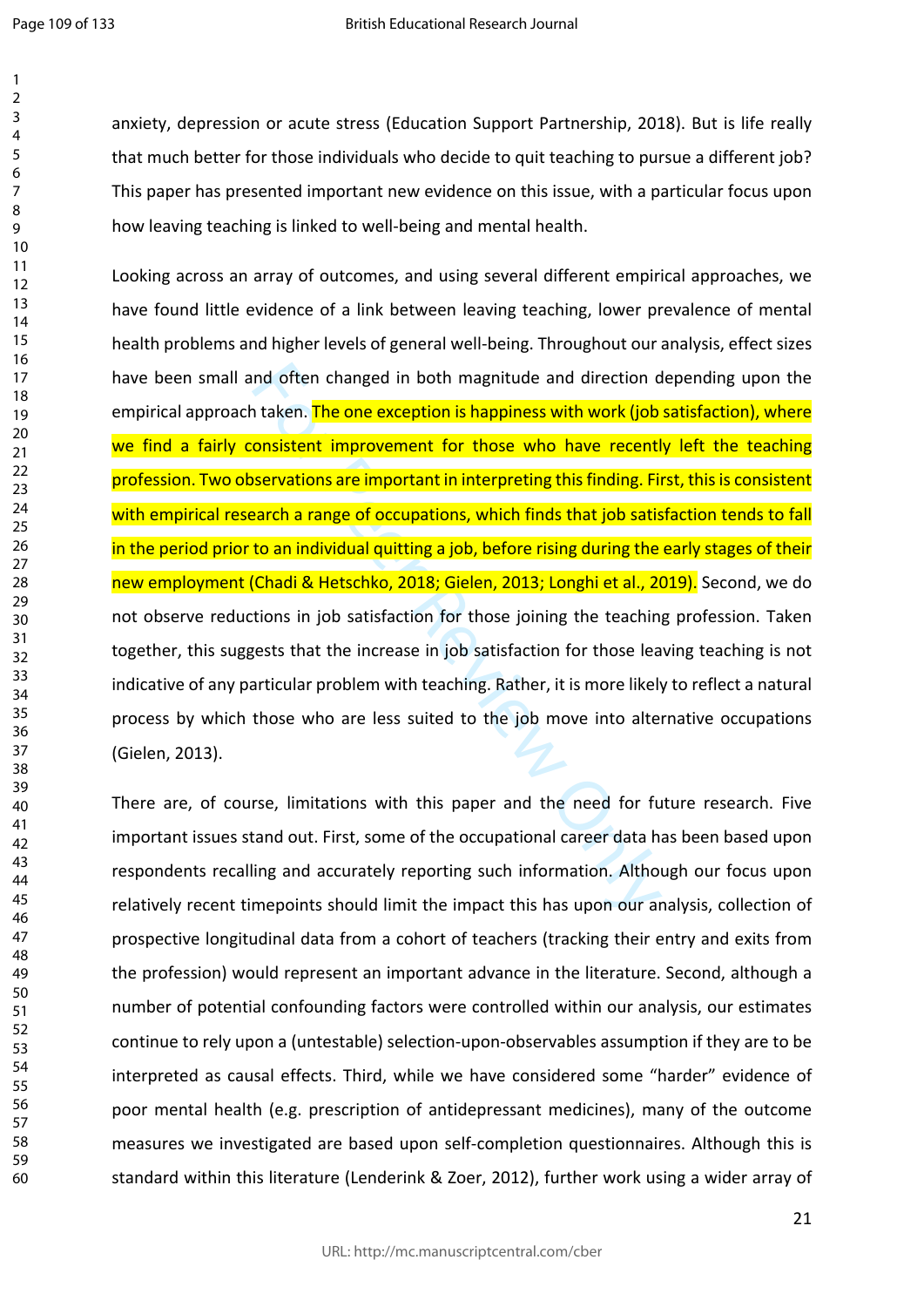anxiety, depression or acute stress (Education Support Partnership, 2018). But is life really that much better for those individuals who decide to quit teaching to pursue a different job? This paper has presented important new evidence on this issue, with a particular focus upon how leaving teaching is linked to well-being and mental health.

Looking across an array of outcomes, and using several different empirical approaches, we have found little evidence of a link between leaving teaching, lower prevalence of mental health problems and higher levels of general well-being. Throughout our analysis, effect sizes have been small and often changed in both magnitude and direction depending upon the empirical approach taken. The one exception is happiness with work (job satisfaction), where we find a fairly consistent improvement for those who have recently left the teaching profession. Two observations are important in interpreting this finding. First, this is consistent with empirical research a range of occupations, which finds that job satisfaction tends to fall in the period prior to an individual quitting a job, before rising during the early stages of their new employment (Chadi & Hetschko, 2018; Gielen, 2013; Longhi et al., 2019). Second, we do not observe reductions in job satisfaction for those joining the teaching profession. Taken together, this suggests that the increase in job satisfaction for those leaving teaching is not indicative of any particular problem with teaching. Rather, it is more likely to reflect a natural process by which those who are less suited to the job move into alternative occupations (Gielen, 2013).

There are, of course, limitations with this paper and the need for future research. Five important issues stand out. First, some of the occupational career data has been based upon respondents recalling and accurately reporting such information. Although our focus upon relatively recent timepoints should limit the impact this has upon our analysis, collection of prospective longitudinal data from a cohort of teachers (tracking their entry and exits from the profession) would represent an important advance in the literature. Second, although a number of potential confounding factors were controlled within our analysis, our estimates continue to rely upon a (untestable) selection-upon-observables assumption if they are to be interpreted as causal effects. Third, while we have considered some "harder" evidence of poor mental health (e.g. prescription of antidepressant medicines), many of the outcome measures we investigated are based upon self-completion questionnaires. Although this is standard within this literature (Lenderink & Zoer, 2012), further work using a wider array of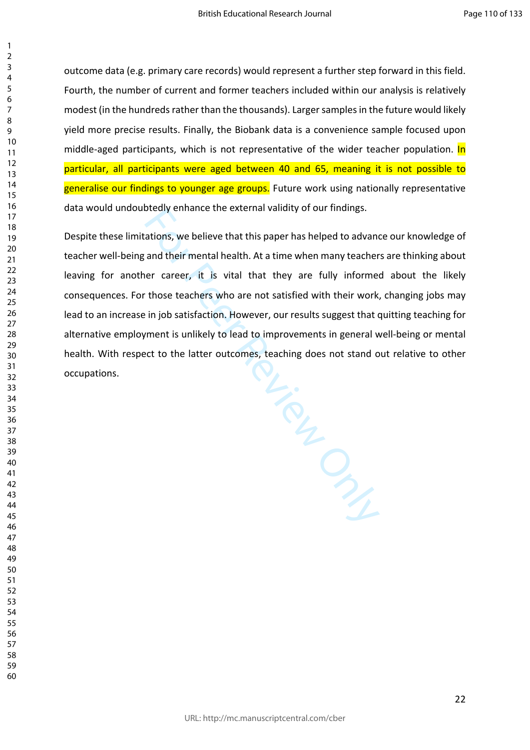outcome data (e.g. primary care records) would represent a further step forward in this field. Fourth, the number of current and former teachers included within our analysis is relatively modest (in the hundreds rather than the thousands). Larger samples in the future would likely yield more precise results. Finally, the Biobank data is a convenience sample focused upon middle-aged participants, which is not representative of the wider teacher population. In particular, all participants were aged between 40 and 65, meaning it is not possible to generalise our findings to younger age groups. Future work using nationally representative data would undoubtedly enhance the external validity of our findings.

Despite these limitations, we believe that this paper has helped to advance our knowledge of teacher well-being and their mental health. At a time when many teachers are thinking about leaving for another career, it is vital that they are fully informed about the likely consequences. For those teachers who are not satisfied with their work, changing jobs may lead to an increase in job satisfaction. However, our results suggest that quitting teaching for alternative employment is unlikely to lead to improvements in general well-being or mental health. With respect to the latter outcomes, teaching does not stand out relative to other occupations.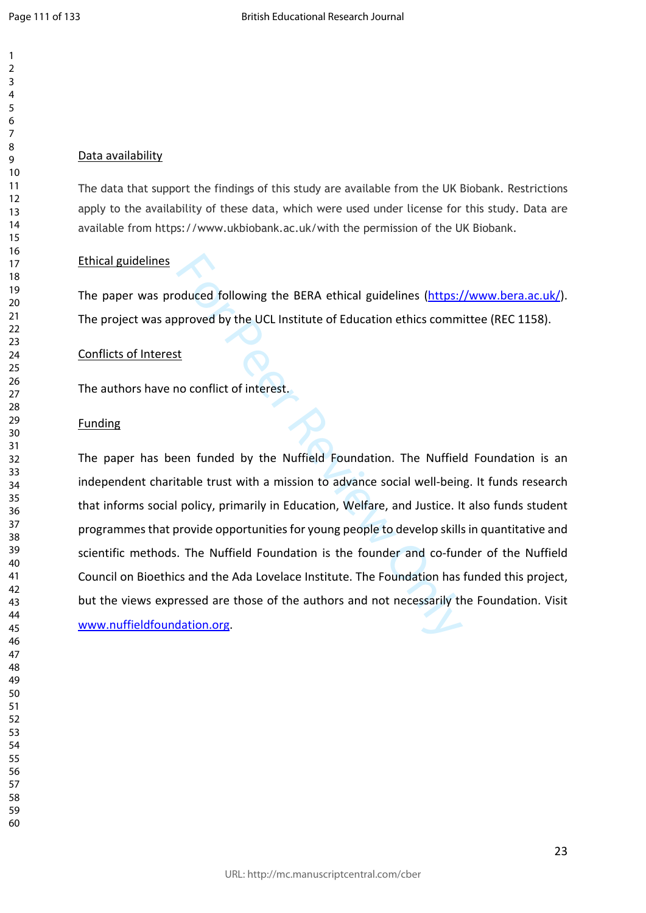Data availability

The data that support the findings of this study are available from the UK Biobank. Restrictions apply to the availability of these data, which were used under license for this study. Data are available from https://www.ukbiobank.ac.uk/with the permission of the UK Biobank.

Ethical guidelines

The paper was produced following the BERA ethical guidelines (https://www.bera.ac.uk/). The project was approved by the UCL Institute of Education ethics committee (REC 1158).

Conflicts of Interest

The authors have no conflict of interest.

Funding

The paper has been funded by the Nuffield Foundation. The Nuffield Foundation is an independent charitable trust with a mission to advance social well-being. It funds research that informs social policy, primarily in Education, Welfare, and Justice. It also funds student programmes that provide opportunities for young people to develop skills in quantitative and scientific methods. The Nuffield Foundation is the founder and co-funder of the Nuffield Council on Bioethics and the Ada Lovelace Institute. The Foundation has funded this project, but the views expressed are those of the authors and not necessarily the Foundation. Visit www.nuffieldfoundation.org.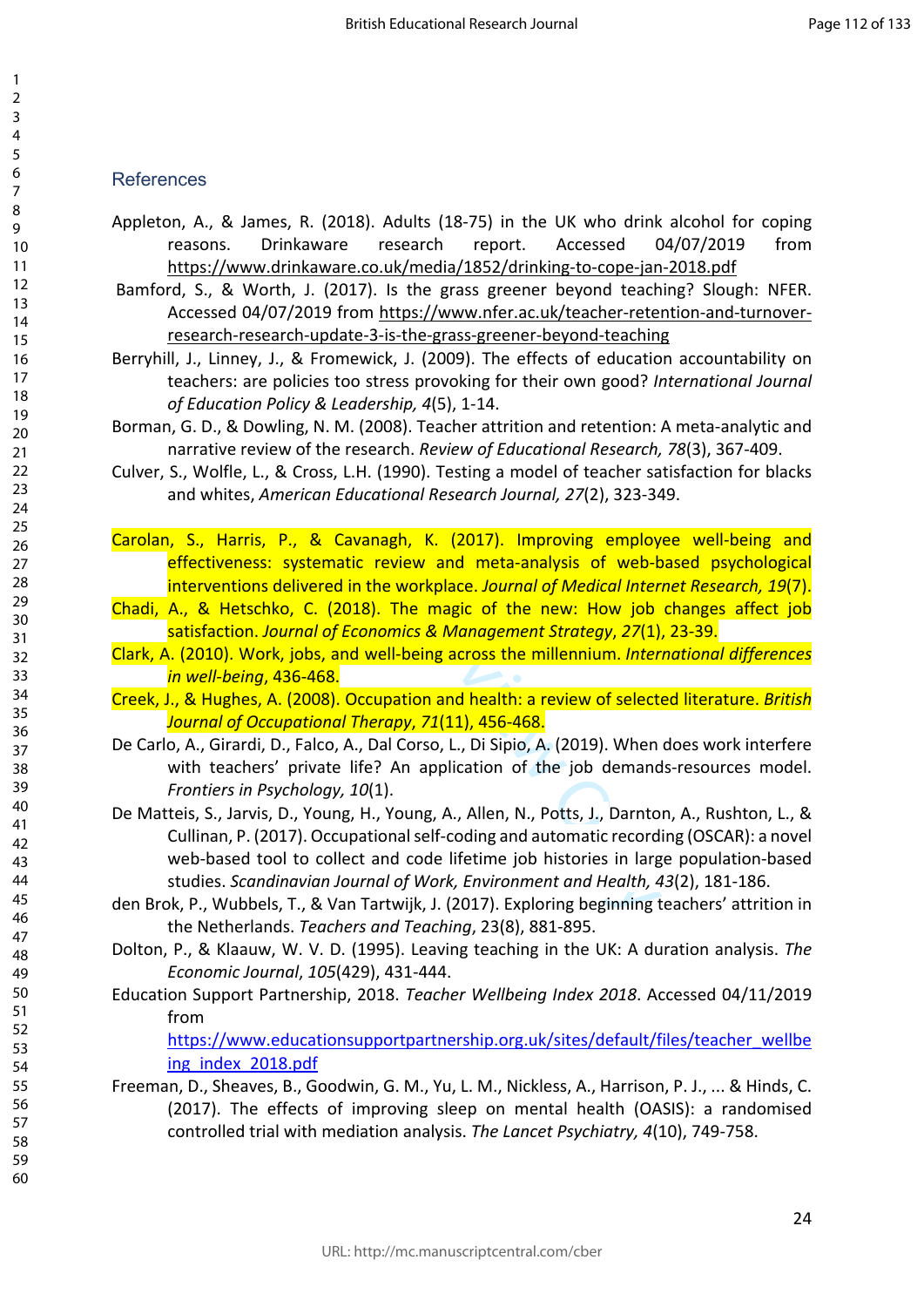## References

Appleton, A., & James, R. (2018). Adults (18-75) in the UK who drink alcohol for coping reasons. Drinkaware research report. Accessed 04/07/2019 from https://www.drinkaware.co.uk/media/1852/drinking-to-cope-jan-2018.pdf

Bamford, S., & Worth, J. (2017). Is the grass greener beyond teaching? Slough: NFER. Accessed 04/07/2019 from https://www.nfer.ac.uk/teacher-retention-and-turnover-research-research-update-3-is-the-grass-greener-beyond-teaching

Berryhill, J., Linney, J., & Fromewick, J. (2009). The effects of education accountability on teachers: are policies too stress provoking for their own good? *International Journal of Education Policy & Leadership, 4*(5), 1-14.

Borman, G. D., & Dowling, N. M. (2008). Teacher attrition and retention: A meta-analytic and narrative review of the research. *Review of Educational Research, 78*(3), 367-409.

Culver, S., Wolfle, L., & Cross, L.H. (1990). Testing a model of teacher satisfaction for blacks and whites, *American Educational Research Journal, 27*(2), 323-349.

Carolan, S., Harris, P., & Cavanagh, K. (2017). Improving employee well-being and effectiveness: systematic review and meta-analysis of web-based psychological interventions delivered in the workplace. *Journal of Medical Internet Research, 19*(7).

Chadi, A., & Hetschko, C. (2018). The magic of the new: How job changes affect job satisfaction. *Journal of Economics & Management Strategy*, *27*(1), 23-39.

Clark, A. (2010). Work, jobs, and well-being across the millennium. *International differences in well-being*, 436-468.

Creek, J., & Hughes, A. (2008). Occupation and health: a review of selected literature. *British Journal of Occupational Therapy*, *71*(11), 456-468.

De Carlo, A., Girardi, D., Falco, A., Dal Corso, L., Di Sipio, A. (2019). When does work interfere with teachers' private life? An application of the job demands-resources model. *Frontiers in Psychology, 10*(1).

De Matteis, S., Jarvis, D., Young, H., Young, A., Allen, N., Potts, J., Darnton, A., Rushton, L., & Cullinan, P. (2017). Occupational self-coding and automatic recording (OSCAR): a novel web-based tool to collect and code lifetime job histories in large population-based studies. *Scandinavian Journal of Work, Environment and Health, 43*(2), 181-186.

den Brok, P., Wubbels, T., & Van Tartwijk, J. (2017). Exploring beginning teachers' attrition in the Netherlands. *Teachers and Teaching*, 23(8), 881-895.

Dolton, P., & Klaauw, W. V. D. (1995). Leaving teaching in the UK: A duration analysis. *The Economic Journal*, *105*(429), 431-444.

Education Support Partnership, 2018. *Teacher Wellbeing Index 2018*. Accessed 04/11/2019 from https://www.educationsupportpartnership.org.uk/sites/default/files/teacher_wellbeing_index_2018.pdf

Freeman, D., Sheaves, B., Goodwin, G. M., Yu, L. M., Nickless, A., Harrison, P. J., ... & Hinds, C. (2017). The effects of improving sleep on mental health (OASIS): a randomised controlled trial with mediation analysis. *The Lancet Psychiatry, 4*(10), 749-758.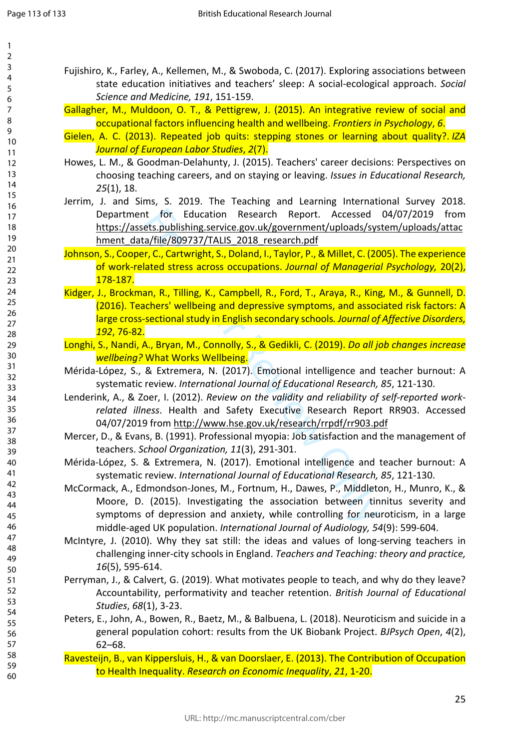Fujishiro, K., Farley, A., Kellemen, M., & Swoboda, C. (2017). Exploring associations between state education initiatives and teachers' sleep: A social-ecological approach. *Social Science and Medicine, 191*, 151-159.

Gallagher, M., Muldoon, O. T., & Pettigrew, J. (2015). An integrative review of social and occupational factors influencing health and wellbeing. *Frontiers in Psychology*, *6*.

Gielen, A. C. (2013). Repeated job quits: stepping stones or learning about quality?. *IZA Journal of European Labor Studies*, *2*(7).

Howes, L. M., & Goodman-Delahunty, J. (2015). Teachers' career decisions: Perspectives on choosing teaching careers, and on staying or leaving. *Issues in Educational Research, 25*(1), 18.

Jerrim, J. and Sims, S. 2019. The Teaching and Learning International Survey 2018. Department for Education Research Report. Accessed 04/07/2019 from https://assets.publishing.service.gov.uk/government/uploads/system/uploads/attachment_data/file/809737/TALIS_2018_research.pdf

Johnson, S., Cooper, C., Cartwright, S., Doland, I., Taylor, P., & Millet, C. (2005). The experience of work-related stress across occupations. *Journal of Managerial Psychology,* 20(2), 178-187.

Kidger, J., Brockman, R., Tilling, K., Campbell, R., Ford, T., Araya, R., King, M., & Gunnell, D. (2016). Teachers' wellbeing and depressive symptoms, and associated risk factors: A large cross-sectional study in English secondary schools. *Journal of Affective Disorders, 192*, 76-82.

Longhi, S., Nandi, A., Bryan, M., Connolly, S., & Gedikli, C. (2019). *Do all job changes increase wellbeing?* What Works Wellbeing.

Mérida-López, S., & Extremera, N. (2017). Emotional intelligence and teacher burnout: A systematic review. *International Journal of Educational Research, 85*, 121-130.

Lenderink, A., & Zoer, I. (2012). *Review on the validity and reliability of self-reported work-related illness*. Health and Safety Executive Research Report RR903. Accessed 04/07/2019 from http://www.hse.gov.uk/research/rrpdf/rr903.pdf

Mercer, D., & Evans, B. (1991). Professional myopia: Job satisfaction and the management of teachers. *School Organization, 11*(3), 291-301.

Mérida-López, S. & Extremera, N. (2017). Emotional intelligence and teacher burnout: A systematic review. *International Journal of Educational Research, 85*, 121-130.

McCormack, A., Edmondson-Jones, M., Fortnum, H., Dawes, P., Middleton, H., Munro, K., & Moore, D. (2015). Investigating the association between tinnitus severity and symptoms of depression and anxiety, while controlling for neuroticism, in a large middle-aged UK population. *International Journal of Audiology, 54*(9): 599-604.

McIntyre, J. (2010). Why they sat still: the ideas and values of long-serving teachers in challenging inner-city schools in England. *Teachers and Teaching: theory and practice, 16*(5), 595-614.

Perryman, J., & Calvert, G. (2019). What motivates people to teach, and why do they leave? Accountability, performativity and teacher retention. *British Journal of Educational Studies*, *68*(1), 3-23.

Peters, E., John, A., Bowen, R., Baetz, M., & Balbuena, L. (2018). Neuroticism and suicide in a general population cohort: results from the UK Biobank Project. *BJPsych Open*, *4*(2), 62–68.

Ravesteijn, B., van Kippersluis, H., & van Doorslaer, E. (2013). The Contribution of Occupation to Health Inequality. *Research on Economic Inequality*, *21*, 1-20.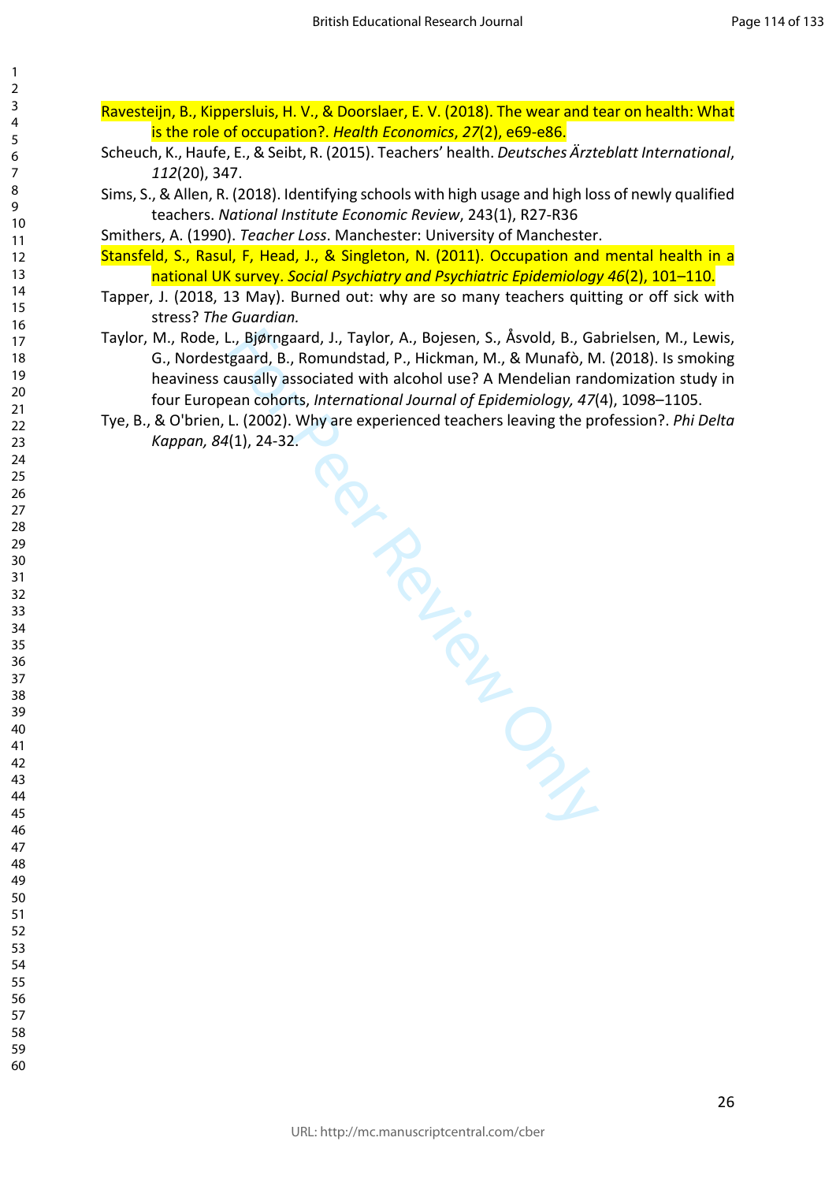Ravesteijn, B., Kippersluis, H. V., & Doorslaer, E. V. (2018). The wear and tear on health: What is the role of occupation?. *Health Economics*, *27*(2), e69-e86.

Scheuch, K., Haufe, E., & Seibt, R. (2015). Teachers' health. *Deutsches Ärzteblatt International*, *112*(20), 347.

Sims, S., & Allen, R. (2018). Identifying schools with high usage and high loss of newly qualified teachers. *National Institute Economic Review*, 243(1), R27-R36

Smithers, A. (1990). *Teacher Loss*. Manchester: University of Manchester.

Stansfeld, S., Rasul, F, Head, J., & Singleton, N. (2011). Occupation and mental health in a national UK survey. *Social Psychiatry and Psychiatric Epidemiology 46*(2), 101–110.

Tapper, J. (2018, 13 May). Burned out: why are so many teachers quitting or off sick with stress? *The Guardian.*

Taylor, M., Rode, L., Bjørngaard, J., Taylor, A., Bojesen, S., Åsvold, B., Gabrielsen, M., Lewis, G., Nordestgaard, B., Romundstad, P., Hickman, M., & Munafò, M. (2018). Is smoking heaviness causally associated with alcohol use? A Mendelian randomization study in four European cohorts, *International Journal of Epidemiology, 47*(4), 1098–1105.

Tye, B., & O'brien, L. (2002). Why are experienced teachers leaving the profession?. *Phi Delta Kappan, 84*(1), 24-32.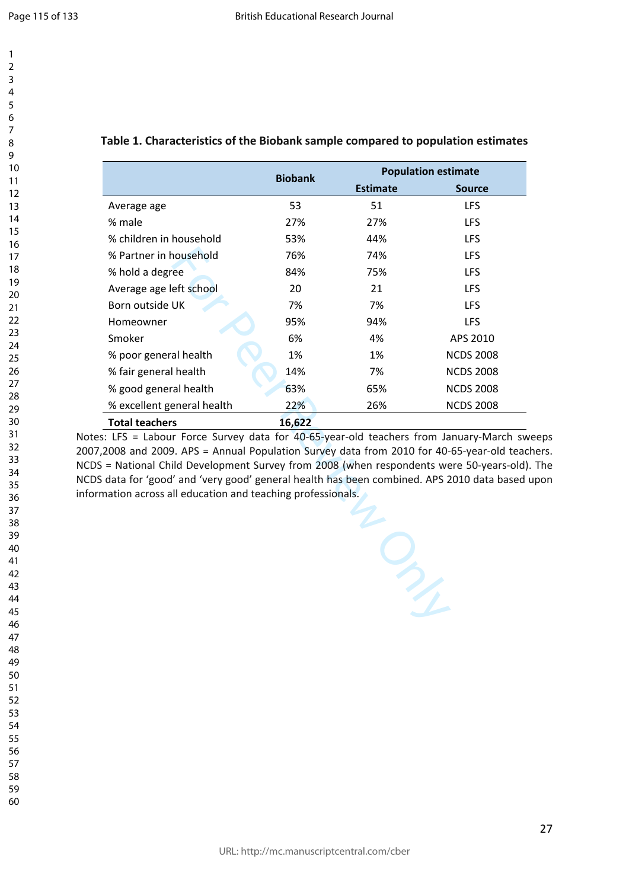**Table 1. Characteristics of the Biobank sample compared to population estimates**

| | Biobank | Population estimate | |
|---|---|---|---|
| | | Estimate | Source |
| Average age | 53 | 51 | LFS |
| % male | 27% | 27% | LFS |
| % children in household | 53% | 44% | LFS |
| % Partner in household | 76% | 74% | LFS |
| % hold a degree | 84% | 75% | LFS |
| Average age left school | 20 | 21 | LFS |
| Born outside UK | 7% | 7% | LFS |
| Homeowner | 95% | 94% | LFS |
| Smoker | 6% | 4% | APS 2010 |
| % poor general health | 1% | 1% | NCDS 2008 |
| % fair general health | 14% | 7% | NCDS 2008 |
| % good general health | 63% | 65% | NCDS 2008 |
| % excellent general health | 22% | 26% | NCDS 2008 |
| **Total teachers** | **16,622** | | |

Notes: LFS = Labour Force Survey data for 40-65-year-old teachers from January-March sweeps 2007,2008 and 2009. APS = Annual Population Survey data from 2010 for 40-65-year-old teachers. NCDS = National Child Development Survey from 2008 (when respondents were 50-years-old). The NCDS data for 'good' and 'very good' general health has been combined. APS 2010 data based upon information across all education and teaching professionals.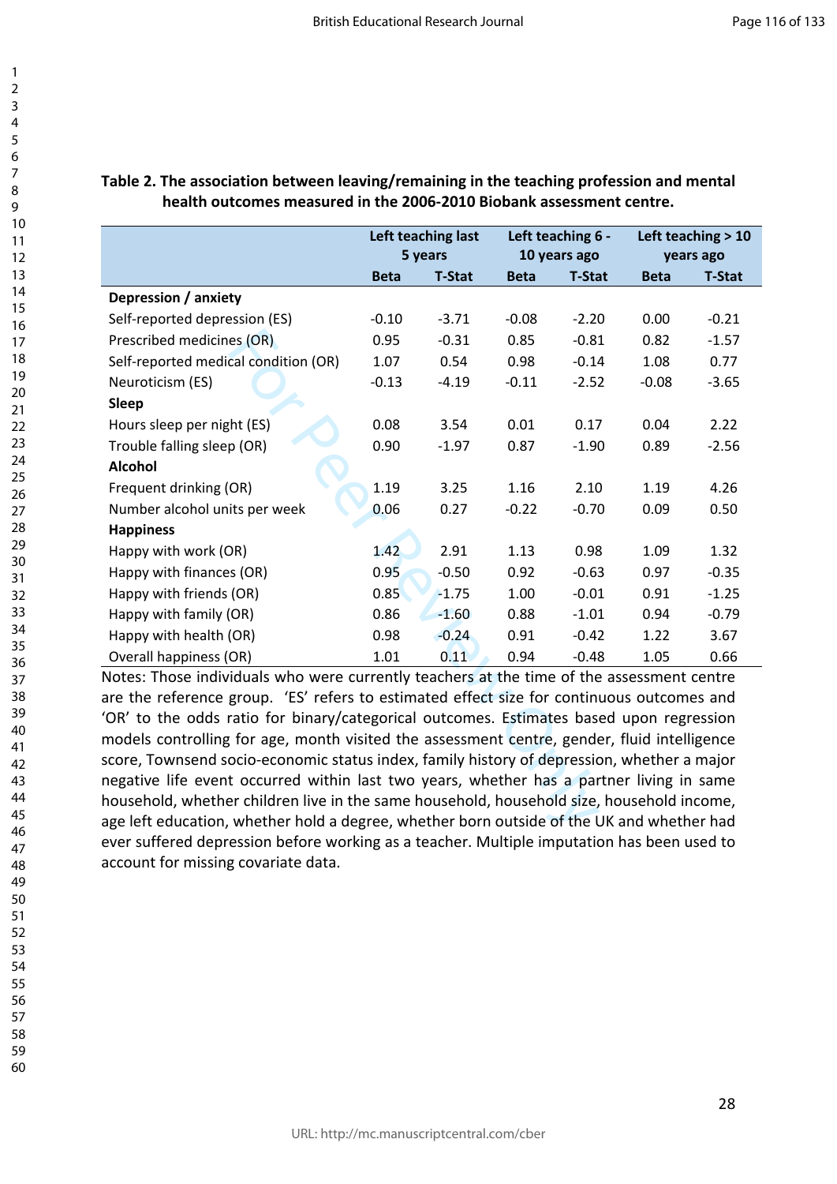**Table 2. The association between leaving/remaining in the teaching profession and mental health outcomes measured in the 2006-2010 Biobank assessment centre.**

| | Left teaching last 5 years | | Left teaching 6 - 10 years ago | | Left teaching > 10 years ago | |
|---|---|---|---|---|---|---|
| | Beta | T-Stat | Beta | T-Stat | Beta | T-Stat |
| **Depression / anxiety** | | | | | | |
| Self-reported depression (ES) | -0.10 | -3.71 | -0.08 | -2.20 | 0.00 | -0.21 |
| Prescribed medicines (OR) | 0.95 | -0.31 | 0.85 | -0.81 | 0.82 | -1.57 |
| Self-reported medical condition (OR) | 1.07 | 0.54 | 0.98 | -0.14 | 1.08 | 0.77 |
| Neuroticism (ES) | -0.13 | -4.19 | -0.11 | -2.52 | -0.08 | -3.65 |
| **Sleep** | | | | | | |
| Hours sleep per night (ES) | 0.08 | 3.54 | 0.01 | 0.17 | 0.04 | 2.22 |
| Trouble falling sleep (OR) | 0.90 | -1.97 | 0.87 | -1.90 | 0.89 | -2.56 |
| **Alcohol** | | | | | | |
| Frequent drinking (OR) | 1.19 | 3.25 | 1.16 | 2.10 | 1.19 | 4.26 |
| Number alcohol units per week | 0.06 | 0.27 | -0.22 | -0.70 | 0.09 | 0.50 |
| **Happiness** | | | | | | |
| Happy with work (OR) | 1.42 | 2.91 | 1.13 | 0.98 | 1.09 | 1.32 |
| Happy with finances (OR) | 0.95 | -0.50 | 0.92 | -0.63 | 0.97 | -0.35 |
| Happy with friends (OR) | 0.85 | -1.75 | 1.00 | -0.01 | 0.91 | -1.25 |
| Happy with family (OR) | 0.86 | -1.60 | 0.88 | -1.01 | 0.94 | -0.79 |
| Happy with health (OR) | 0.98 | -0.24 | 0.91 | -0.42 | 1.22 | 3.67 |
| Overall happiness (OR) | 1.01 | 0.11 | 0.94 | -0.48 | 1.05 | 0.66 |

Notes: Those individuals who were currently teachers at the time of the assessment centre are the reference group. 'ES' refers to estimated effect size for continuous outcomes and 'OR' to the odds ratio for binary/categorical outcomes. Estimates based upon regression models controlling for age, month visited the assessment centre, gender, fluid intelligence score, Townsend socio-economic status index, family history of depression, whether a major negative life event occurred within last two years, whether has a partner living in same household, whether children live in the same household, household size, household income, age left education, whether hold a degree, whether born outside of the UK and whether had ever suffered depression before working as a teacher. Multiple imputation has been used to account for missing covariate data.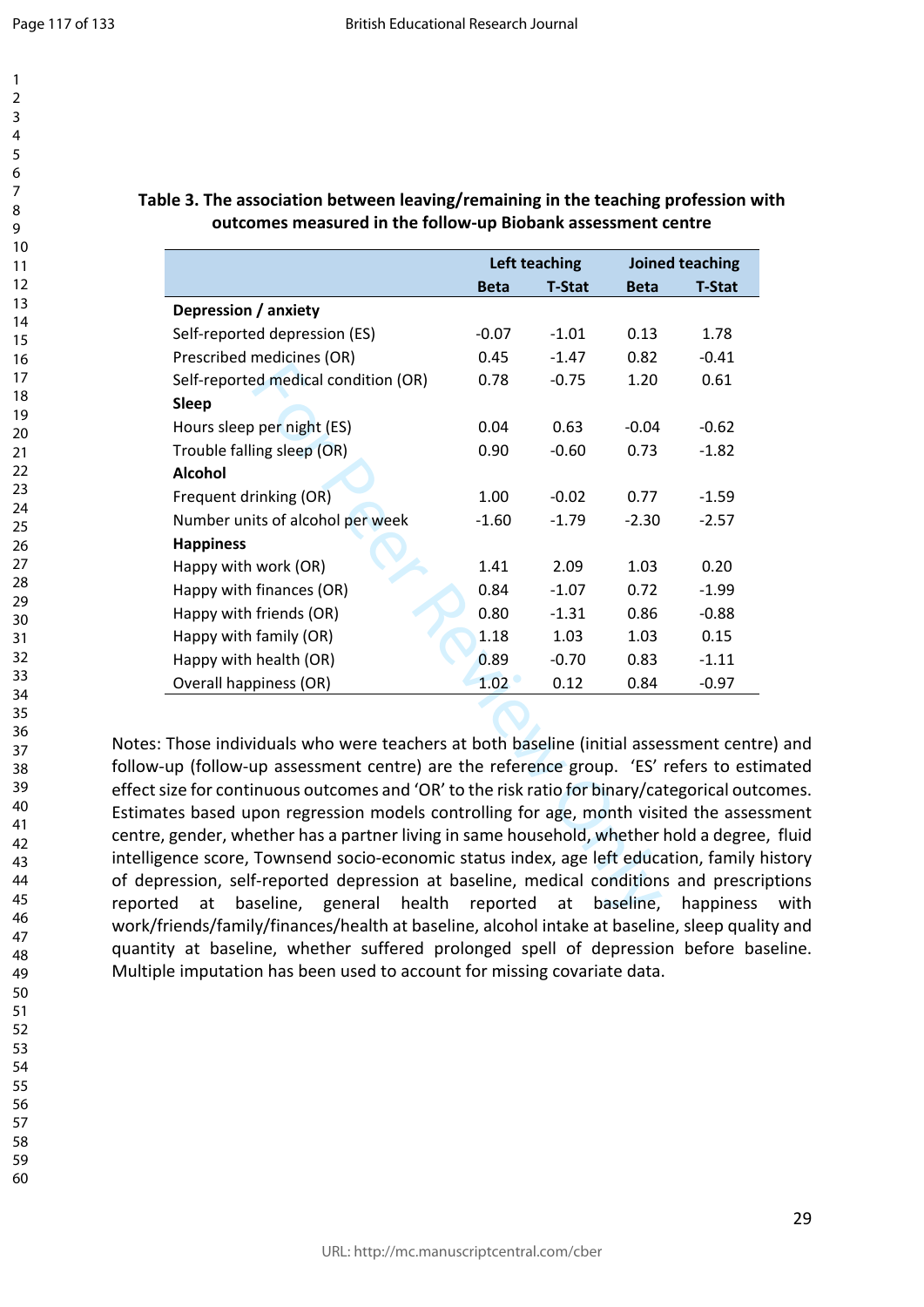**Table 3. The association between leaving/remaining in the teaching profession with outcomes measured in the follow-up Biobank assessment centre**

| | Left teaching | | Joined teaching | |
|---|---|---|---|---|
| | Beta | T-Stat | Beta | T-Stat |
| **Depression / anxiety** | | | | |
| Self-reported depression (ES) | -0.07 | -1.01 | 0.13 | 1.78 |
| Prescribed medicines (OR) | 0.45 | -1.47 | 0.82 | -0.41 |
| Self-reported medical condition (OR) | 0.78 | -0.75 | 1.20 | 0.61 |
| **Sleep** | | | | |
| Hours sleep per night (ES) | 0.04 | 0.63 | -0.04 | -0.62 |
| Trouble falling sleep (OR) | 0.90 | -0.60 | 0.73 | -1.82 |
| **Alcohol** | | | | |
| Frequent drinking (OR) | 1.00 | -0.02 | 0.77 | -1.59 |
| Number units of alcohol per week | -1.60 | -1.79 | -2.30 | -2.57 |
| **Happiness** | | | | |
| Happy with work (OR) | 1.41 | 2.09 | 1.03 | 0.20 |
| Happy with finances (OR) | 0.84 | -1.07 | 0.72 | -1.99 |
| Happy with friends (OR) | 0.80 | -1.31 | 0.86 | -0.88 |
| Happy with family (OR) | 1.18 | 1.03 | 1.03 | 0.15 |
| Happy with health (OR) | 0.89 | -0.70 | 0.83 | -1.11 |
| Overall happiness (OR) | 1.02 | 0.12 | 0.84 | -0.97 |

Notes: Those individuals who were teachers at both baseline (initial assessment centre) and follow-up (follow-up assessment centre) are the reference group. 'ES' refers to estimated effect size for continuous outcomes and 'OR' to the risk ratio for binary/categorical outcomes. Estimates based upon regression models controlling for age, month visited the assessment centre, gender, whether has a partner living in same household, whether hold a degree, fluid intelligence score, Townsend socio-economic status index, age left education, family history of depression, self-reported depression at baseline, medical conditions and prescriptions reported at baseline, general health reported at baseline, happiness with work/friends/family/finances/health at baseline, alcohol intake at baseline, sleep quality and quantity at baseline, whether suffered prolonged spell of depression before baseline. Multiple imputation has been used to account for missing covariate data.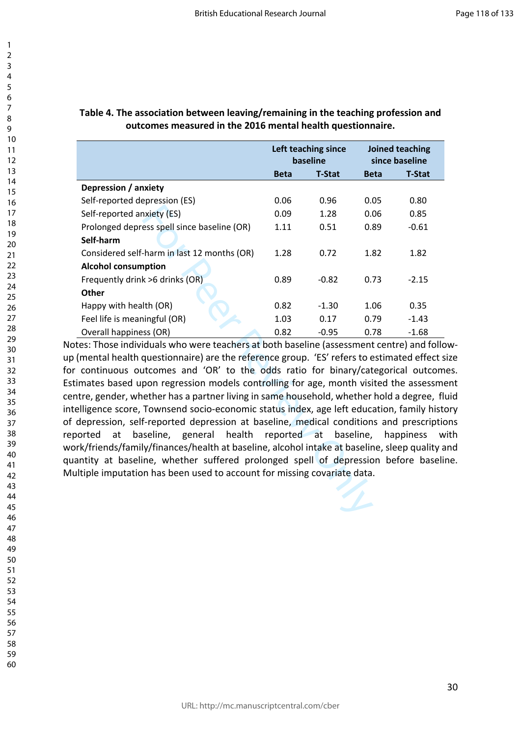**Table 4. The association between leaving/remaining in the teaching profession and outcomes measured in the 2016 mental health questionnaire.**

| | Left teaching since baseline | | Joined teaching since baseline | |
|---|---|---|---|---|
| | Beta | T-Stat | Beta | T-Stat |
| **Depression / anxiety** | | | | |
| Self-reported depression (ES) | 0.06 | 0.96 | 0.05 | 0.80 |
| Self-reported anxiety (ES) | 0.09 | 1.28 | 0.06 | 0.85 |
| Prolonged depress spell since baseline (OR) | 1.11 | 0.51 | 0.89 | -0.61 |
| **Self-harm** | | | | |
| Considered self-harm in last 12 months (OR) | 1.28 | 0.72 | 1.82 | 1.82 |
| **Alcohol consumption** | | | | |
| Frequently drink >6 drinks (OR) | 0.89 | -0.82 | 0.73 | -2.15 |
| **Other** | | | | |
| Happy with health (OR) | 0.82 | -1.30 | 1.06 | 0.35 |
| Feel life is meaningful (OR) | 1.03 | 0.17 | 0.79 | -1.43 |
| Overall happiness (OR) | 0.82 | -0.95 | 0.78 | -1.68 |

Notes: Those individuals who were teachers at both baseline (assessment centre) and follow-up (mental health questionnaire) are the reference group. 'ES' refers to estimated effect size for continuous outcomes and 'OR' to the odds ratio for binary/categorical outcomes. Estimates based upon regression models controlling for age, month visited the assessment centre, gender, whether has a partner living in same household, whether hold a degree, fluid intelligence score, Townsend socio-economic status index, age left education, family history of depression, self-reported depression at baseline, medical conditions and prescriptions reported at baseline, general health reported at baseline, happiness with work/friends/family/finances/health at baseline, alcohol intake at baseline, sleep quality and quantity at baseline, whether suffered prolonged spell of depression before baseline. Multiple imputation has been used to account for missing covariate data.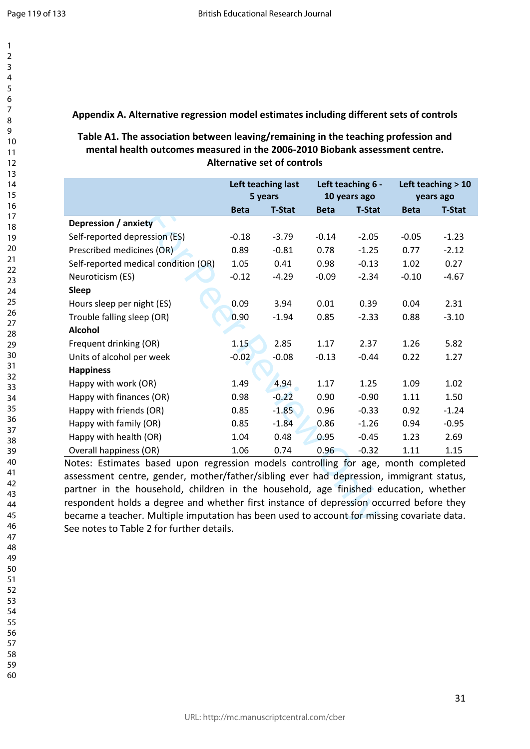**Appendix A. Alternative regression model estimates including different sets of controls**

**Table A1. The association between leaving/remaining in the teaching profession and mental health outcomes measured in the 2006-2010 Biobank assessment centre. Alternative set of controls**

| | Left teaching last 5 years | | Left teaching 6 - 10 years ago | | Left teaching > 10 years ago | |
|---|---|---|---|---|---|---|
| | Beta | T-Stat | Beta | T-Stat | Beta | T-Stat |
| **Depression / anxiety** | | | | | | |
| Self-reported depression (ES) | -0.18 | -3.79 | -0.14 | -2.05 | -0.05 | -1.23 |
| Prescribed medicines (OR) | 0.89 | -0.81 | 0.78 | -1.25 | 0.77 | -2.12 |
| Self-reported medical condition (OR) | 1.05 | 0.41 | 0.98 | -0.13 | 1.02 | 0.27 |
| Neuroticism (ES) | -0.12 | -4.29 | -0.09 | -2.34 | -0.10 | -4.67 |
| **Sleep** | | | | | | |
| Hours sleep per night (ES) | 0.09 | 3.94 | 0.01 | 0.39 | 0.04 | 2.31 |
| Trouble falling sleep (OR) | 0.90 | -1.94 | 0.85 | -2.33 | 0.88 | -3.10 |
| **Alcohol** | | | | | | |
| Frequent drinking (OR) | 1.15 | 2.85 | 1.17 | 2.37 | 1.26 | 5.82 |
| Units of alcohol per week | -0.02 | -0.08 | -0.13 | -0.44 | 0.22 | 1.27 |
| **Happiness** | | | | | | |
| Happy with work (OR) | 1.49 | 4.94 | 1.17 | 1.25 | 1.09 | 1.02 |
| Happy with finances (OR) | 0.98 | -0.22 | 0.90 | -0.90 | 1.11 | 1.50 |
| Happy with friends (OR) | 0.85 | -1.85 | 0.96 | -0.33 | 0.92 | -1.24 |
| Happy with family (OR) | 0.85 | -1.84 | 0.86 | -1.26 | 0.94 | -0.95 |
| Happy with health (OR) | 1.04 | 0.48 | 0.95 | -0.45 | 1.23 | 2.69 |
| Overall happiness (OR) | 1.06 | 0.74 | 0.96 | -0.32 | 1.11 | 1.15 |

Notes: Estimates based upon regression models controlling for age, month completed assessment centre, gender, mother/father/sibling ever had depression, immigrant status, partner in the household, children in the household, age finished education, whether respondent holds a degree and whether first instance of depression occurred before they became a teacher. Multiple imputation has been used to account for missing covariate data. See notes to Table 2 for further details.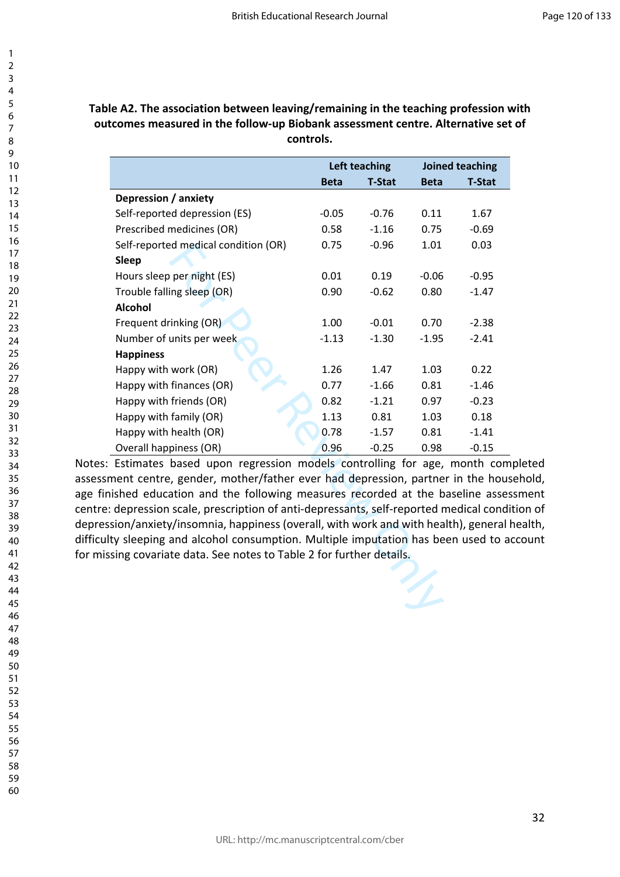**Table A2. The association between leaving/remaining in the teaching profession with outcomes measured in the follow-up Biobank assessment centre. Alternative set of controls.**

| | Left teaching | | Joined teaching | |
|---|---|---|---|---|
| | Beta | T-Stat | Beta | T-Stat |
| **Depression / anxiety** | | | | |
| Self-reported depression (ES) | -0.05 | -0.76 | 0.11 | 1.67 |
| Prescribed medicines (OR) | 0.58 | -1.16 | 0.75 | -0.69 |
| Self-reported medical condition (OR) | 0.75 | -0.96 | 1.01 | 0.03 |
| **Sleep** | | | | |
| Hours sleep per night (ES) | 0.01 | 0.19 | -0.06 | -0.95 |
| Trouble falling sleep (OR) | 0.90 | -0.62 | 0.80 | -1.47 |
| **Alcohol** | | | | |
| Frequent drinking (OR) | 1.00 | -0.01 | 0.70 | -2.38 |
| Number of units per week | -1.13 | -1.30 | -1.95 | -2.41 |
| **Happiness** | | | | |
| Happy with work (OR) | 1.26 | 1.47 | 1.03 | 0.22 |
| Happy with finances (OR) | 0.77 | -1.66 | 0.81 | -1.46 |
| Happy with friends (OR) | 0.82 | -1.21 | 0.97 | -0.23 |
| Happy with family (OR) | 1.13 | 0.81 | 1.03 | 0.18 |
| Happy with health (OR) | 0.78 | -1.57 | 0.81 | -1.41 |
| Overall happiness (OR) | 0.96 | -0.25 | 0.98 | -0.15 |

Notes: Estimates based upon regression models controlling for age, month completed assessment centre, gender, mother/father ever had depression, partner in the household, age finished education and the following measures recorded at the baseline assessment centre: depression scale, prescription of anti-depressants, self-reported medical condition of depression/anxiety/insomnia, happiness (overall, with work and with health), general health, difficulty sleeping and alcohol consumption. Multiple imputation has been used to account for missing covariate data. See notes to Table 2 for further details.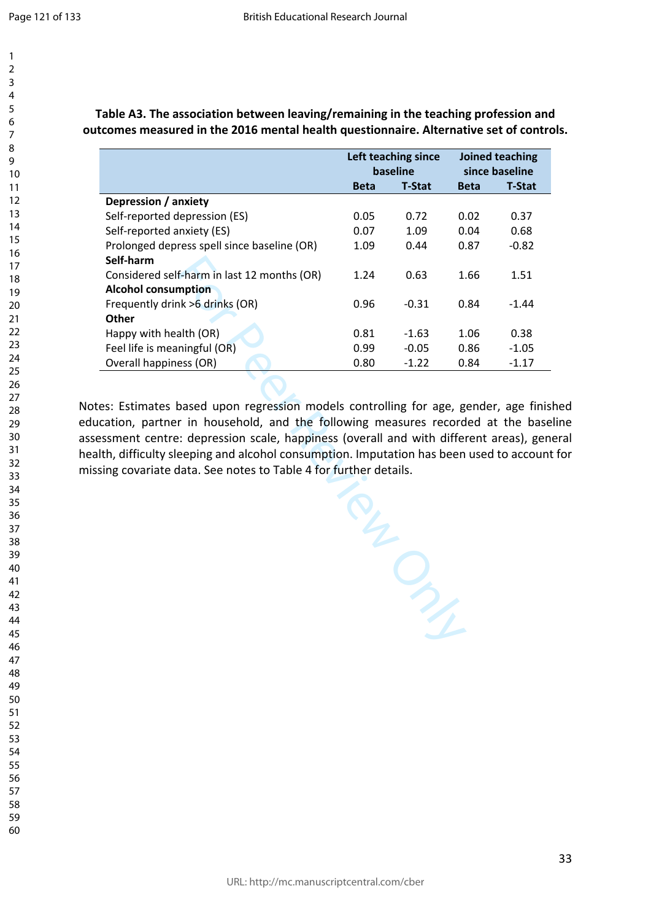**Table A3. The association between leaving/remaining in the teaching profession and outcomes measured in the 2016 mental health questionnaire. Alternative set of controls.**

| | Left teaching since baseline | | Joined teaching since baseline | |
|---|---|---|---|---|
| | Beta | T-Stat | Beta | T-Stat |
| **Depression / anxiety** | | | | |
| Self-reported depression (ES) | 0.05 | 0.72 | 0.02 | 0.37 |
| Self-reported anxiety (ES) | 0.07 | 1.09 | 0.04 | 0.68 |
| Prolonged depress spell since baseline (OR) | 1.09 | 0.44 | 0.87 | -0.82 |
| **Self-harm** | | | | |
| Considered self-harm in last 12 months (OR) | 1.24 | 0.63 | 1.66 | 1.51 |
| **Alcohol consumption** | | | | |
| Frequently drink >6 drinks (OR) | 0.96 | -0.31 | 0.84 | -1.44 |
| **Other** | | | | |
| Happy with health (OR) | 0.81 | -1.63 | 1.06 | 0.38 |
| Feel life is meaningful (OR) | 0.99 | -0.05 | 0.86 | -1.05 |
| Overall happiness (OR) | 0.80 | -1.22 | 0.84 | -1.17 |

Notes: Estimates based upon regression models controlling for age, gender, age finished education, partner in household, and the following measures recorded at the baseline assessment centre: depression scale, happiness (overall and with different areas), general health, difficulty sleeping and alcohol consumption. Imputation has been used to account for missing covariate data. See notes to Table 4 for further details.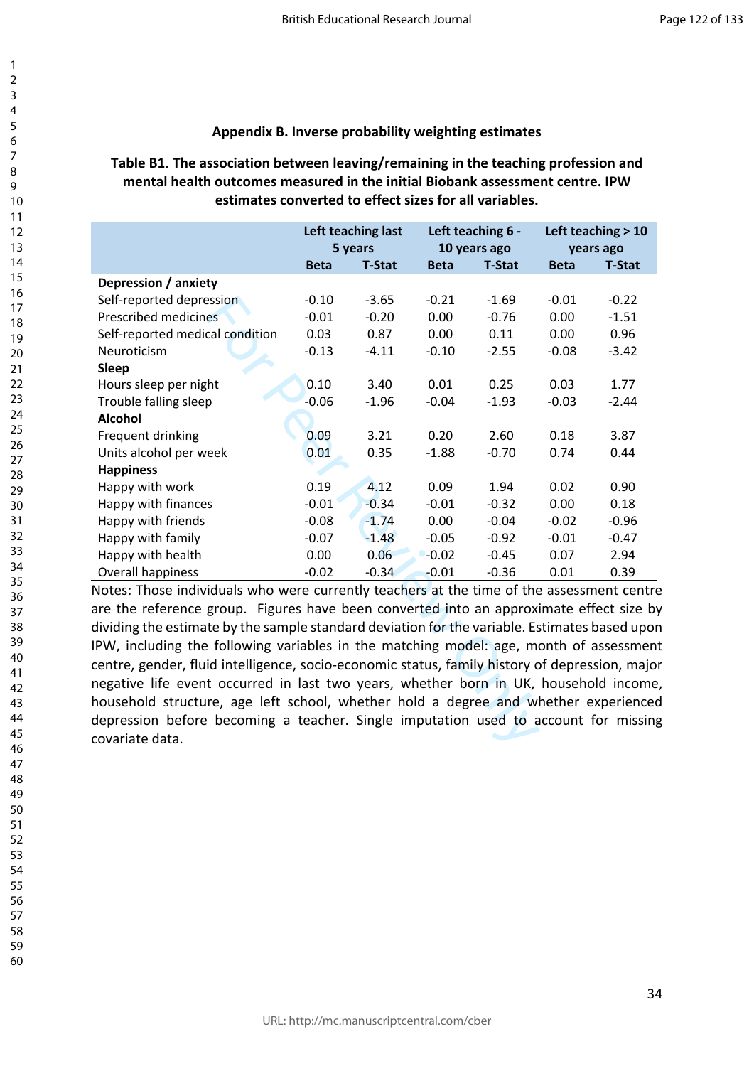## Appendix B. Inverse probability weighting estimates

**Table B1. The association between leaving/remaining in the teaching profession and mental health outcomes measured in the initial Biobank assessment centre. IPW estimates converted to effect sizes for all variables.**

| | Left teaching last 5 years | | Left teaching 6 - 10 years ago | | Left teaching > 10 years ago | |
|---|---|---|---|---|---|---|
| | Beta | T-Stat | Beta | T-Stat | Beta | T-Stat |
| **Depression / anxiety** | | | | | | |
| Self-reported depression | -0.10 | -3.65 | -0.21 | -1.69 | -0.01 | -0.22 |
| Prescribed medicines | -0.01 | -0.20 | 0.00 | -0.76 | 0.00 | -1.51 |
| Self-reported medical condition | 0.03 | 0.87 | 0.00 | 0.11 | 0.00 | 0.96 |
| Neuroticism | -0.13 | -4.11 | -0.10 | -2.55 | -0.08 | -3.42 |
| **Sleep** | | | | | | |
| Hours sleep per night | 0.10 | 3.40 | 0.01 | 0.25 | 0.03 | 1.77 |
| Trouble falling sleep | -0.06 | -1.96 | -0.04 | -1.93 | -0.03 | -2.44 |
| **Alcohol** | | | | | | |
| Frequent drinking | 0.09 | 3.21 | 0.20 | 2.60 | 0.18 | 3.87 |
| Units alcohol per week | 0.01 | 0.35 | -1.88 | -0.70 | 0.74 | 0.44 |
| **Happiness** | | | | | | |
| Happy with work | 0.19 | 4.12 | 0.09 | 1.94 | 0.02 | 0.90 |
| Happy with finances | -0.01 | -0.34 | -0.01 | -0.32 | 0.00 | 0.18 |
| Happy with friends | -0.08 | -1.74 | 0.00 | -0.04 | -0.02 | -0.96 |
| Happy with family | -0.07 | -1.48 | -0.05 | -0.92 | -0.01 | -0.47 |
| Happy with health | 0.00 | 0.06 | -0.02 | -0.45 | 0.07 | 2.94 |
| Overall happiness | -0.02 | -0.34 | -0.01 | -0.36 | 0.01 | 0.39 |

Notes: Those individuals who were currently teachers at the time of the assessment centre are the reference group. Figures have been converted into an approximate effect size by dividing the estimate by the sample standard deviation for the variable. Estimates based upon IPW, including the following variables in the matching model: age, month of assessment centre, gender, fluid intelligence, socio-economic status, family history of depression, major negative life event occurred in last two years, whether born in UK, household income, household structure, age left school, whether hold a degree and whether experienced depression before becoming a teacher. Single imputation used to account for missing covariate data.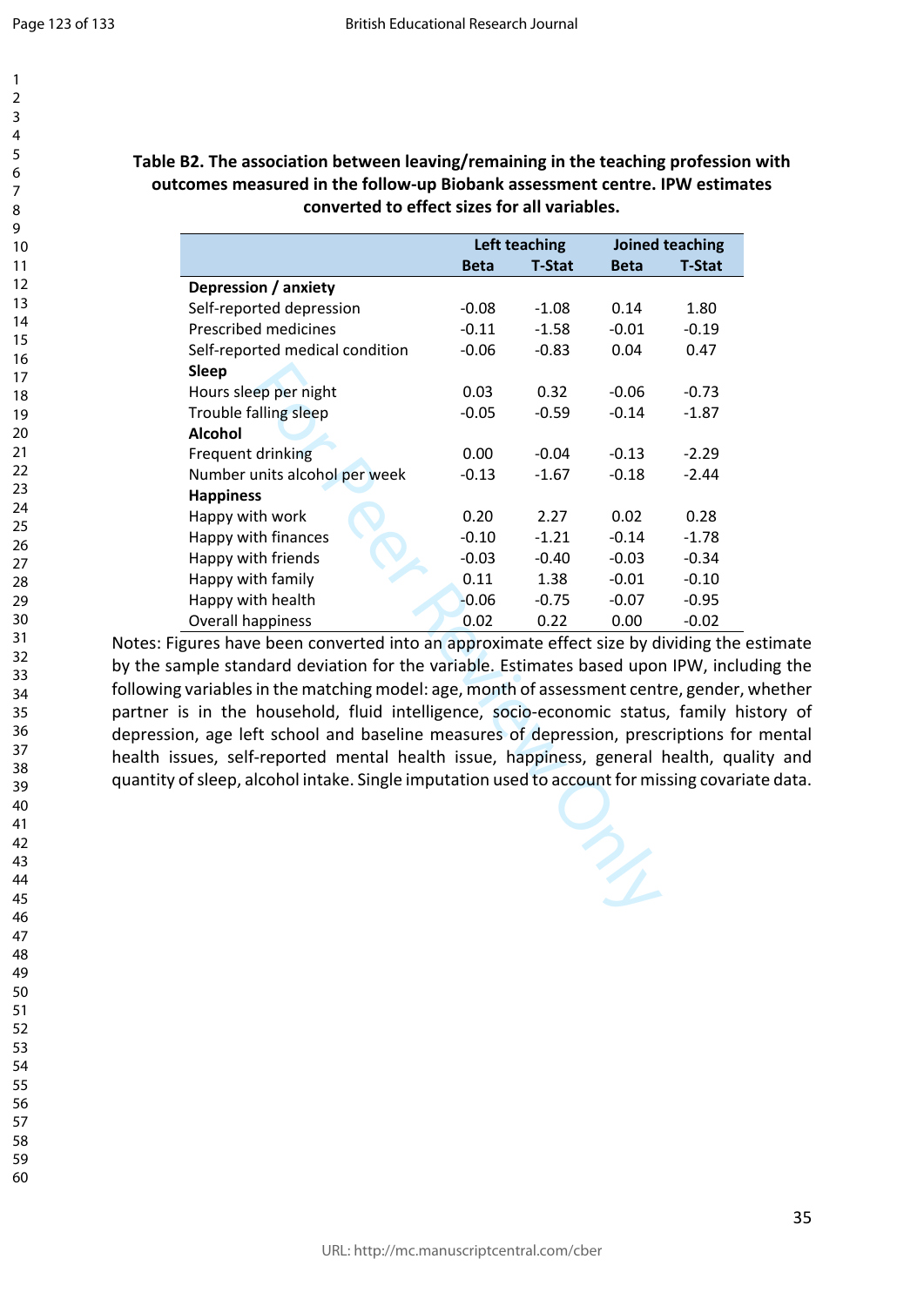**Table B2. The association between leaving/remaining in the teaching profession with outcomes measured in the follow-up Biobank assessment centre. IPW estimates converted to effect sizes for all variables.**

| | Left teaching | | Joined teaching | |
|---|---|---|---|---|
| | Beta | T-Stat | Beta | T-Stat |
| **Depression / anxiety** | | | | |
| Self-reported depression | -0.08 | -1.08 | 0.14 | 1.80 |
| Prescribed medicines | -0.11 | -1.58 | -0.01 | -0.19 |
| Self-reported medical condition | -0.06 | -0.83 | 0.04 | 0.47 |
| **Sleep** | | | | |
| Hours sleep per night | 0.03 | 0.32 | -0.06 | -0.73 |
| Trouble falling sleep | -0.05 | -0.59 | -0.14 | -1.87 |
| **Alcohol** | | | | |
| Frequent drinking | 0.00 | -0.04 | -0.13 | -2.29 |
| Number units alcohol per week | -0.13 | -1.67 | -0.18 | -2.44 |
| **Happiness** | | | | |
| Happy with work | 0.20 | 2.27 | 0.02 | 0.28 |
| Happy with finances | -0.10 | -1.21 | -0.14 | -1.78 |
| Happy with friends | -0.03 | -0.40 | -0.03 | -0.34 |
| Happy with family | 0.11 | 1.38 | -0.01 | -0.10 |
| Happy with health | -0.06 | -0.75 | -0.07 | -0.95 |
| Overall happiness | 0.02 | 0.22 | 0.00 | -0.02 |

Notes: Figures have been converted into an approximate effect size by dividing the estimate by the sample standard deviation for the variable. Estimates based upon IPW, including the following variables in the matching model: age, month of assessment centre, gender, whether partner is in the household, fluid intelligence, socio-economic status, family history of depression, age left school and baseline measures of depression, prescriptions for mental health issues, self-reported mental health issue, happiness, general health, quality and quantity of sleep, alcohol intake. Single imputation used to account for missing covariate data.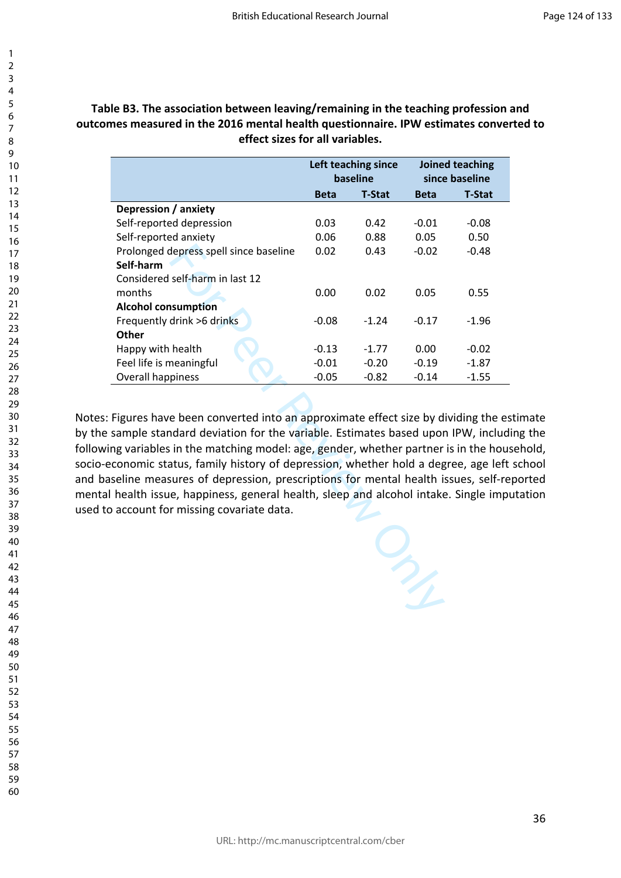**Table B3. The association between leaving/remaining in the teaching profession and outcomes measured in the 2016 mental health questionnaire. IPW estimates converted to effect sizes for all variables.**

| | Left teaching since baseline | | Joined teaching since baseline | |
|---|---|---|---|---|
| | Beta | T-Stat | Beta | T-Stat |
| **Depression / anxiety** | | | | |
| Self-reported depression | 0.03 | 0.42 | -0.01 | -0.08 |
| Self-reported anxiety | 0.06 | 0.88 | 0.05 | 0.50 |
| Prolonged depress spell since baseline | 0.02 | 0.43 | -0.02 | -0.48 |
| **Self-harm** | | | | |
| Considered self-harm in last 12 months | 0.00 | 0.02 | 0.05 | 0.55 |
| **Alcohol consumption** | | | | |
| Frequently drink >6 drinks | -0.08 | -1.24 | -0.17 | -1.96 |
| **Other** | | | | |
| Happy with health | -0.13 | -1.77 | 0.00 | -0.02 |
| Feel life is meaningful | -0.01 | -0.20 | -0.19 | -1.87 |
| Overall happiness | -0.05 | -0.82 | -0.14 | -1.55 |

Notes: Figures have been converted into an approximate effect size by dividing the estimate by the sample standard deviation for the variable. Estimates based upon IPW, including the following variables in the matching model: age, gender, whether partner is in the household, socio-economic status, family history of depression, whether hold a degree, age left school and baseline measures of depression, prescriptions for mental health issues, self-reported mental health issue, happiness, general health, sleep and alcohol intake. Single imputation used to account for missing covariate data.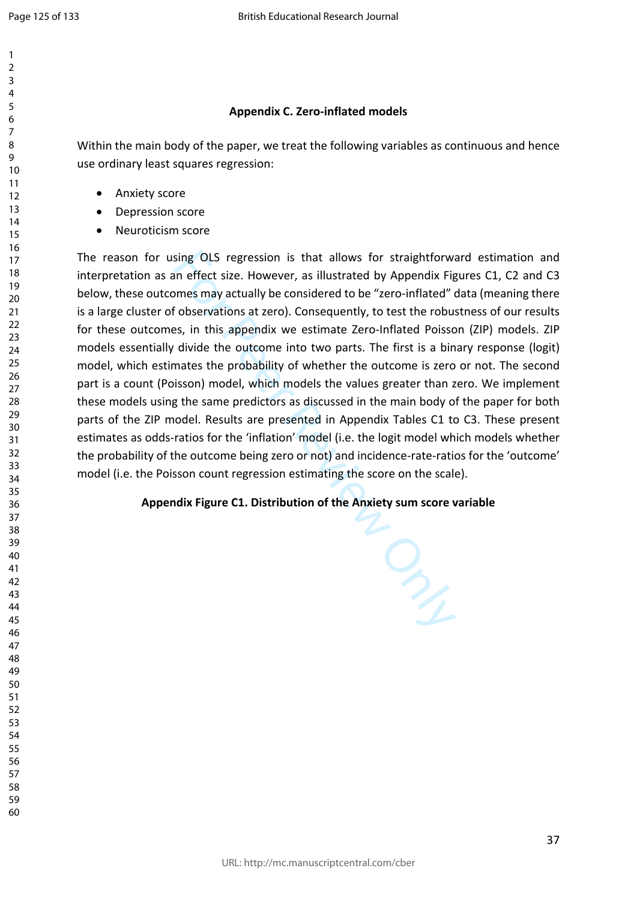## Appendix C. Zero-inflated models

Within the main body of the paper, we treat the following variables as continuous and hence use ordinary least squares regression:

- Anxiety score
- Depression score
- Neuroticism score

The reason for using OLS regression is that allows for straightforward estimation and interpretation as an effect size. However, as illustrated by Appendix Figures C1, C2 and C3 below, these outcomes may actually be considered to be "zero-inflated" data (meaning there is a large cluster of observations at zero). Consequently, to test the robustness of our results for these outcomes, in this appendix we estimate Zero-Inflated Poisson (ZIP) models. ZIP models essentially divide the outcome into two parts. The first is a binary response (logit) model, which estimates the probability of whether the outcome is zero or not. The second part is a count (Poisson) model, which models the values greater than zero. We implement these models using the same predictors as discussed in the main body of the paper for both parts of the ZIP model. Results are presented in Appendix Tables C1 to C3. These present estimates as odds-ratios for the 'inflation' model (i.e. the logit model which models whether the probability of the outcome being zero or not) and incidence-rate-ratios for the 'outcome' model (i.e. the Poisson count regression estimating the score on the scale).

**Appendix Figure C1. Distribution of the Anxiety sum score variable**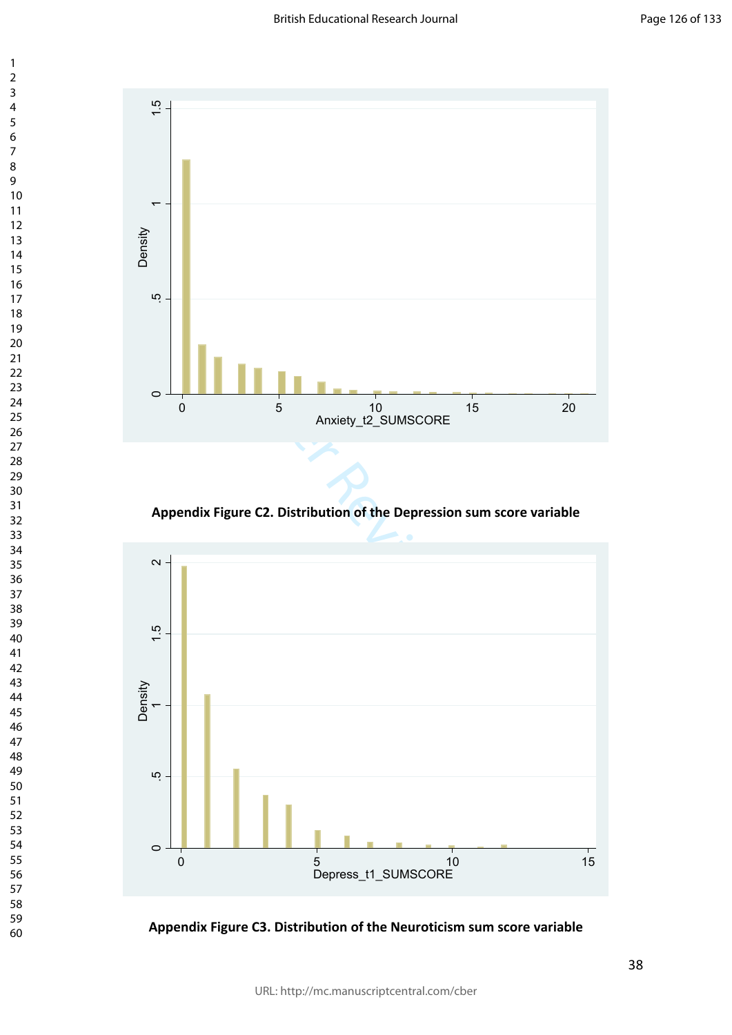**Appendix Figure C2. Distribution of the Depression sum score variable**

**Appendix Figure C3. Distribution of the Neuroticism sum score variable**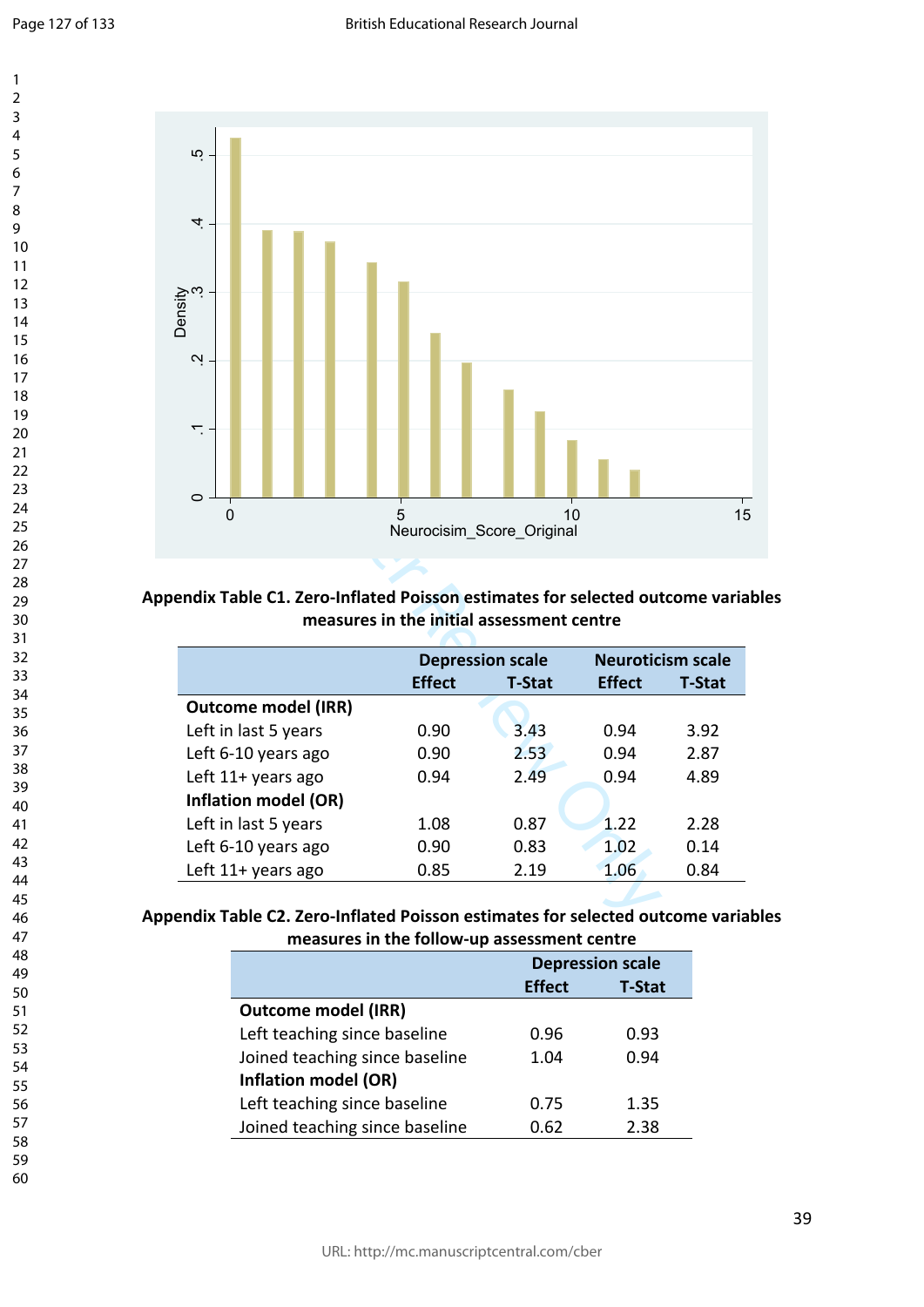## Appendix Table C1. Zero-Inflated Poisson estimates for selected outcome variables measures in the initial assessment centre

| | Depression scale | | Neuroticism scale | |
|---|---|---|---|---|
| | Effect | T-Stat | Effect | T-Stat |
| **Outcome model (IRR)** | | | | |
| Left in last 5 years | 0.90 | 3.43 | 0.94 | 3.92 |
| Left 6-10 years ago | 0.90 | 2.53 | 0.94 | 2.87 |
| Left 11+ years ago | 0.94 | 2.49 | 0.94 | 4.89 |
| **Inflation model (OR)** | | | | |
| Left in last 5 years | 1.08 | 0.87 | 1.22 | 2.28 |
| Left 6-10 years ago | 0.90 | 0.83 | 1.02 | 0.14 |
| Left 11+ years ago | 0.85 | 2.19 | 1.06 | 0.84 |

## Appendix Table C2. Zero-Inflated Poisson estimates for selected outcome variables measures in the follow-up assessment centre

| | Depression scale | |
|---|---|---|
| | Effect | T-Stat |
| **Outcome model (IRR)** | | |
| Left teaching since baseline | 0.96 | 0.93 |
| Joined teaching since baseline | 1.04 | 0.94 |
| **Inflation model (OR)** | | |
| Left teaching since baseline | 0.75 | 1.35 |
| Joined teaching since baseline | 0.62 | 2.38 |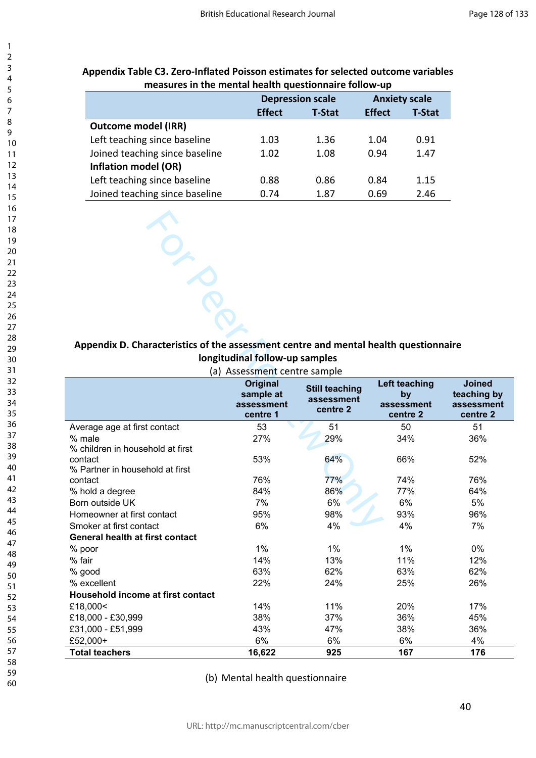**Appendix Table C3. Zero-Inflated Poisson estimates for selected outcome variables measures in the mental health questionnaire follow-up**

| | Depression scale | | Anxiety scale | |
|---|---|---|---|---|
| | Effect | T-Stat | Effect | T-Stat |
| **Outcome model (IRR)** | | | | |
| Left teaching since baseline | 1.03 | 1.36 | 1.04 | 0.91 |
| Joined teaching since baseline | 1.02 | 1.08 | 0.94 | 1.47 |
| **Inflation model (OR)** | | | | |
| Left teaching since baseline | 0.88 | 0.86 | 0.84 | 1.15 |
| Joined teaching since baseline | 0.74 | 1.87 | 0.69 | 2.46 |

## Appendix D. Characteristics of the assessment centre and mental health questionnaire longitudinal follow-up samples

(a) Assessment centre sample

| | Original sample at assessment centre 1 | Still teaching assessment centre 2 | Left teaching by assessment centre 2 | Joined teaching by assessment centre 2 |
|---|---|---|---|---|
| Average age at first contact | 53 | 51 | 50 | 51 |
| % male | 27% | 29% | 34% | 36% |
| % children in household at first contact | 53% | 64% | 66% | 52% |
| % Partner in household at first contact | 76% | 77% | 74% | 76% |
| % hold a degree | 84% | 86% | 77% | 64% |
| Born outside UK | 7% | 6% | 6% | 5% |
| Homeowner at first contact | 95% | 98% | 93% | 96% |
| Smoker at first contact | 6% | 4% | 4% | 7% |
| **General health at first contact** | | | | |
| % poor | 1% | 1% | 1% | 0% |
| % fair | 14% | 13% | 11% | 12% |
| % good | 63% | 62% | 63% | 62% |
| % excellent | 22% | 24% | 25% | 26% |
| **Household income at first contact** | | | | |
| £18,000< | 14% | 11% | 20% | 17% |
| £18,000 - £30,999 | 38% | 37% | 36% | 45% |
| £31,000 - £51,999 | 43% | 47% | 38% | 36% |
| £52,000+ | 6% | 6% | 6% | 4% |
| **Total teachers** | **16,622** | **925** | **167** | **176** |

(b) Mental health questionnaire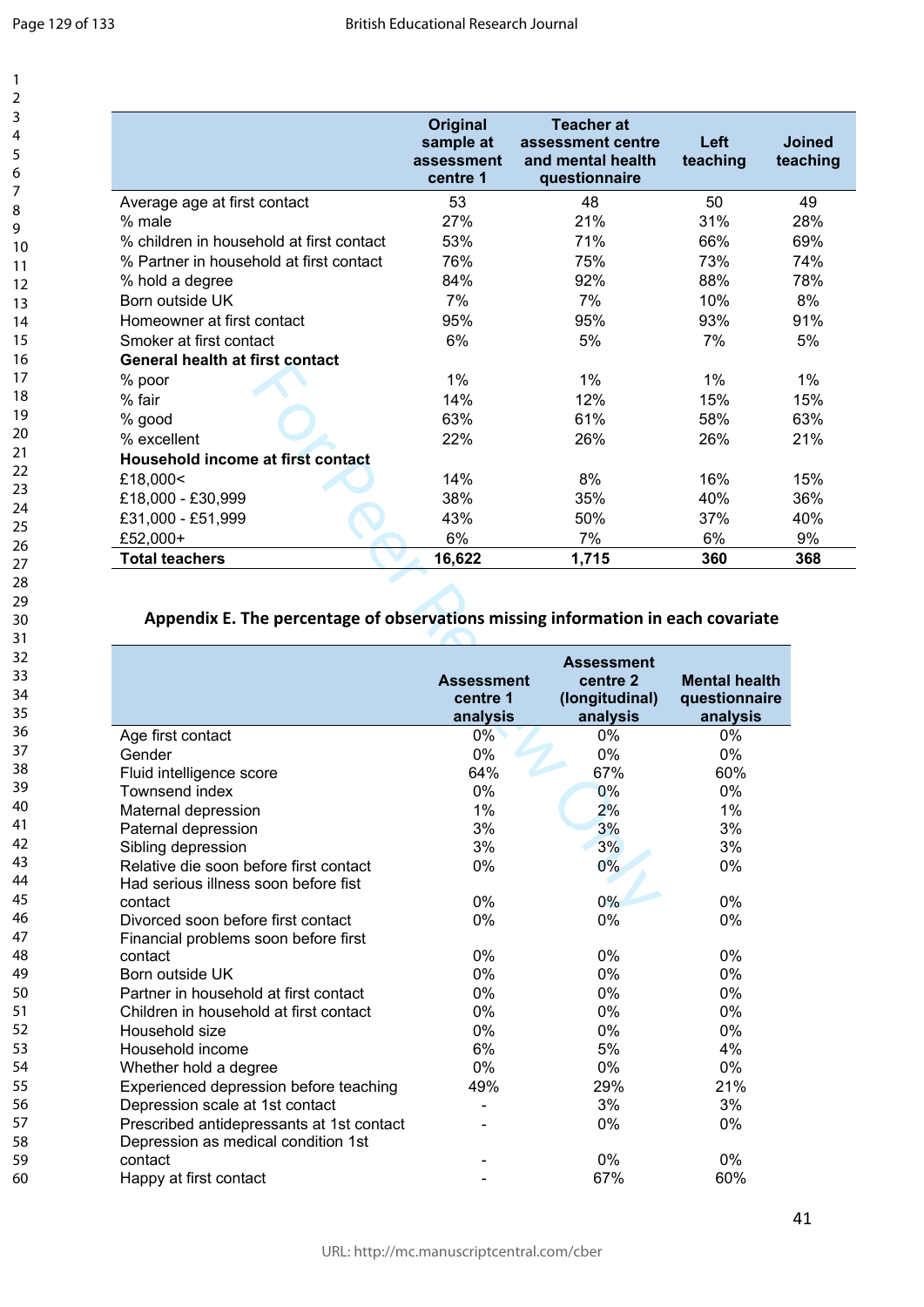| | Original sample at assessment centre 1 | Teacher at assessment centre and mental health questionnaire | Left teaching | Joined teaching |
|---|---|---|---|---|
| Average age at first contact | 53 | 48 | 50 | 49 |
| % male | 27% | 21% | 31% | 28% |
| % children in household at first contact | 53% | 71% | 66% | 69% |
| % Partner in household at first contact | 76% | 75% | 73% | 74% |
| % hold a degree | 84% | 92% | 88% | 78% |
| Born outside UK | 7% | 7% | 10% | 8% |
| Homeowner at first contact | 95% | 95% | 93% | 91% |
| Smoker at first contact | 6% | 5% | 7% | 5% |
| **General health at first contact** | | | | |
| % poor | 1% | 1% | 1% | 1% |
| % fair | 14% | 12% | 15% | 15% |
| % good | 63% | 61% | 58% | 63% |
| % excellent | 22% | 26% | 26% | 21% |
| **Household income at first contact** | | | | |
| £18,000< | 14% | 8% | 16% | 15% |
| £18,000 - £30,999 | 38% | 35% | 40% | 36% |
| £31,000 - £51,999 | 43% | 50% | 37% | 40% |
| £52,000+ | 6% | 7% | 6% | 9% |
| **Total teachers** | **16,622** | **1,715** | **360** | **368** |

## Appendix E. The percentage of observations missing information in each covariate

| | Assessment centre 1 analysis | Assessment centre 2 (longitudinal) analysis | Mental health questionnaire analysis |
|---|---|---|---|
| Age first contact | 0% | 0% | 0% |
| Gender | 0% | 0% | 0% |
| Fluid intelligence score | 64% | 67% | 60% |
| Townsend index | 0% | 0% | 0% |
| Maternal depression | 1% | 2% | 1% |
| Paternal depression | 3% | 3% | 3% |
| Sibling depression | 3% | 3% | 3% |
| Relative die soon before first contact | 0% | 0% | 0% |
| Had serious illness soon before fist contact | 0% | 0% | 0% |
| Divorced soon before first contact | 0% | 0% | 0% |
| Financial problems soon before first contact | 0% | 0% | 0% |
| Born outside UK | 0% | 0% | 0% |
| Partner in household at first contact | 0% | 0% | 0% |
| Children in household at first contact | 0% | 0% | 0% |
| Household size | 0% | 0% | 0% |
| Household income | 6% | 5% | 4% |
| Whether hold a degree | 0% | 0% | 0% |
| Experienced depression before teaching | 49% | 29% | 21% |
| Depression scale at 1st contact | - | 3% | 3% |
| Prescribed antidepressants at 1st contact | - | 0% | 0% |
| Depression as medical condition 1st contact | - | 0% | 0% |
| Happy at first contact | - | 67% | 60% |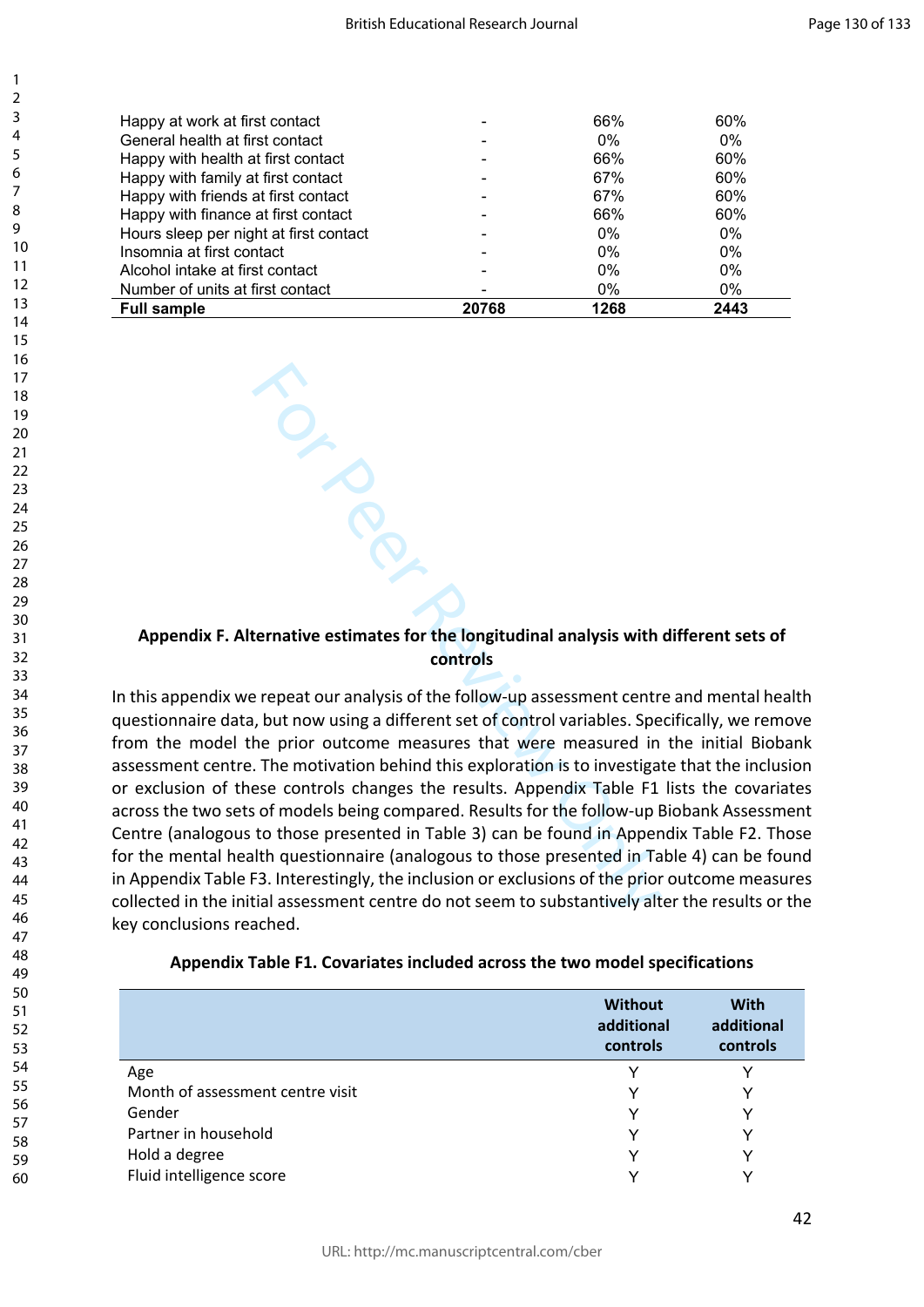| | | | |
|---|---|---|---|
| Happy at work at first contact | - | 66% | 60% |
| General health at first contact | - | 0% | 0% |
| Happy with health at first contact | - | 66% | 60% |
| Happy with family at first contact | - | 67% | 60% |
| Happy with friends at first contact | - | 67% | 60% |
| Happy with finance at first contact | - | 66% | 60% |
| Hours sleep per night at first contact | - | 0% | 0% |
| Insomnia at first contact | - | 0% | 0% |
| Alcohol intake at first contact | - | 0% | 0% |
| Number of units at first contact | - | 0% | 0% |
| **Full sample** | **20768** | **1268** | **2443** |

## Appendix F. Alternative estimates for the longitudinal analysis with different sets of controls

In this appendix we repeat our analysis of the follow-up assessment centre and mental health questionnaire data, but now using a different set of control variables. Specifically, we remove from the model the prior outcome measures that were measured in the initial Biobank assessment centre. The motivation behind this exploration is to investigate that the inclusion or exclusion of these controls changes the results. Appendix Table F1 lists the covariates across the two sets of models being compared. Results for the follow-up Biobank Assessment Centre (analogous to those presented in Table 3) can be found in Appendix Table F2. Those for the mental health questionnaire (analogous to those presented in Table 4) can be found in Appendix Table F3. Interestingly, the inclusion or exclusions of the prior outcome measures collected in the initial assessment centre do not seem to substantively alter the results or the key conclusions reached.

**Appendix Table F1. Covariates included across the two model specifications**

| | Without additional controls | With additional controls |
|---|---|---|
| Age | Y | Y |
| Month of assessment centre visit | Y | Y |
| Gender | Y | Y |
| Partner in household | Y | Y |
| Hold a degree | Y | Y |
| Fluid intelligence score | Y | Y |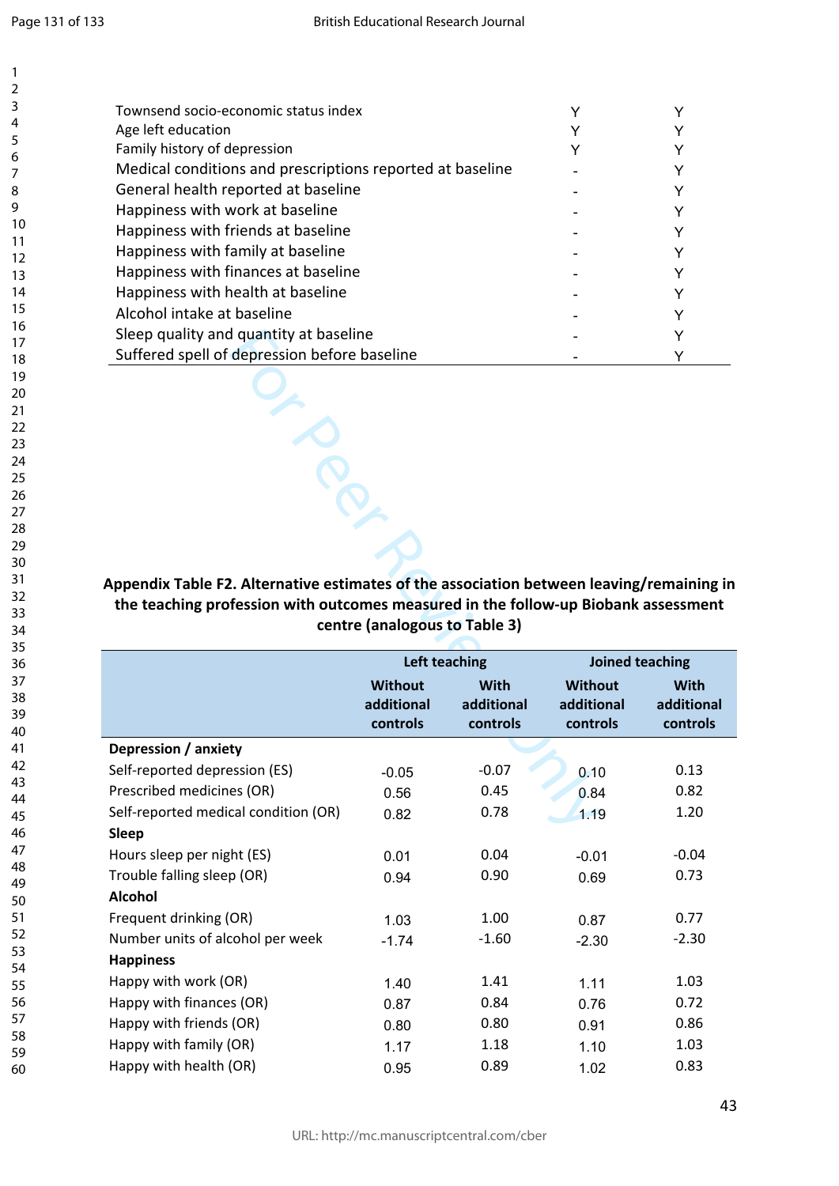| | | |
|---|---|---|
| Townsend socio-economic status index | Y | Y |
| Age left education | Y | Y |
| Family history of depression | Y | Y |
| Medical conditions and prescriptions reported at baseline | - | Y |
| General health reported at baseline | - | Y |
| Happiness with work at baseline | - | Y |
| Happiness with friends at baseline | - | Y |
| Happiness with family at baseline | - | Y |
| Happiness with finances at baseline | - | Y |
| Happiness with health at baseline | - | Y |
| Alcohol intake at baseline | - | Y |
| Sleep quality and quantity at baseline | - | Y |
| Suffered spell of depression before baseline | - | Y |

**Appendix Table F2. Alternative estimates of the association between leaving/remaining in the teaching profession with outcomes measured in the follow-up Biobank assessment centre (analogous to Table 3)**

| | Left teaching | | Joined teaching | |
|---|---|---|---|---|
| | Without additional controls | With additional controls | Without additional controls | With additional controls |
| **Depression / anxiety** | | | | |
| Self-reported depression (ES) | -0.05 | -0.07 | 0.10 | 0.13 |
| Prescribed medicines (OR) | 0.56 | 0.45 | 0.84 | 0.82 |
| Self-reported medical condition (OR) | 0.82 | 0.78 | 1.19 | 1.20 |
| **Sleep** | | | | |
| Hours sleep per night (ES) | 0.01 | 0.04 | -0.01 | -0.04 |
| Trouble falling sleep (OR) | 0.94 | 0.90 | 0.69 | 0.73 |
| **Alcohol** | | | | |
| Frequent drinking (OR) | 1.03 | 1.00 | 0.87 | 0.77 |
| Number units of alcohol per week | -1.74 | -1.60 | -2.30 | -2.30 |
| **Happiness** | | | | |
| Happy with work (OR) | 1.40 | 1.41 | 1.11 | 1.03 |
| Happy with finances (OR) | 0.87 | 0.84 | 0.76 | 0.72 |
| Happy with friends (OR) | 0.80 | 0.80 | 0.91 | 0.86 |
| Happy with family (OR) | 1.17 | 1.18 | 1.10 | 1.03 |
| Happy with health (OR) | 0.95 | 0.89 | 1.02 | 0.83 |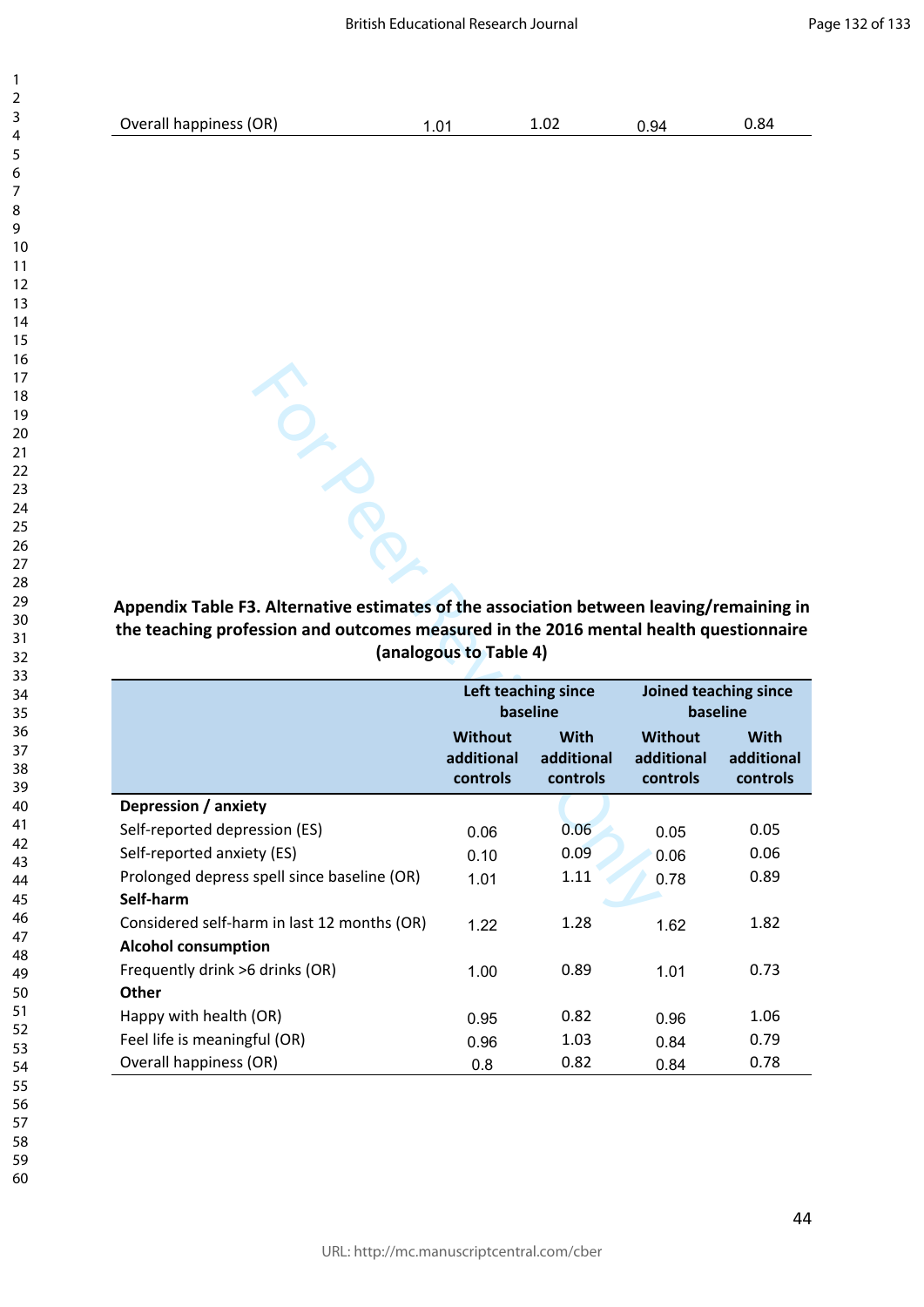| Overall happiness (OR) | 1.01 | 1.02 | 0.94 | 0.84 |
|---|---|---|---|---|

**Appendix Table F3. Alternative estimates of the association between leaving/remaining in the teaching profession and outcomes measured in the 2016 mental health questionnaire (analogous to Table 4)**

| | Left teaching since baseline | | Joined teaching since baseline | |
|---|---|---|---|---|
| | Without additional controls | With additional controls | Without additional controls | With additional controls |
| **Depression / anxiety** | | | | |
| Self-reported depression (ES) | 0.06 | 0.06 | 0.05 | 0.05 |
| Self-reported anxiety (ES) | 0.10 | 0.09 | 0.06 | 0.06 |
| Prolonged depress spell since baseline (OR) | 1.01 | 1.11 | 0.78 | 0.89 |
| **Self-harm** | | | | |
| Considered self-harm in last 12 months (OR) | 1.22 | 1.28 | 1.62 | 1.82 |
| **Alcohol consumption** | | | | |
| Frequently drink >6 drinks (OR) | 1.00 | 0.89 | 1.01 | 0.73 |
| **Other** | | | | |
| Happy with health (OR) | 0.95 | 0.82 | 0.96 | 1.06 |
| Feel life is meaningful (OR) | 0.96 | 1.03 | 0.84 | 0.79 |
| Overall happiness (OR) | 0.8 | 0.82 | 0.84 | 0.78 |